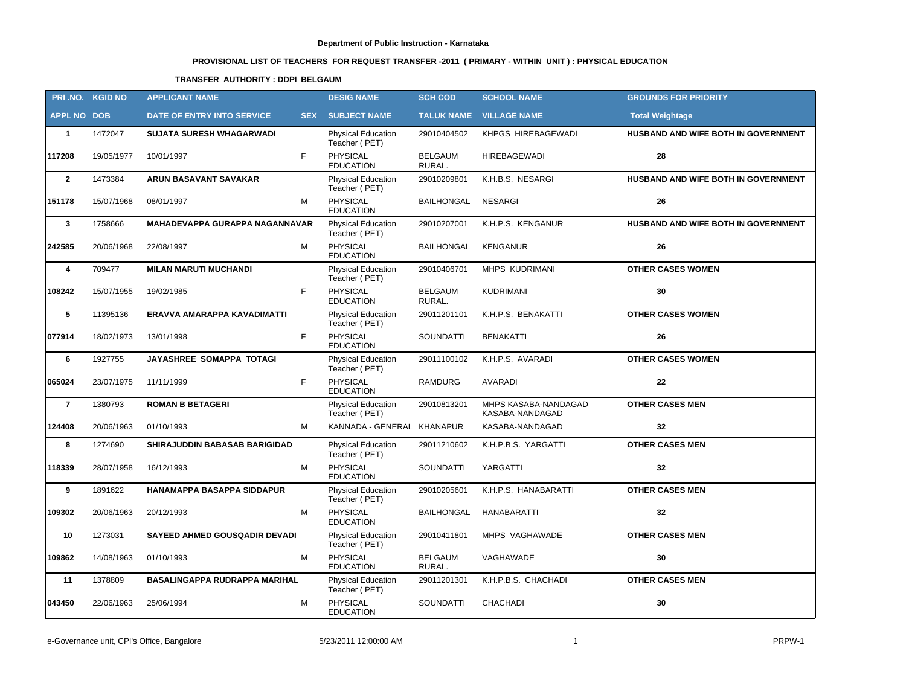**Department of Public Instruction - Karnataka**

**PROVISIONAL LIST OF TEACHERS FOR REQUEST TRANSFER -2011 ( PRIMARY - WITHIN UNIT ) : PHYSICAL EDUCATION**

**TRANSFER AUTHORITY : DDPI BELGAUM**

| PRI .NO. | KGID NO | APPLICANT NAME | | DESIG NAME | SCH COD | SCHOOL NAME | GROUNDS FOR PRIORITY |
|---|---|---|---|---|---|---|---|
| **APPL NO** | **DOB** | **DATE OF ENTRY INTO SERVICE** | **SEX** | **SUBJECT NAME** | **TALUK NAME** | **VILLAGE NAME** | **Total Weightage** |
| 1 | 1472047 | **SUJATA SURESH WHAGARWADI** | | Physical Education Teacher ( PET) | 29010404502 | KHPGS HIREBAGEWADI | **HUSBAND AND WIFE BOTH IN GOVERNMENT** |
| **117208** | 19/05/1977 | 10/01/1997 | F | PHYSICAL EDUCATION | BELGAUM RURAL. | HIREBAGEWADI | **28** |
| 2 | 1473384 | **ARUN BASAVANT SAVAKAR** | | Physical Education Teacher ( PET) | 29010209801 | K.H.B.S. NESARGI | **HUSBAND AND WIFE BOTH IN GOVERNMENT** |
| **151178** | 15/07/1968 | 08/01/1997 | M | PHYSICAL EDUCATION | BAILHONGAL | NESARGI | **26** |
| 3 | 1758666 | **MAHADEVAPPA GURAPPA NAGANNAVAR** | | Physical Education Teacher ( PET) | 29010207001 | K.H.P.S. KENGANUR | **HUSBAND AND WIFE BOTH IN GOVERNMENT** |
| **242585** | 20/06/1968 | 22/08/1997 | M | PHYSICAL EDUCATION | BAILHONGAL | KENGANUR | **26** |
| 4 | 709477 | **MILAN MARUTI MUCHANDI** | | Physical Education Teacher ( PET) | 29010406701 | MHPS KUDRIMANI | **OTHER CASES WOMEN** |
| **108242** | 15/07/1955 | 19/02/1985 | F | PHYSICAL EDUCATION | BELGAUM RURAL. | KUDRIMANI | **30** |
| 5 | 11395136 | **ERAVVA AMARAPPA KAVADIMATTI** | | Physical Education Teacher ( PET) | 29011201101 | K.H.P.S. BENAKATTI | **OTHER CASES WOMEN** |
| **077914** | 18/02/1973 | 13/01/1998 | F | PHYSICAL EDUCATION | SOUNDATTI | BENAKATTI | **26** |
| 6 | 1927755 | **JAYASHREE SOMAPPA TOTAGI** | | Physical Education Teacher ( PET) | 29011100102 | K.H.P.S. AVARADI | **OTHER CASES WOMEN** |
| **065024** | 23/07/1975 | 11/11/1999 | F | PHYSICAL EDUCATION | RAMDURG | AVARADI | **22** |
| 7 | 1380793 | **ROMAN B BETAGERI** | | Physical Education Teacher ( PET) | 29010813201 | MHPS KASABA-NANDAGAD KASABA-NANDAGAD | **OTHER CASES MEN** |
| **124408** | 20/06/1963 | 01/10/1993 | M | KANNADA - GENERAL | KHANAPUR | KASABA-NANDAGAD | **32** |
| 8 | 1274690 | **SHIRAJUDDIN BABASAB BARIGIDAD** | | Physical Education Teacher ( PET) | 29011210602 | K.H.P.B.S. YARGATTI | **OTHER CASES MEN** |
| **118339** | 28/07/1958 | 16/12/1993 | M | PHYSICAL EDUCATION | SOUNDATTI | YARGATTI | **32** |
| 9 | 1891622 | **HANAMAPPA BASAPPA SIDDAPUR** | | Physical Education Teacher ( PET) | 29010205601 | K.H.P.S. HANABARATTI | **OTHER CASES MEN** |
| **109302** | 20/06/1963 | 20/12/1993 | M | PHYSICAL EDUCATION | BAILHONGAL | HANABARATTI | **32** |
| 10 | 1273031 | **SAYEED AHMED GOUSQADIR DEVADI** | | Physical Education Teacher ( PET) | 29010411801 | MHPS VAGHAWADE | **OTHER CASES MEN** |
| **109862** | 14/08/1963 | 01/10/1993 | M | PHYSICAL EDUCATION | BELGAUM RURAL. | VAGHAWADE | **30** |
| 11 | 1378809 | **BASALINGAPPA RUDRAPPA MARIHAL** | | Physical Education Teacher ( PET) | 29011201301 | K.H.P.B.S. CHACHADI | **OTHER CASES MEN** |
| **043450** | 22/06/1963 | 25/06/1994 | M | PHYSICAL EDUCATION | SOUNDATTI | CHACHADI | **30** |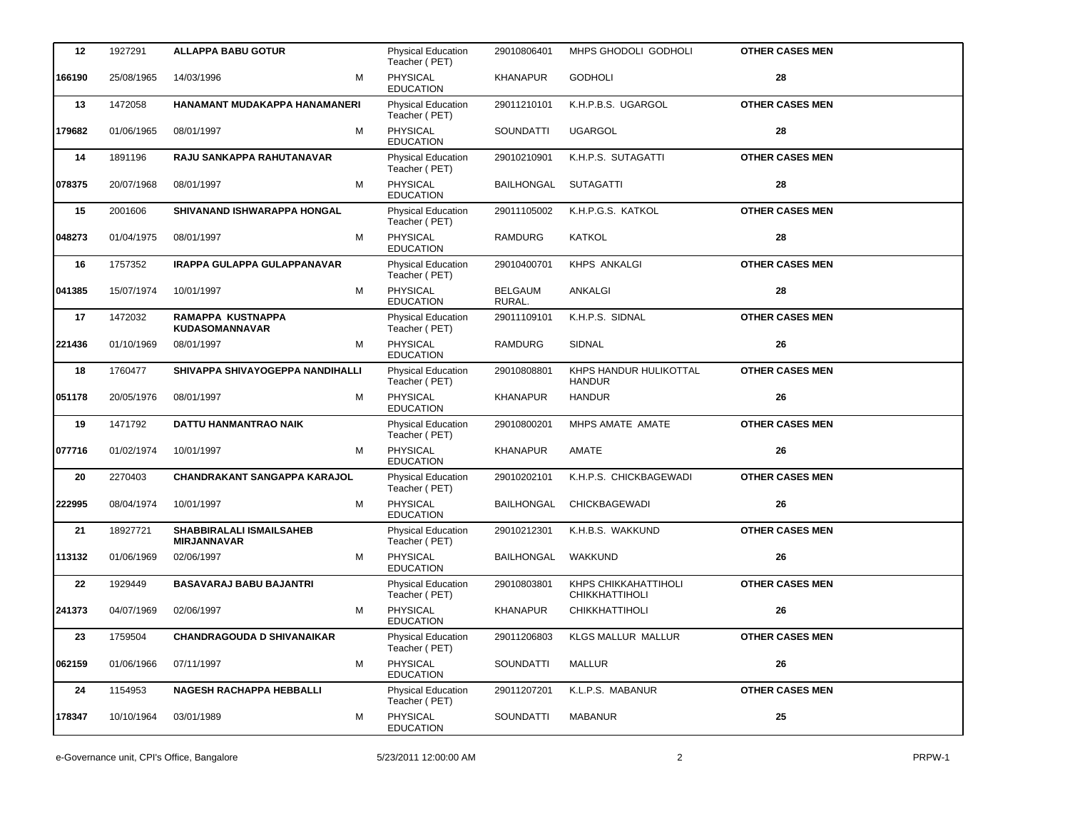| | | | | | | | |
|---|---|---|---|---|---|---|---|
| **12** | 1927291 | **ALLAPPA BABU GOTUR** | | Physical Education Teacher ( PET) | 29010806401 | MHPS GHODOLI GODHOLI | **OTHER CASES MEN** |
| **166190** | 25/08/1965 | 14/03/1996 | M | PHYSICAL EDUCATION | KHANAPUR | GODHOLI | **28** |
| **13** | 1472058 | **HANAMANT MUDAKAPPA HANAMANERI** | | Physical Education Teacher ( PET) | 29011210101 | K.H.P.B.S. UGARGOL | **OTHER CASES MEN** |
| **179682** | 01/06/1965 | 08/01/1997 | M | PHYSICAL EDUCATION | SOUNDATTI | UGARGOL | **28** |
| **14** | 1891196 | **RAJU SANKAPPA RAHUTANAVAR** | | Physical Education Teacher ( PET) | 29010210901 | K.H.P.S. SUTAGATTI | **OTHER CASES MEN** |
| **078375** | 20/07/1968 | 08/01/1997 | M | PHYSICAL EDUCATION | BAILHONGAL | SUTAGATTI | **28** |
| **15** | 2001606 | **SHIVANAND ISHWARAPPA HONGAL** | | Physical Education Teacher ( PET) | 29011105002 | K.H.P.G.S. KATKOL | **OTHER CASES MEN** |
| **048273** | 01/04/1975 | 08/01/1997 | M | PHYSICAL EDUCATION | RAMDURG | KATKOL | **28** |
| **16** | 1757352 | **IRAPPA GULAPPA GULAPPANAVAR** | | Physical Education Teacher ( PET) | 29010400701 | KHPS ANKALGI | **OTHER CASES MEN** |
| **041385** | 15/07/1974 | 10/01/1997 | M | PHYSICAL EDUCATION | BELGAUM RURAL. | ANKALGI | **28** |
| **17** | 1472032 | **RAMAPPA KUSTNAPPA KUDASOMANNAVAR** | | Physical Education Teacher ( PET) | 29011109101 | K.H.P.S. SIDNAL | **OTHER CASES MEN** |
| **221436** | 01/10/1969 | 08/01/1997 | M | PHYSICAL EDUCATION | RAMDURG | SIDNAL | **26** |
| **18** | 1760477 | **SHIVAPPA SHIVAYOGEPPA NANDIHALLI** | | Physical Education Teacher ( PET) | 29010808801 | KHPS HANDUR HULIKOTTAL HANDUR | **OTHER CASES MEN** |
| **051178** | 20/05/1976 | 08/01/1997 | M | PHYSICAL EDUCATION | KHANAPUR | HANDUR | **26** |
| **19** | 1471792 | **DATTU HANMANTRAO NAIK** | | Physical Education Teacher ( PET) | 29010800201 | MHPS AMATE AMATE | **OTHER CASES MEN** |
| **077716** | 01/02/1974 | 10/01/1997 | M | PHYSICAL EDUCATION | KHANAPUR | AMATE | **26** |
| **20** | 2270403 | **CHANDRAKANT SANGAPPA KARAJOL** | | Physical Education Teacher ( PET) | 29010202101 | K.H.P.S. CHICKBAGEWADI | **OTHER CASES MEN** |
| **222995** | 08/04/1974 | 10/01/1997 | M | PHYSICAL EDUCATION | BAILHONGAL | CHICKBAGEWADI | **26** |
| **21** | 18927721 | **SHABBIRALALI ISMAILSAHEB MIRJANNAVAR** | | Physical Education Teacher ( PET) | 29010212301 | K.H.B.S. WAKKUND | **OTHER CASES MEN** |
| **113132** | 01/06/1969 | 02/06/1997 | M | PHYSICAL EDUCATION | BAILHONGAL | WAKKUND | **26** |
| **22** | 1929449 | **BASAVARAJ BABU BAJANTRI** | | Physical Education Teacher ( PET) | 29010803801 | KHPS CHIKKAHATTIHOLI CHIKKHATTIHOLI | **OTHER CASES MEN** |
| **241373** | 04/07/1969 | 02/06/1997 | M | PHYSICAL EDUCATION | KHANAPUR | CHIKKHATTIHOLI | **26** |
| **23** | 1759504 | **CHANDRAGOUDA D SHIVANAIKAR** | | Physical Education Teacher ( PET) | 29011206803 | KLGS MALLUR MALLUR | **OTHER CASES MEN** |
| **062159** | 01/06/1966 | 07/11/1997 | M | PHYSICAL EDUCATION | SOUNDATTI | MALLUR | **26** |
| **24** | 1154953 | **NAGESH RACHAPPA HEBBALLI** | | Physical Education Teacher ( PET) | 29011207201 | K.L.P.S. MABANUR | **OTHER CASES MEN** |
| **178347** | 10/10/1964 | 03/01/1989 | M | PHYSICAL EDUCATION | SOUNDATTI | MABANUR | **25** |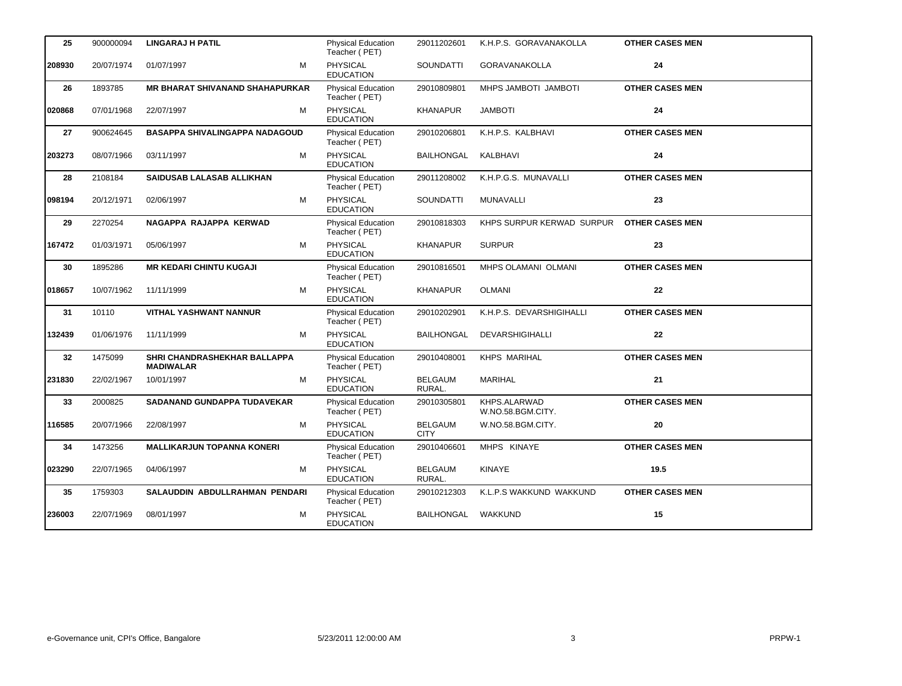| | | | | | | | |
|---|---|---|---|---|---|---|---|
| **25** | 900000094 | **LINGARAJ H PATIL** | | Physical Education Teacher ( PET) | 29011202601 | K.H.P.S. GORAVANAKOLLA | **OTHER CASES MEN** |
| **208930** | 20/07/1974 | 01/07/1997 | M | PHYSICAL EDUCATION | SOUNDATTI | GORAVANAKOLLA | **24** |
| **26** | 1893785 | **MR BHARAT SHIVANAND SHAHAPURKAR** | | Physical Education Teacher ( PET) | 29010809801 | MHPS JAMBOTI JAMBOTI | **OTHER CASES MEN** |
| **020868** | 07/01/1968 | 22/07/1997 | M | PHYSICAL EDUCATION | KHANAPUR | JAMBOTI | **24** |
| **27** | 900624645 | **BASAPPA SHIVALINGAPPA NADAGOUD** | | Physical Education Teacher ( PET) | 29010206801 | K.H.P.S. KALBHAVI | **OTHER CASES MEN** |
| **203273** | 08/07/1966 | 03/11/1997 | M | PHYSICAL EDUCATION | BAILHONGAL | KALBHAVI | **24** |
| **28** | 2108184 | **SAIDUSAB LALASAB ALLIKHAN** | | Physical Education Teacher ( PET) | 29011208002 | K.H.P.G.S. MUNAVALLI | **OTHER CASES MEN** |
| **098194** | 20/12/1971 | 02/06/1997 | M | PHYSICAL EDUCATION | SOUNDATTI | MUNAVALLI | **23** |
| **29** | 2270254 | **NAGAPPA RAJAPPA KERWAD** | | Physical Education Teacher ( PET) | 29010818303 | KHPS SURPUR KERWAD SURPUR | **OTHER CASES MEN** |
| **167472** | 01/03/1971 | 05/06/1997 | M | PHYSICAL EDUCATION | KHANAPUR | SURPUR | **23** |
| **30** | 1895286 | **MR KEDARI CHINTU KUGAJI** | | Physical Education Teacher ( PET) | 29010816501 | MHPS OLAMANI OLMANI | **OTHER CASES MEN** |
| **018657** | 10/07/1962 | 11/11/1999 | M | PHYSICAL EDUCATION | KHANAPUR | OLMANI | **22** |
| **31** | 10110 | **VITHAL YASHWANT NANNUR** | | Physical Education Teacher ( PET) | 29010202901 | K.H.P.S. DEVARSHIGIHALLI | **OTHER CASES MEN** |
| **132439** | 01/06/1976 | 11/11/1999 | M | PHYSICAL EDUCATION | BAILHONGAL | DEVARSHIGIHALLI | **22** |
| **32** | 1475099 | **SHRI CHANDRASHEKHAR BALLAPPA MADIWALAR** | | Physical Education Teacher ( PET) | 29010408001 | KHPS MARIHAL | **OTHER CASES MEN** |
| **231830** | 22/02/1967 | 10/01/1997 | M | PHYSICAL EDUCATION | BELGAUM RURAL. | MARIHAL | **21** |
| **33** | 2000825 | **SADANAND GUNDAPPA TUDAVEKAR** | | Physical Education Teacher ( PET) | 29010305801 | KHPS.ALARWAD W.NO.58.BGM.CITY. | **OTHER CASES MEN** |
| **116585** | 20/07/1966 | 22/08/1997 | M | PHYSICAL EDUCATION | BELGAUM CITY | W.NO.58.BGM.CITY. | **20** |
| **34** | 1473256 | **MALLIKARJUN TOPANNA KONERI** | | Physical Education Teacher ( PET) | 29010406601 | MHPS KINAYE | **OTHER CASES MEN** |
| **023290** | 22/07/1965 | 04/06/1997 | M | PHYSICAL EDUCATION | BELGAUM RURAL. | KINAYE | **19.5** |
| **35** | 1759303 | **SALAUDDIN ABDULLRAHMAN PENDARI** | | Physical Education Teacher ( PET) | 29010212303 | K.L.P.S WAKKUND WAKKUND | **OTHER CASES MEN** |
| **236003** | 22/07/1969 | 08/01/1997 | M | PHYSICAL EDUCATION | BAILHONGAL | WAKKUND | **15** |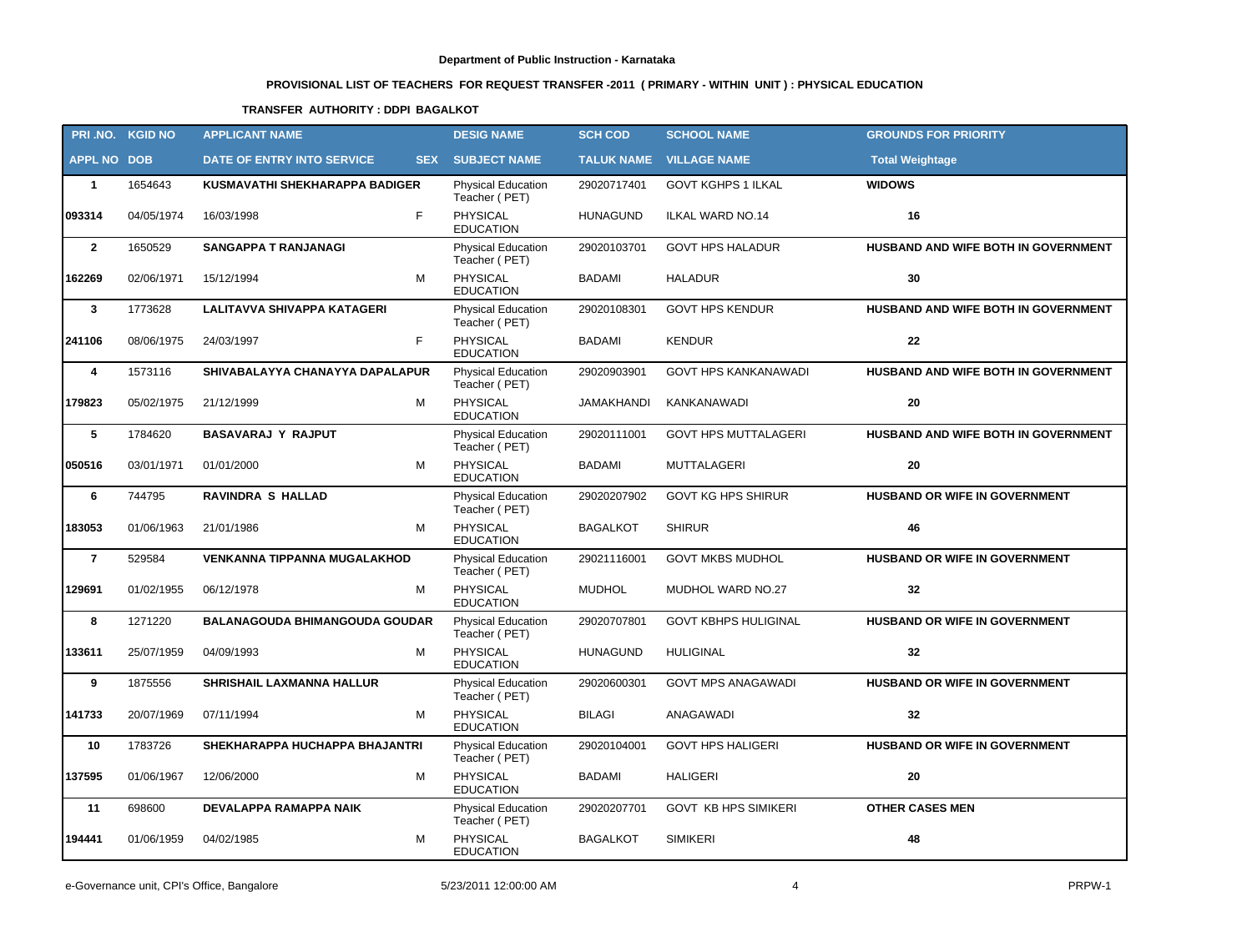**Department of Public Instruction - Karnataka**

**PROVISIONAL LIST OF TEACHERS FOR REQUEST TRANSFER -2011 ( PRIMARY - WITHIN UNIT ) : PHYSICAL EDUCATION**

**TRANSFER AUTHORITY : DDPI BAGALKOT**

| PRI .NO. | KGID NO | APPLICANT NAME | | DESIG NAME | SCH COD | SCHOOL NAME | GROUNDS FOR PRIORITY |
|---|---|---|---|---|---|---|---|
| **APPL NO** | **DOB** | **DATE OF ENTRY INTO SERVICE** | **SEX** | **SUBJECT NAME** | **TALUK NAME** | **VILLAGE NAME** | **Total Weightage** |
| **1** | 1654643 | **KUSMAVATHI SHEKHARAPPA BADIGER** | | Physical Education Teacher ( PET) | 29020717401 | GOVT KGHPS 1 ILKAL | **WIDOWS** |
| **093314** | 04/05/1974 | 16/03/1998 | F | PHYSICAL EDUCATION | HUNAGUND | ILKAL WARD NO.14 | **16** |
| **2** | 1650529 | **SANGAPPA T RANJANAGI** | | Physical Education Teacher ( PET) | 29020103701 | GOVT HPS HALADUR | **HUSBAND AND WIFE BOTH IN GOVERNMENT** |
| **162269** | 02/06/1971 | 15/12/1994 | M | PHYSICAL EDUCATION | BADAMI | HALADUR | **30** |
| **3** | 1773628 | **LALITAVVA SHIVAPPA KATAGERI** | | Physical Education Teacher ( PET) | 29020108301 | GOVT HPS KENDUR | **HUSBAND AND WIFE BOTH IN GOVERNMENT** |
| **241106** | 08/06/1975 | 24/03/1997 | F | PHYSICAL EDUCATION | BADAMI | KENDUR | **22** |
| **4** | 1573116 | **SHIVABALAYYA CHANAYYA DAPALAPUR** | | Physical Education Teacher ( PET) | 29020903901 | GOVT HPS KANKANAWADI | **HUSBAND AND WIFE BOTH IN GOVERNMENT** |
| **179823** | 05/02/1975 | 21/12/1999 | M | PHYSICAL EDUCATION | JAMAKHANDI | KANKANAWADI | **20** |
| **5** | 1784620 | **BASAVARAJ Y RAJPUT** | | Physical Education Teacher ( PET) | 29020111001 | GOVT HPS MUTTALAGERI | **HUSBAND AND WIFE BOTH IN GOVERNMENT** |
| **050516** | 03/01/1971 | 01/01/2000 | M | PHYSICAL EDUCATION | BADAMI | MUTTALAGERI | **20** |
| **6** | 744795 | **RAVINDRA S HALLAD** | | Physical Education Teacher ( PET) | 29020207902 | GOVT KG HPS SHIRUR | **HUSBAND OR WIFE IN GOVERNMENT** |
| **183053** | 01/06/1963 | 21/01/1986 | M | PHYSICAL EDUCATION | BAGALKOT | SHIRUR | **46** |
| **7** | 529584 | **VENKANNA TIPPANNA MUGALAKHOD** | | Physical Education Teacher ( PET) | 29021116001 | GOVT MKBS MUDHOL | **HUSBAND OR WIFE IN GOVERNMENT** |
| **129691** | 01/02/1955 | 06/12/1978 | M | PHYSICAL EDUCATION | MUDHOL | MUDHOL WARD NO.27 | **32** |
| **8** | 1271220 | **BALANAGOUDA BHIMANGOUDA GOUDAR** | | Physical Education Teacher ( PET) | 29020707801 | GOVT KBHPS HULIGINAL | **HUSBAND OR WIFE IN GOVERNMENT** |
| **133611** | 25/07/1959 | 04/09/1993 | M | PHYSICAL EDUCATION | HUNAGUND | HULIGINAL | **32** |
| **9** | 1875556 | **SHRISHAIL LAXMANNA HALLUR** | | Physical Education Teacher ( PET) | 29020600301 | GOVT MPS ANAGAWADI | **HUSBAND OR WIFE IN GOVERNMENT** |
| **141733** | 20/07/1969 | 07/11/1994 | M | PHYSICAL EDUCATION | BILAGI | ANAGAWADI | **32** |
| **10** | 1783726 | **SHEKHARAPPA HUCHAPPA BHAJANTRI** | | Physical Education Teacher ( PET) | 29020104001 | GOVT HPS HALIGERI | **HUSBAND OR WIFE IN GOVERNMENT** |
| **137595** | 01/06/1967 | 12/06/2000 | M | PHYSICAL EDUCATION | BADAMI | HALIGERI | **20** |
| **11** | 698600 | **DEVALAPPA RAMAPPA NAIK** | | Physical Education Teacher ( PET) | 29020207701 | GOVT KB HPS SIMIKERI | **OTHER CASES MEN** |
| **194441** | 01/06/1959 | 04/02/1985 | M | PHYSICAL EDUCATION | BAGALKOT | SIMIKERI | **48** |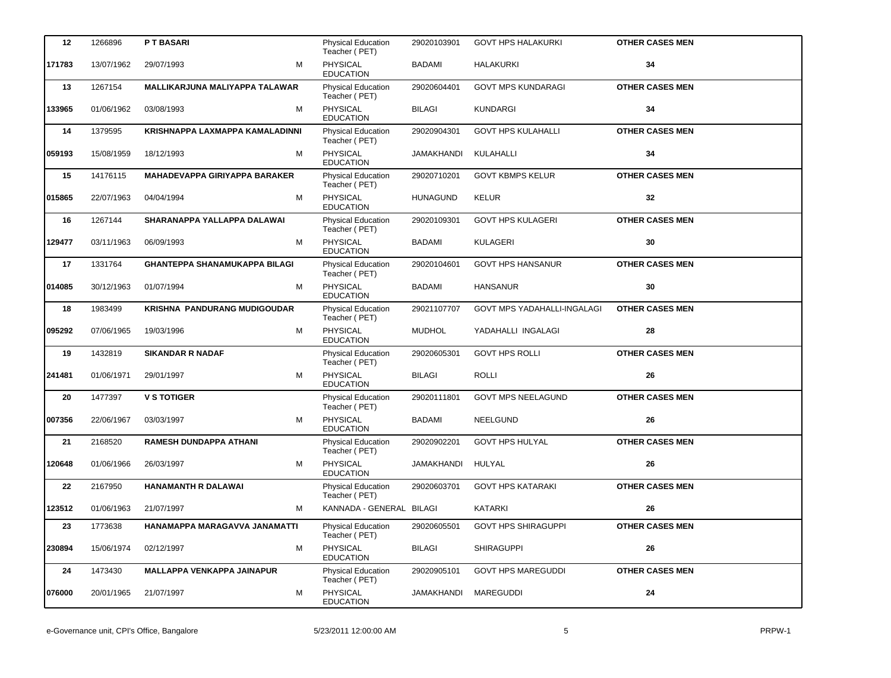| | | | | | | | |
|---|---|---|---|---|---|---|---|
| **12** | 1266896 | **P T BASARI** | | Physical Education Teacher ( PET) | 29020103901 | GOVT HPS HALAKURKI | **OTHER CASES MEN** |
| **171783** | 13/07/1962 | 29/07/1993 | M | PHYSICAL EDUCATION | BADAMI | HALAKURKI | **34** |
| **13** | 1267154 | **MALLIKARJUNA MALIYAPPA TALAWAR** | | Physical Education Teacher ( PET) | 29020604401 | GOVT MPS KUNDARAGI | **OTHER CASES MEN** |
| **133965** | 01/06/1962 | 03/08/1993 | M | PHYSICAL EDUCATION | BILAGI | KUNDARGI | **34** |
| **14** | 1379595 | **KRISHNAPPA LAXMAPPA KAMALADINNI** | | Physical Education Teacher ( PET) | 29020904301 | GOVT HPS KULAHALLI | **OTHER CASES MEN** |
| **059193** | 15/08/1959 | 18/12/1993 | M | PHYSICAL EDUCATION | JAMAKHANDI | KULAHALLI | **34** |
| **15** | 14176115 | **MAHADEVAPPA GIRIYAPPA BARAKER** | | Physical Education Teacher ( PET) | 29020710201 | GOVT KBMPS KELUR | **OTHER CASES MEN** |
| **015865** | 22/07/1963 | 04/04/1994 | M | PHYSICAL EDUCATION | HUNAGUND | KELUR | **32** |
| **16** | 1267144 | **SHARANAPPA YALLAPPA DALAWAI** | | Physical Education Teacher ( PET) | 29020109301 | GOVT HPS KULAGERI | **OTHER CASES MEN** |
| **129477** | 03/11/1963 | 06/09/1993 | M | PHYSICAL EDUCATION | BADAMI | KULAGERI | **30** |
| **17** | 1331764 | **GHANTEPPA SHANAMUKAPPA BILAGI** | | Physical Education Teacher ( PET) | 29020104601 | GOVT HPS HANSANUR | **OTHER CASES MEN** |
| **014085** | 30/12/1963 | 01/07/1994 | M | PHYSICAL EDUCATION | BADAMI | HANSANUR | **30** |
| **18** | 1983499 | **KRISHNA PANDURANG MUDIGOUDAR** | | Physical Education Teacher ( PET) | 29021107707 | GOVT MPS YADAHALLI-INGALAGI | **OTHER CASES MEN** |
| **095292** | 07/06/1965 | 19/03/1996 | M | PHYSICAL EDUCATION | MUDHOL | YADAHALLI INGALAGI | **28** |
| **19** | 1432819 | **SIKANDAR R NADAF** | | Physical Education Teacher ( PET) | 29020605301 | GOVT HPS ROLLI | **OTHER CASES MEN** |
| **241481** | 01/06/1971 | 29/01/1997 | M | PHYSICAL EDUCATION | BILAGI | ROLLI | **26** |
| **20** | 1477397 | **V S TOTIGER** | | Physical Education Teacher ( PET) | 29020111801 | GOVT MPS NEELAGUND | **OTHER CASES MEN** |
| **007356** | 22/06/1967 | 03/03/1997 | M | PHYSICAL EDUCATION | BADAMI | NEELGUND | **26** |
| **21** | 2168520 | **RAMESH DUNDAPPA ATHANI** | | Physical Education Teacher ( PET) | 29020902201 | GOVT HPS HULYAL | **OTHER CASES MEN** |
| **120648** | 01/06/1966 | 26/03/1997 | M | PHYSICAL EDUCATION | JAMAKHANDI | HULYAL | **26** |
| **22** | 2167950 | **HANAMANTH R DALAWAI** | | Physical Education Teacher ( PET) | 29020603701 | GOVT HPS KATARAKI | **OTHER CASES MEN** |
| **123512** | 01/06/1963 | 21/07/1997 | M | KANNADA - GENERAL | BILAGI | KATARKI | **26** |
| **23** | 1773638 | **HANAMAPPA MARAGAVVA JANAMATTI** | | Physical Education Teacher ( PET) | 29020605501 | GOVT HPS SHIRAGUPPI | **OTHER CASES MEN** |
| **230894** | 15/06/1974 | 02/12/1997 | M | PHYSICAL EDUCATION | BILAGI | SHIRAGUPPI | **26** |
| **24** | 1473430 | **MALLAPPA VENKAPPA JAINAPUR** | | Physical Education Teacher ( PET) | 29020905101 | GOVT HPS MAREGUDDI | **OTHER CASES MEN** |
| **076000** | 20/01/1965 | 21/07/1997 | M | PHYSICAL EDUCATION | JAMAKHANDI | MAREGUDDI | **24** |

e-Governance unit, CPI's Office, Bangalore 5/23/2011 12:00:00 AM PRPW-1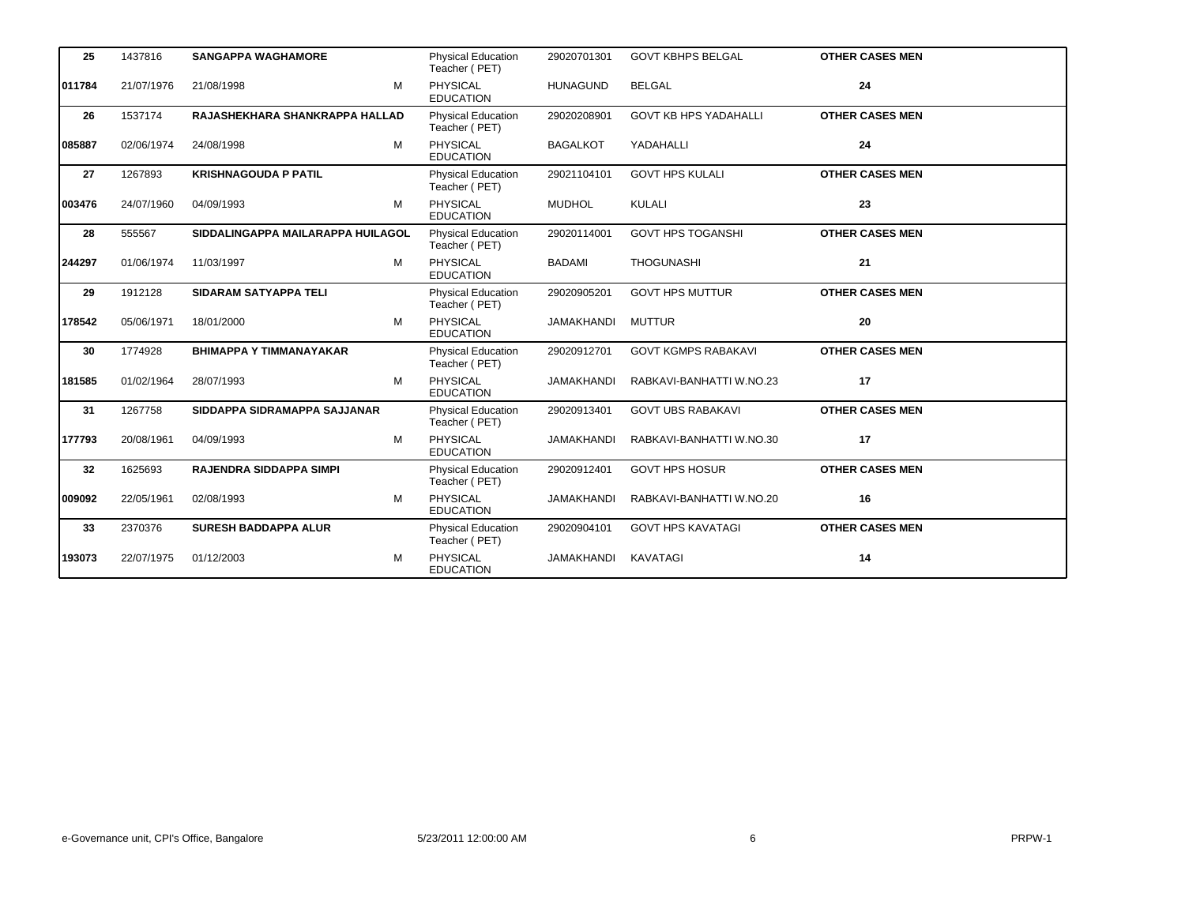| | | | | | | | |
|---|---|---|---|---|---|---|---|
| **25** | 1437816 | **SANGAPPA WAGHAMORE** | | Physical Education Teacher ( PET) | 29020701301 | GOVT KBHPS BELGAL | **OTHER CASES MEN** |
| **011784** | 21/07/1976 | 21/08/1998 | M | PHYSICAL EDUCATION | HUNAGUND | BELGAL | **24** |
| **26** | 1537174 | **RAJASHEKHARA SHANKRAPPA HALLAD** | | Physical Education Teacher ( PET) | 29020208901 | GOVT KB HPS YADAHALLI | **OTHER CASES MEN** |
| **085887** | 02/06/1974 | 24/08/1998 | M | PHYSICAL EDUCATION | BAGALKOT | YADAHALLI | **24** |
| **27** | 1267893 | **KRISHNAGOUDA P PATIL** | | Physical Education Teacher ( PET) | 29021104101 | GOVT HPS KULALI | **OTHER CASES MEN** |
| **003476** | 24/07/1960 | 04/09/1993 | M | PHYSICAL EDUCATION | MUDHOL | KULALI | **23** |
| **28** | 555567 | **SIDDALINGAPPA MAILARAPPA HUILAGOL** | | Physical Education Teacher ( PET) | 29020114001 | GOVT HPS TOGANSHI | **OTHER CASES MEN** |
| **244297** | 01/06/1974 | 11/03/1997 | M | PHYSICAL EDUCATION | BADAMI | THOGUNASHI | **21** |
| **29** | 1912128 | **SIDARAM SATYAPPA TELI** | | Physical Education Teacher ( PET) | 29020905201 | GOVT HPS MUTTUR | **OTHER CASES MEN** |
| **178542** | 05/06/1971 | 18/01/2000 | M | PHYSICAL EDUCATION | JAMAKHANDI | MUTTUR | **20** |
| **30** | 1774928 | **BHIMAPPA Y TIMMANAYAKAR** | | Physical Education Teacher ( PET) | 29020912701 | GOVT KGMPS RABAKAVI | **OTHER CASES MEN** |
| **181585** | 01/02/1964 | 28/07/1993 | M | PHYSICAL EDUCATION | JAMAKHANDI | RABKAVI-BANHATTI W.NO.23 | **17** |
| **31** | 1267758 | **SIDDAPPA SIDRAMAPPA SAJJANAR** | | Physical Education Teacher ( PET) | 29020913401 | GOVT UBS RABAKAVI | **OTHER CASES MEN** |
| **177793** | 20/08/1961 | 04/09/1993 | M | PHYSICAL EDUCATION | JAMAKHANDI | RABKAVI-BANHATTI W.NO.30 | **17** |
| **32** | 1625693 | **RAJENDRA SIDDAPPA SIMPI** | | Physical Education Teacher ( PET) | 29020912401 | GOVT HPS HOSUR | **OTHER CASES MEN** |
| **009092** | 22/05/1961 | 02/08/1993 | M | PHYSICAL EDUCATION | JAMAKHANDI | RABKAVI-BANHATTI W.NO.20 | **16** |
| **33** | 2370376 | **SURESH BADDAPPA ALUR** | | Physical Education Teacher ( PET) | 29020904101 | GOVT HPS KAVATAGI | **OTHER CASES MEN** |
| **193073** | 22/07/1975 | 01/12/2003 | M | PHYSICAL EDUCATION | JAMAKHANDI | KAVATAGI | **14** |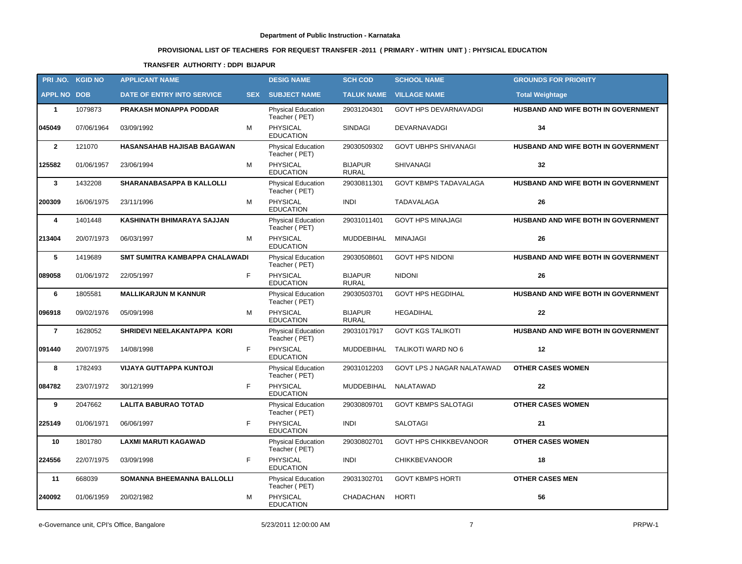Department of Public Instruction - Karnataka

## PROVISIONAL LIST OF TEACHERS FOR REQUEST TRANSFER -2011 ( PRIMARY - WITHIN UNIT ) : PHYSICAL EDUCATION

### TRANSFER AUTHORITY : DDPI BIJAPUR

| PRI .NO. | KGID NO | APPLICANT NAME | | DESIG NAME | SCH COD | SCHOOL NAME | GROUNDS FOR PRIORITY |
|---|---|---|---|---|---|---|---|
| APPL NO | DOB | DATE OF ENTRY INTO SERVICE | SEX | SUBJECT NAME | TALUK NAME | VILLAGE NAME | Total Weightage |
| 1 | 1079873 | PRAKASH MONAPPA PODDAR | | Physical Education Teacher ( PET) | 29031204301 | GOVT HPS DEVARNAVADGI | HUSBAND AND WIFE BOTH IN GOVERNMENT |
| 045049 | 07/06/1964 | 03/09/1992 | M | PHYSICAL EDUCATION | SINDAGI | DEVARNAVADGI | 34 |
| 2 | 121070 | HASANSAHAB HAJISAB BAGAWAN | | Physical Education Teacher ( PET) | 29030509302 | GOVT UBHPS SHIVANAGI | HUSBAND AND WIFE BOTH IN GOVERNMENT |
| 125582 | 01/06/1957 | 23/06/1994 | M | PHYSICAL EDUCATION | BIJAPUR RURAL | SHIVANAGI | 32 |
| 3 | 1432208 | SHARANABASAPPA B KALLOLLI | | Physical Education Teacher ( PET) | 29030811301 | GOVT KBMPS TADAVALAGA | HUSBAND AND WIFE BOTH IN GOVERNMENT |
| 200309 | 16/06/1975 | 23/11/1996 | M | PHYSICAL EDUCATION | INDI | TADAVALAGA | 26 |
| 4 | 1401448 | KASHINATH BHIMARAYA SAJJAN | | Physical Education Teacher ( PET) | 29031011401 | GOVT HPS MINAJAGI | HUSBAND AND WIFE BOTH IN GOVERNMENT |
| 213404 | 20/07/1973 | 06/03/1997 | M | PHYSICAL EDUCATION | MUDDEBIHAL | MINAJAGI | 26 |
| 5 | 1419689 | SMT SUMITRA KAMBAPPA CHALAWADI | | Physical Education Teacher ( PET) | 29030508601 | GOVT HPS NIDONI | HUSBAND AND WIFE BOTH IN GOVERNMENT |
| 089058 | 01/06/1972 | 22/05/1997 | F | PHYSICAL EDUCATION | BIJAPUR RURAL | NIDONI | 26 |
| 6 | 1805581 | MALLIKARJUN M KANNUR | | Physical Education Teacher ( PET) | 29030503701 | GOVT HPS HEGDIHAL | HUSBAND AND WIFE BOTH IN GOVERNMENT |
| 096918 | 09/02/1976 | 05/09/1998 | M | PHYSICAL EDUCATION | BIJAPUR RURAL | HEGADIHAL | 22 |
| 7 | 1628052 | SHRIDEVI NEELAKANTAPPA KORI | | Physical Education Teacher ( PET) | 29031017917 | GOVT KGS TALIKOTI | HUSBAND AND WIFE BOTH IN GOVERNMENT |
| 091440 | 20/07/1975 | 14/08/1998 | F | PHYSICAL EDUCATION | MUDDEBIHAL | TALIKOTI WARD NO 6 | 12 |
| 8 | 1782493 | VIJAYA GUTTAPPA KUNTOJI | | Physical Education Teacher ( PET) | 29031012203 | GOVT LPS J NAGAR NALATAWAD | OTHER CASES WOMEN |
| 084782 | 23/07/1972 | 30/12/1999 | F | PHYSICAL EDUCATION | MUDDEBIHAL | NALATAWAD | 22 |
| 9 | 2047662 | LALITA BABURAO TOTAD | | Physical Education Teacher ( PET) | 29030809701 | GOVT KBMPS SALOTAGI | OTHER CASES WOMEN |
| 225149 | 01/06/1971 | 06/06/1997 | F | PHYSICAL EDUCATION | INDI | SALOTAGI | 21 |
| 10 | 1801780 | LAXMI MARUTI KAGAWAD | | Physical Education Teacher ( PET) | 29030802701 | GOVT HPS CHIKKBEVANOOR | OTHER CASES WOMEN |
| 224556 | 22/07/1975 | 03/09/1998 | F | PHYSICAL EDUCATION | INDI | CHIKKBEVANOOR | 18 |
| 11 | 668039 | SOMANNA BHEEMANNA BALLOLLI | | Physical Education Teacher ( PET) | 29031302701 | GOVT KBMPS HORTI | OTHER CASES MEN |
| 240092 | 01/06/1959 | 20/02/1982 | M | PHYSICAL EDUCATION | CHADACHAN | HORTI | 56 |

e-Governance unit, CPI's Office, Bangalore | 5/23/2011 12:00:00 AM | PRPW-1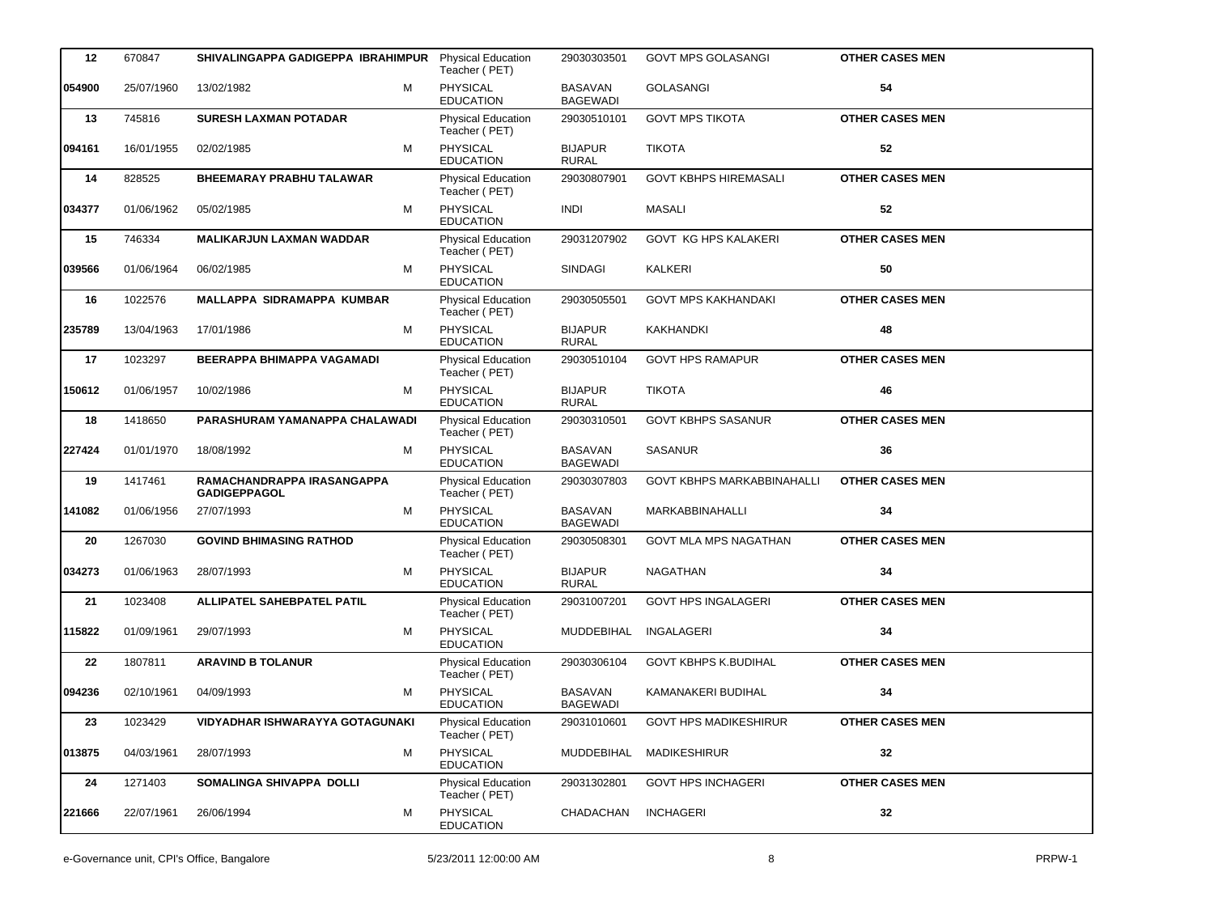| | | | | | | | |
|---|---|---|---|---|---|---|---|
| **12** | 670847 | **SHIVALINGAPPA GADIGEPPA IBRAHIMPUR** | | Physical Education Teacher ( PET) | 29030303501 | GOVT MPS GOLASANGI | **OTHER CASES MEN** |
| **054900** | 25/07/1960 | 13/02/1982 | M | PHYSICAL EDUCATION | BASAVAN BAGEWADI | GOLASANGI | **54** |
| **13** | 745816 | **SURESH LAXMAN POTADAR** | | Physical Education Teacher ( PET) | 29030510101 | GOVT MPS TIKOTA | **OTHER CASES MEN** |
| **094161** | 16/01/1955 | 02/02/1985 | M | PHYSICAL EDUCATION | BIJAPUR RURAL | TIKOTA | **52** |
| **14** | 828525 | **BHEEMARAY PRABHU TALAWAR** | | Physical Education Teacher ( PET) | 29030807901 | GOVT KBHPS HIREMASALI | **OTHER CASES MEN** |
| **034377** | 01/06/1962 | 05/02/1985 | M | PHYSICAL EDUCATION | INDI | MASALI | **52** |
| **15** | 746334 | **MALIKARJUN LAXMAN WADDAR** | | Physical Education Teacher ( PET) | 29031207902 | GOVT KG HPS KALAKERI | **OTHER CASES MEN** |
| **039566** | 01/06/1964 | 06/02/1985 | M | PHYSICAL EDUCATION | SINDAGI | KALKERI | **50** |
| **16** | 1022576 | **MALLAPPA SIDRAMAPPA KUMBAR** | | Physical Education Teacher ( PET) | 29030505501 | GOVT MPS KAKHANDAKI | **OTHER CASES MEN** |
| **235789** | 13/04/1963 | 17/01/1986 | M | PHYSICAL EDUCATION | BIJAPUR RURAL | KAKHANDKI | **48** |
| **17** | 1023297 | **BEERAPPA BHIMAPPA VAGAMADI** | | Physical Education Teacher ( PET) | 29030510104 | GOVT HPS RAMAPUR | **OTHER CASES MEN** |
| **150612** | 01/06/1957 | 10/02/1986 | M | PHYSICAL EDUCATION | BIJAPUR RURAL | TIKOTA | **46** |
| **18** | 1418650 | **PARASHURAM YAMANAPPA CHALAWADI** | | Physical Education Teacher ( PET) | 29030310501 | GOVT KBHPS SASANUR | **OTHER CASES MEN** |
| **227424** | 01/01/1970 | 18/08/1992 | M | PHYSICAL EDUCATION | BASAVAN BAGEWADI | SASANUR | **36** |
| **19** | 1417461 | **RAMACHANDRAPPA IRASANGAPPA GADIGEPPAGOL** | | Physical Education Teacher ( PET) | 29030307803 | GOVT KBHPS MARKABBINAHALLI | **OTHER CASES MEN** |
| **141082** | 01/06/1956 | 27/07/1993 | M | PHYSICAL EDUCATION | BASAVAN BAGEWADI | MARKABBINAHALLI | **34** |
| **20** | 1267030 | **GOVIND BHIMASING RATHOD** | | Physical Education Teacher ( PET) | 29030508301 | GOVT MLA MPS NAGATHAN | **OTHER CASES MEN** |
| **034273** | 01/06/1963 | 28/07/1993 | M | PHYSICAL EDUCATION | BIJAPUR RURAL | NAGATHAN | **34** |
| **21** | 1023408 | **ALLIPATEL SAHEBPATEL PATIL** | | Physical Education Teacher ( PET) | 29031007201 | GOVT HPS INGALAGERI | **OTHER CASES MEN** |
| **115822** | 01/09/1961 | 29/07/1993 | M | PHYSICAL EDUCATION | MUDDEBIHAL | INGALAGERI | **34** |
| **22** | 1807811 | **ARAVIND B TOLANUR** | | Physical Education Teacher ( PET) | 29030306104 | GOVT KBHPS K.BUDIHAL | **OTHER CASES MEN** |
| **094236** | 02/10/1961 | 04/09/1993 | M | PHYSICAL EDUCATION | BASAVAN BAGEWADI | KAMANAKERI BUDIHAL | **34** |
| **23** | 1023429 | **VIDYADHAR ISHWARAYYA GOTAGUNAKI** | | Physical Education Teacher ( PET) | 29031010601 | GOVT HPS MADIKESHIRUR | **OTHER CASES MEN** |
| **013875** | 04/03/1961 | 28/07/1993 | M | PHYSICAL EDUCATION | MUDDEBIHAL | MADIKESHIRUR | **32** |
| **24** | 1271403 | **SOMALINGA SHIVAPPA DOLLI** | | Physical Education Teacher ( PET) | 29031302801 | GOVT HPS INCHAGERI | **OTHER CASES MEN** |
| **221666** | 22/07/1961 | 26/06/1994 | M | PHYSICAL EDUCATION | CHADACHAN | INCHAGERI | **32** |

e-Governance unit, CPI's Office, Bangalore 5/23/2011 12:00:00 AM PRPW-1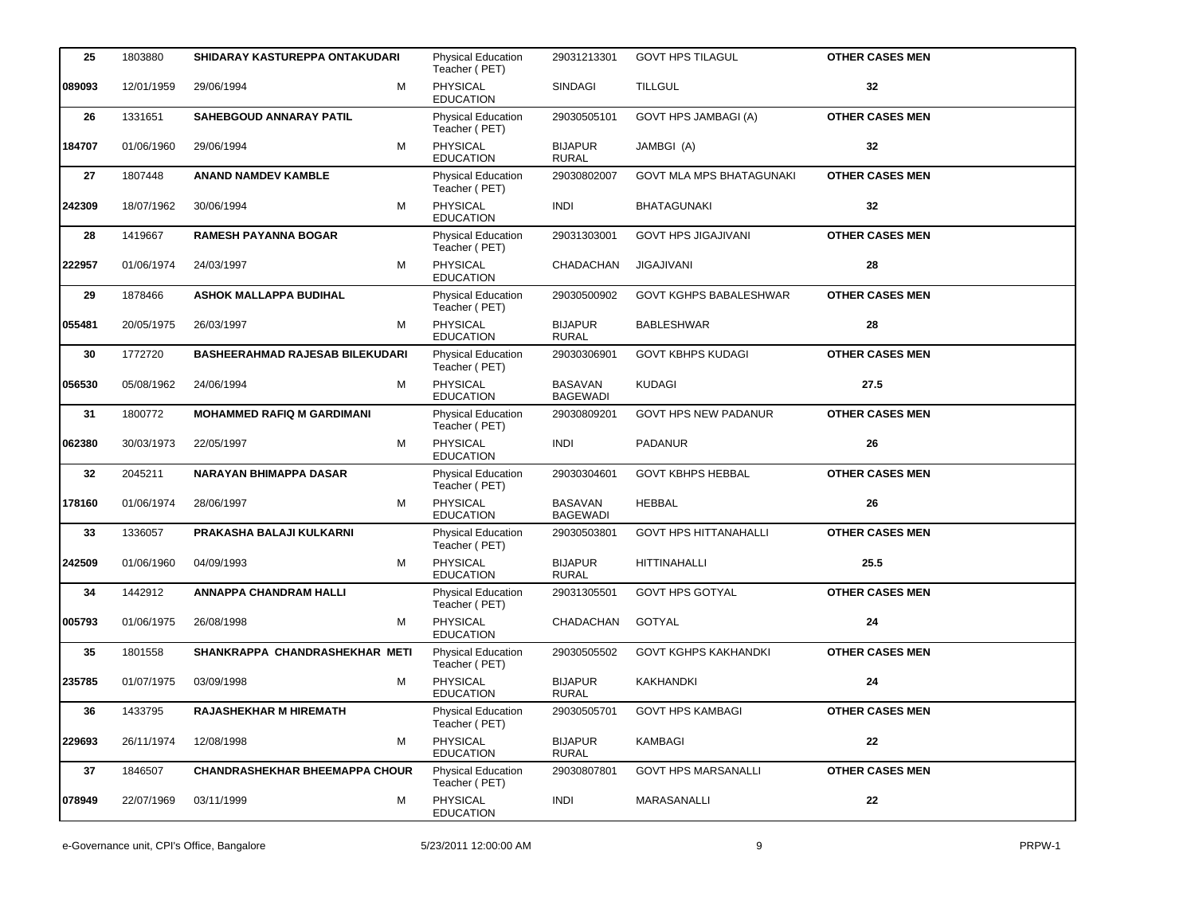| 25 | 1803880 | SHIDARAY KASTUREPPA ONTAKUDARI | | Physical Education Teacher ( PET) | 29031213301 | GOVT HPS TILAGUL | OTHER CASES MEN |
|---|---|---|---|---|---|---|---|
| 089093 | 12/01/1959 | 29/06/1994 | M | PHYSICAL EDUCATION | SINDAGI | TILLGUL | 32 |
| 26 | 1331651 | SAHEBGOUD ANNARAY PATIL | | Physical Education Teacher ( PET) | 29030505101 | GOVT HPS JAMBAGI (A) | OTHER CASES MEN |
| 184707 | 01/06/1960 | 29/06/1994 | M | PHYSICAL EDUCATION | BIJAPUR RURAL | JAMBGI (A) | 32 |
| 27 | 1807448 | ANAND NAMDEV KAMBLE | | Physical Education Teacher ( PET) | 29030802007 | GOVT MLA MPS BHATAGUNAKI | OTHER CASES MEN |
| 242309 | 18/07/1962 | 30/06/1994 | M | PHYSICAL EDUCATION | INDI | BHATAGUNAKI | 32 |
| 28 | 1419667 | RAMESH PAYANNA BOGAR | | Physical Education Teacher ( PET) | 29031303001 | GOVT HPS JIGAJIVANI | OTHER CASES MEN |
| 222957 | 01/06/1974 | 24/03/1997 | M | PHYSICAL EDUCATION | CHADACHAN | JIGAJIVANI | 28 |
| 29 | 1878466 | ASHOK MALLAPPA BUDIHAL | | Physical Education Teacher ( PET) | 29030500902 | GOVT KGHPS BABALESHWAR | OTHER CASES MEN |
| 055481 | 20/05/1975 | 26/03/1997 | M | PHYSICAL EDUCATION | BIJAPUR RURAL | BABLESHWAR | 28 |
| 30 | 1772720 | BASHEERAHMAD RAJESAB BILEKUDARI | | Physical Education Teacher ( PET) | 29030306901 | GOVT KBHPS KUDAGI | OTHER CASES MEN |
| 056530 | 05/08/1962 | 24/06/1994 | M | PHYSICAL EDUCATION | BASAVAN BAGEWADI | KUDAGI | 27.5 |
| 31 | 1800772 | MOHAMMED RAFIQ M GARDIMANI | | Physical Education Teacher ( PET) | 29030809201 | GOVT HPS NEW PADANUR | OTHER CASES MEN |
| 062380 | 30/03/1973 | 22/05/1997 | M | PHYSICAL EDUCATION | INDI | PADANUR | 26 |
| 32 | 2045211 | NARAYAN BHIMAPPA DASAR | | Physical Education Teacher ( PET) | 29030304601 | GOVT KBHPS HEBBAL | OTHER CASES MEN |
| 178160 | 01/06/1974 | 28/06/1997 | M | PHYSICAL EDUCATION | BASAVAN BAGEWADI | HEBBAL | 26 |
| 33 | 1336057 | PRAKASHA BALAJI KULKARNI | | Physical Education Teacher ( PET) | 29030503801 | GOVT HPS HITTANAHALLI | OTHER CASES MEN |
| 242509 | 01/06/1960 | 04/09/1993 | M | PHYSICAL EDUCATION | BIJAPUR RURAL | HITTINAHALLI | 25.5 |
| 34 | 1442912 | ANNAPPA CHANDRAM HALLI | | Physical Education Teacher ( PET) | 29031305501 | GOVT HPS GOTYAL | OTHER CASES MEN |
| 005793 | 01/06/1975 | 26/08/1998 | M | PHYSICAL EDUCATION | CHADACHAN | GOTYAL | 24 |
| 35 | 1801558 | SHANKRAPPA CHANDRASHEKHAR METI | | Physical Education Teacher ( PET) | 29030505502 | GOVT KGHPS KAKHANDKI | OTHER CASES MEN |
| 235785 | 01/07/1975 | 03/09/1998 | M | PHYSICAL EDUCATION | BIJAPUR RURAL | KAKHANDKI | 24 |
| 36 | 1433795 | RAJASHEKHAR M HIREMATH | | Physical Education Teacher ( PET) | 29030505701 | GOVT HPS KAMBAGI | OTHER CASES MEN |
| 229693 | 26/11/1974 | 12/08/1998 | M | PHYSICAL EDUCATION | BIJAPUR RURAL | KAMBAGI | 22 |
| 37 | 1846507 | CHANDRASHEKHAR BHEEMAPPA CHOUR | | Physical Education Teacher ( PET) | 29030807801 | GOVT HPS MARSANALLI | OTHER CASES MEN |
| 078949 | 22/07/1969 | 03/11/1999 | M | PHYSICAL EDUCATION | INDI | MARASANALLI | 22 |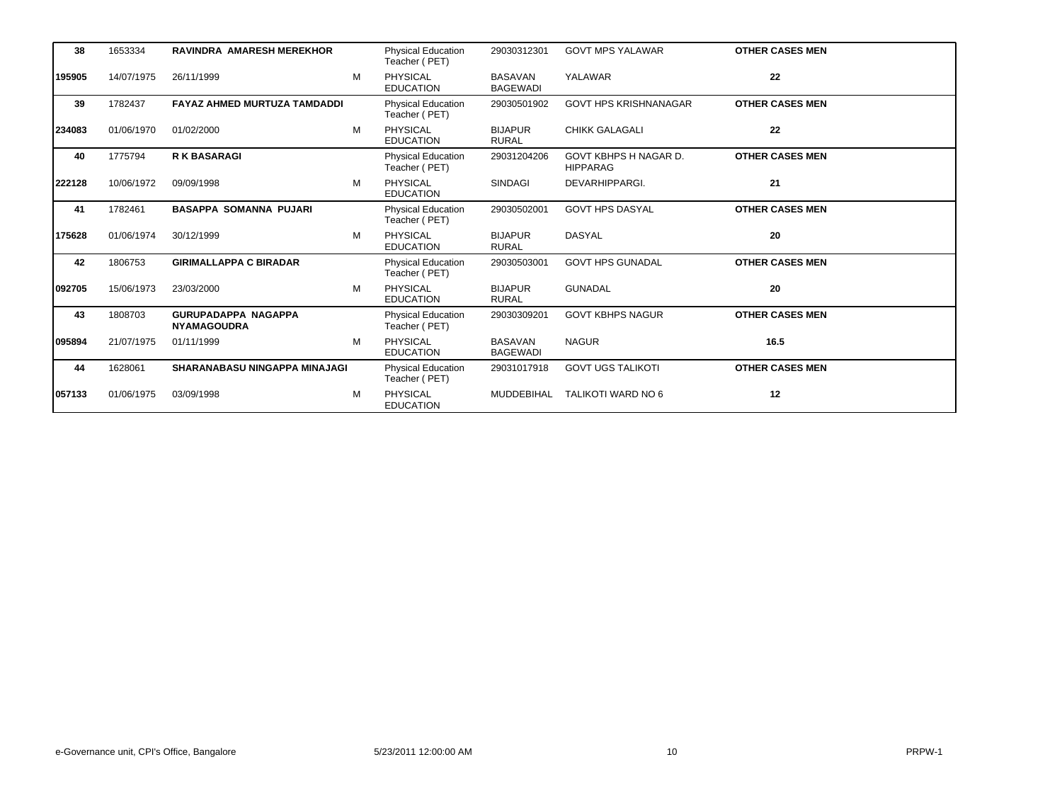| | | | | | | | |
|---|---|---|---|---|---|---|---|
| **38** | 1653334 | **RAVINDRA AMARESH MEREKHOR** | | Physical Education Teacher ( PET) | 29030312301 | GOVT MPS YALAWAR | **OTHER CASES MEN** |
| **195905** | 14/07/1975 | 26/11/1999 | M | PHYSICAL EDUCATION | BASAVAN BAGEWADI | YALAWAR | **22** |
| **39** | 1782437 | **FAYAZ AHMED MURTUZA TAMDADDI** | | Physical Education Teacher ( PET) | 29030501902 | GOVT HPS KRISHNANAGAR | **OTHER CASES MEN** |
| **234083** | 01/06/1970 | 01/02/2000 | M | PHYSICAL EDUCATION | BIJAPUR RURAL | CHIKK GALAGALI | **22** |
| **40** | 1775794 | **R K BASARAGI** | | Physical Education Teacher ( PET) | 29031204206 | GOVT KBHPS H NAGAR D. HIPPARAG | **OTHER CASES MEN** |
| **222128** | 10/06/1972 | 09/09/1998 | M | PHYSICAL EDUCATION | SINDAGI | DEVARHIPPARGI. | **21** |
| **41** | 1782461 | **BASAPPA SOMANNA PUJARI** | | Physical Education Teacher ( PET) | 29030502001 | GOVT HPS DASYAL | **OTHER CASES MEN** |
| **175628** | 01/06/1974 | 30/12/1999 | M | PHYSICAL EDUCATION | BIJAPUR RURAL | DASYAL | **20** |
| **42** | 1806753 | **GIRIMALLAPPA C BIRADAR** | | Physical Education Teacher ( PET) | 29030503001 | GOVT HPS GUNADAL | **OTHER CASES MEN** |
| **092705** | 15/06/1973 | 23/03/2000 | M | PHYSICAL EDUCATION | BIJAPUR RURAL | GUNADAL | **20** |
| **43** | 1808703 | **GURUPADAPPA NAGAPPA NYAMAGOUDRA** | | Physical Education Teacher ( PET) | 29030309201 | GOVT KBHPS NAGUR | **OTHER CASES MEN** |
| **095894** | 21/07/1975 | 01/11/1999 | M | PHYSICAL EDUCATION | BASAVAN BAGEWADI | NAGUR | **16.5** |
| **44** | 1628061 | **SHARANABASU NINGAPPA MINAJAGI** | | Physical Education Teacher ( PET) | 29031017918 | GOVT UGS TALIKOTI | **OTHER CASES MEN** |
| **057133** | 01/06/1975 | 03/09/1998 | M | PHYSICAL EDUCATION | MUDDEBIHAL | TALIKOTI WARD NO 6 | **12** |

e-Governance unit, CPI's Office, Bangalore 5/23/2011 12:00:00 AM PRPW-1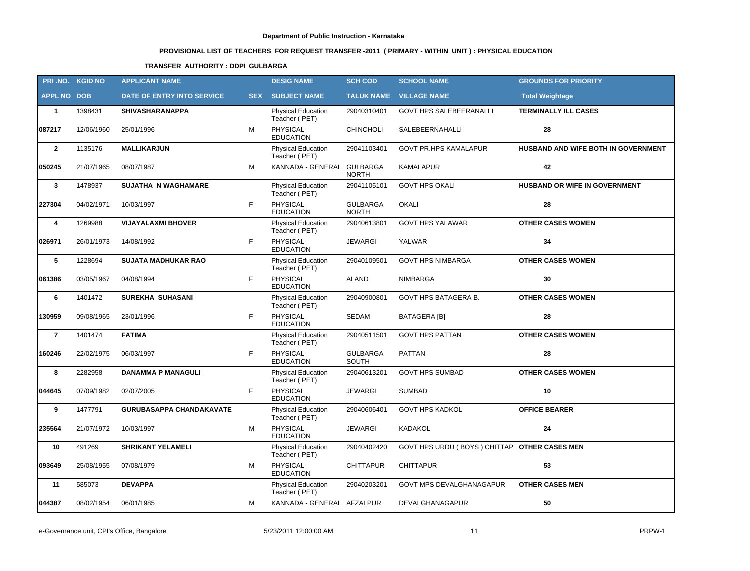**Department of Public Instruction - Karnataka**

**PROVISIONAL LIST OF TEACHERS FOR REQUEST TRANSFER -2011 ( PRIMARY - WITHIN UNIT ) : PHYSICAL EDUCATION**

**TRANSFER AUTHORITY : DDPI GULBARGA**

| PRI .NO. | KGID NO | APPLICANT NAME | | DESIG NAME | SCH COD | SCHOOL NAME | GROUNDS FOR PRIORITY |
|---|---|---|---|---|---|---|---|
| **APPL NO** | **DOB** | **DATE OF ENTRY INTO SERVICE** | **SEX** | **SUBJECT NAME** | **TALUK NAME** | **VILLAGE NAME** | **Total Weightage** |
| 1 | 1398431 | **SHIVASHARANAPPA** | | Physical Education Teacher ( PET) | 29040310401 | GOVT HPS SALEBEERANALLI | **TERMINALLY ILL CASES** |
| 087217 | 12/06/1960 | 25/01/1996 | M | PHYSICAL EDUCATION | CHINCHOLI | SALEBEERNAHALLI | 28 |
| 2 | 1135176 | **MALLIKARJUN** | | Physical Education Teacher ( PET) | 29041103401 | GOVT PR.HPS KAMALAPUR | **HUSBAND AND WIFE BOTH IN GOVERNMENT** |
| 050245 | 21/07/1965 | 08/07/1987 | M | KANNADA - GENERAL | GULBARGA NORTH | KAMALAPUR | 42 |
| 3 | 1478937 | **SUJATHA N WAGHAMARE** | | Physical Education Teacher ( PET) | 29041105101 | GOVT HPS OKALI | **HUSBAND OR WIFE IN GOVERNMENT** |
| 227304 | 04/02/1971 | 10/03/1997 | F | PHYSICAL EDUCATION | GULBARGA NORTH | OKALI | 28 |
| 4 | 1269988 | **VIJAYALAXMI BHOVER** | | Physical Education Teacher ( PET) | 29040613801 | GOVT HPS YALAWAR | **OTHER CASES WOMEN** |
| 026971 | 26/01/1973 | 14/08/1992 | F | PHYSICAL EDUCATION | JEWARGI | YALWAR | 34 |
| 5 | 1228694 | **SUJATA MADHUKAR RAO** | | Physical Education Teacher ( PET) | 29040109501 | GOVT HPS NIMBARGA | **OTHER CASES WOMEN** |
| 061386 | 03/05/1967 | 04/08/1994 | F | PHYSICAL EDUCATION | ALAND | NIMBARGA | 30 |
| 6 | 1401472 | **SUREKHA SUHASANI** | | Physical Education Teacher ( PET) | 29040900801 | GOVT HPS BATAGERA B. | **OTHER CASES WOMEN** |
| 130959 | 09/08/1965 | 23/01/1996 | F | PHYSICAL EDUCATION | SEDAM | BATAGERA [B] | 28 |
| 7 | 1401474 | **FATIMA** | | Physical Education Teacher ( PET) | 29040511501 | GOVT HPS PATTAN | **OTHER CASES WOMEN** |
| 160246 | 22/02/1975 | 06/03/1997 | F | PHYSICAL EDUCATION | GULBARGA SOUTH | PATTAN | 28 |
| 8 | 2282958 | **DANAMMA P MANAGULI** | | Physical Education Teacher ( PET) | 29040613201 | GOVT HPS SUMBAD | **OTHER CASES WOMEN** |
| 044645 | 07/09/1982 | 02/07/2005 | F | PHYSICAL EDUCATION | JEWARGI | SUMBAD | 10 |
| 9 | 1477791 | **GURUBASAPPA CHANDAKAVATE** | | Physical Education Teacher ( PET) | 29040606401 | GOVT HPS KADKOL | **OFFICE BEARER** |
| 235564 | 21/07/1972 | 10/03/1997 | M | PHYSICAL EDUCATION | JEWARGI | KADAKOL | 24 |
| 10 | 491269 | **SHRIKANT YELAMELI** | | Physical Education Teacher ( PET) | 29040402420 | GOVT HPS URDU ( BOYS ) CHITTAP | **OTHER CASES MEN** |
| 093649 | 25/08/1955 | 07/08/1979 | M | PHYSICAL EDUCATION | CHITTAPUR | CHITTAPUR | 53 |
| 11 | 585073 | **DEVAPPA** | | Physical Education Teacher ( PET) | 29040203201 | GOVT MPS DEVALGHANAGAPUR | **OTHER CASES MEN** |
| 044387 | 08/02/1954 | 06/01/1985 | M | KANNADA - GENERAL | AFZALPUR | DEVALGHANAGAPUR | 50 |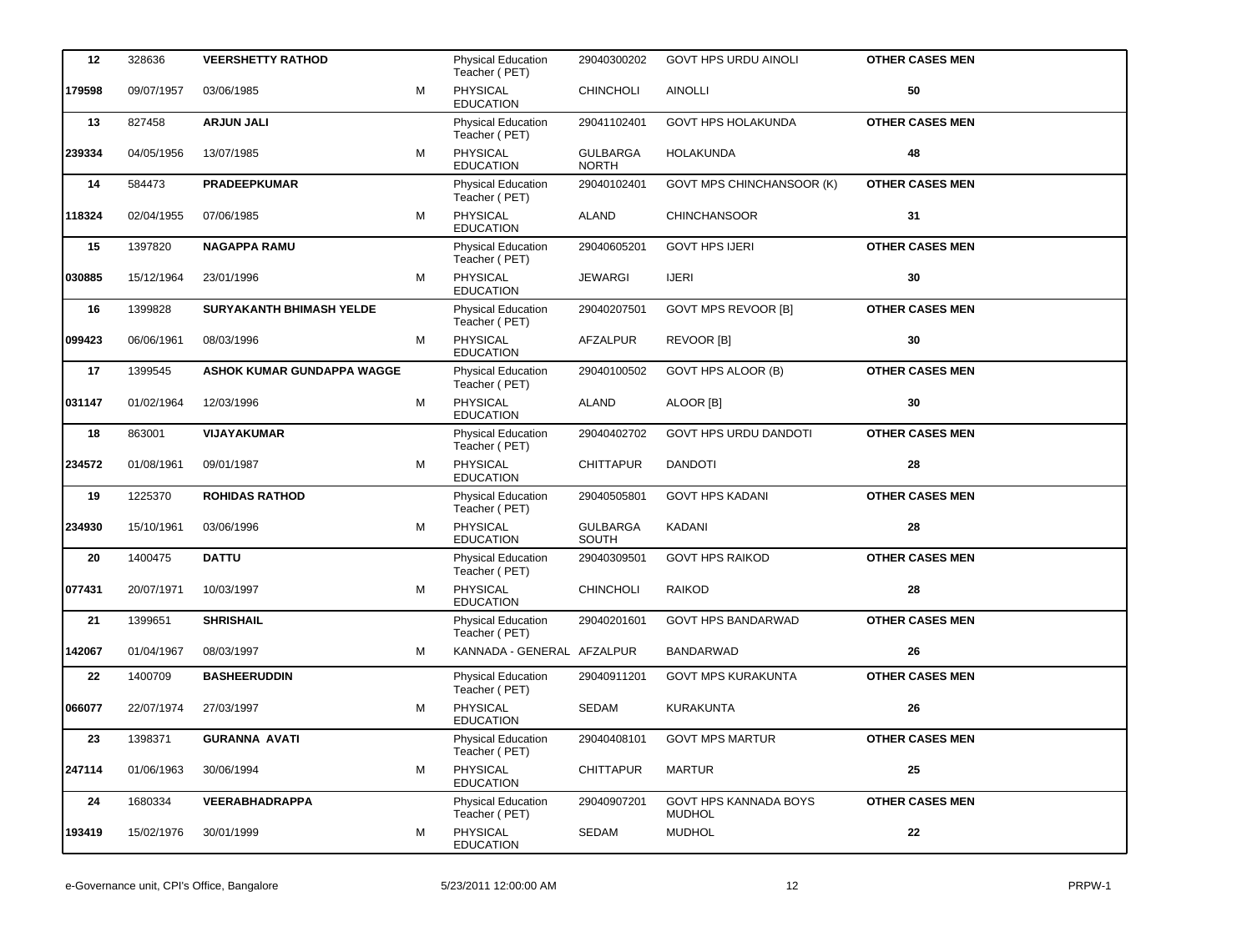| | | | | | | | |
|---|---|---|---|---|---|---|---|
| **12** | 328636 | **VEERSHETTY RATHOD** | | Physical Education Teacher ( PET) | 29040300202 | GOVT HPS URDU AINOLI | **OTHER CASES MEN** |
| **179598** | 09/07/1957 | 03/06/1985 | M | PHYSICAL EDUCATION | CHINCHOLI | AINOLLI | **50** |
| **13** | 827458 | **ARJUN JALI** | | Physical Education Teacher ( PET) | 29041102401 | GOVT HPS HOLAKUNDA | **OTHER CASES MEN** |
| **239334** | 04/05/1956 | 13/07/1985 | M | PHYSICAL EDUCATION | GULBARGA NORTH | HOLAKUNDA | **48** |
| **14** | 584473 | **PRADEEPKUMAR** | | Physical Education Teacher ( PET) | 29040102401 | GOVT MPS CHINCHANSOOR (K) | **OTHER CASES MEN** |
| **118324** | 02/04/1955 | 07/06/1985 | M | PHYSICAL EDUCATION | ALAND | CHINCHANSOOR | **31** |
| **15** | 1397820 | **NAGAPPA RAMU** | | Physical Education Teacher ( PET) | 29040605201 | GOVT HPS IJERI | **OTHER CASES MEN** |
| **030885** | 15/12/1964 | 23/01/1996 | M | PHYSICAL EDUCATION | JEWARGI | IJERI | **30** |
| **16** | 1399828 | **SURYAKANTH BHIMASH YELDE** | | Physical Education Teacher ( PET) | 29040207501 | GOVT MPS REVOOR [B] | **OTHER CASES MEN** |
| **099423** | 06/06/1961 | 08/03/1996 | M | PHYSICAL EDUCATION | AFZALPUR | REVOOR [B] | **30** |
| **17** | 1399545 | **ASHOK KUMAR GUNDAPPA WAGGE** | | Physical Education Teacher ( PET) | 29040100502 | GOVT HPS ALOOR (B) | **OTHER CASES MEN** |
| **031147** | 01/02/1964 | 12/03/1996 | M | PHYSICAL EDUCATION | ALAND | ALOOR [B] | **30** |
| **18** | 863001 | **VIJAYAKUMAR** | | Physical Education Teacher ( PET) | 29040402702 | GOVT HPS URDU DANDOTI | **OTHER CASES MEN** |
| **234572** | 01/08/1961 | 09/01/1987 | M | PHYSICAL EDUCATION | CHITTAPUR | DANDOTI | **28** |
| **19** | 1225370 | **ROHIDAS RATHOD** | | Physical Education Teacher ( PET) | 29040505801 | GOVT HPS KADANI | **OTHER CASES MEN** |
| **234930** | 15/10/1961 | 03/06/1996 | M | PHYSICAL EDUCATION | GULBARGA SOUTH | KADANI | **28** |
| **20** | 1400475 | **DATTU** | | Physical Education Teacher ( PET) | 29040309501 | GOVT HPS RAIKOD | **OTHER CASES MEN** |
| **077431** | 20/07/1971 | 10/03/1997 | M | PHYSICAL EDUCATION | CHINCHOLI | RAIKOD | **28** |
| **21** | 1399651 | **SHRISHAIL** | | Physical Education Teacher ( PET) | 29040201601 | GOVT HPS BANDARWAD | **OTHER CASES MEN** |
| **142067** | 01/04/1967 | 08/03/1997 | M | KANNADA - GENERAL | AFZALPUR | BANDARWAD | **26** |
| **22** | 1400709 | **BASHEERUDDIN** | | Physical Education Teacher ( PET) | 29040911201 | GOVT MPS KURAKUNTA | **OTHER CASES MEN** |
| **066077** | 22/07/1974 | 27/03/1997 | M | PHYSICAL EDUCATION | SEDAM | KURAKUNTA | **26** |
| **23** | 1398371 | **GURANNA AVATI** | | Physical Education Teacher ( PET) | 29040408101 | GOVT MPS MARTUR | **OTHER CASES MEN** |
| **247114** | 01/06/1963 | 30/06/1994 | M | PHYSICAL EDUCATION | CHITTAPUR | MARTUR | **25** |
| **24** | 1680334 | **VEERABHADRAPPA** | | Physical Education Teacher ( PET) | 29040907201 | GOVT HPS KANNADA BOYS MUDHOL | **OTHER CASES MEN** |
| **193419** | 15/02/1976 | 30/01/1999 | M | PHYSICAL EDUCATION | SEDAM | MUDHOL | **22** |

e-Governance unit, CPI's Office, Bangalore 5/23/2011 12:00:00 AM PRPW-1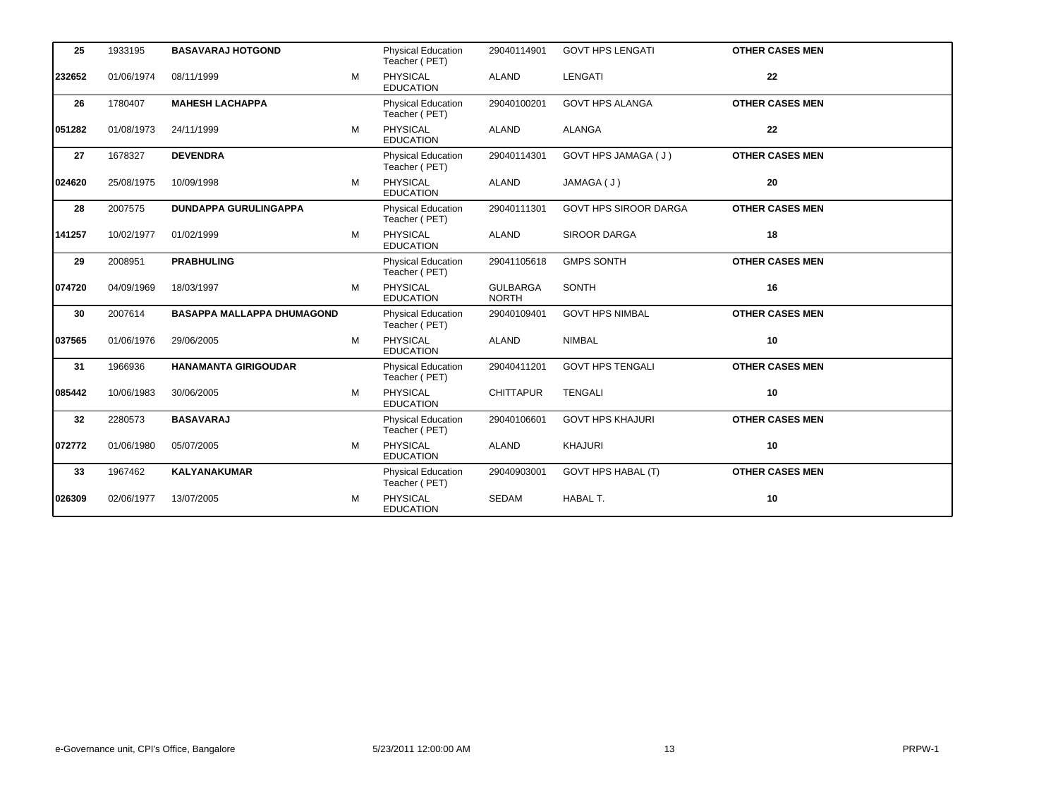| | | | | | | | |
|---|---|---|---|---|---|---|---|
| **25** | 1933195 | **BASAVARAJ HOTGOND** | | Physical Education Teacher ( PET) | 29040114901 | GOVT HPS LENGATI | **OTHER CASES MEN** |
| **232652** | 01/06/1974 | 08/11/1999 | M | PHYSICAL EDUCATION | ALAND | LENGATI | **22** |
| **26** | 1780407 | **MAHESH LACHAPPA** | | Physical Education Teacher ( PET) | 29040100201 | GOVT HPS ALANGA | **OTHER CASES MEN** |
| **051282** | 01/08/1973 | 24/11/1999 | M | PHYSICAL EDUCATION | ALAND | ALANGA | **22** |
| **27** | 1678327 | **DEVENDRA** | | Physical Education Teacher ( PET) | 29040114301 | GOVT HPS JAMAGA ( J ) | **OTHER CASES MEN** |
| **024620** | 25/08/1975 | 10/09/1998 | M | PHYSICAL EDUCATION | ALAND | JAMAGA ( J ) | **20** |
| **28** | 2007575 | **DUNDAPPA GURULINGAPPA** | | Physical Education Teacher ( PET) | 29040111301 | GOVT HPS SIROOR DARGA | **OTHER CASES MEN** |
| **141257** | 10/02/1977 | 01/02/1999 | M | PHYSICAL EDUCATION | ALAND | SIROOR DARGA | **18** |
| **29** | 2008951 | **PRABHULING** | | Physical Education Teacher ( PET) | 29041105618 | GMPS SONTH | **OTHER CASES MEN** |
| **074720** | 04/09/1969 | 18/03/1997 | M | PHYSICAL EDUCATION | GULBARGA NORTH | SONTH | **16** |
| **30** | 2007614 | **BASAPPA MALLAPPA DHUMAGOND** | | Physical Education Teacher ( PET) | 29040109401 | GOVT HPS NIMBAL | **OTHER CASES MEN** |
| **037565** | 01/06/1976 | 29/06/2005 | M | PHYSICAL EDUCATION | ALAND | NIMBAL | **10** |
| **31** | 1966936 | **HANAMANTA GIRIGOUDAR** | | Physical Education Teacher ( PET) | 29040411201 | GOVT HPS TENGALI | **OTHER CASES MEN** |
| **085442** | 10/06/1983 | 30/06/2005 | M | PHYSICAL EDUCATION | CHITTAPUR | TENGALI | **10** |
| **32** | 2280573 | **BASAVARAJ** | | Physical Education Teacher ( PET) | 29040106601 | GOVT HPS KHAJURI | **OTHER CASES MEN** |
| **072772** | 01/06/1980 | 05/07/2005 | M | PHYSICAL EDUCATION | ALAND | KHAJURI | **10** |
| **33** | 1967462 | **KALYANAKUMAR** | | Physical Education Teacher ( PET) | 29040903001 | GOVT HPS HABAL (T) | **OTHER CASES MEN** |
| **026309** | 02/06/1977 | 13/07/2005 | M | PHYSICAL EDUCATION | SEDAM | HABAL T. | **10** |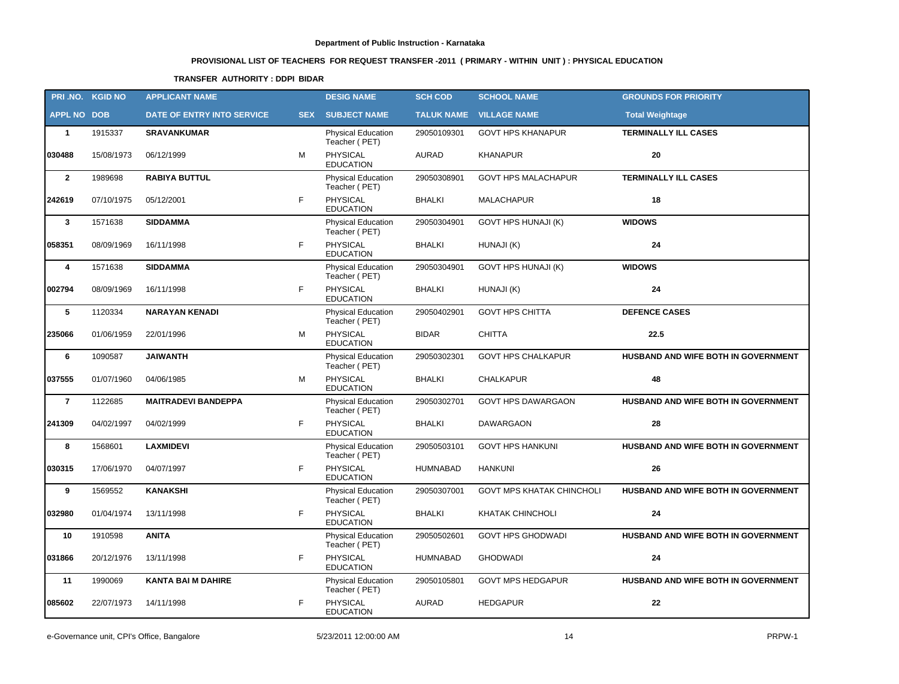**Department of Public Instruction - Karnataka**

**PROVISIONAL LIST OF TEACHERS FOR REQUEST TRANSFER -2011 ( PRIMARY - WITHIN UNIT ) : PHYSICAL EDUCATION**

**TRANSFER AUTHORITY : DDPI BIDAR**

| PRI .NO. | KGID NO | APPLICANT NAME | | DESIG NAME | SCH COD | SCHOOL NAME | GROUNDS FOR PRIORITY |
|---|---|---|---|---|---|---|---|
| APPL NO | DOB | DATE OF ENTRY INTO SERVICE | SEX | SUBJECT NAME | TALUK NAME | VILLAGE NAME | Total Weightage |
| **1** | 1915337 | **SRAVANKUMAR** | | Physical Education Teacher ( PET) | 29050109301 | GOVT HPS KHANAPUR | **TERMINALLY ILL CASES** |
| **030488** | 15/08/1973 | 06/12/1999 | M | PHYSICAL EDUCATION | AURAD | KHANAPUR | **20** |
| **2** | 1989698 | **RABIYA BUTTUL** | | Physical Education Teacher ( PET) | 29050308901 | GOVT HPS MALACHAPUR | **TERMINALLY ILL CASES** |
| **242619** | 07/10/1975 | 05/12/2001 | F | PHYSICAL EDUCATION | BHALKI | MALACHAPUR | **18** |
| **3** | 1571638 | **SIDDAMMA** | | Physical Education Teacher ( PET) | 29050304901 | GOVT HPS HUNAJI (K) | **WIDOWS** |
| **058351** | 08/09/1969 | 16/11/1998 | F | PHYSICAL EDUCATION | BHALKI | HUNAJI (K) | **24** |
| **4** | 1571638 | **SIDDAMMA** | | Physical Education Teacher ( PET) | 29050304901 | GOVT HPS HUNAJI (K) | **WIDOWS** |
| **002794** | 08/09/1969 | 16/11/1998 | F | PHYSICAL EDUCATION | BHALKI | HUNAJI (K) | **24** |
| **5** | 1120334 | **NARAYAN KENADI** | | Physical Education Teacher ( PET) | 29050402901 | GOVT HPS CHITTA | **DEFENCE CASES** |
| **235066** | 01/06/1959 | 22/01/1996 | M | PHYSICAL EDUCATION | BIDAR | CHITTA | **22.5** |
| **6** | 1090587 | **JAIWANTH** | | Physical Education Teacher ( PET) | 29050302301 | GOVT HPS CHALKAPUR | **HUSBAND AND WIFE BOTH IN GOVERNMENT** |
| **037555** | 01/07/1960 | 04/06/1985 | M | PHYSICAL EDUCATION | BHALKI | CHALKAPUR | **48** |
| **7** | 1122685 | **MAITRADEVI BANDEPPA** | | Physical Education Teacher ( PET) | 29050302701 | GOVT HPS DAWARGAON | **HUSBAND AND WIFE BOTH IN GOVERNMENT** |
| **241309** | 04/02/1997 | 04/02/1999 | F | PHYSICAL EDUCATION | BHALKI | DAWARGAON | **28** |
| **8** | 1568601 | **LAXMIDEVI** | | Physical Education Teacher ( PET) | 29050503101 | GOVT HPS HANKUNI | **HUSBAND AND WIFE BOTH IN GOVERNMENT** |
| **030315** | 17/06/1970 | 04/07/1997 | F | PHYSICAL EDUCATION | HUMNABAD | HANKUNI | **26** |
| **9** | 1569552 | **KANAKSHI** | | Physical Education Teacher ( PET) | 29050307001 | GOVT MPS KHATAK CHINCHOLI | **HUSBAND AND WIFE BOTH IN GOVERNMENT** |
| **032980** | 01/04/1974 | 13/11/1998 | F | PHYSICAL EDUCATION | BHALKI | KHATAK CHINCHOLI | **24** |
| **10** | 1910598 | **ANITA** | | Physical Education Teacher ( PET) | 29050502601 | GOVT HPS GHODWADI | **HUSBAND AND WIFE BOTH IN GOVERNMENT** |
| **031866** | 20/12/1976 | 13/11/1998 | F | PHYSICAL EDUCATION | HUMNABAD | GHODWADI | **24** |
| **11** | 1990069 | **KANTA BAI M DAHIRE** | | Physical Education Teacher ( PET) | 29050105801 | GOVT MPS HEDGAPUR | **HUSBAND AND WIFE BOTH IN GOVERNMENT** |
| **085602** | 22/07/1973 | 14/11/1998 | F | PHYSICAL EDUCATION | AURAD | HEDGAPUR | **22** |

e-Governance unit, CPI's Office, Bangalore | 5/23/2011 12:00:00 AM | PRPW-1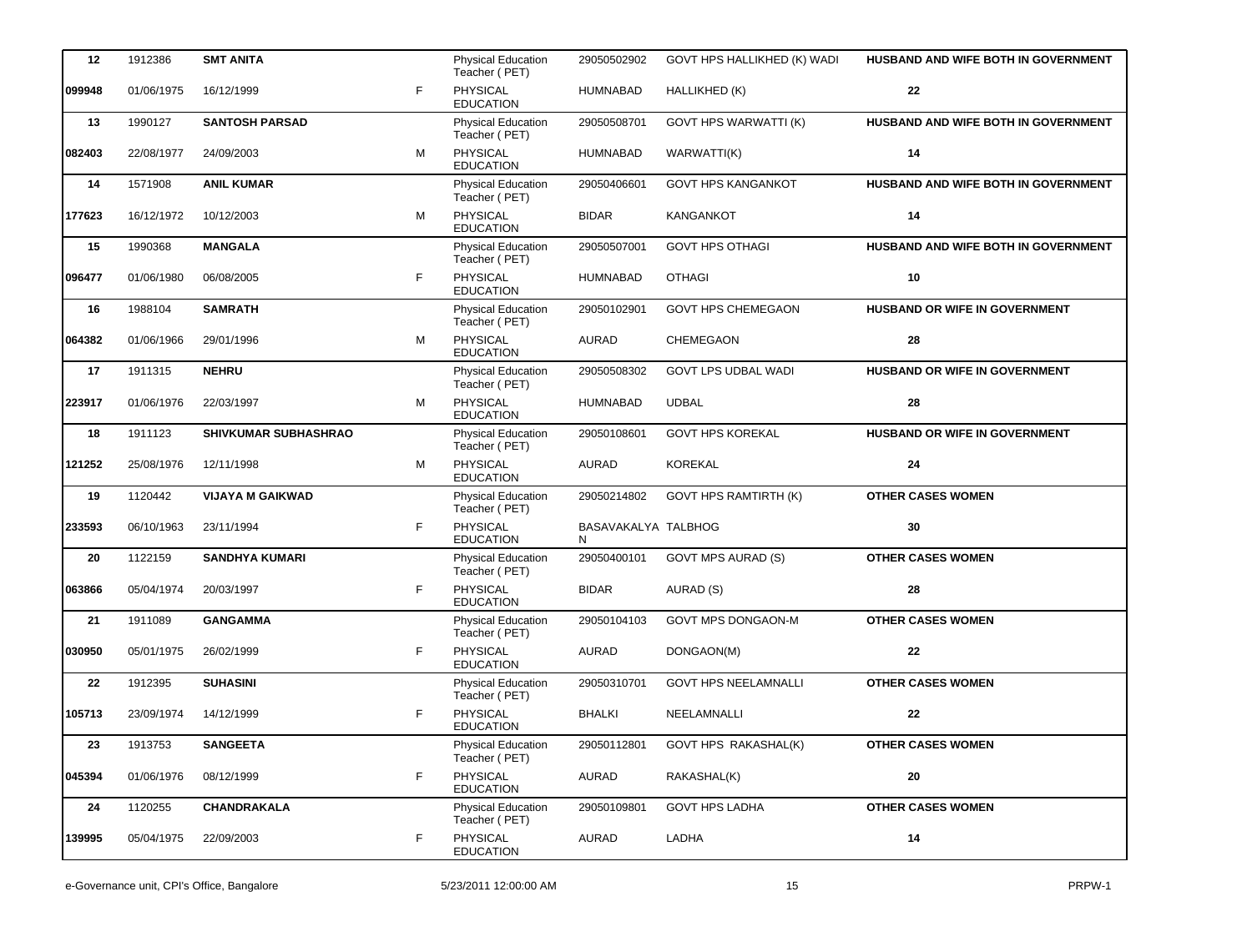| | | | | | | | |
|---|---|---|---|---|---|---|---|
| **12** | 1912386 | **SMT ANITA** | | Physical Education Teacher ( PET) | 29050502902 | GOVT HPS HALLIKHED (K) WADI | **HUSBAND AND WIFE BOTH IN GOVERNMENT** |
| **099948** | 01/06/1975 | 16/12/1999 | F | PHYSICAL EDUCATION | HUMNABAD | HALLIKHED (K) | **22** |
| **13** | 1990127 | **SANTOSH PARSAD** | | Physical Education Teacher ( PET) | 29050508701 | GOVT HPS WARWATTI (K) | **HUSBAND AND WIFE BOTH IN GOVERNMENT** |
| **082403** | 22/08/1977 | 24/09/2003 | M | PHYSICAL EDUCATION | HUMNABAD | WARWATTI(K) | **14** |
| **14** | 1571908 | **ANIL KUMAR** | | Physical Education Teacher ( PET) | 29050406601 | GOVT HPS KANGANKOT | **HUSBAND AND WIFE BOTH IN GOVERNMENT** |
| **177623** | 16/12/1972 | 10/12/2003 | M | PHYSICAL EDUCATION | BIDAR | KANGANKOT | **14** |
| **15** | 1990368 | **MANGALA** | | Physical Education Teacher ( PET) | 29050507001 | GOVT HPS OTHAGI | **HUSBAND AND WIFE BOTH IN GOVERNMENT** |
| **096477** | 01/06/1980 | 06/08/2005 | F | PHYSICAL EDUCATION | HUMNABAD | OTHAGI | **10** |
| **16** | 1988104 | **SAMRATH** | | Physical Education Teacher ( PET) | 29050102901 | GOVT HPS CHEMEGAON | **HUSBAND OR WIFE IN GOVERNMENT** |
| **064382** | 01/06/1966 | 29/01/1996 | M | PHYSICAL EDUCATION | AURAD | CHEMEGAON | **28** |
| **17** | 1911315 | **NEHRU** | | Physical Education Teacher ( PET) | 29050508302 | GOVT LPS UDBAL WADI | **HUSBAND OR WIFE IN GOVERNMENT** |
| **223917** | 01/06/1976 | 22/03/1997 | M | PHYSICAL EDUCATION | HUMNABAD | UDBAL | **28** |
| **18** | 1911123 | **SHIVKUMAR SUBHASHRAO** | | Physical Education Teacher ( PET) | 29050108601 | GOVT HPS KOREKAL | **HUSBAND OR WIFE IN GOVERNMENT** |
| **121252** | 25/08/1976 | 12/11/1998 | M | PHYSICAL EDUCATION | AURAD | KOREKAL | **24** |
| **19** | 1120442 | **VIJAYA M GAIKWAD** | | Physical Education Teacher ( PET) | 29050214802 | GOVT HPS RAMTIRTH (K) | **OTHER CASES WOMEN** |
| **233593** | 06/10/1963 | 23/11/1994 | F | PHYSICAL EDUCATION | BASAVAKALYAN | TALBHOG | **30** |
| **20** | 1122159 | **SANDHYA KUMARI** | | Physical Education Teacher ( PET) | 29050400101 | GOVT MPS AURAD (S) | **OTHER CASES WOMEN** |
| **063866** | 05/04/1974 | 20/03/1997 | F | PHYSICAL EDUCATION | BIDAR | AURAD (S) | **28** |
| **21** | 1911089 | **GANGAMMA** | | Physical Education Teacher ( PET) | 29050104103 | GOVT MPS DONGAON-M | **OTHER CASES WOMEN** |
| **030950** | 05/01/1975 | 26/02/1999 | F | PHYSICAL EDUCATION | AURAD | DONGAON(M) | **22** |
| **22** | 1912395 | **SUHASINI** | | Physical Education Teacher ( PET) | 29050310701 | GOVT HPS NEELAMNALLI | **OTHER CASES WOMEN** |
| **105713** | 23/09/1974 | 14/12/1999 | F | PHYSICAL EDUCATION | BHALKI | NEELAMNALLI | **22** |
| **23** | 1913753 | **SANGEETA** | | Physical Education Teacher ( PET) | 29050112801 | GOVT HPS RAKASHAL(K) | **OTHER CASES WOMEN** |
| **045394** | 01/06/1976 | 08/12/1999 | F | PHYSICAL EDUCATION | AURAD | RAKASHAL(K) | **20** |
| **24** | 1120255 | **CHANDRAKALA** | | Physical Education Teacher ( PET) | 29050109801 | GOVT HPS LADHA | **OTHER CASES WOMEN** |
| **139995** | 05/04/1975 | 22/09/2003 | F | PHYSICAL EDUCATION | AURAD | LADHA | **14** |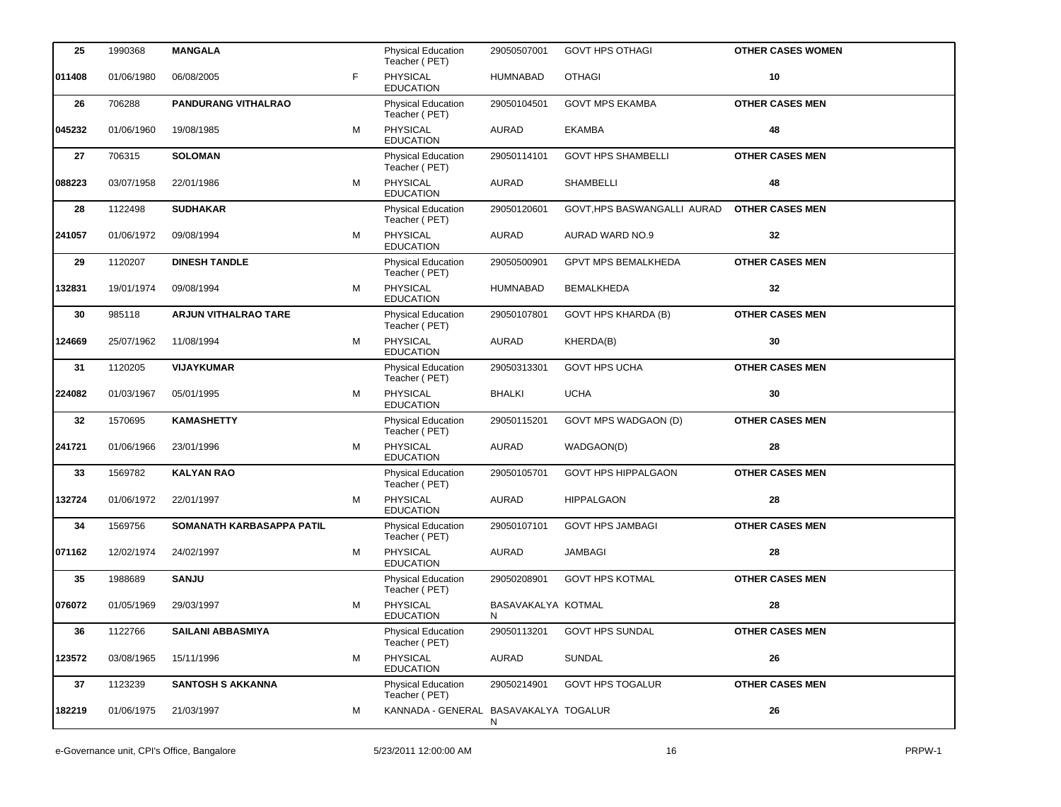| | | | | | | | |
|---|---|---|---|---|---|---|---|
| **25** | 1990368 | **MANGALA** | | Physical Education Teacher ( PET) | 29050507001 | GOVT HPS OTHAGI | **OTHER CASES WOMEN** |
| **011408** | 01/06/1980 | 06/08/2005 | F | PHYSICAL EDUCATION | HUMNABAD | OTHAGI | **10** |
| **26** | 706288 | **PANDURANG VITHALRAO** | | Physical Education Teacher ( PET) | 29050104501 | GOVT MPS EKAMBA | **OTHER CASES MEN** |
| **045232** | 01/06/1960 | 19/08/1985 | M | PHYSICAL EDUCATION | AURAD | EKAMBA | **48** |
| **27** | 706315 | **SOLOMAN** | | Physical Education Teacher ( PET) | 29050114101 | GOVT HPS SHAMBELLI | **OTHER CASES MEN** |
| **088223** | 03/07/1958 | 22/01/1986 | M | PHYSICAL EDUCATION | AURAD | SHAMBELLI | **48** |
| **28** | 1122498 | **SUDHAKAR** | | Physical Education Teacher ( PET) | 29050120601 | GOVT,HPS BASWANGALLI AURAD | **OTHER CASES MEN** |
| **241057** | 01/06/1972 | 09/08/1994 | M | PHYSICAL EDUCATION | AURAD | AURAD WARD NO.9 | **32** |
| **29** | 1120207 | **DINESH TANDLE** | | Physical Education Teacher ( PET) | 29050500901 | GPVT MPS BEMALKHEDA | **OTHER CASES MEN** |
| **132831** | 19/01/1974 | 09/08/1994 | M | PHYSICAL EDUCATION | HUMNABAD | BEMALKHEDA | **32** |
| **30** | 985118 | **ARJUN VITHALRAO TARE** | | Physical Education Teacher ( PET) | 29050107801 | GOVT HPS KHARDA (B) | **OTHER CASES MEN** |
| **124669** | 25/07/1962 | 11/08/1994 | M | PHYSICAL EDUCATION | AURAD | KHERDA(B) | **30** |
| **31** | 1120205 | **VIJAYKUMAR** | | Physical Education Teacher ( PET) | 29050313301 | GOVT HPS UCHA | **OTHER CASES MEN** |
| **224082** | 01/03/1967 | 05/01/1995 | M | PHYSICAL EDUCATION | BHALKI | UCHA | **30** |
| **32** | 1570695 | **KAMASHETTY** | | Physical Education Teacher ( PET) | 29050115201 | GOVT MPS WADGAON (D) | **OTHER CASES MEN** |
| **241721** | 01/06/1966 | 23/01/1996 | M | PHYSICAL EDUCATION | AURAD | WADGAON(D) | **28** |
| **33** | 1569782 | **KALYAN RAO** | | Physical Education Teacher ( PET) | 29050105701 | GOVT HPS HIPPALGAON | **OTHER CASES MEN** |
| **132724** | 01/06/1972 | 22/01/1997 | M | PHYSICAL EDUCATION | AURAD | HIPPALGAON | **28** |
| **34** | 1569756 | **SOMANATH KARBASAPPA PATIL** | | Physical Education Teacher ( PET) | 29050107101 | GOVT HPS JAMBAGI | **OTHER CASES MEN** |
| **071162** | 12/02/1974 | 24/02/1997 | M | PHYSICAL EDUCATION | AURAD | JAMBAGI | **28** |
| **35** | 1988689 | **SANJU** | | Physical Education Teacher ( PET) | 29050208901 | GOVT HPS KOTMAL | **OTHER CASES MEN** |
| **076072** | 01/05/1969 | 29/03/1997 | M | PHYSICAL EDUCATION | BASAVAKALYAN | KOTMAL | **28** |
| **36** | 1122766 | **SAILANI ABBASMIYA** | | Physical Education Teacher ( PET) | 29050113201 | GOVT HPS SUNDAL | **OTHER CASES MEN** |
| **123572** | 03/08/1965 | 15/11/1996 | M | PHYSICAL EDUCATION | AURAD | SUNDAL | **26** |
| **37** | 1123239 | **SANTOSH S AKKANNA** | | Physical Education Teacher ( PET) | 29050214901 | GOVT HPS TOGALUR | **OTHER CASES MEN** |
| **182219** | 01/06/1975 | 21/03/1997 | M | KANNADA - GENERAL | BASAVAKALYAN | TOGALUR | **26** |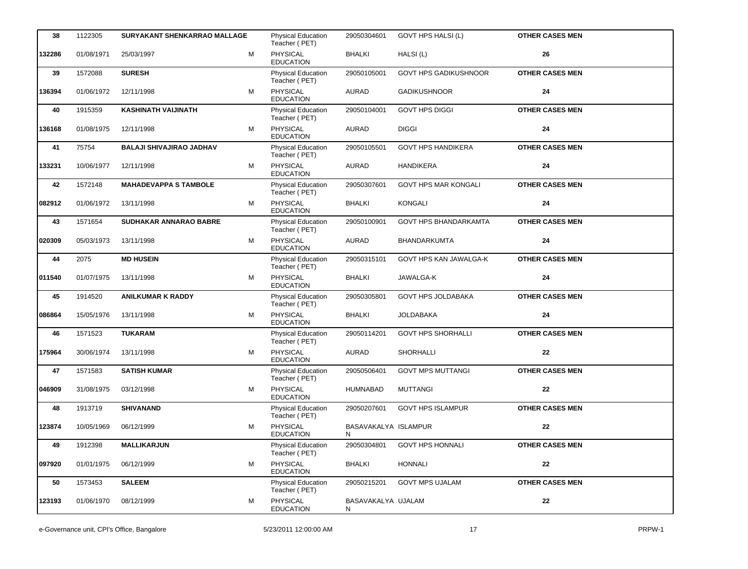| 38 | 1122305 | **SURYAKANT SHENKARRAO MALLAGE** | | Physical Education Teacher ( PET) | 29050304601 | GOVT HPS HALSI (L) | **OTHER CASES MEN** |
|---|---|---|---|---|---|---|---|
| **132286** | 01/08/1971 | 25/03/1997 | M | PHYSICAL EDUCATION | BHALKI | HALSI (L) | **26** |
| **39** | 1572088 | **SURESH** | | Physical Education Teacher ( PET) | 29050105001 | GOVT HPS GADIKUSHNOOR | **OTHER CASES MEN** |
| **136394** | 01/06/1972 | 12/11/1998 | M | PHYSICAL EDUCATION | AURAD | GADIKUSHNOOR | **24** |
| **40** | 1915359 | **KASHINATH VAIJINATH** | | Physical Education Teacher ( PET) | 29050104001 | GOVT HPS DIGGI | **OTHER CASES MEN** |
| **136168** | 01/08/1975 | 12/11/1998 | M | PHYSICAL EDUCATION | AURAD | DIGGI | **24** |
| **41** | 75754 | **BALAJI SHIVAJIRAO JADHAV** | | Physical Education Teacher ( PET) | 29050105501 | GOVT HPS HANDIKERA | **OTHER CASES MEN** |
| **133231** | 10/06/1977 | 12/11/1998 | M | PHYSICAL EDUCATION | AURAD | HANDIKERA | **24** |
| **42** | 1572148 | **MAHADEVAPPA S TAMBOLE** | | Physical Education Teacher ( PET) | 29050307601 | GOVT HPS MAR KONGALI | **OTHER CASES MEN** |
| **082912** | 01/06/1972 | 13/11/1998 | M | PHYSICAL EDUCATION | BHALKI | KONGALI | **24** |
| **43** | 1571654 | **SUDHAKAR ANNARAO BABRE** | | Physical Education Teacher ( PET) | 29050100901 | GOVT HPS BHANDARKAMTA | **OTHER CASES MEN** |
| **020309** | 05/03/1973 | 13/11/1998 | M | PHYSICAL EDUCATION | AURAD | BHANDARKUMTA | **24** |
| **44** | 2075 | **MD HUSEIN** | | Physical Education Teacher ( PET) | 29050315101 | GOVT HPS KAN JAWALGA-K | **OTHER CASES MEN** |
| **011540** | 01/07/1975 | 13/11/1998 | M | PHYSICAL EDUCATION | BHALKI | JAWALGA-K | **24** |
| **45** | 1914520 | **ANILKUMAR K RADDY** | | Physical Education Teacher ( PET) | 29050305801 | GOVT HPS JOLDABAKA | **OTHER CASES MEN** |
| **086864** | 15/05/1976 | 13/11/1998 | M | PHYSICAL EDUCATION | BHALKI | JOLDABAKA | **24** |
| **46** | 1571523 | **TUKARAM** | | Physical Education Teacher ( PET) | 29050114201 | GOVT HPS SHORHALLI | **OTHER CASES MEN** |
| **175964** | 30/06/1974 | 13/11/1998 | M | PHYSICAL EDUCATION | AURAD | SHORHALLI | **22** |
| **47** | 1571583 | **SATISH KUMAR** | | Physical Education Teacher ( PET) | 29050506401 | GOVT MPS MUTTANGI | **OTHER CASES MEN** |
| **046909** | 31/08/1975 | 03/12/1998 | M | PHYSICAL EDUCATION | HUMNABAD | MUTTANGI | **22** |
| **48** | 1913719 | **SHIVANAND** | | Physical Education Teacher ( PET) | 29050207601 | GOVT HPS ISLAMPUR | **OTHER CASES MEN** |
| **123874** | 10/05/1969 | 06/12/1999 | M | PHYSICAL EDUCATION | BASAVAKALYAN | ISLAMPUR | **22** |
| **49** | 1912398 | **MALLIKARJUN** | | Physical Education Teacher ( PET) | 29050304801 | GOVT HPS HONNALI | **OTHER CASES MEN** |
| **097920** | 01/01/1975 | 06/12/1999 | M | PHYSICAL EDUCATION | BHALKI | HONNALI | **22** |
| **50** | 1573453 | **SALEEM** | | Physical Education Teacher ( PET) | 29050215201 | GOVT MPS UJALAM | **OTHER CASES MEN** |
| **123193** | 01/06/1970 | 08/12/1999 | M | PHYSICAL EDUCATION | BASAVAKALYAN | UJALAM | **22** |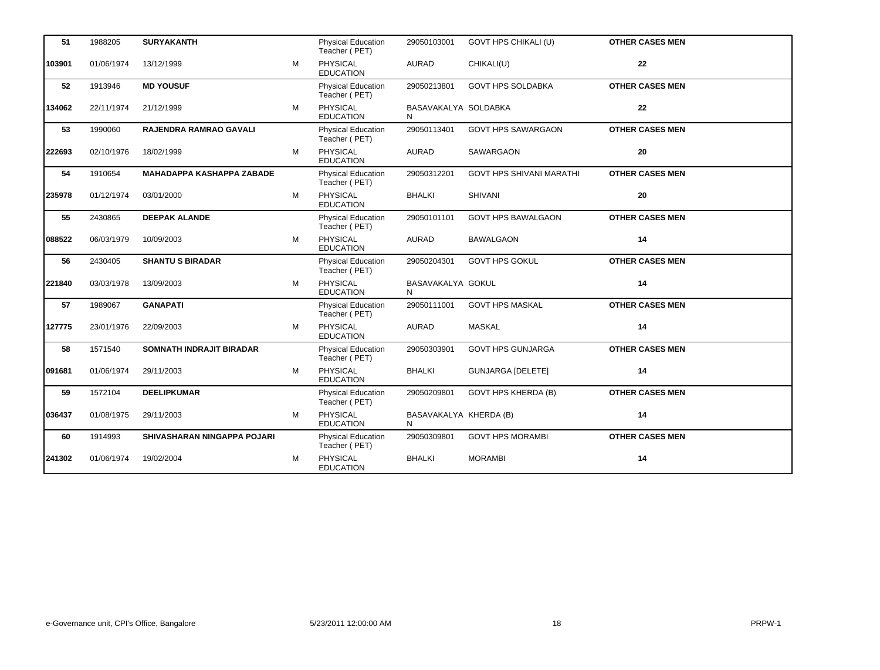| | | | | | | | |
|---|---|---|---|---|---|---|---|
| **51** | 1988205 | **SURYAKANTH** | | Physical Education Teacher ( PET) | 29050103001 | GOVT HPS CHIKALI (U) | **OTHER CASES MEN** |
| **103901** | 01/06/1974 | 13/12/1999 | M | PHYSICAL EDUCATION | AURAD | CHIKALI(U) | **22** |
| **52** | 1913946 | **MD YOUSUF** | | Physical Education Teacher ( PET) | 29050213801 | GOVT HPS SOLDABKA | **OTHER CASES MEN** |
| **134062** | 22/11/1974 | 21/12/1999 | M | PHYSICAL EDUCATION | BASAVAKALYAN | SOLDABKA | **22** |
| **53** | 1990060 | **RAJENDRA RAMRAO GAVALI** | | Physical Education Teacher ( PET) | 29050113401 | GOVT HPS SAWARGAON | **OTHER CASES MEN** |
| **222693** | 02/10/1976 | 18/02/1999 | M | PHYSICAL EDUCATION | AURAD | SAWARGAON | **20** |
| **54** | 1910654 | **MAHADAPPA KASHAPPA ZABADE** | | Physical Education Teacher ( PET) | 29050312201 | GOVT HPS SHIVANI MARATHI | **OTHER CASES MEN** |
| **235978** | 01/12/1974 | 03/01/2000 | M | PHYSICAL EDUCATION | BHALKI | SHIVANI | **20** |
| **55** | 2430865 | **DEEPAK ALANDE** | | Physical Education Teacher ( PET) | 29050101101 | GOVT HPS BAWALGAON | **OTHER CASES MEN** |
| **088522** | 06/03/1979 | 10/09/2003 | M | PHYSICAL EDUCATION | AURAD | BAWALGAON | **14** |
| **56** | 2430405 | **SHANTU S BIRADAR** | | Physical Education Teacher ( PET) | 29050204301 | GOVT HPS GOKUL | **OTHER CASES MEN** |
| **221840** | 03/03/1978 | 13/09/2003 | M | PHYSICAL EDUCATION | BASAVAKALYAN | GOKUL | **14** |
| **57** | 1989067 | **GANAPATI** | | Physical Education Teacher ( PET) | 29050111001 | GOVT HPS MASKAL | **OTHER CASES MEN** |
| **127775** | 23/01/1976 | 22/09/2003 | M | PHYSICAL EDUCATION | AURAD | MASKAL | **14** |
| **58** | 1571540 | **SOMNATH INDRAJIT BIRADAR** | | Physical Education Teacher ( PET) | 29050303901 | GOVT HPS GUNJARGA | **OTHER CASES MEN** |
| **091681** | 01/06/1974 | 29/11/2003 | M | PHYSICAL EDUCATION | BHALKI | GUNJARGA [DELETE] | **14** |
| **59** | 1572104 | **DEELIPKUMAR** | | Physical Education Teacher ( PET) | 29050209801 | GOVT HPS KHERDA (B) | **OTHER CASES MEN** |
| **036437** | 01/08/1975 | 29/11/2003 | M | PHYSICAL EDUCATION | BASAVAKALYAN | KHERDA (B) | **14** |
| **60** | 1914993 | **SHIVASHARAN NINGAPPA POJARI** | | Physical Education Teacher ( PET) | 29050309801 | GOVT HPS MORAMBI | **OTHER CASES MEN** |
| **241302** | 01/06/1974 | 19/02/2004 | M | PHYSICAL EDUCATION | BHALKI | MORAMBI | **14** |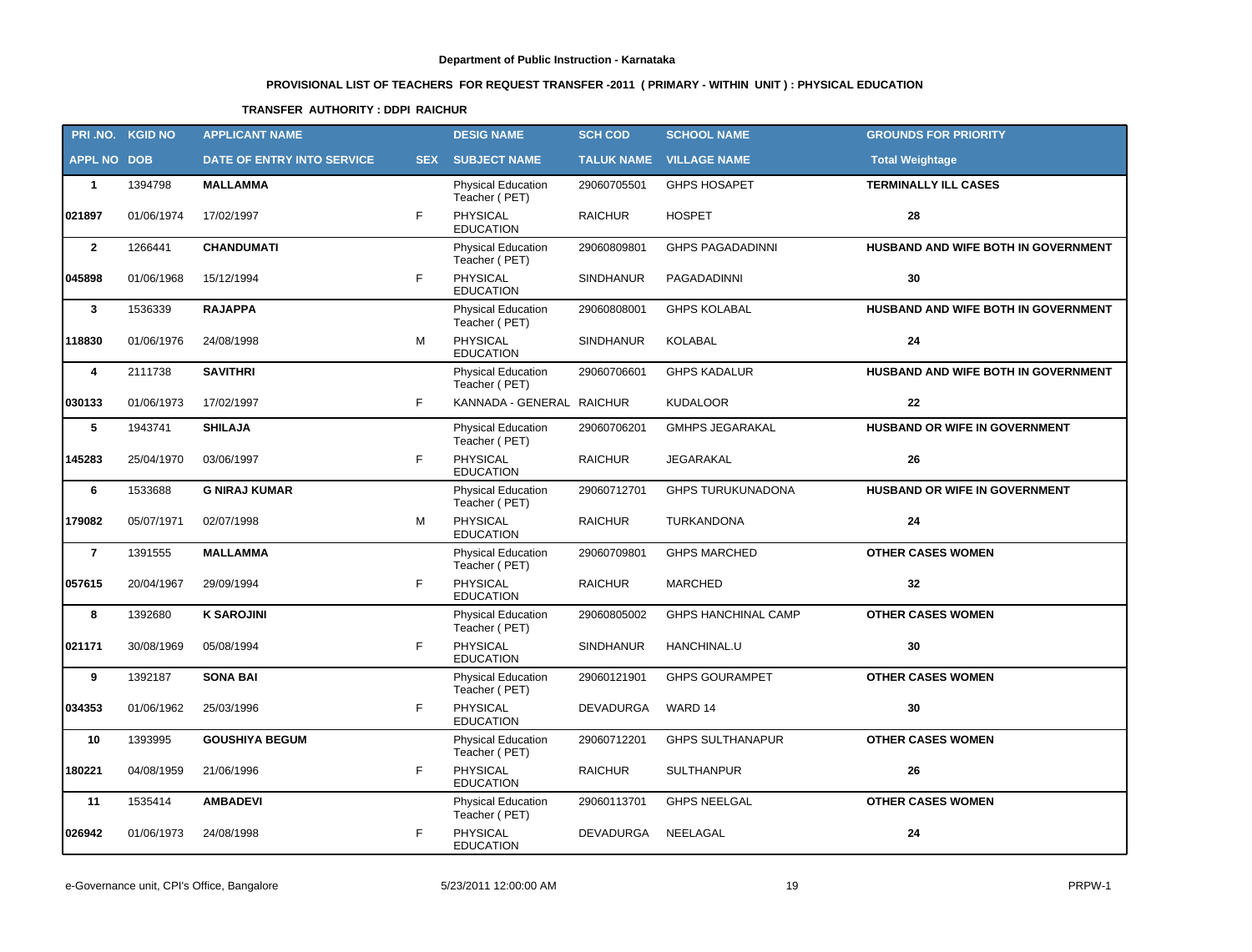**Department of Public Instruction - Karnataka**

**PROVISIONAL LIST OF TEACHERS FOR REQUEST TRANSFER -2011 ( PRIMARY - WITHIN UNIT ) : PHYSICAL EDUCATION**

**TRANSFER AUTHORITY : DDPI RAICHUR**

| PRI .NO. | KGID NO | APPLICANT NAME | | DESIG NAME | SCH COD | SCHOOL NAME | GROUNDS FOR PRIORITY |
|---|---|---|---|---|---|---|---|
| **APPL NO** | **DOB** | **DATE OF ENTRY INTO SERVICE** | **SEX** | **SUBJECT NAME** | **TALUK NAME** | **VILLAGE NAME** | **Total Weightage** |
| **1** | 1394798 | **MALLAMMA** | | Physical Education Teacher ( PET) | 29060705501 | GHPS HOSPET | **TERMINALLY ILL CASES** |
| **021897** | 01/06/1974 | 17/02/1997 | F | PHYSICAL EDUCATION | RAICHUR | HOSPET | **28** |
| **2** | 1266441 | **CHANDUMATI** | | Physical Education Teacher ( PET) | 29060809801 | GHPS PAGADADINNI | **HUSBAND AND WIFE BOTH IN GOVERNMENT** |
| **045898** | 01/06/1968 | 15/12/1994 | F | PHYSICAL EDUCATION | SINDHANUR | PAGADADINNI | **30** |
| **3** | 1536339 | **RAJAPPA** | | Physical Education Teacher ( PET) | 29060808001 | GHPS KOLABAL | **HUSBAND AND WIFE BOTH IN GOVERNMENT** |
| **118830** | 01/06/1976 | 24/08/1998 | M | PHYSICAL EDUCATION | SINDHANUR | KOLABAL | **24** |
| **4** | 2111738 | **SAVITHRI** | | Physical Education Teacher ( PET) | 29060706601 | GHPS KADALUR | **HUSBAND AND WIFE BOTH IN GOVERNMENT** |
| **030133** | 01/06/1973 | 17/02/1997 | F | KANNADA - GENERAL | RAICHUR | KUDALOOR | **22** |
| **5** | 1943741 | **SHILAJA** | | Physical Education Teacher ( PET) | 29060706201 | GMHPS JEGARAKAL | **HUSBAND OR WIFE IN GOVERNMENT** |
| **145283** | 25/04/1970 | 03/06/1997 | F | PHYSICAL EDUCATION | RAICHUR | JEGARAKAL | **26** |
| **6** | 1533688 | **G NIRAJ KUMAR** | | Physical Education Teacher ( PET) | 29060712701 | GHPS TURUKUNADONA | **HUSBAND OR WIFE IN GOVERNMENT** |
| **179082** | 05/07/1971 | 02/07/1998 | M | PHYSICAL EDUCATION | RAICHUR | TURKANDONA | **24** |
| **7** | 1391555 | **MALLAMMA** | | Physical Education Teacher ( PET) | 29060709801 | GHPS MARCHED | **OTHER CASES WOMEN** |
| **057615** | 20/04/1967 | 29/09/1994 | F | PHYSICAL EDUCATION | RAICHUR | MARCHED | **32** |
| **8** | 1392680 | **K SAROJINI** | | Physical Education Teacher ( PET) | 29060805002 | GHPS HANCHINAL CAMP | **OTHER CASES WOMEN** |
| **021171** | 30/08/1969 | 05/08/1994 | F | PHYSICAL EDUCATION | SINDHANUR | HANCHINAL.U | **30** |
| **9** | 1392187 | **SONA BAI** | | Physical Education Teacher ( PET) | 29060121901 | GHPS GOURAMPET | **OTHER CASES WOMEN** |
| **034353** | 01/06/1962 | 25/03/1996 | F | PHYSICAL EDUCATION | DEVADURGA | WARD 14 | **30** |
| **10** | 1393995 | **GOUSHIYA BEGUM** | | Physical Education Teacher ( PET) | 29060712201 | GHPS SULTHANAPUR | **OTHER CASES WOMEN** |
| **180221** | 04/08/1959 | 21/06/1996 | F | PHYSICAL EDUCATION | RAICHUR | SULTHANPUR | **26** |
| **11** | 1535414 | **AMBADEVI** | | Physical Education Teacher ( PET) | 29060113701 | GHPS NEELGAL | **OTHER CASES WOMEN** |
| **026942** | 01/06/1973 | 24/08/1998 | F | PHYSICAL EDUCATION | DEVADURGA | NEELAGAL | **24** |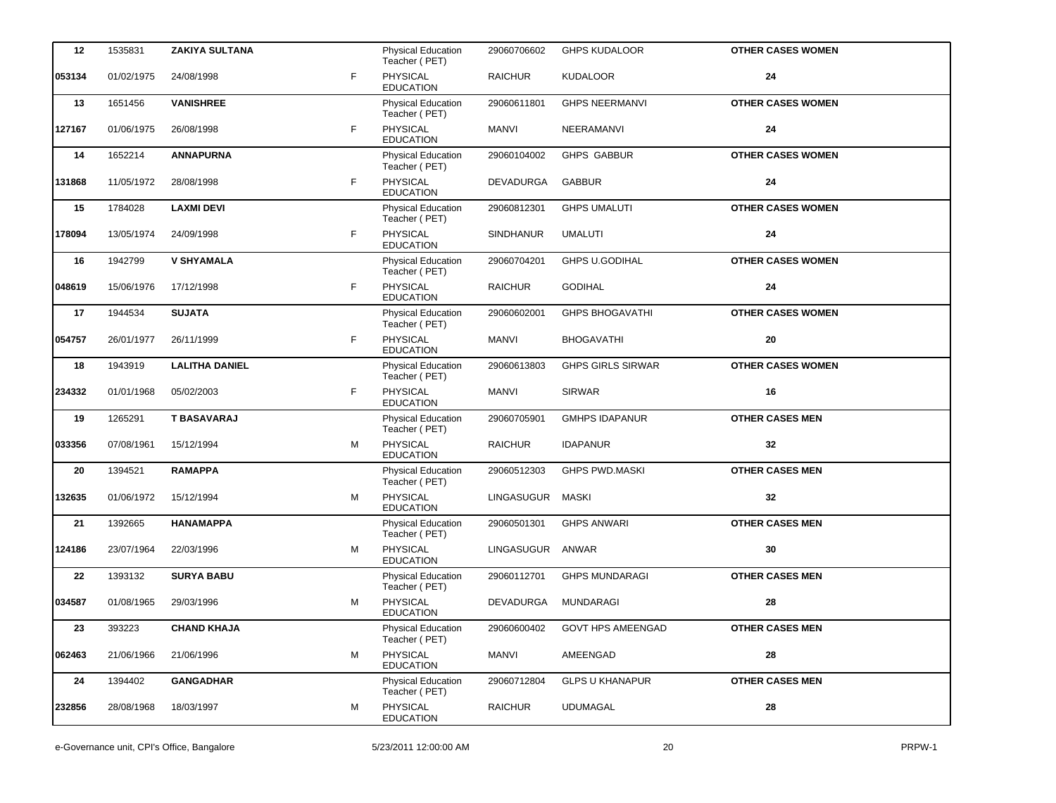| | | | | | | | |
|---|---|---|---|---|---|---|---|
| 12 | 1535831 | **ZAKIYA SULTANA** | | Physical Education Teacher ( PET) | 29060706602 | GHPS KUDALOOR | **OTHER CASES WOMEN** |
| 053134 | 01/02/1975 | 24/08/1998 | F | PHYSICAL EDUCATION | RAICHUR | KUDALOOR | **24** |
| 13 | 1651456 | **VANISHREE** | | Physical Education Teacher ( PET) | 29060611801 | GHPS NEERMANVI | **OTHER CASES WOMEN** |
| 127167 | 01/06/1975 | 26/08/1998 | F | PHYSICAL EDUCATION | MANVI | NEERAMANVI | **24** |
| 14 | 1652214 | **ANNAPURNA** | | Physical Education Teacher ( PET) | 29060104002 | GHPS GABBUR | **OTHER CASES WOMEN** |
| 131868 | 11/05/1972 | 28/08/1998 | F | PHYSICAL EDUCATION | DEVADURGA | GABBUR | **24** |
| 15 | 1784028 | **LAXMI DEVI** | | Physical Education Teacher ( PET) | 29060812301 | GHPS UMALUTI | **OTHER CASES WOMEN** |
| 178094 | 13/05/1974 | 24/09/1998 | F | PHYSICAL EDUCATION | SINDHANUR | UMALUTI | **24** |
| 16 | 1942799 | **V SHYAMALA** | | Physical Education Teacher ( PET) | 29060704201 | GHPS U.GODIHAL | **OTHER CASES WOMEN** |
| 048619 | 15/06/1976 | 17/12/1998 | F | PHYSICAL EDUCATION | RAICHUR | GODIHAL | **24** |
| 17 | 1944534 | **SUJATA** | | Physical Education Teacher ( PET) | 29060602001 | GHPS BHOGAVATHI | **OTHER CASES WOMEN** |
| 054757 | 26/01/1977 | 26/11/1999 | F | PHYSICAL EDUCATION | MANVI | BHOGAVATHI | **20** |
| 18 | 1943919 | **LALITHA DANIEL** | | Physical Education Teacher ( PET) | 29060613803 | GHPS GIRLS SIRWAR | **OTHER CASES WOMEN** |
| 234332 | 01/01/1968 | 05/02/2003 | F | PHYSICAL EDUCATION | MANVI | SIRWAR | **16** |
| 19 | 1265291 | **T BASAVARAJ** | | Physical Education Teacher ( PET) | 29060705901 | GMHPS IDAPANUR | **OTHER CASES MEN** |
| 033356 | 07/08/1961 | 15/12/1994 | M | PHYSICAL EDUCATION | RAICHUR | IDAPANUR | **32** |
| 20 | 1394521 | **RAMAPPA** | | Physical Education Teacher ( PET) | 29060512303 | GHPS PWD.MASKI | **OTHER CASES MEN** |
| 132635 | 01/06/1972 | 15/12/1994 | M | PHYSICAL EDUCATION | LINGASUGUR | MASKI | **32** |
| 21 | 1392665 | **HANAMAPPA** | | Physical Education Teacher ( PET) | 29060501301 | GHPS ANWARI | **OTHER CASES MEN** |
| 124186 | 23/07/1964 | 22/03/1996 | M | PHYSICAL EDUCATION | LINGASUGUR | ANWAR | **30** |
| 22 | 1393132 | **SURYA BABU** | | Physical Education Teacher ( PET) | 29060112701 | GHPS MUNDARAGI | **OTHER CASES MEN** |
| 034587 | 01/08/1965 | 29/03/1996 | M | PHYSICAL EDUCATION | DEVADURGA | MUNDARAGI | **28** |
| 23 | 393223 | **CHAND KHAJA** | | Physical Education Teacher ( PET) | 29060600402 | GOVT HPS AMEENGAD | **OTHER CASES MEN** |
| 062463 | 21/06/1966 | 21/06/1996 | M | PHYSICAL EDUCATION | MANVI | AMEENGAD | **28** |
| 24 | 1394402 | **GANGADHAR** | | Physical Education Teacher ( PET) | 29060712804 | GLPS U KHANAPUR | **OTHER CASES MEN** |
| 232856 | 28/08/1968 | 18/03/1997 | M | PHYSICAL EDUCATION | RAICHUR | UDUMAGAL | **28** |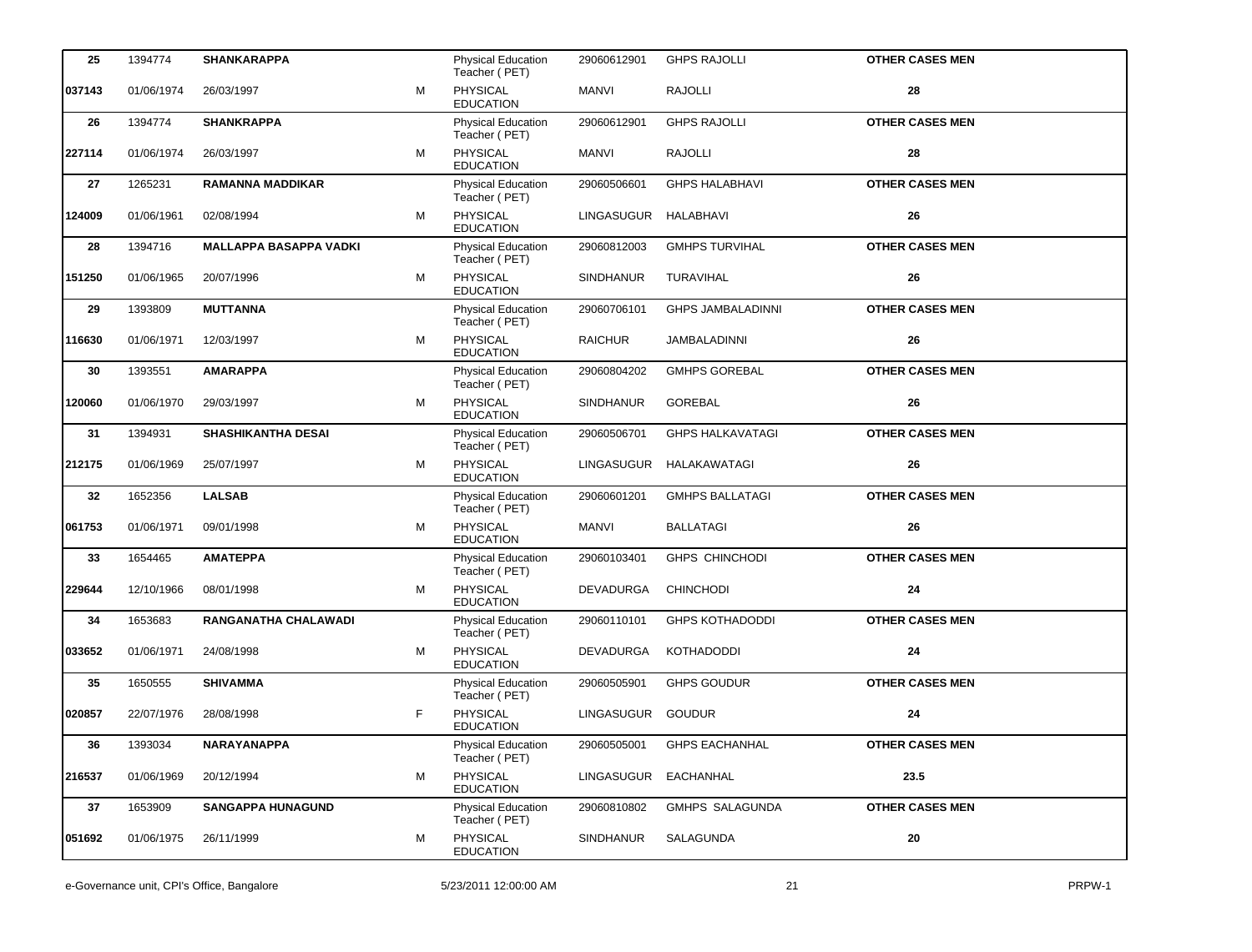| 25 | 1394774 | SHANKARAPPA | | Physical Education Teacher ( PET) | 29060612901 | GHPS RAJOLLI | OTHER CASES MEN |
|---|---|---|---|---|---|---|---|
| 037143 | 01/06/1974 | 26/03/1997 | M | PHYSICAL EDUCATION | MANVI | RAJOLLI | 28 |
| 26 | 1394774 | SHANKRAPPA | | Physical Education Teacher ( PET) | 29060612901 | GHPS RAJOLLI | OTHER CASES MEN |
| 227114 | 01/06/1974 | 26/03/1997 | M | PHYSICAL EDUCATION | MANVI | RAJOLLI | 28 |
| 27 | 1265231 | RAMANNA MADDIKAR | | Physical Education Teacher ( PET) | 29060506601 | GHPS HALABHAVI | OTHER CASES MEN |
| 124009 | 01/06/1961 | 02/08/1994 | M | PHYSICAL EDUCATION | LINGASUGUR | HALABHAVI | 26 |
| 28 | 1394716 | MALLAPPA BASAPPA VADKI | | Physical Education Teacher ( PET) | 29060812003 | GMHPS TURVIHAL | OTHER CASES MEN |
| 151250 | 01/06/1965 | 20/07/1996 | M | PHYSICAL EDUCATION | SINDHANUR | TURAVIHAL | 26 |
| 29 | 1393809 | MUTTANNA | | Physical Education Teacher ( PET) | 29060706101 | GHPS JAMBALADINNI | OTHER CASES MEN |
| 116630 | 01/06/1971 | 12/03/1997 | M | PHYSICAL EDUCATION | RAICHUR | JAMBALADINNI | 26 |
| 30 | 1393551 | AMARAPPA | | Physical Education Teacher ( PET) | 29060804202 | GMHPS GOREBAL | OTHER CASES MEN |
| 120060 | 01/06/1970 | 29/03/1997 | M | PHYSICAL EDUCATION | SINDHANUR | GOREBAL | 26 |
| 31 | 1394931 | SHASHIKANTHA DESAI | | Physical Education Teacher ( PET) | 29060506701 | GHPS HALKAVATAGI | OTHER CASES MEN |
| 212175 | 01/06/1969 | 25/07/1997 | M | PHYSICAL EDUCATION | LINGASUGUR | HALAKAWATAGI | 26 |
| 32 | 1652356 | LALSAB | | Physical Education Teacher ( PET) | 29060601201 | GMHPS BALLATAGI | OTHER CASES MEN |
| 061753 | 01/06/1971 | 09/01/1998 | M | PHYSICAL EDUCATION | MANVI | BALLATAGI | 26 |
| 33 | 1654465 | AMATEPPA | | Physical Education Teacher ( PET) | 29060103401 | GHPS CHINCHODI | OTHER CASES MEN |
| 229644 | 12/10/1966 | 08/01/1998 | M | PHYSICAL EDUCATION | DEVADURGA | CHINCHODI | 24 |
| 34 | 1653683 | RANGANATHA CHALAWADI | | Physical Education Teacher ( PET) | 29060110101 | GHPS KOTHADODDI | OTHER CASES MEN |
| 033652 | 01/06/1971 | 24/08/1998 | M | PHYSICAL EDUCATION | DEVADURGA | KOTHADODDI | 24 |
| 35 | 1650555 | SHIVAMMA | | Physical Education Teacher ( PET) | 29060505901 | GHPS GOUDUR | OTHER CASES MEN |
| 020857 | 22/07/1976 | 28/08/1998 | F | PHYSICAL EDUCATION | LINGASUGUR | GOUDUR | 24 |
| 36 | 1393034 | NARAYANAPPA | | Physical Education Teacher ( PET) | 29060505001 | GHPS EACHANHAL | OTHER CASES MEN |
| 216537 | 01/06/1969 | 20/12/1994 | M | PHYSICAL EDUCATION | LINGASUGUR | EACHANHAL | 23.5 |
| 37 | 1653909 | SANGAPPA HUNAGUND | | Physical Education Teacher ( PET) | 29060810802 | GMHPS SALAGUNDA | OTHER CASES MEN |
| 051692 | 01/06/1975 | 26/11/1999 | M | PHYSICAL EDUCATION | SINDHANUR | SALAGUNDA | 20 |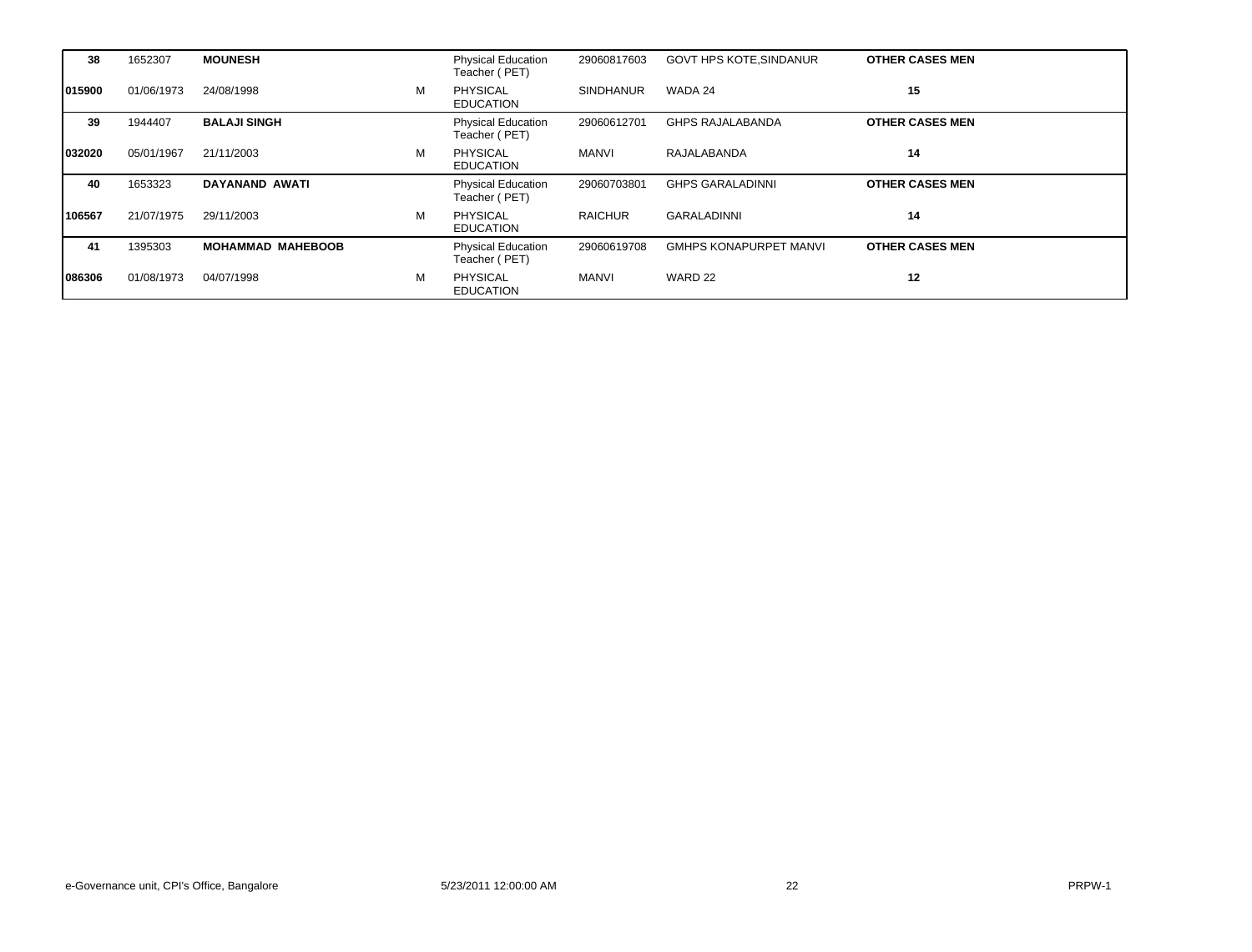| | | | | | | | |
|---|---|---|---|---|---|---|---|
| **38** | 1652307 | **MOUNESH** | | Physical Education Teacher ( PET) | 29060817603 | GOVT HPS KOTE,SINDANUR | **OTHER CASES MEN** |
| **015900** | 01/06/1973 | 24/08/1998 | M | PHYSICAL EDUCATION | SINDHANUR | WADA 24 | **15** |
| **39** | 1944407 | **BALAJI SINGH** | | Physical Education Teacher ( PET) | 29060612701 | GHPS RAJALABANDA | **OTHER CASES MEN** |
| **032020** | 05/01/1967 | 21/11/2003 | M | PHYSICAL EDUCATION | MANVI | RAJALABANDA | **14** |
| **40** | 1653323 | **DAYANAND AWATI** | | Physical Education Teacher ( PET) | 29060703801 | GHPS GARALADINNI | **OTHER CASES MEN** |
| **106567** | 21/07/1975 | 29/11/2003 | M | PHYSICAL EDUCATION | RAICHUR | GARALADINNI | **14** |
| **41** | 1395303 | **MOHAMMAD MAHEBOOB** | | Physical Education Teacher ( PET) | 29060619708 | GMHPS KONAPURPET MANVI | **OTHER CASES MEN** |
| **086306** | 01/08/1973 | 04/07/1998 | M | PHYSICAL EDUCATION | MANVI | WARD 22 | **12** |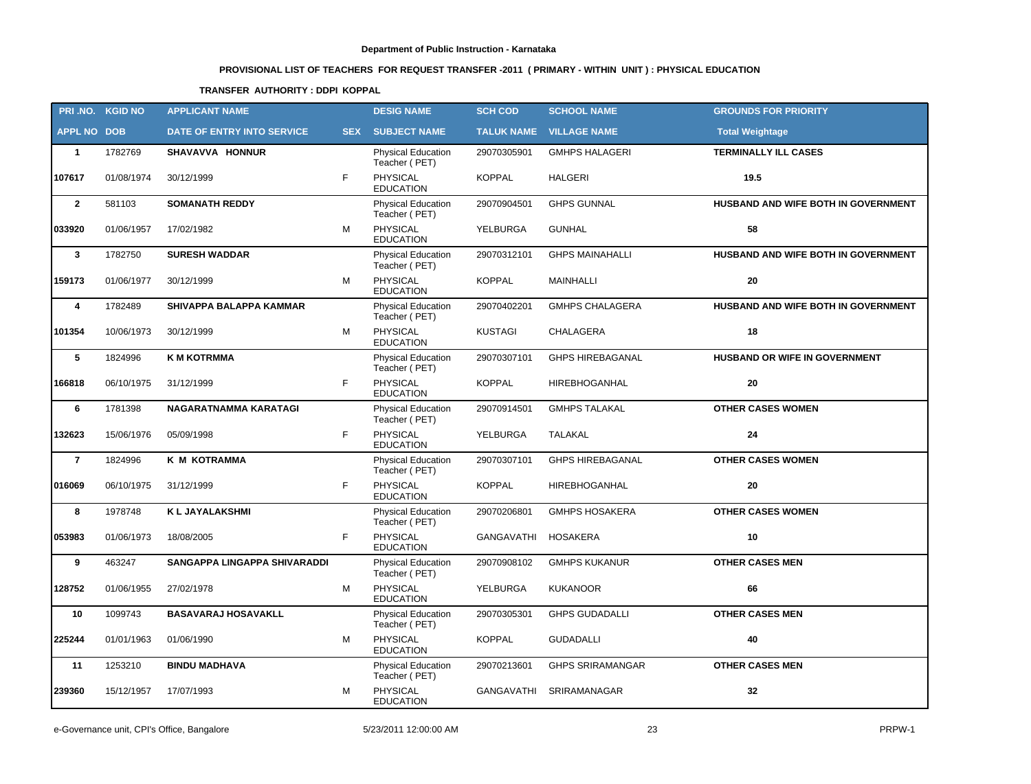**Department of Public Instruction - Karnataka**

**PROVISIONAL LIST OF TEACHERS FOR REQUEST TRANSFER -2011 ( PRIMARY - WITHIN UNIT ) : PHYSICAL EDUCATION**

**TRANSFER AUTHORITY : DDPI KOPPAL**

| PRI .NO. | KGID NO | APPLICANT NAME | | DESIG NAME | SCH COD | SCHOOL NAME | GROUNDS FOR PRIORITY |
|---|---|---|---|---|---|---|---|
| **APPL NO** | **DOB** | **DATE OF ENTRY INTO SERVICE** | **SEX** | **SUBJECT NAME** | **TALUK NAME** | **VILLAGE NAME** | **Total Weightage** |
| **1** | 1782769 | **SHAVAVVA HONNUR** | | Physical Education Teacher ( PET) | 29070305901 | GMHPS HALAGERI | **TERMINALLY ILL CASES** |
| **107617** | 01/08/1974 | 30/12/1999 | F | PHYSICAL EDUCATION | KOPPAL | HALGERI | **19.5** |
| **2** | 581103 | **SOMANATH REDDY** | | Physical Education Teacher ( PET) | 29070904501 | GHPS GUNNAL | **HUSBAND AND WIFE BOTH IN GOVERNMENT** |
| **033920** | 01/06/1957 | 17/02/1982 | M | PHYSICAL EDUCATION | YELBURGA | GUNHAL | **58** |
| **3** | 1782750 | **SURESH WADDAR** | | Physical Education Teacher ( PET) | 29070312101 | GHPS MAINAHALLI | **HUSBAND AND WIFE BOTH IN GOVERNMENT** |
| **159173** | 01/06/1977 | 30/12/1999 | M | PHYSICAL EDUCATION | KOPPAL | MAINHALLI | **20** |
| **4** | 1782489 | **SHIVAPPA BALAPPA KAMMAR** | | Physical Education Teacher ( PET) | 29070402201 | GMHPS CHALAGERA | **HUSBAND AND WIFE BOTH IN GOVERNMENT** |
| **101354** | 10/06/1973 | 30/12/1999 | M | PHYSICAL EDUCATION | KUSTAGI | CHALAGERA | **18** |
| **5** | 1824996 | **K M KOTRMMA** | | Physical Education Teacher ( PET) | 29070307101 | GHPS HIREBAGANAL | **HUSBAND OR WIFE IN GOVERNMENT** |
| **166818** | 06/10/1975 | 31/12/1999 | F | PHYSICAL EDUCATION | KOPPAL | HIREBHOGANHAL | **20** |
| **6** | 1781398 | **NAGARATNAMMA KARATAGI** | | Physical Education Teacher ( PET) | 29070914501 | GMHPS TALAKAL | **OTHER CASES WOMEN** |
| **132623** | 15/06/1976 | 05/09/1998 | F | PHYSICAL EDUCATION | YELBURGA | TALAKAL | **24** |
| **7** | 1824996 | **K M KOTRAMMA** | | Physical Education Teacher ( PET) | 29070307101 | GHPS HIREBAGANAL | **OTHER CASES WOMEN** |
| **016069** | 06/10/1975 | 31/12/1999 | F | PHYSICAL EDUCATION | KOPPAL | HIREBHOGANHAL | **20** |
| **8** | 1978748 | **K L JAYALAKSHMI** | | Physical Education Teacher ( PET) | 29070206801 | GMHPS HOSAKERA | **OTHER CASES WOMEN** |
| **053983** | 01/06/1973 | 18/08/2005 | F | PHYSICAL EDUCATION | GANGAVATHI | HOSAKERA | **10** |
| **9** | 463247 | **SANGAPPA LINGAPPA SHIVARADDI** | | Physical Education Teacher ( PET) | 29070908102 | GMHPS KUKANUR | **OTHER CASES MEN** |
| **128752** | 01/06/1955 | 27/02/1978 | M | PHYSICAL EDUCATION | YELBURGA | KUKANOOR | **66** |
| **10** | 1099743 | **BASAVARAJ HOSAVAKLL** | | Physical Education Teacher ( PET) | 29070305301 | GHPS GUDADALLI | **OTHER CASES MEN** |
| **225244** | 01/01/1963 | 01/06/1990 | M | PHYSICAL EDUCATION | KOPPAL | GUDADALLI | **40** |
| **11** | 1253210 | **BINDU MADHAVA** | | Physical Education Teacher ( PET) | 29070213601 | GHPS SRIRAMANGAR | **OTHER CASES MEN** |
| **239360** | 15/12/1957 | 17/07/1993 | M | PHYSICAL EDUCATION | GANGAVATHI | SRIRAMANAGAR | **32** |

e-Governance unit, CPI's Office, Bangalore 5/23/2011 12:00:00 AM PRPW-1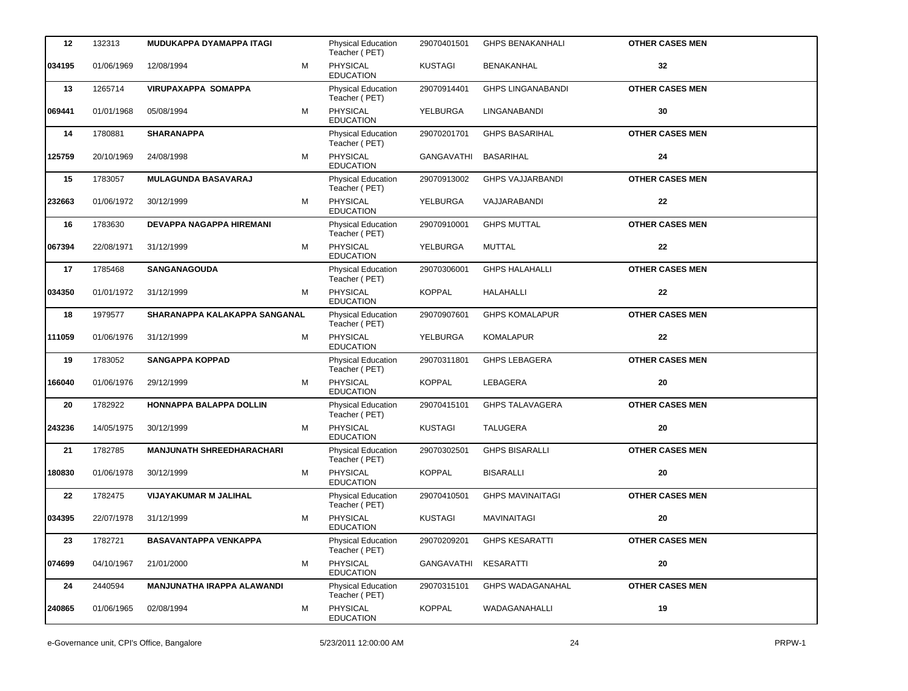| | | | | | | | |
|---|---|---|---|---|---|---|---|
| **12** | 132313 | **MUDUKAPPA DYAMAPPA ITAGI** | | Physical Education Teacher ( PET) | 29070401501 | GHPS BENAKANHALI | **OTHER CASES MEN** |
| **034195** | 01/06/1969 | 12/08/1994 | M | PHYSICAL EDUCATION | KUSTAGI | BENAKANHAL | **32** |
| **13** | 1265714 | **VIRUPAXAPPA SOMAPPA** | | Physical Education Teacher ( PET) | 29070914401 | GHPS LINGANABANDI | **OTHER CASES MEN** |
| **069441** | 01/01/1968 | 05/08/1994 | M | PHYSICAL EDUCATION | YELBURGA | LINGANABANDI | **30** |
| **14** | 1780881 | **SHARANAPPA** | | Physical Education Teacher ( PET) | 29070201701 | GHPS BASARIHAL | **OTHER CASES MEN** |
| **125759** | 20/10/1969 | 24/08/1998 | M | PHYSICAL EDUCATION | GANGAVATHI | BASARIHAL | **24** |
| **15** | 1783057 | **MULAGUNDA BASAVARAJ** | | Physical Education Teacher ( PET) | 29070913002 | GHPS VAJJARBANDI | **OTHER CASES MEN** |
| **232663** | 01/06/1972 | 30/12/1999 | M | PHYSICAL EDUCATION | YELBURGA | VAJJARABANDI | **22** |
| **16** | 1783630 | **DEVAPPA NAGAPPA HIREMANI** | | Physical Education Teacher ( PET) | 29070910001 | GHPS MUTTAL | **OTHER CASES MEN** |
| **067394** | 22/08/1971 | 31/12/1999 | M | PHYSICAL EDUCATION | YELBURGA | MUTTAL | **22** |
| **17** | 1785468 | **SANGANAGOUDA** | | Physical Education Teacher ( PET) | 29070306001 | GHPS HALAHALLI | **OTHER CASES MEN** |
| **034350** | 01/01/1972 | 31/12/1999 | M | PHYSICAL EDUCATION | KOPPAL | HALAHALLI | **22** |
| **18** | 1979577 | **SHARANAPPA KALAKAPPA SANGANAL** | | Physical Education Teacher ( PET) | 29070907601 | GHPS KOMALAPUR | **OTHER CASES MEN** |
| **111059** | 01/06/1976 | 31/12/1999 | M | PHYSICAL EDUCATION | YELBURGA | KOMALAPUR | **22** |
| **19** | 1783052 | **SANGAPPA KOPPAD** | | Physical Education Teacher ( PET) | 29070311801 | GHPS LEBAGERA | **OTHER CASES MEN** |
| **166040** | 01/06/1976 | 29/12/1999 | M | PHYSICAL EDUCATION | KOPPAL | LEBAGERA | **20** |
| **20** | 1782922 | **HONNAPPA BALAPPA DOLLIN** | | Physical Education Teacher ( PET) | 29070415101 | GHPS TALAVAGERA | **OTHER CASES MEN** |
| **243236** | 14/05/1975 | 30/12/1999 | M | PHYSICAL EDUCATION | KUSTAGI | TALUGERA | **20** |
| **21** | 1782785 | **MANJUNATH SHREEDHARACHARI** | | Physical Education Teacher ( PET) | 29070302501 | GHPS BISARALLI | **OTHER CASES MEN** |
| **180830** | 01/06/1978 | 30/12/1999 | M | PHYSICAL EDUCATION | KOPPAL | BISARALLI | **20** |
| **22** | 1782475 | **VIJAYAKUMAR M JALIHAL** | | Physical Education Teacher ( PET) | 29070410501 | GHPS MAVINAITAGI | **OTHER CASES MEN** |
| **034395** | 22/07/1978 | 31/12/1999 | M | PHYSICAL EDUCATION | KUSTAGI | MAVINAITAGI | **20** |
| **23** | 1782721 | **BASAVANTAPPA VENKAPPA** | | Physical Education Teacher ( PET) | 29070209201 | GHPS KESARATTI | **OTHER CASES MEN** |
| **074699** | 04/10/1967 | 21/01/2000 | M | PHYSICAL EDUCATION | GANGAVATHI | KESARATTI | **20** |
| **24** | 2440594 | **MANJUNATHA IRAPPA ALAWANDI** | | Physical Education Teacher ( PET) | 29070315101 | GHPS WADAGANAHAL | **OTHER CASES MEN** |
| **240865** | 01/06/1965 | 02/08/1994 | M | PHYSICAL EDUCATION | KOPPAL | WADAGANAHALLI | **19** |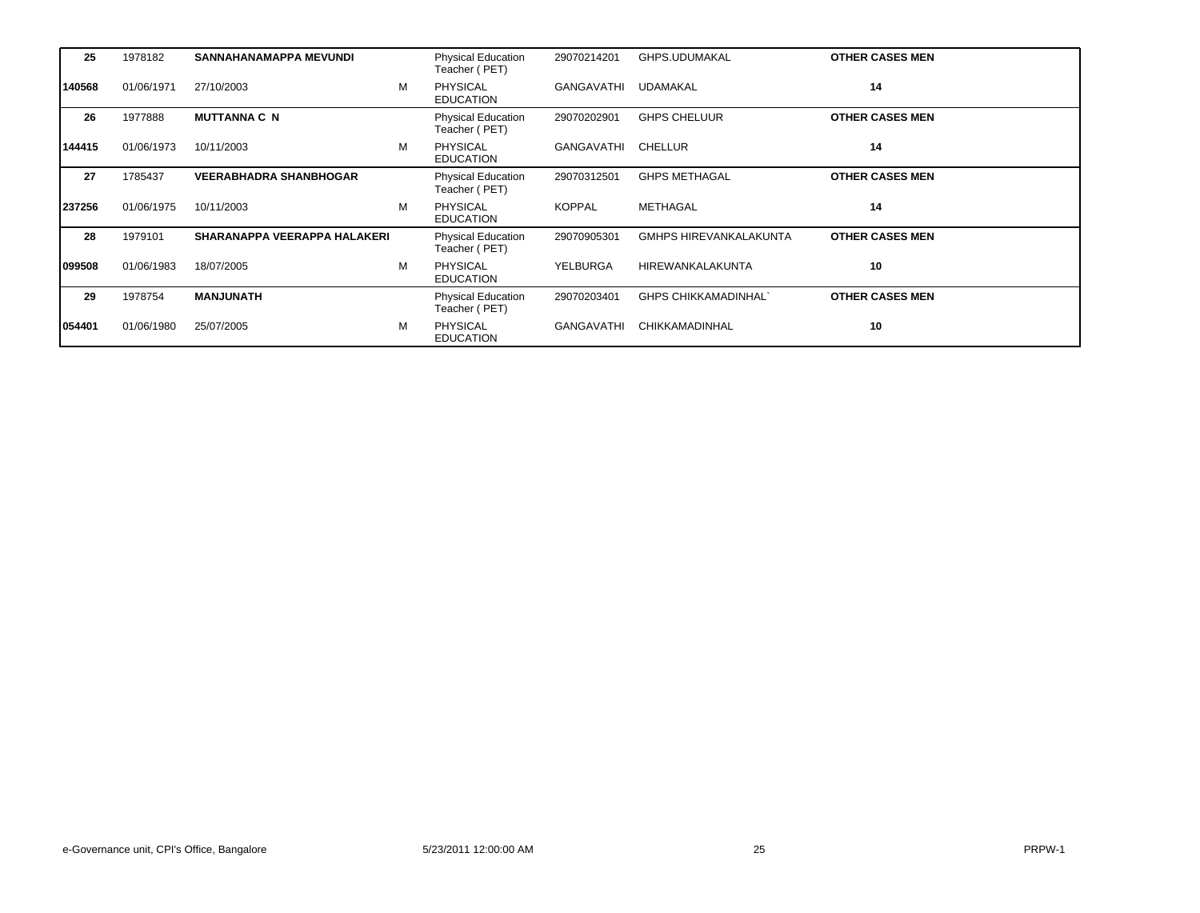| | | | | | | | |
|---|---|---|---|---|---|---|---|
| **25** | 1978182 | **SANNAHANAMAPPA MEVUNDI** | | Physical Education Teacher ( PET) | 29070214201 | GHPS.UDUMAKAL | **OTHER CASES MEN** |
| **140568** | 01/06/1971 | 27/10/2003 | M | PHYSICAL EDUCATION | GANGAVATHI | UDAMAKAL | **14** |
| **26** | 1977888 | **MUTTANNA C N** | | Physical Education Teacher ( PET) | 29070202901 | GHPS CHELUUR | **OTHER CASES MEN** |
| **144415** | 01/06/1973 | 10/11/2003 | M | PHYSICAL EDUCATION | GANGAVATHI | CHELLUR | **14** |
| **27** | 1785437 | **VEERABHADRA SHANBHOGAR** | | Physical Education Teacher ( PET) | 29070312501 | GHPS METHAGAL | **OTHER CASES MEN** |
| **237256** | 01/06/1975 | 10/11/2003 | M | PHYSICAL EDUCATION | KOPPAL | METHAGAL | **14** |
| **28** | 1979101 | **SHARANAPPA VEERAPPA HALAKERI** | | Physical Education Teacher ( PET) | 29070905301 | GMHPS HIREVANKALAKUNTA | **OTHER CASES MEN** |
| **099508** | 01/06/1983 | 18/07/2005 | M | PHYSICAL EDUCATION | YELBURGA | HIREWANKALAKUNTA | **10** |
| **29** | 1978754 | **MANJUNATH** | | Physical Education Teacher ( PET) | 29070203401 | GHPS CHIKKAMADINHAL` | **OTHER CASES MEN** |
| **054401** | 01/06/1980 | 25/07/2005 | M | PHYSICAL EDUCATION | GANGAVATHI | CHIKKAMADINHAL | **10** |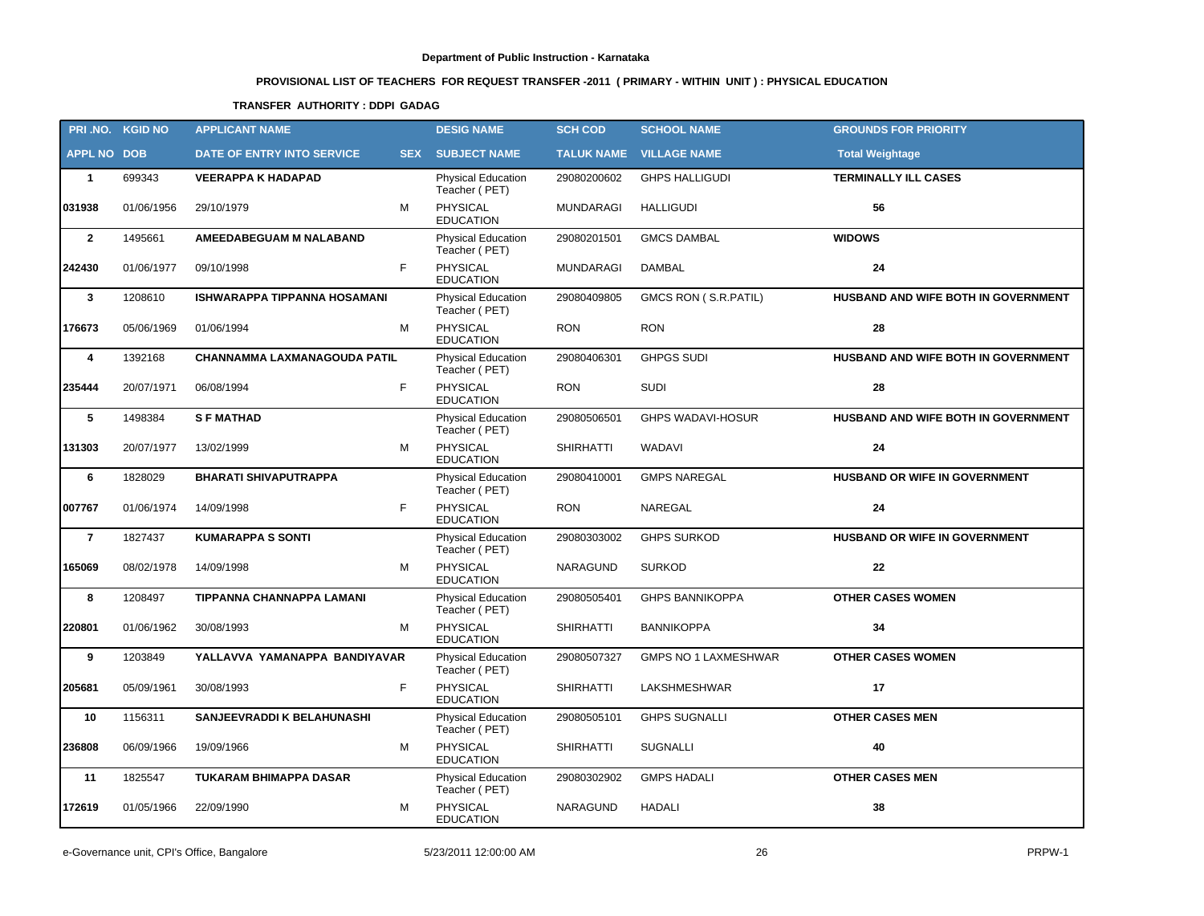**Department of Public Instruction - Karnataka**

**PROVISIONAL LIST OF TEACHERS FOR REQUEST TRANSFER -2011 ( PRIMARY - WITHIN UNIT ) : PHYSICAL EDUCATION**

**TRANSFER AUTHORITY : DDPI GADAG**

| PRI .NO. | KGID NO | APPLICANT NAME | | DESIG NAME | SCH COD | SCHOOL NAME | GROUNDS FOR PRIORITY |
|---|---|---|---|---|---|---|---|
| APPL NO | DOB | DATE OF ENTRY INTO SERVICE | SEX | SUBJECT NAME | TALUK NAME | VILLAGE NAME | Total Weightage |
| 1 | 699343 | VEERAPPA K HADAPAD | | Physical Education Teacher ( PET) | 29080200602 | GHPS HALLIGUDI | TERMINALLY ILL CASES |
| 031938 | 01/06/1956 | 29/10/1979 | M | PHYSICAL EDUCATION | MUNDARAGI | HALLIGUDI | 56 |
| 2 | 1495661 | AMEEDABEGUAM M NALABAND | | Physical Education Teacher ( PET) | 29080201501 | GMCS DAMBAL | WIDOWS |
| 242430 | 01/06/1977 | 09/10/1998 | F | PHYSICAL EDUCATION | MUNDARAGI | DAMBAL | 24 |
| 3 | 1208610 | ISHWARAPPA TIPPANNA HOSAMANI | | Physical Education Teacher ( PET) | 29080409805 | GMCS RON ( S.R.PATIL) | HUSBAND AND WIFE BOTH IN GOVERNMENT |
| 176673 | 05/06/1969 | 01/06/1994 | M | PHYSICAL EDUCATION | RON | RON | 28 |
| 4 | 1392168 | CHANNAMMA LAXMANAGOUDA PATIL | | Physical Education Teacher ( PET) | 29080406301 | GHPGS SUDI | HUSBAND AND WIFE BOTH IN GOVERNMENT |
| 235444 | 20/07/1971 | 06/08/1994 | F | PHYSICAL EDUCATION | RON | SUDI | 28 |
| 5 | 1498384 | S F MATHAD | | Physical Education Teacher ( PET) | 29080506501 | GHPS WADAVI-HOSUR | HUSBAND AND WIFE BOTH IN GOVERNMENT |
| 131303 | 20/07/1977 | 13/02/1999 | M | PHYSICAL EDUCATION | SHIRHATTI | WADAVI | 24 |
| 6 | 1828029 | BHARATI SHIVAPUTRAPPA | | Physical Education Teacher ( PET) | 29080410001 | GMPS NAREGAL | HUSBAND OR WIFE IN GOVERNMENT |
| 007767 | 01/06/1974 | 14/09/1998 | F | PHYSICAL EDUCATION | RON | NAREGAL | 24 |
| 7 | 1827437 | KUMARAPPA S SONTI | | Physical Education Teacher ( PET) | 29080303002 | GHPS SURKOD | HUSBAND OR WIFE IN GOVERNMENT |
| 165069 | 08/02/1978 | 14/09/1998 | M | PHYSICAL EDUCATION | NARAGUND | SURKOD | 22 |
| 8 | 1208497 | TIPPANNA CHANNAPPA LAMANI | | Physical Education Teacher ( PET) | 29080505401 | GHPS BANNIKOPPA | OTHER CASES WOMEN |
| 220801 | 01/06/1962 | 30/08/1993 | M | PHYSICAL EDUCATION | SHIRHATTI | BANNIKOPPA | 34 |
| 9 | 1203849 | YALLAVVA YAMANAPPA BANDIYAVAR | | Physical Education Teacher ( PET) | 29080507327 | GMPS NO 1 LAXMESHWAR | OTHER CASES WOMEN |
| 205681 | 05/09/1961 | 30/08/1993 | F | PHYSICAL EDUCATION | SHIRHATTI | LAKSHMESHWAR | 17 |
| 10 | 1156311 | SANJEEVRADDI K BELAHUNASHI | | Physical Education Teacher ( PET) | 29080505101 | GHPS SUGNALLI | OTHER CASES MEN |
| 236808 | 06/09/1966 | 19/09/1966 | M | PHYSICAL EDUCATION | SHIRHATTI | SUGNALLI | 40 |
| 11 | 1825547 | TUKARAM BHIMAPPA DASAR | | Physical Education Teacher ( PET) | 29080302902 | GMPS HADALI | OTHER CASES MEN |
| 172619 | 01/05/1966 | 22/09/1990 | M | PHYSICAL EDUCATION | NARAGUND | HADALI | 38 |

e-Governance unit, CPI's Office, Bangalore 5/23/2011 12:00:00 AM PRPW-1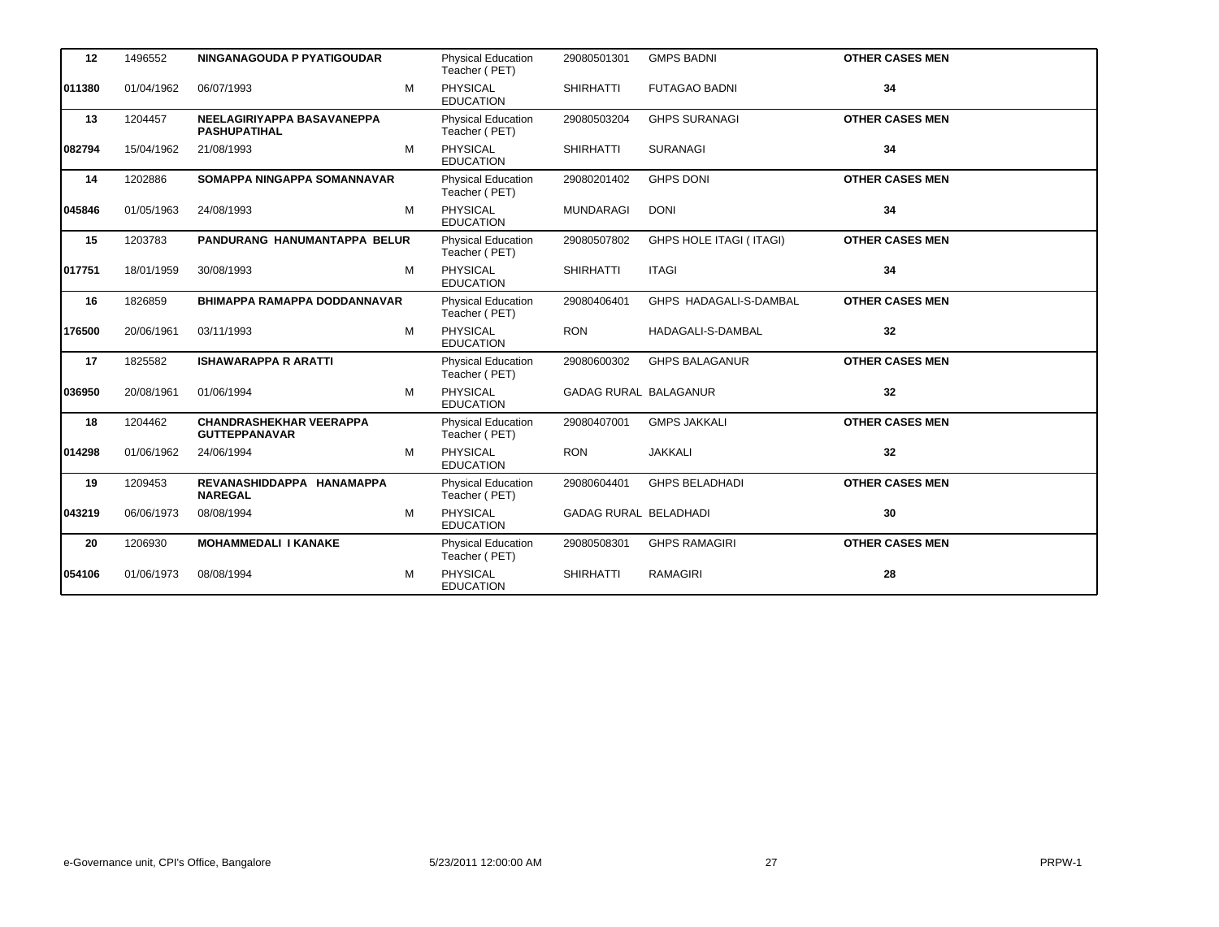| | | | | | | | |
|---|---|---|---|---|---|---|---|
| **12** | 1496552 | **NINGANAGOUDA P PYATIGOUDAR** | | Physical Education Teacher ( PET) | 29080501301 | GMPS BADNI | **OTHER CASES MEN** |
| **011380** | 01/04/1962 | 06/07/1993 | M | PHYSICAL EDUCATION | SHIRHATTI | FUTAGAO BADNI | **34** |
| **13** | 1204457 | **NEELAGIRIYAPPA BASAVANEPPA PASHUPATIHAL** | | Physical Education Teacher ( PET) | 29080503204 | GHPS SURANAGI | **OTHER CASES MEN** |
| **082794** | 15/04/1962 | 21/08/1993 | M | PHYSICAL EDUCATION | SHIRHATTI | SURANAGI | **34** |
| **14** | 1202886 | **SOMAPPA NINGAPPA SOMANNAVAR** | | Physical Education Teacher ( PET) | 29080201402 | GHPS DONI | **OTHER CASES MEN** |
| **045846** | 01/05/1963 | 24/08/1993 | M | PHYSICAL EDUCATION | MUNDARAGI | DONI | **34** |
| **15** | 1203783 | **PANDURANG HANUMANTAPPA BELUR** | | Physical Education Teacher ( PET) | 29080507802 | GHPS HOLE ITAGI ( ITAGI) | **OTHER CASES MEN** |
| **017751** | 18/01/1959 | 30/08/1993 | M | PHYSICAL EDUCATION | SHIRHATTI | ITAGI | **34** |
| **16** | 1826859 | **BHIMAPPA RAMAPPA DODDANNAVAR** | | Physical Education Teacher ( PET) | 29080406401 | GHPS HADAGALI-S-DAMBAL | **OTHER CASES MEN** |
| **176500** | 20/06/1961 | 03/11/1993 | M | PHYSICAL EDUCATION | RON | HADAGALI-S-DAMBAL | **32** |
| **17** | 1825582 | **ISHAWARAPPA R ARATTI** | | Physical Education Teacher ( PET) | 29080600302 | GHPS BALAGANUR | **OTHER CASES MEN** |
| **036950** | 20/08/1961 | 01/06/1994 | M | PHYSICAL EDUCATION | GADAG RURAL | BALAGANUR | **32** |
| **18** | 1204462 | **CHANDRASHEKHAR VEERAPPA GUTTEPPANAVAR** | | Physical Education Teacher ( PET) | 29080407001 | GMPS JAKKALI | **OTHER CASES MEN** |
| **014298** | 01/06/1962 | 24/06/1994 | M | PHYSICAL EDUCATION | RON | JAKKALI | **32** |
| **19** | 1209453 | **REVANASHIDDAPPA HANAMAPPA NAREGAL** | | Physical Education Teacher ( PET) | 29080604401 | GHPS BELADHADI | **OTHER CASES MEN** |
| **043219** | 06/06/1973 | 08/08/1994 | M | PHYSICAL EDUCATION | GADAG RURAL | BELADHADI | **30** |
| **20** | 1206930 | **MOHAMMEDALI I KANAKE** | | Physical Education Teacher ( PET) | 29080508301 | GHPS RAMAGIRI | **OTHER CASES MEN** |
| **054106** | 01/06/1973 | 08/08/1994 | M | PHYSICAL EDUCATION | SHIRHATTI | RAMAGIRI | **28** |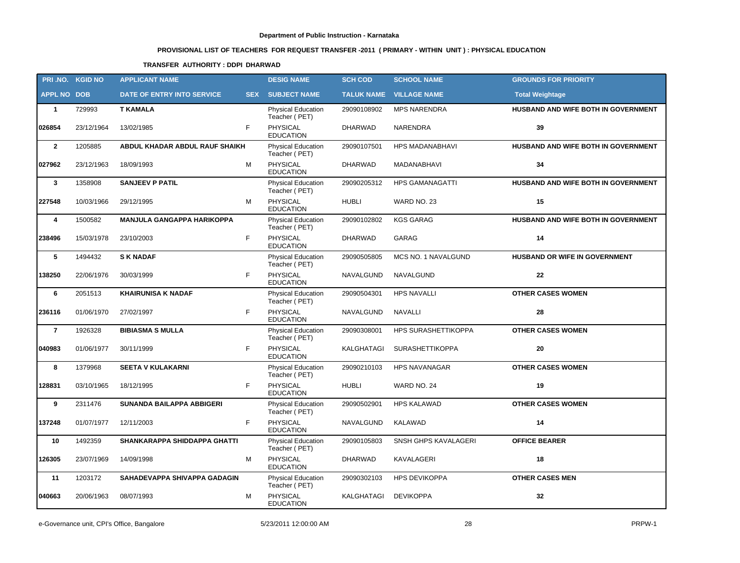**Department of Public Instruction - Karnataka**

**PROVISIONAL LIST OF TEACHERS FOR REQUEST TRANSFER -2011 ( PRIMARY - WITHIN UNIT ) : PHYSICAL EDUCATION**

**TRANSFER AUTHORITY : DDPI DHARWAD**

| PRI .NO. | KGID NO | APPLICANT NAME | | DESIG NAME | SCH COD | SCHOOL NAME | GROUNDS FOR PRIORITY |
|---|---|---|---|---|---|---|---|
| APPL NO | DOB | DATE OF ENTRY INTO SERVICE | SEX | SUBJECT NAME | TALUK NAME | VILLAGE NAME | Total Weightage |
| 1 | 729993 | T KAMALA | | Physical Education Teacher ( PET) | 29090108902 | MPS NARENDRA | HUSBAND AND WIFE BOTH IN GOVERNMENT |
| 026854 | 23/12/1964 | 13/02/1985 | F | PHYSICAL EDUCATION | DHARWAD | NARENDRA | 39 |
| 2 | 1205885 | ABDUL KHADAR ABDUL RAUF SHAIKH | | Physical Education Teacher ( PET) | 29090107501 | HPS MADANABHAVI | HUSBAND AND WIFE BOTH IN GOVERNMENT |
| 027962 | 23/12/1963 | 18/09/1993 | M | PHYSICAL EDUCATION | DHARWAD | MADANABHAVI | 34 |
| 3 | 1358908 | SANJEEV P PATIL | | Physical Education Teacher ( PET) | 29090205312 | HPS GAMANAGATTI | HUSBAND AND WIFE BOTH IN GOVERNMENT |
| 227548 | 10/03/1966 | 29/12/1995 | M | PHYSICAL EDUCATION | HUBLI | WARD NO. 23 | 15 |
| 4 | 1500582 | MANJULA GANGAPPA HARIKOPPA | | Physical Education Teacher ( PET) | 29090102802 | KGS GARAG | HUSBAND AND WIFE BOTH IN GOVERNMENT |
| 238496 | 15/03/1978 | 23/10/2003 | F | PHYSICAL EDUCATION | DHARWAD | GARAG | 14 |
| 5 | 1494432 | S K NADAF | | Physical Education Teacher ( PET) | 29090505805 | MCS NO. 1 NAVALGUND | HUSBAND OR WIFE IN GOVERNMENT |
| 138250 | 22/06/1976 | 30/03/1999 | F | PHYSICAL EDUCATION | NAVALGUND | NAVALGUND | 22 |
| 6 | 2051513 | KHAIRUNISA K NADAF | | Physical Education Teacher ( PET) | 29090504301 | HPS NAVALLI | OTHER CASES WOMEN |
| 236116 | 01/06/1970 | 27/02/1997 | F | PHYSICAL EDUCATION | NAVALGUND | NAVALLI | 28 |
| 7 | 1926328 | BIBIASMA S MULLA | | Physical Education Teacher ( PET) | 29090308001 | HPS SURASHETTIKOPPA | OTHER CASES WOMEN |
| 040983 | 01/06/1977 | 30/11/1999 | F | PHYSICAL EDUCATION | KALGHATAGI | SURASHETTIKOPPA | 20 |
| 8 | 1379968 | SEETA V KULAKARNI | | Physical Education Teacher ( PET) | 29090210103 | HPS NAVANAGAR | OTHER CASES WOMEN |
| 128831 | 03/10/1965 | 18/12/1995 | F | PHYSICAL EDUCATION | HUBLI | WARD NO. 24 | 19 |
| 9 | 2311476 | SUNANDA BAILAPPA ABBIGERI | | Physical Education Teacher ( PET) | 29090502901 | HPS KALAWAD | OTHER CASES WOMEN |
| 137248 | 01/07/1977 | 12/11/2003 | F | PHYSICAL EDUCATION | NAVALGUND | KALAWAD | 14 |
| 10 | 1492359 | SHANKARAPPA SHIDDAPPA GHATTI | | Physical Education Teacher ( PET) | 29090105803 | SNSH GHPS KAVALAGERI | OFFICE BEARER |
| 126305 | 23/07/1969 | 14/09/1998 | M | PHYSICAL EDUCATION | DHARWAD | KAVALAGERI | 18 |
| 11 | 1203172 | SAHADEVAPPA SHIVAPPA GADAGIN | | Physical Education Teacher ( PET) | 29090302103 | HPS DEVIKOPPA | OTHER CASES MEN |
| 040663 | 20/06/1963 | 08/07/1993 | M | PHYSICAL EDUCATION | KALGHATAGI | DEVIKOPPA | 32 |

e-Governance unit, CPI's Office, Bangalore 5/23/2011 12:00:00 AM PRPW-1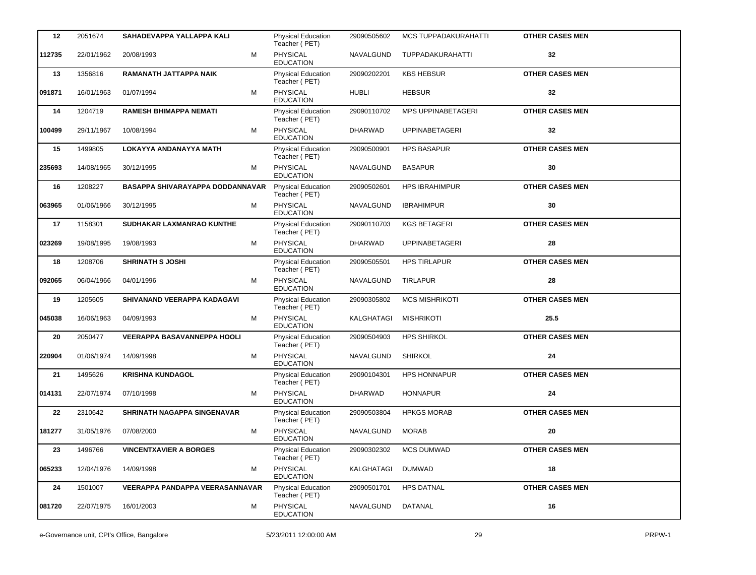| | | | | | | | |
|---|---|---|---|---|---|---|---|
| **12** | 2051674 | **SAHADEVAPPA YALLAPPA KALI** | | Physical Education Teacher ( PET) | 29090505602 | MCS TUPPADAKURAHATTI | **OTHER CASES MEN** |
| **112735** | 22/01/1962 | 20/08/1993 | M | PHYSICAL EDUCATION | NAVALGUND | TUPPADAKURAHATTI | **32** |
| **13** | 1356816 | **RAMANATH JATTAPPA NAIK** | | Physical Education Teacher ( PET) | 29090202201 | KBS HEBSUR | **OTHER CASES MEN** |
| **091871** | 16/01/1963 | 01/07/1994 | M | PHYSICAL EDUCATION | HUBLI | HEBSUR | **32** |
| **14** | 1204719 | **RAMESH BHIMAPPA NEMATI** | | Physical Education Teacher ( PET) | 29090110702 | MPS UPPINABETAGERI | **OTHER CASES MEN** |
| **100499** | 29/11/1967 | 10/08/1994 | M | PHYSICAL EDUCATION | DHARWAD | UPPINABETAGERI | **32** |
| **15** | 1499805 | **LOKAYYA ANDANAYYA MATH** | | Physical Education Teacher ( PET) | 29090500901 | HPS BASAPUR | **OTHER CASES MEN** |
| **235693** | 14/08/1965 | 30/12/1995 | M | PHYSICAL EDUCATION | NAVALGUND | BASAPUR | **30** |
| **16** | 1208227 | **BASAPPA SHIVARAYAPPA DODDANNAVAR** | | Physical Education Teacher ( PET) | 29090502601 | HPS IBRAHIMPUR | **OTHER CASES MEN** |
| **063965** | 01/06/1966 | 30/12/1995 | M | PHYSICAL EDUCATION | NAVALGUND | IBRAHIMPUR | **30** |
| **17** | 1158301 | **SUDHAKAR LAXMANRAO KUNTHE** | | Physical Education Teacher ( PET) | 29090110703 | KGS BETAGERI | **OTHER CASES MEN** |
| **023269** | 19/08/1995 | 19/08/1993 | M | PHYSICAL EDUCATION | DHARWAD | UPPINABETAGERI | **28** |
| **18** | 1208706 | **SHRINATH S JOSHI** | | Physical Education Teacher ( PET) | 29090505501 | HPS TIRLAPUR | **OTHER CASES MEN** |
| **092065** | 06/04/1966 | 04/01/1996 | M | PHYSICAL EDUCATION | NAVALGUND | TIRLAPUR | **28** |
| **19** | 1205605 | **SHIVANAND VEERAPPA KADAGAVI** | | Physical Education Teacher ( PET) | 29090305802 | MCS MISHRIKOTI | **OTHER CASES MEN** |
| **045038** | 16/06/1963 | 04/09/1993 | M | PHYSICAL EDUCATION | KALGHATAGI | MISHRIKOTI | **25.5** |
| **20** | 2050477 | **VEERAPPA BASAVANNEPPA HOOLI** | | Physical Education Teacher ( PET) | 29090504903 | HPS SHIRKOL | **OTHER CASES MEN** |
| **220904** | 01/06/1974 | 14/09/1998 | M | PHYSICAL EDUCATION | NAVALGUND | SHIRKOL | **24** |
| **21** | 1495626 | **KRISHNA KUNDAGOL** | | Physical Education Teacher ( PET) | 29090104301 | HPS HONNAPUR | **OTHER CASES MEN** |
| **014131** | 22/07/1974 | 07/10/1998 | M | PHYSICAL EDUCATION | DHARWAD | HONNAPUR | **24** |
| **22** | 2310642 | **SHRINATH NAGAPPA SINGENAVAR** | | Physical Education Teacher ( PET) | 29090503804 | HPKGS MORAB | **OTHER CASES MEN** |
| **181277** | 31/05/1976 | 07/08/2000 | M | PHYSICAL EDUCATION | NAVALGUND | MORAB | **20** |
| **23** | 1496766 | **VINCENTXAVIER A BORGES** | | Physical Education Teacher ( PET) | 29090302302 | MCS DUMWAD | **OTHER CASES MEN** |
| **065233** | 12/04/1976 | 14/09/1998 | M | PHYSICAL EDUCATION | KALGHATAGI | DUMWAD | **18** |
| **24** | 1501007 | **VEERAPPA PANDAPPA VEERASANNAVAR** | | Physical Education Teacher ( PET) | 29090501701 | HPS DATNAL | **OTHER CASES MEN** |
| **081720** | 22/07/1975 | 16/01/2003 | M | PHYSICAL EDUCATION | NAVALGUND | DATANAL | **16** |

e-Governance unit, CPI's Office, Bangalore | 5/23/2011 12:00:00 AM | PRPW-1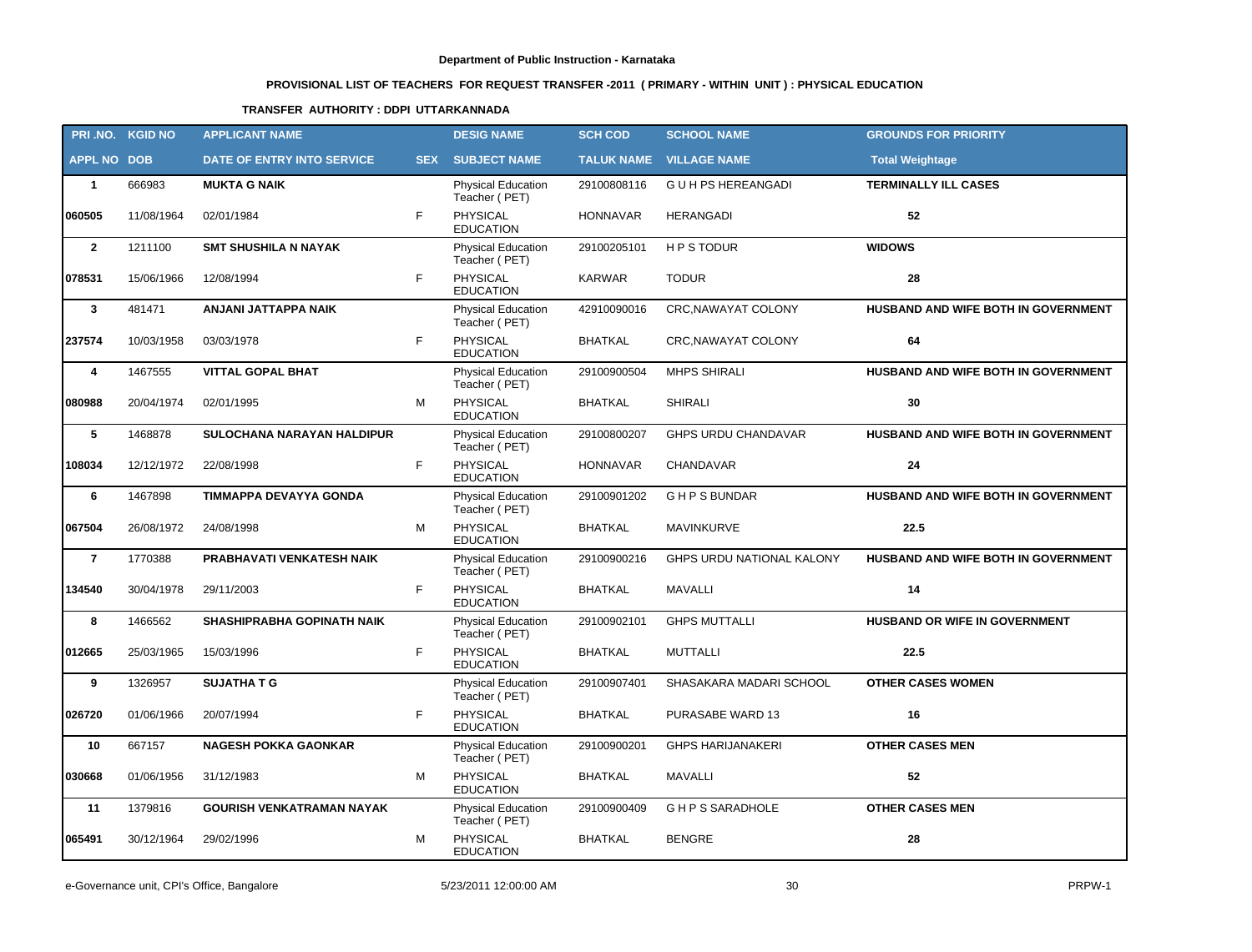**Department of Public Instruction - Karnataka**

**PROVISIONAL LIST OF TEACHERS FOR REQUEST TRANSFER -2011 ( PRIMARY - WITHIN UNIT ) : PHYSICAL EDUCATION**

**TRANSFER AUTHORITY : DDPI UTTARKANNADA**

| PRI .NO. | KGID NO | APPLICANT NAME | | DESIG NAME | SCH COD | SCHOOL NAME | GROUNDS FOR PRIORITY |
|---|---|---|---|---|---|---|---|
| **APPL NO** | **DOB** | **DATE OF ENTRY INTO SERVICE** | **SEX** | **SUBJECT NAME** | **TALUK NAME** | **VILLAGE NAME** | **Total Weightage** |
| **1** | 666983 | **MUKTA G NAIK** | | Physical Education Teacher ( PET) | 29100808116 | G U H PS HEREANGADI | **TERMINALLY ILL CASES** |
| **060505** | 11/08/1964 | 02/01/1984 | F | PHYSICAL EDUCATION | HONNAVAR | HERANGADI | **52** |
| **2** | 1211100 | **SMT SHUSHILA N NAYAK** | | Physical Education Teacher ( PET) | 29100205101 | H P S TODUR | **WIDOWS** |
| **078531** | 15/06/1966 | 12/08/1994 | F | PHYSICAL EDUCATION | KARWAR | TODUR | **28** |
| **3** | 481471 | **ANJANI JATTAPPA NAIK** | | Physical Education Teacher ( PET) | 42910090016 | CRC,NAWAYAT COLONY | **HUSBAND AND WIFE BOTH IN GOVERNMENT** |
| **237574** | 10/03/1958 | 03/03/1978 | F | PHYSICAL EDUCATION | BHATKAL | CRC,NAWAYAT COLONY | **64** |
| **4** | 1467555 | **VITTAL GOPAL BHAT** | | Physical Education Teacher ( PET) | 29100900504 | MHPS SHIRALI | **HUSBAND AND WIFE BOTH IN GOVERNMENT** |
| **080988** | 20/04/1974 | 02/01/1995 | M | PHYSICAL EDUCATION | BHATKAL | SHIRALI | **30** |
| **5** | 1468878 | **SULOCHANA NARAYAN HALDIPUR** | | Physical Education Teacher ( PET) | 29100800207 | GHPS URDU CHANDAVAR | **HUSBAND AND WIFE BOTH IN GOVERNMENT** |
| **108034** | 12/12/1972 | 22/08/1998 | F | PHYSICAL EDUCATION | HONNAVAR | CHANDAVAR | **24** |
| **6** | 1467898 | **TIMMAPPA DEVAYYA GONDA** | | Physical Education Teacher ( PET) | 29100901202 | G H P S BUNDAR | **HUSBAND AND WIFE BOTH IN GOVERNMENT** |
| **067504** | 26/08/1972 | 24/08/1998 | M | PHYSICAL EDUCATION | BHATKAL | MAVINKURVE | **22.5** |
| **7** | 1770388 | **PRABHAVATI VENKATESH NAIK** | | Physical Education Teacher ( PET) | 29100900216 | GHPS URDU NATIONAL KALONY | **HUSBAND AND WIFE BOTH IN GOVERNMENT** |
| **134540** | 30/04/1978 | 29/11/2003 | F | PHYSICAL EDUCATION | BHATKAL | MAVALLI | **14** |
| **8** | 1466562 | **SHASHIPRABHA GOPINATH NAIK** | | Physical Education Teacher ( PET) | 29100902101 | GHPS MUTTALLI | **HUSBAND OR WIFE IN GOVERNMENT** |
| **012665** | 25/03/1965 | 15/03/1996 | F | PHYSICAL EDUCATION | BHATKAL | MUTTALLI | **22.5** |
| **9** | 1326957 | **SUJATHA T G** | | Physical Education Teacher ( PET) | 29100907401 | SHASAKARA MADARI SCHOOL | **OTHER CASES WOMEN** |
| **026720** | 01/06/1966 | 20/07/1994 | F | PHYSICAL EDUCATION | BHATKAL | PURASABE WARD 13 | **16** |
| **10** | 667157 | **NAGESH POKKA GAONKAR** | | Physical Education Teacher ( PET) | 29100900201 | GHPS HARIJANAKERI | **OTHER CASES MEN** |
| **030668** | 01/06/1956 | 31/12/1983 | M | PHYSICAL EDUCATION | BHATKAL | MAVALLI | **52** |
| **11** | 1379816 | **GOURISH VENKATRAMAN NAYAK** | | Physical Education Teacher ( PET) | 29100900409 | G H P S SARADHOLE | **OTHER CASES MEN** |
| **065491** | 30/12/1964 | 29/02/1996 | M | PHYSICAL EDUCATION | BHATKAL | BENGRE | **28** |

e-Governance unit, CPI's Office, Bangalore    5/23/2011 12:00:00 AM    PRPW-1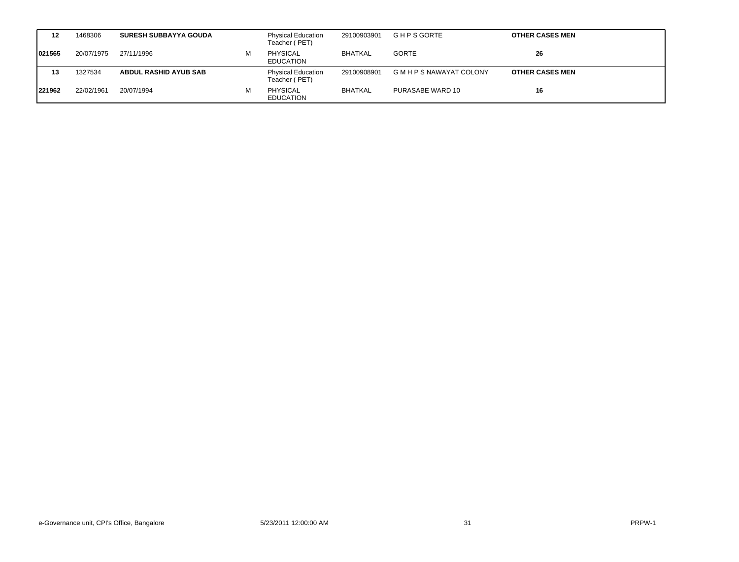| 12 | 1468306 | **SURESH SUBBAYYA GOUDA** | | Physical Education Teacher ( PET) | 29100903901 | G H P S GORTE | **OTHER CASES MEN** |
|---|---|---|---|---|---|---|---|
| **021565** | 20/07/1975 | 27/11/1996 | M | PHYSICAL EDUCATION | BHATKAL | GORTE | **26** |
| **13** | 1327534 | **ABDUL RASHID AYUB SAB** | | Physical Education Teacher ( PET) | 29100908901 | G M H P S NAWAYAT COLONY | **OTHER CASES MEN** |
| **221962** | 22/02/1961 | 20/07/1994 | M | PHYSICAL EDUCATION | BHATKAL | PURASABE WARD 10 | **16** |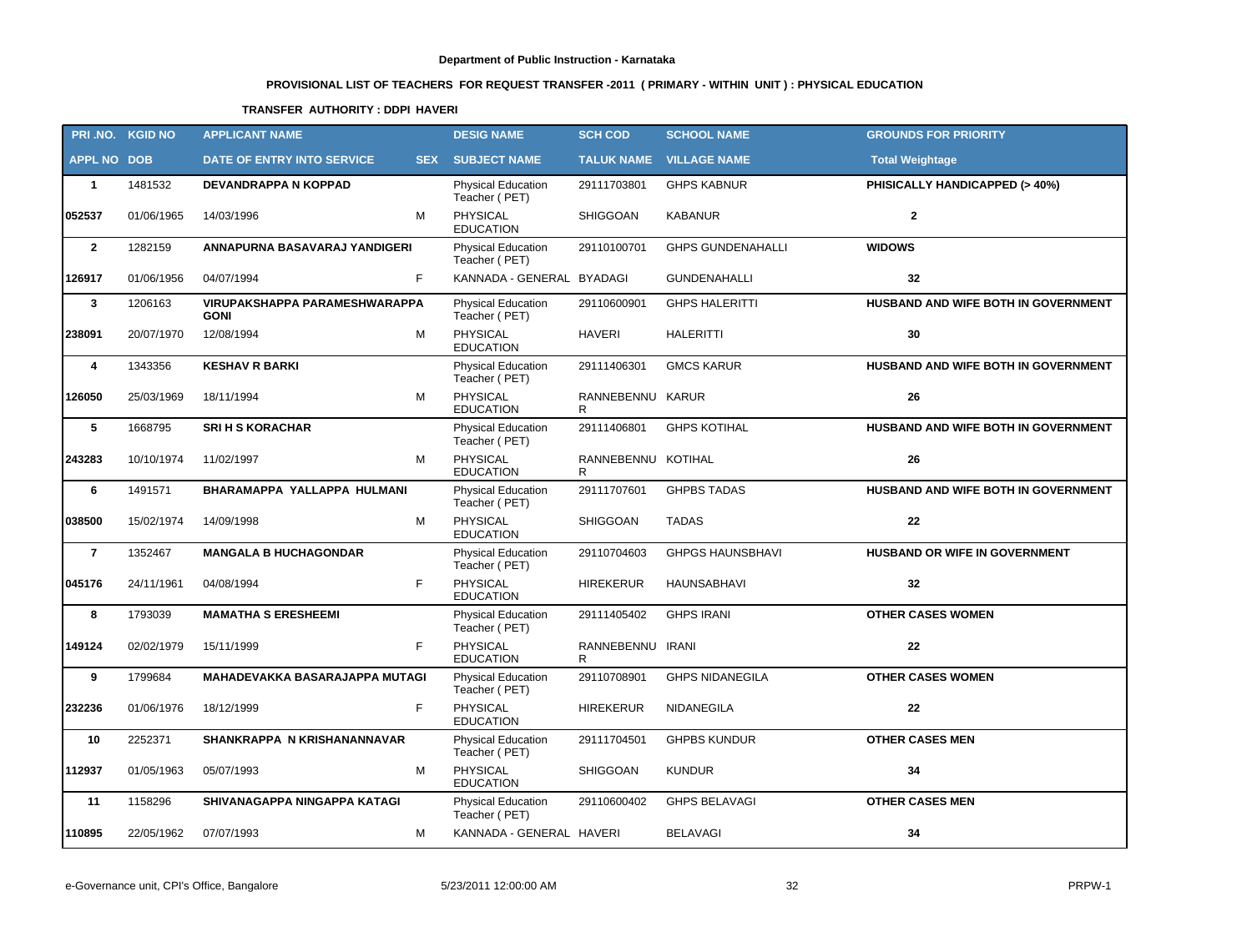Department of Public Instruction - Karnataka

## PROVISIONAL LIST OF TEACHERS FOR REQUEST TRANSFER -2011 ( PRIMARY - WITHIN UNIT ) : PHYSICAL EDUCATION

### TRANSFER AUTHORITY : DDPI HAVERI

| PRI .NO. | KGID NO | APPLICANT NAME | | DESIG NAME | SCH COD | SCHOOL NAME | GROUNDS FOR PRIORITY |
|---|---|---|---|---|---|---|---|
| **APPL NO** | **DOB** | **DATE OF ENTRY INTO SERVICE** | **SEX** | **SUBJECT NAME** | **TALUK NAME** | **VILLAGE NAME** | **Total Weightage** |
| 1 | 1481532 | DEVANDRAPPA N KOPPAD | | Physical Education Teacher ( PET) | 29111703801 | GHPS KABNUR | PHISICALLY HANDICAPPED (> 40%) |
| 052537 | 01/06/1965 | 14/03/1996 | M | PHYSICAL EDUCATION | SHIGGOAN | KABANUR | 2 |
| 2 | 1282159 | ANNAPURNA BASAVARAJ YANDIGERI | | Physical Education Teacher ( PET) | 29110100701 | GHPS GUNDENAHALLI | WIDOWS |
| 126917 | 01/06/1956 | 04/07/1994 | F | KANNADA - GENERAL | BYADAGI | GUNDENAHALLI | 32 |
| 3 | 1206163 | VIRUPAKSHAPPA PARAMESHWARAPPA GONI | | Physical Education Teacher ( PET) | 29110600901 | GHPS HALERITTI | HUSBAND AND WIFE BOTH IN GOVERNMENT |
| 238091 | 20/07/1970 | 12/08/1994 | M | PHYSICAL EDUCATION | HAVERI | HALERITTI | 30 |
| 4 | 1343356 | KESHAV R BARKI | | Physical Education Teacher ( PET) | 29111406301 | GMCS KARUR | HUSBAND AND WIFE BOTH IN GOVERNMENT |
| 126050 | 25/03/1969 | 18/11/1994 | M | PHYSICAL EDUCATION | RANNEBENNUR | KARUR | 26 |
| 5 | 1668795 | SRI H S KORACHAR | | Physical Education Teacher ( PET) | 29111406801 | GHPS KOTIHAL | HUSBAND AND WIFE BOTH IN GOVERNMENT |
| 243283 | 10/10/1974 | 11/02/1997 | M | PHYSICAL EDUCATION | RANNEBENNUR | KOTIHAL | 26 |
| 6 | 1491571 | BHARAMAPPA YALLAPPA HULMANI | | Physical Education Teacher ( PET) | 29111707601 | GHPBS TADAS | HUSBAND AND WIFE BOTH IN GOVERNMENT |
| 038500 | 15/02/1974 | 14/09/1998 | M | PHYSICAL EDUCATION | SHIGGOAN | TADAS | 22 |
| 7 | 1352467 | MANGALA B HUCHAGONDAR | | Physical Education Teacher ( PET) | 29110704603 | GHPGS HAUNSBHAVI | HUSBAND OR WIFE IN GOVERNMENT |
| 045176 | 24/11/1961 | 04/08/1994 | F | PHYSICAL EDUCATION | HIREKERUR | HAUNSABHAVI | 32 |
| 8 | 1793039 | MAMATHA S ERESHEEMI | | Physical Education Teacher ( PET) | 29111405402 | GHPS IRANI | OTHER CASES WOMEN |
| 149124 | 02/02/1979 | 15/11/1999 | F | PHYSICAL EDUCATION | RANNEBENNUR | IRANI | 22 |
| 9 | 1799684 | MAHADEVAKKA BASARAJAPPA MUTAGI | | Physical Education Teacher ( PET) | 29110708901 | GHPS NIDANEGILA | OTHER CASES WOMEN |
| 232236 | 01/06/1976 | 18/12/1999 | F | PHYSICAL EDUCATION | HIREKERUR | NIDANEGILA | 22 |
| 10 | 2252371 | SHANKRAPPA N KRISHANANNAVAR | | Physical Education Teacher ( PET) | 29111704501 | GHPBS KUNDUR | OTHER CASES MEN |
| 112937 | 01/05/1963 | 05/07/1993 | M | PHYSICAL EDUCATION | SHIGGOAN | KUNDUR | 34 |
| 11 | 1158296 | SHIVANAGAPPA NINGAPPA KATAGI | | Physical Education Teacher ( PET) | 29110600402 | GHPS BELAVAGI | OTHER CASES MEN |
| 110895 | 22/05/1962 | 07/07/1993 | M | KANNADA - GENERAL | HAVERI | BELAVAGI | 34 |

e-Governance unit, CPI's Office, Bangalore | 5/23/2011 12:00:00 AM | PRPW-1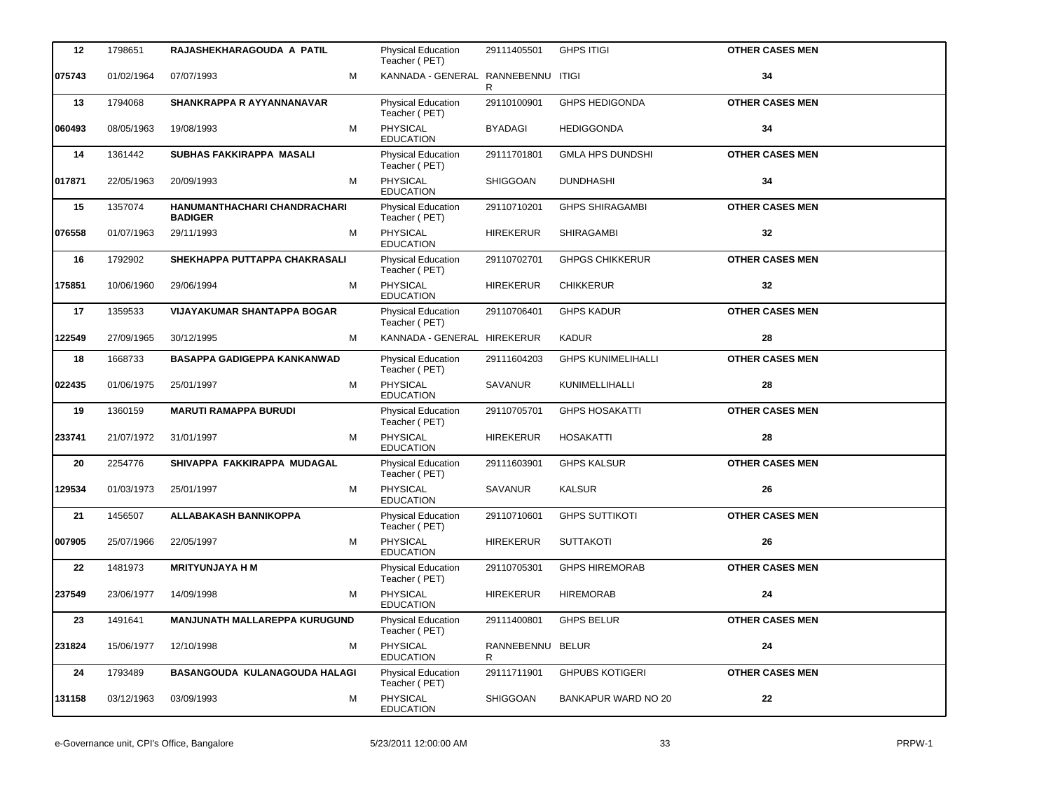| | | | | | | | | |
|---|---|---|---|---|---|---|---|---|
| **12** | 1798651 | **RAJASHEKHARAGOUDA A PATIL** | | Physical Education Teacher ( PET) | 29111405501 | GHPS ITIGI | **OTHER CASES MEN** | |
| **075743** | 01/02/1964 | 07/07/1993 | M | KANNADA - GENERAL | RANNEBENNUR | ITIGI | **34** | |
| **13** | 1794068 | **SHANKRAPPA R AYYANNANAVAR** | | Physical Education Teacher ( PET) | 29110100901 | GHPS HEDIGONDA | **OTHER CASES MEN** | |
| **060493** | 08/05/1963 | 19/08/1993 | M | PHYSICAL EDUCATION | BYADAGI | HEDIGGONDA | **34** | |
| **14** | 1361442 | **SUBHAS FAKKIRAPPA MASALI** | | Physical Education Teacher ( PET) | 29111701801 | GMLA HPS DUNDSHI | **OTHER CASES MEN** | |
| **017871** | 22/05/1963 | 20/09/1993 | M | PHYSICAL EDUCATION | SHIGGOAN | DUNDHASHI | **34** | |
| **15** | 1357074 | **HANUMANTHACHARI CHANDRACHARI BADIGER** | | Physical Education Teacher ( PET) | 29110710201 | GHPS SHIRAGAMBI | **OTHER CASES MEN** | |
| **076558** | 01/07/1963 | 29/11/1993 | M | PHYSICAL EDUCATION | HIREKERUR | SHIRAGAMBI | **32** | |
| **16** | 1792902 | **SHEKHAPPA PUTTAPPA CHAKRASALI** | | Physical Education Teacher ( PET) | 29110702701 | GHPGS CHIKKERUR | **OTHER CASES MEN** | |
| **175851** | 10/06/1960 | 29/06/1994 | M | PHYSICAL EDUCATION | HIREKERUR | CHIKKERUR | **32** | |
| **17** | 1359533 | **VIJAYAKUMAR SHANTAPPA BOGAR** | | Physical Education Teacher ( PET) | 29110706401 | GHPS KADUR | **OTHER CASES MEN** | |
| **122549** | 27/09/1965 | 30/12/1995 | M | KANNADA - GENERAL | HIREKERUR | KADUR | **28** | |
| **18** | 1668733 | **BASAPPA GADIGEPPA KANKANWAD** | | Physical Education Teacher ( PET) | 29111604203 | GHPS KUNIMELIHALLI | **OTHER CASES MEN** | |
| **022435** | 01/06/1975 | 25/01/1997 | M | PHYSICAL EDUCATION | SAVANUR | KUNIMELLIHALLI | **28** | |
| **19** | 1360159 | **MARUTI RAMAPPA BURUDI** | | Physical Education Teacher ( PET) | 29110705701 | GHPS HOSAKATTI | **OTHER CASES MEN** | |
| **233741** | 21/07/1972 | 31/01/1997 | M | PHYSICAL EDUCATION | HIREKERUR | HOSAKATTI | **28** | |
| **20** | 2254776 | **SHIVAPPA FAKKIRAPPA MUDAGAL** | | Physical Education Teacher ( PET) | 29111603901 | GHPS KALSUR | **OTHER CASES MEN** | |
| **129534** | 01/03/1973 | 25/01/1997 | M | PHYSICAL EDUCATION | SAVANUR | KALSUR | **26** | |
| **21** | 1456507 | **ALLABAKASH BANNIKOPPA** | | Physical Education Teacher ( PET) | 29110710601 | GHPS SUTTIKOTI | **OTHER CASES MEN** | |
| **007905** | 25/07/1966 | 22/05/1997 | M | PHYSICAL EDUCATION | HIREKERUR | SUTTAKOTI | **26** | |
| **22** | 1481973 | **MRITYUNJAYA H M** | | Physical Education Teacher ( PET) | 29110705301 | GHPS HIREMORAB | **OTHER CASES MEN** | |
| **237549** | 23/06/1977 | 14/09/1998 | M | PHYSICAL EDUCATION | HIREKERUR | HIREMORAB | **24** | |
| **23** | 1491641 | **MANJUNATH MALLAREPPA KURUGUND** | | Physical Education Teacher ( PET) | 29111400801 | GHPS BELUR | **OTHER CASES MEN** | |
| **231824** | 15/06/1977 | 12/10/1998 | M | PHYSICAL EDUCATION | RANNEBENNUR | BELUR | **24** | |
| **24** | 1793489 | **BASANGOUDA KULANAGOUDA HALAGI** | | Physical Education Teacher ( PET) | 29111711901 | GHPUBS KOTIGERI | **OTHER CASES MEN** | |
| **131158** | 03/12/1963 | 03/09/1993 | M | PHYSICAL EDUCATION | SHIGGOAN | BANKAPUR WARD NO 20 | **22** | |

e-Governance unit, CPI's Office, Bangalore 5/23/2011 12:00:00 AM PRPW-1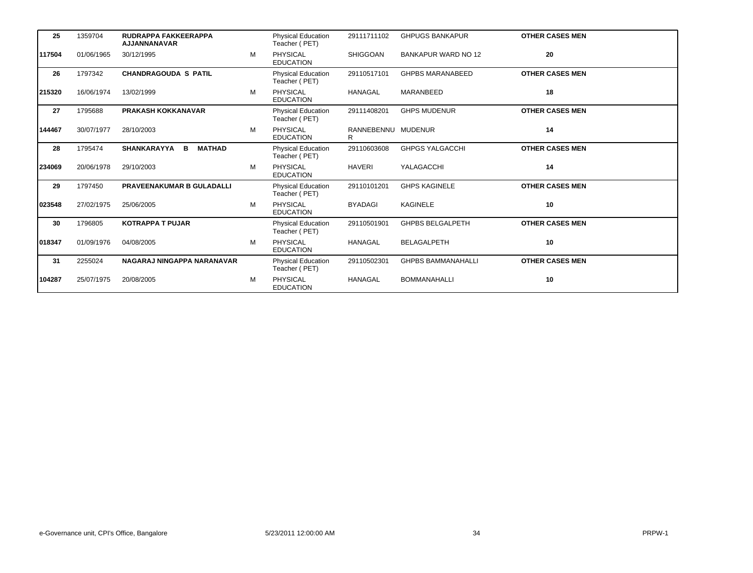| | | | | | | | |
|---|---|---|---|---|---|---|---|
| **25** | 1359704 | **RUDRAPPA FAKKEERAPPA AJJANNANAVAR** | | Physical Education Teacher ( PET) | 29111711102 | GHPUGS BANKAPUR | **OTHER CASES MEN** |
| **117504** | 01/06/1965 | 30/12/1995 | M | PHYSICAL EDUCATION | SHIGGOAN | BANKAPUR WARD NO 12 | **20** |
| **26** | 1797342 | **CHANDRAGOUDA S PATIL** | | Physical Education Teacher ( PET) | 29110517101 | GHPBS MARANABEED | **OTHER CASES MEN** |
| **215320** | 16/06/1974 | 13/02/1999 | M | PHYSICAL EDUCATION | HANAGAL | MARANBEED | **18** |
| **27** | 1795688 | **PRAKASH KOKKANAVAR** | | Physical Education Teacher ( PET) | 29111408201 | GHPS MUDENUR | **OTHER CASES MEN** |
| **144467** | 30/07/1977 | 28/10/2003 | M | PHYSICAL EDUCATION | RANNEBENNUR | MUDENUR | **14** |
| **28** | 1795474 | **SHANKARAYYA B MATHAD** | | Physical Education Teacher ( PET) | 29110603608 | GHPGS YALGACCHI | **OTHER CASES MEN** |
| **234069** | 20/06/1978 | 29/10/2003 | M | PHYSICAL EDUCATION | HAVERI | YALAGACCHI | **14** |
| **29** | 1797450 | **PRAVEENAKUMAR B GULADALLI** | | Physical Education Teacher ( PET) | 29110101201 | GHPS KAGINELE | **OTHER CASES MEN** |
| **023548** | 27/02/1975 | 25/06/2005 | M | PHYSICAL EDUCATION | BYADAGI | KAGINELE | **10** |
| **30** | 1796805 | **KOTRAPPA T PUJAR** | | Physical Education Teacher ( PET) | 29110501901 | GHPBS BELGALPETH | **OTHER CASES MEN** |
| **018347** | 01/09/1976 | 04/08/2005 | M | PHYSICAL EDUCATION | HANAGAL | BELAGALPETH | **10** |
| **31** | 2255024 | **NAGARAJ NINGAPPA NARANAVAR** | | Physical Education Teacher ( PET) | 29110502301 | GHPBS BAMMANAHALLI | **OTHER CASES MEN** |
| **104287** | 25/07/1975 | 20/08/2005 | M | PHYSICAL EDUCATION | HANAGAL | BOMMANAHALLI | **10** |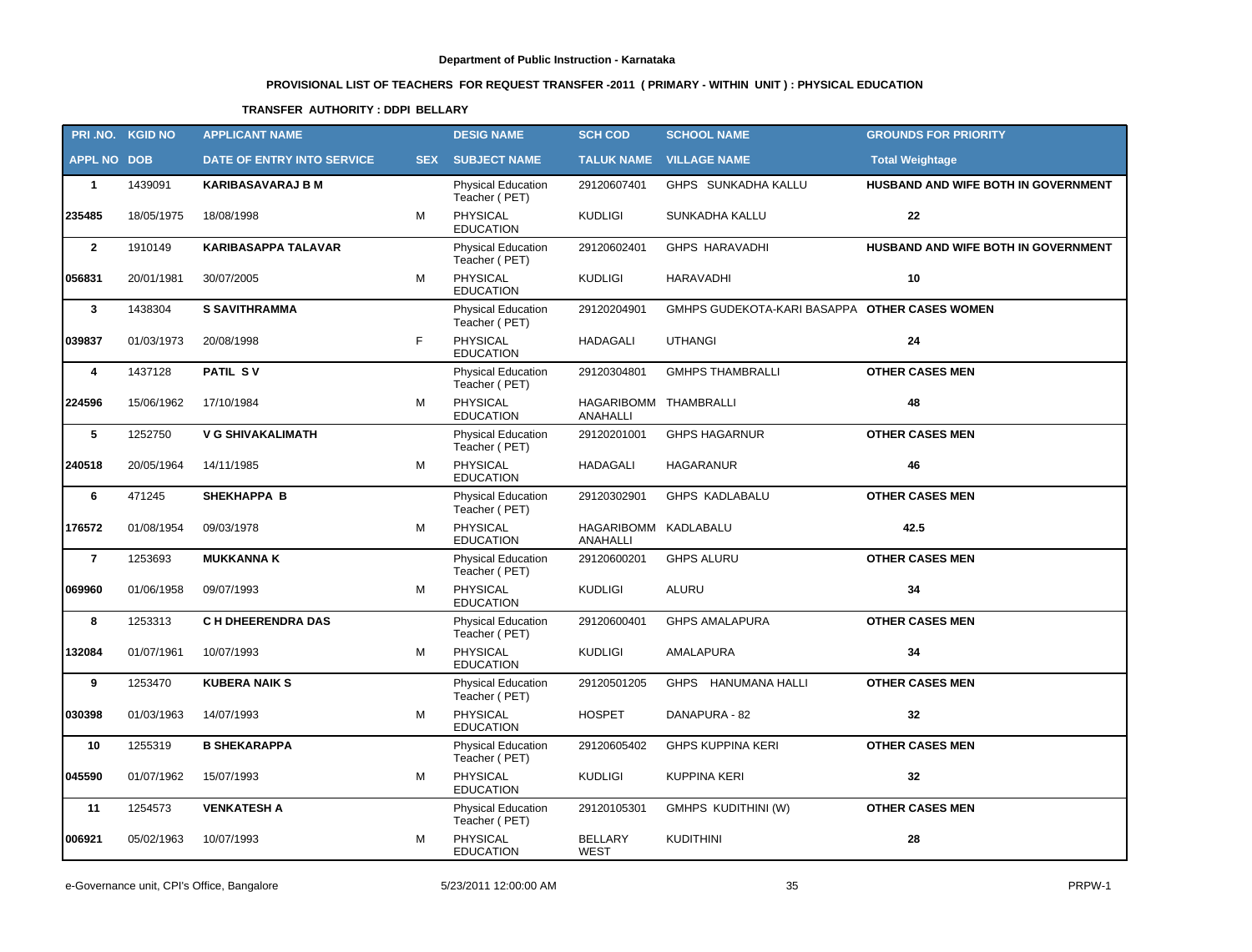**Department of Public Instruction - Karnataka**

**PROVISIONAL LIST OF TEACHERS FOR REQUEST TRANSFER -2011 ( PRIMARY - WITHIN UNIT ) : PHYSICAL EDUCATION**

**TRANSFER AUTHORITY : DDPI BELLARY**

| PRI .NO. | KGID NO | APPLICANT NAME | | DESIG NAME | SCH COD | SCHOOL NAME | GROUNDS FOR PRIORITY |
|---|---|---|---|---|---|---|---|
| **APPL NO** | **DOB** | **DATE OF ENTRY INTO SERVICE** | **SEX** | **SUBJECT NAME** | **TALUK NAME** | **VILLAGE NAME** | **Total Weightage** |
| **1** | 1439091 | **KARIBASAVARAJ B M** | | Physical Education Teacher ( PET) | 29120607401 | GHPS SUNKADHA KALLU | **HUSBAND AND WIFE BOTH IN GOVERNMENT** |
| **235485** | 18/05/1975 | 18/08/1998 | M | PHYSICAL EDUCATION | KUDLIGI | SUNKADHA KALLU | **22** |
| **2** | 1910149 | **KARIBASAPPA TALAVAR** | | Physical Education Teacher ( PET) | 29120602401 | GHPS HARAVADHI | **HUSBAND AND WIFE BOTH IN GOVERNMENT** |
| **056831** | 20/01/1981 | 30/07/2005 | M | PHYSICAL EDUCATION | KUDLIGI | HARAVADHI | **10** |
| **3** | 1438304 | **S SAVITHRAMMA** | | Physical Education Teacher ( PET) | 29120204901 | GMHPS GUDEKOTA-KARI BASAPPA | **OTHER CASES WOMEN** |
| **039837** | 01/03/1973 | 20/08/1998 | F | PHYSICAL EDUCATION | HADAGALI | UTHANGI | **24** |
| **4** | 1437128 | **PATIL S V** | | Physical Education Teacher ( PET) | 29120304801 | GMHPS THAMBRALLI | **OTHER CASES MEN** |
| **224596** | 15/06/1962 | 17/10/1984 | M | PHYSICAL EDUCATION | HAGARIBOMM ANAHALLI | THAMBRALLI | **48** |
| **5** | 1252750 | **V G SHIVAKALIMATH** | | Physical Education Teacher ( PET) | 29120201001 | GHPS HAGARNUR | **OTHER CASES MEN** |
| **240518** | 20/05/1964 | 14/11/1985 | M | PHYSICAL EDUCATION | HADAGALI | HAGARANUR | **46** |
| **6** | 471245 | **SHEKHAPPA B** | | Physical Education Teacher ( PET) | 29120302901 | GHPS KADLABALU | **OTHER CASES MEN** |
| **176572** | 01/08/1954 | 09/03/1978 | M | PHYSICAL EDUCATION | HAGARIBOMM ANAHALLI | KADLABALU | **42.5** |
| **7** | 1253693 | **MUKKANNA K** | | Physical Education Teacher ( PET) | 29120600201 | GHPS ALURU | **OTHER CASES MEN** |
| **069960** | 01/06/1958 | 09/07/1993 | M | PHYSICAL EDUCATION | KUDLIGI | ALURU | **34** |
| **8** | 1253313 | **C H DHEERENDRA DAS** | | Physical Education Teacher ( PET) | 29120600401 | GHPS AMALAPURA | **OTHER CASES MEN** |
| **132084** | 01/07/1961 | 10/07/1993 | M | PHYSICAL EDUCATION | KUDLIGI | AMALAPURA | **34** |
| **9** | 1253470 | **KUBERA NAIK S** | | Physical Education Teacher ( PET) | 29120501205 | GHPS HANUMANA HALLI | **OTHER CASES MEN** |
| **030398** | 01/03/1963 | 14/07/1993 | M | PHYSICAL EDUCATION | HOSPET | DANAPURA - 82 | **32** |
| **10** | 1255319 | **B SHEKARAPPA** | | Physical Education Teacher ( PET) | 29120605402 | GHPS KUPPINA KERI | **OTHER CASES MEN** |
| **045590** | 01/07/1962 | 15/07/1993 | M | PHYSICAL EDUCATION | KUDLIGI | KUPPINA KERI | **32** |
| **11** | 1254573 | **VENKATESH A** | | Physical Education Teacher ( PET) | 29120105301 | GMHPS KUDITHINI (W) | **OTHER CASES MEN** |
| **006921** | 05/02/1963 | 10/07/1993 | M | PHYSICAL EDUCATION | BELLARY WEST | KUDITHINI | **28** |

e-Governance unit, CPI's Office, Bangalore    5/23/2011 12:00:00 AM    PRPW-1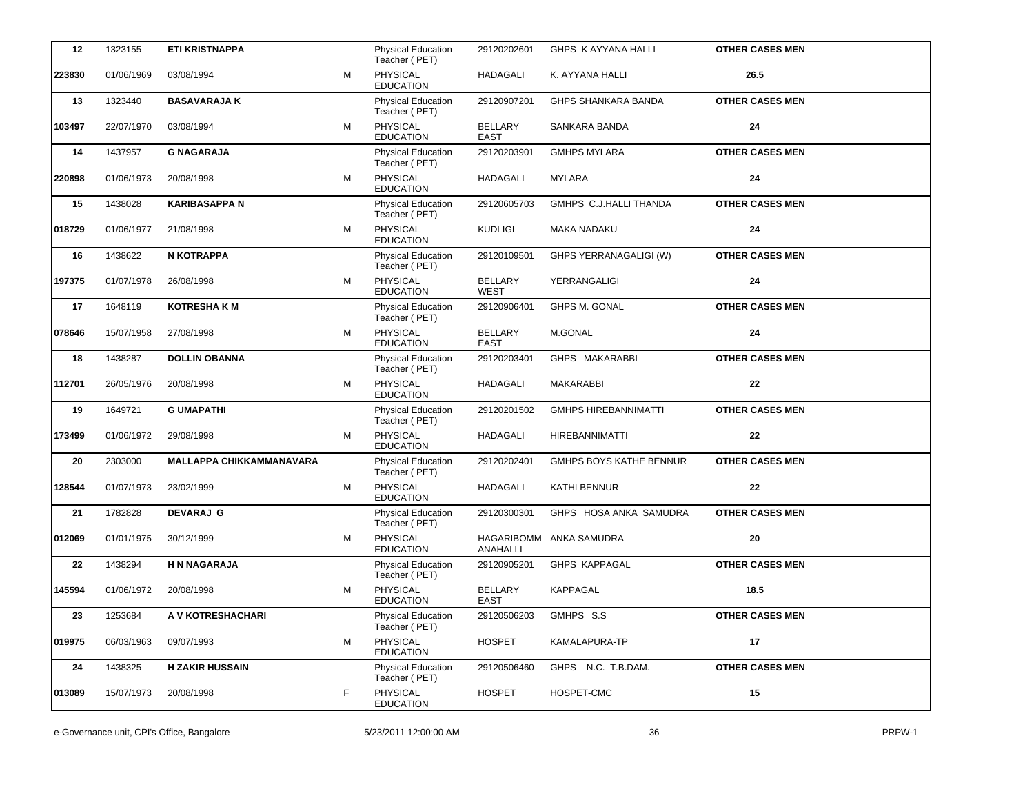| | | | | | | | |
|---|---|---|---|---|---|---|---|
| **12** | 1323155 | **ETI KRISTNAPPA** | | Physical Education Teacher ( PET) | 29120202601 | GHPS K AYYANA HALLI | **OTHER CASES MEN** |
| **223830** | 01/06/1969 | 03/08/1994 | M | PHYSICAL EDUCATION | HADAGALI | K. AYYANA HALLI | **26.5** |
| **13** | 1323440 | **BASAVARAJA K** | | Physical Education Teacher ( PET) | 29120907201 | GHPS SHANKARA BANDA | **OTHER CASES MEN** |
| **103497** | 22/07/1970 | 03/08/1994 | M | PHYSICAL EDUCATION | BELLARY EAST | SANKARA BANDA | **24** |
| **14** | 1437957 | **G NAGARAJA** | | Physical Education Teacher ( PET) | 29120203901 | GMHPS MYLARA | **OTHER CASES MEN** |
| **220898** | 01/06/1973 | 20/08/1998 | M | PHYSICAL EDUCATION | HADAGALI | MYLARA | **24** |
| **15** | 1438028 | **KARIBASAPPA N** | | Physical Education Teacher ( PET) | 29120605703 | GMHPS C.J.HALLI THANDA | **OTHER CASES MEN** |
| **018729** | 01/06/1977 | 21/08/1998 | M | PHYSICAL EDUCATION | KUDLIGI | MAKA NADAKU | **24** |
| **16** | 1438622 | **N KOTRAPPA** | | Physical Education Teacher ( PET) | 29120109501 | GHPS YERRANAGALIGI (W) | **OTHER CASES MEN** |
| **197375** | 01/07/1978 | 26/08/1998 | M | PHYSICAL EDUCATION | BELLARY WEST | YERRANGALIGI | **24** |
| **17** | 1648119 | **KOTRESHA K M** | | Physical Education Teacher ( PET) | 29120906401 | GHPS M. GONAL | **OTHER CASES MEN** |
| **078646** | 15/07/1958 | 27/08/1998 | M | PHYSICAL EDUCATION | BELLARY EAST | M.GONAL | **24** |
| **18** | 1438287 | **DOLLIN OBANNA** | | Physical Education Teacher ( PET) | 29120203401 | GHPS MAKARABBI | **OTHER CASES MEN** |
| **112701** | 26/05/1976 | 20/08/1998 | M | PHYSICAL EDUCATION | HADAGALI | MAKARABBI | **22** |
| **19** | 1649721 | **G UMAPATHI** | | Physical Education Teacher ( PET) | 29120201502 | GMHPS HIREBANNIMATTI | **OTHER CASES MEN** |
| **173499** | 01/06/1972 | 29/08/1998 | M | PHYSICAL EDUCATION | HADAGALI | HIREBANNIMATTI | **22** |
| **20** | 2303000 | **MALLAPPA CHIKKAMMANAVARA** | | Physical Education Teacher ( PET) | 29120202401 | GMHPS BOYS KATHE BENNUR | **OTHER CASES MEN** |
| **128544** | 01/07/1973 | 23/02/1999 | M | PHYSICAL EDUCATION | HADAGALI | KATHI BENNUR | **22** |
| **21** | 1782828 | **DEVARAJ G** | | Physical Education Teacher ( PET) | 29120300301 | GHPS HOSA ANKA SAMUDRA | **OTHER CASES MEN** |
| **012069** | 01/01/1975 | 30/12/1999 | M | PHYSICAL EDUCATION | HAGARIBOMM ANAHALLI | ANKA SAMUDRA | **20** |
| **22** | 1438294 | **H N NAGARAJA** | | Physical Education Teacher ( PET) | 29120905201 | GHPS KAPPAGAL | **OTHER CASES MEN** |
| **145594** | 01/06/1972 | 20/08/1998 | M | PHYSICAL EDUCATION | BELLARY EAST | KAPPAGAL | **18.5** |
| **23** | 1253684 | **A V KOTRESHACHARI** | | Physical Education Teacher ( PET) | 29120506203 | GMHPS S.S | **OTHER CASES MEN** |
| **019975** | 06/03/1963 | 09/07/1993 | M | PHYSICAL EDUCATION | HOSPET | KAMALAPURA-TP | **17** |
| **24** | 1438325 | **H ZAKIR HUSSAIN** | | Physical Education Teacher ( PET) | 29120506460 | GHPS N.C. T.B.DAM. | **OTHER CASES MEN** |
| **013089** | 15/07/1973 | 20/08/1998 | F | PHYSICAL EDUCATION | HOSPET | HOSPET-CMC | **15** |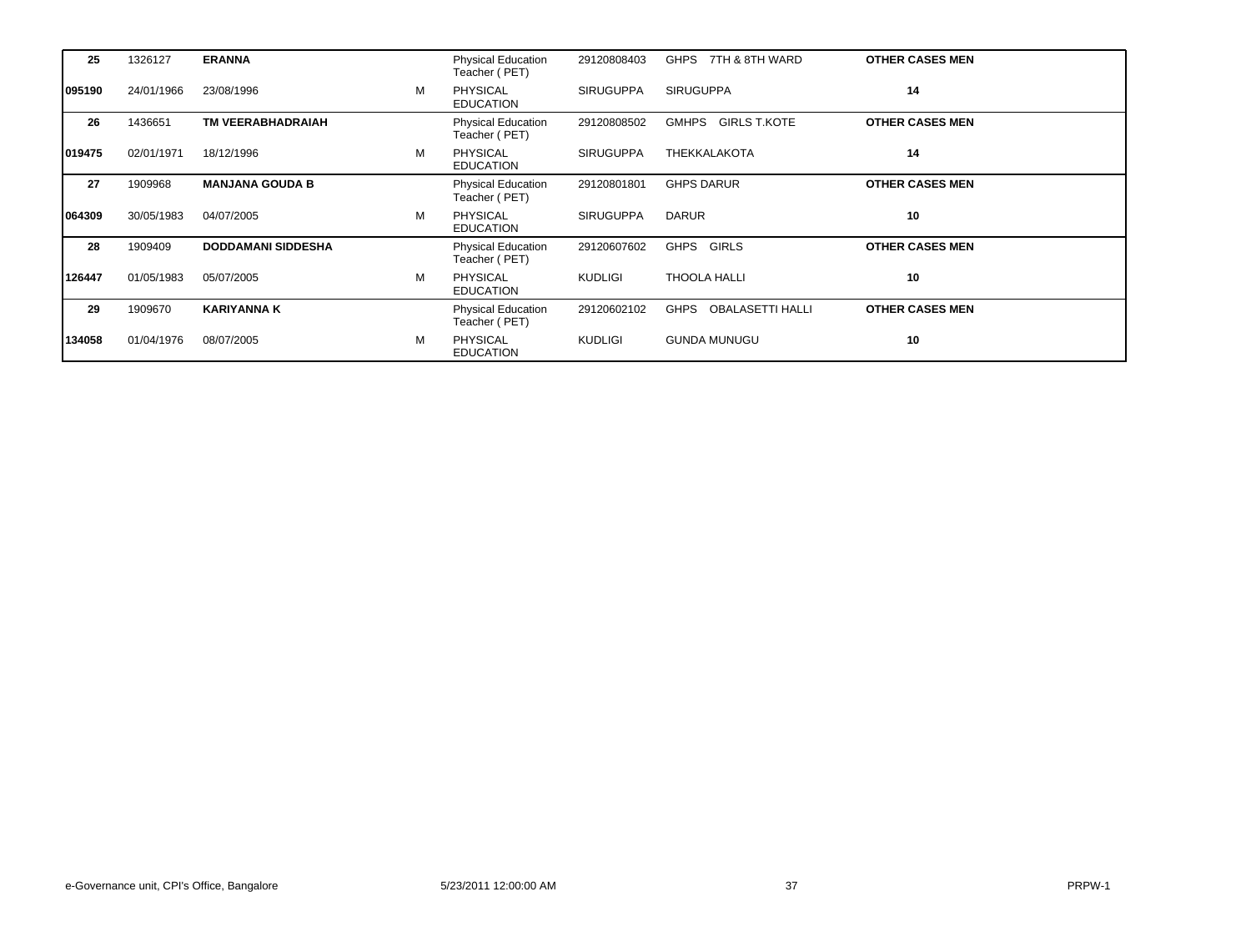| | | | | | | | |
|---|---|---|---|---|---|---|---|
| **25** | 1326127 | **ERANNA** | | Physical Education Teacher ( PET) | 29120808403 | GHPS 7TH & 8TH WARD | **OTHER CASES MEN** |
| **095190** | 24/01/1966 | 23/08/1996 | M | PHYSICAL EDUCATION | SIRUGUPPA | SIRUGUPPA | **14** |
| **26** | 1436651 | **TM VEERABHADRAIAH** | | Physical Education Teacher ( PET) | 29120808502 | GMHPS GIRLS T.KOTE | **OTHER CASES MEN** |
| **019475** | 02/01/1971 | 18/12/1996 | M | PHYSICAL EDUCATION | SIRUGUPPA | THEKKALAKOTA | **14** |
| **27** | 1909968 | **MANJANA GOUDA B** | | Physical Education Teacher ( PET) | 29120801801 | GHPS DARUR | **OTHER CASES MEN** |
| **064309** | 30/05/1983 | 04/07/2005 | M | PHYSICAL EDUCATION | SIRUGUPPA | DARUR | **10** |
| **28** | 1909409 | **DODDAMANI SIDDESHA** | | Physical Education Teacher ( PET) | 29120607602 | GHPS GIRLS | **OTHER CASES MEN** |
| **126447** | 01/05/1983 | 05/07/2005 | M | PHYSICAL EDUCATION | KUDLIGI | THOOLA HALLI | **10** |
| **29** | 1909670 | **KARIYANNA K** | | Physical Education Teacher ( PET) | 29120602102 | GHPS OBALASETTI HALLI | **OTHER CASES MEN** |
| **134058** | 01/04/1976 | 08/07/2005 | M | PHYSICAL EDUCATION | KUDLIGI | GUNDA MUNUGU | **10** |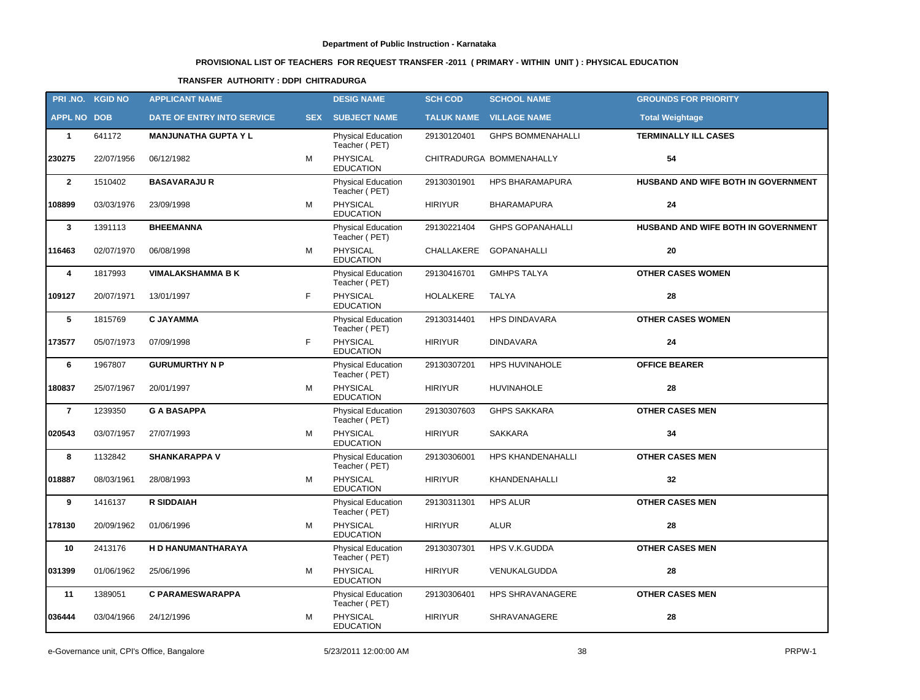**Department of Public Instruction - Karnataka**

**PROVISIONAL LIST OF TEACHERS FOR REQUEST TRANSFER -2011 ( PRIMARY - WITHIN UNIT ) : PHYSICAL EDUCATION**

**TRANSFER AUTHORITY : DDPI CHITRADURGA**

| PRI .NO. | KGID NO | APPLICANT NAME | | DESIG NAME | SCH COD | SCHOOL NAME | GROUNDS FOR PRIORITY |
|---|---|---|---|---|---|---|---|
| **APPL NO** | **DOB** | **DATE OF ENTRY INTO SERVICE** | **SEX** | **SUBJECT NAME** | **TALUK NAME** | **VILLAGE NAME** | **Total Weightage** |
| 1 | 641172 | **MANJUNATHA GUPTA Y L** | | Physical Education Teacher ( PET) | 29130120401 | GHPS BOMMENAHALLI | **TERMINALLY ILL CASES** |
| 230275 | 22/07/1956 | 06/12/1982 | M | PHYSICAL EDUCATION | CHITRADURGA | BOMMENAHALLY | 54 |
| 2 | 1510402 | **BASAVARAJU R** | | Physical Education Teacher ( PET) | 29130301901 | HPS BHARAMAPURA | **HUSBAND AND WIFE BOTH IN GOVERNMENT** |
| 108899 | 03/03/1976 | 23/09/1998 | M | PHYSICAL EDUCATION | HIRIYUR | BHARAMAPURA | 24 |
| 3 | 1391113 | **BHEEMANNA** | | Physical Education Teacher ( PET) | 29130221404 | GHPS GOPANAHALLI | **HUSBAND AND WIFE BOTH IN GOVERNMENT** |
| 116463 | 02/07/1970 | 06/08/1998 | M | PHYSICAL EDUCATION | CHALLAKERE | GOPANAHALLI | 20 |
| 4 | 1817993 | **VIMALAKSHAMMA B K** | | Physical Education Teacher ( PET) | 29130416701 | GMHPS TALYA | **OTHER CASES WOMEN** |
| 109127 | 20/07/1971 | 13/01/1997 | F | PHYSICAL EDUCATION | HOLALKERE | TALYA | 28 |
| 5 | 1815769 | **C JAYAMMA** | | Physical Education Teacher ( PET) | 29130314401 | HPS DINDAVARA | **OTHER CASES WOMEN** |
| 173577 | 05/07/1973 | 07/09/1998 | F | PHYSICAL EDUCATION | HIRIYUR | DINDAVARA | 24 |
| 6 | 1967807 | **GURUMURTHY N P** | | Physical Education Teacher ( PET) | 29130307201 | HPS HUVINAHOLE | **OFFICE BEARER** |
| 180837 | 25/07/1967 | 20/01/1997 | M | PHYSICAL EDUCATION | HIRIYUR | HUVINAHOLE | 28 |
| 7 | 1239350 | **G A BASAPPA** | | Physical Education Teacher ( PET) | 29130307603 | GHPS SAKKARA | **OTHER CASES MEN** |
| 020543 | 03/07/1957 | 27/07/1993 | M | PHYSICAL EDUCATION | HIRIYUR | SAKKARA | 34 |
| 8 | 1132842 | **SHANKARAPPA V** | | Physical Education Teacher ( PET) | 29130306001 | HPS KHANDENAHALLI | **OTHER CASES MEN** |
| 018887 | 08/03/1961 | 28/08/1993 | M | PHYSICAL EDUCATION | HIRIYUR | KHANDENAHALLI | 32 |
| 9 | 1416137 | **R SIDDAIAH** | | Physical Education Teacher ( PET) | 29130311301 | HPS ALUR | **OTHER CASES MEN** |
| 178130 | 20/09/1962 | 01/06/1996 | M | PHYSICAL EDUCATION | HIRIYUR | ALUR | 28 |
| 10 | 2413176 | **H D HANUMANTHARAYA** | | Physical Education Teacher ( PET) | 29130307301 | HPS V.K.GUDDA | **OTHER CASES MEN** |
| 031399 | 01/06/1962 | 25/06/1996 | M | PHYSICAL EDUCATION | HIRIYUR | VENUKALGUDDA | 28 |
| 11 | 1389051 | **C PARAMESWARAPPA** | | Physical Education Teacher ( PET) | 29130306401 | HPS SHRAVANAGERE | **OTHER CASES MEN** |
| 036444 | 03/04/1966 | 24/12/1996 | M | PHYSICAL EDUCATION | HIRIYUR | SHRAVANAGERE | 28 |

e-Governance unit, CPI's Office, Bangalore — 5/23/2011 12:00:00 AM — PRPW-1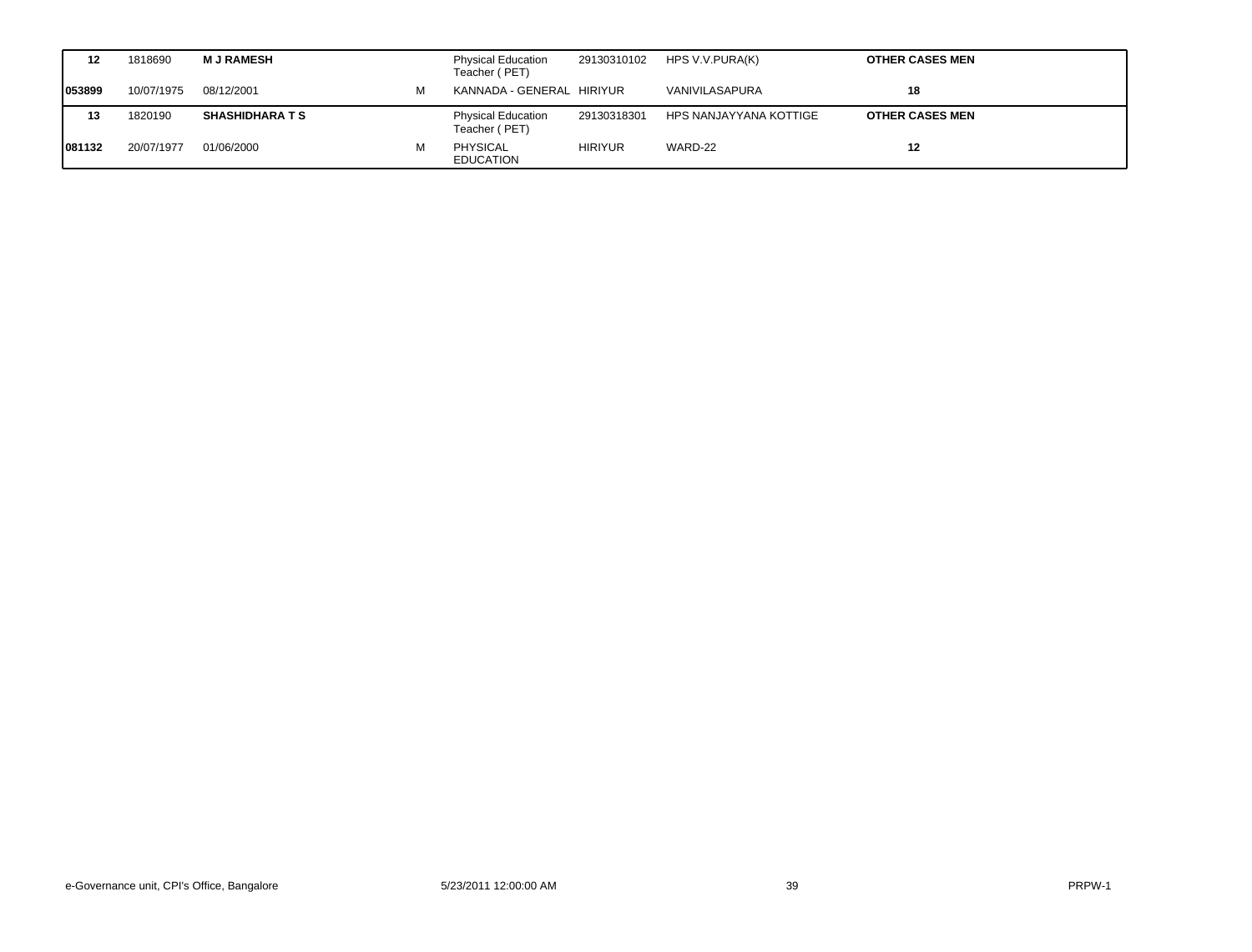| | | | | | | | |
|---|---|---|---|---|---|---|---|
| **12** | 1818690 | **M J RAMESH** | | Physical Education Teacher ( PET) | 29130310102 | HPS V.V.PURA(K) | **OTHER CASES MEN** |
| **053899** | 10/07/1975 | 08/12/2001 | M | KANNADA - GENERAL | HIRIYUR | VANIVILASAPURA | **18** |
| **13** | 1820190 | **SHASHIDHARA T S** | | Physical Education Teacher ( PET) | 29130318301 | HPS NANJAYYANA KOTTIGE | **OTHER CASES MEN** |
| **081132** | 20/07/1977 | 01/06/2000 | M | PHYSICAL EDUCATION | HIRIYUR | WARD-22 | **12** |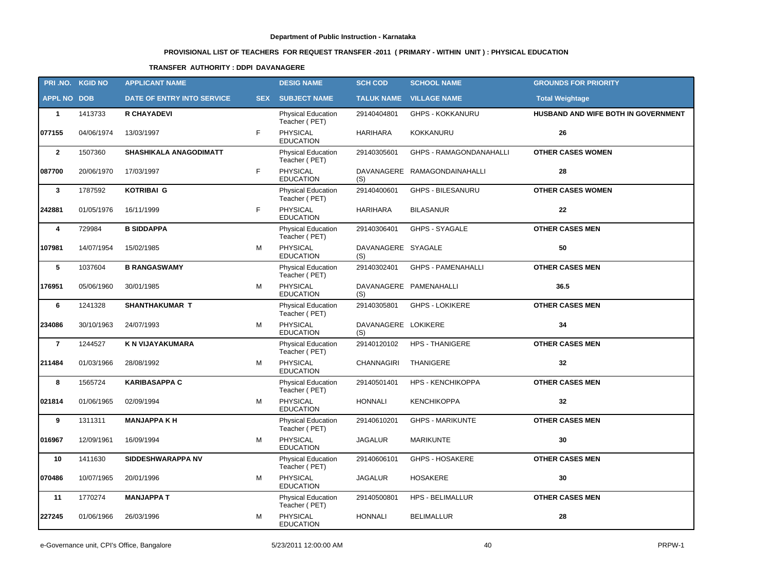**Department of Public Instruction - Karnataka**

**PROVISIONAL LIST OF TEACHERS FOR REQUEST TRANSFER -2011 ( PRIMARY - WITHIN UNIT ) : PHYSICAL EDUCATION**

**TRANSFER AUTHORITY : DDPI DAVANAGERE**

| PRI .NO. | KGID NO | APPLICANT NAME | | DESIG NAME | SCH COD | SCHOOL NAME | GROUNDS FOR PRIORITY |
|---|---|---|---|---|---|---|---|
| APPL NO | DOB | DATE OF ENTRY INTO SERVICE | SEX | SUBJECT NAME | TALUK NAME | VILLAGE NAME | Total Weightage |
| 1 | 1413733 | R CHAYADEVI | | Physical Education Teacher ( PET) | 29140404801 | GHPS - KOKKANURU | HUSBAND AND WIFE BOTH IN GOVERNMENT |
| 077155 | 04/06/1974 | 13/03/1997 | F | PHYSICAL EDUCATION | HARIHARA | KOKKANURU | 26 |
| 2 | 1507360 | SHASHIKALA ANAGODIMATT | | Physical Education Teacher ( PET) | 29140305601 | GHPS - RAMAGONDANAHALLI | OTHER CASES WOMEN |
| 087700 | 20/06/1970 | 17/03/1997 | F | PHYSICAL EDUCATION | DAVANAGERE (S) | RAMAGONDAINAHALLI | 28 |
| 3 | 1787592 | KOTRIBAI G | | Physical Education Teacher ( PET) | 29140400601 | GHPS - BILESANURU | OTHER CASES WOMEN |
| 242881 | 01/05/1976 | 16/11/1999 | F | PHYSICAL EDUCATION | HARIHARA | BILASANUR | 22 |
| 4 | 729984 | B SIDDAPPA | | Physical Education Teacher ( PET) | 29140306401 | GHPS - SYAGALE | OTHER CASES MEN |
| 107981 | 14/07/1954 | 15/02/1985 | M | PHYSICAL EDUCATION | DAVANAGERE (S) | SYAGALE | 50 |
| 5 | 1037604 | B RANGASWAMY | | Physical Education Teacher ( PET) | 29140302401 | GHPS - PAMENAHALLI | OTHER CASES MEN |
| 176951 | 05/06/1960 | 30/01/1985 | M | PHYSICAL EDUCATION | DAVANAGERE (S) | PAMENAHALLI | 36.5 |
| 6 | 1241328 | SHANTHAKUMAR T | | Physical Education Teacher ( PET) | 29140305801 | GHPS - LOKIKERE | OTHER CASES MEN |
| 234086 | 30/10/1963 | 24/07/1993 | M | PHYSICAL EDUCATION | DAVANAGERE (S) | LOKIKERE | 34 |
| 7 | 1244527 | K N VIJAYAKUMARA | | Physical Education Teacher ( PET) | 29140120102 | HPS - THANIGERE | OTHER CASES MEN |
| 211484 | 01/03/1966 | 28/08/1992 | M | PHYSICAL EDUCATION | CHANNAGIRI | THANIGERE | 32 |
| 8 | 1565724 | KARIBASAPPA C | | Physical Education Teacher ( PET) | 29140501401 | HPS - KENCHIKOPPA | OTHER CASES MEN |
| 021814 | 01/06/1965 | 02/09/1994 | M | PHYSICAL EDUCATION | HONNALI | KENCHIKOPPA | 32 |
| 9 | 1311311 | MANJAPPA K H | | Physical Education Teacher ( PET) | 29140610201 | GHPS - MARIKUNTE | OTHER CASES MEN |
| 016967 | 12/09/1961 | 16/09/1994 | M | PHYSICAL EDUCATION | JAGALUR | MARIKUNTE | 30 |
| 10 | 1411630 | SIDDESHWARAPPA NV | | Physical Education Teacher ( PET) | 29140606101 | GHPS - HOSAKERE | OTHER CASES MEN |
| 070486 | 10/07/1965 | 20/01/1996 | M | PHYSICAL EDUCATION | JAGALUR | HOSAKERE | 30 |
| 11 | 1770274 | MANJAPPA T | | Physical Education Teacher ( PET) | 29140500801 | HPS - BELIMALLUR | OTHER CASES MEN |
| 227245 | 01/06/1966 | 26/03/1996 | M | PHYSICAL EDUCATION | HONNALI | BELIMALLUR | 28 |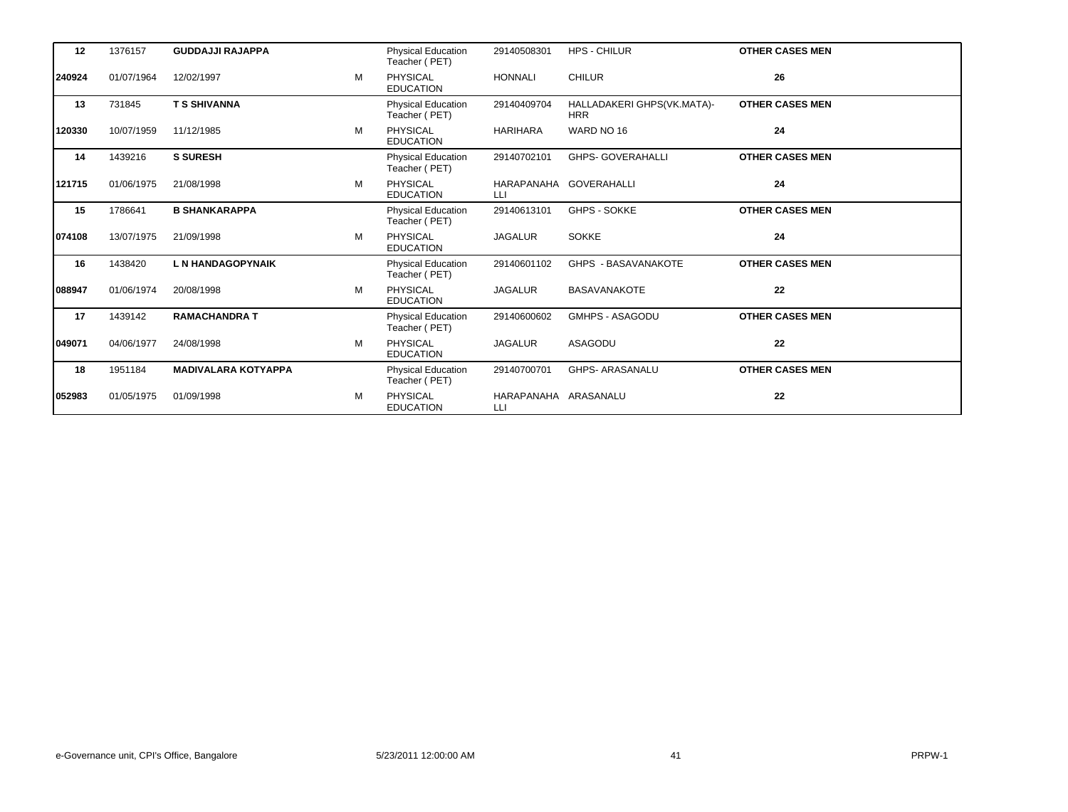| | | | | | | | |
|---|---|---|---|---|---|---|---|
| **12** | 1376157 | **GUDDAJJI RAJAPPA** | | Physical Education Teacher ( PET) | 29140508301 | HPS - CHILUR | **OTHER CASES MEN** |
| **240924** | 01/07/1964 | 12/02/1997 | M | PHYSICAL EDUCATION | HONNALI | CHILUR | **26** |
| **13** | 731845 | **T S SHIVANNA** | | Physical Education Teacher ( PET) | 29140409704 | HALLADAKERI GHPS(VK.MATA)-HRR | **OTHER CASES MEN** |
| **120330** | 10/07/1959 | 11/12/1985 | M | PHYSICAL EDUCATION | HARIHARA | WARD NO 16 | **24** |
| **14** | 1439216 | **S SURESH** | | Physical Education Teacher ( PET) | 29140702101 | GHPS- GOVERAHALLI | **OTHER CASES MEN** |
| **121715** | 01/06/1975 | 21/08/1998 | M | PHYSICAL EDUCATION | HARAPANAHALLI | GOVERAHALLI | **24** |
| **15** | 1786641 | **B SHANKARAPPA** | | Physical Education Teacher ( PET) | 29140613101 | GHPS - SOKKE | **OTHER CASES MEN** |
| **074108** | 13/07/1975 | 21/09/1998 | M | PHYSICAL EDUCATION | JAGALUR | SOKKE | **24** |
| **16** | 1438420 | **L N HANDAGOPYNAIK** | | Physical Education Teacher ( PET) | 29140601102 | GHPS - BASAVANAKOTE | **OTHER CASES MEN** |
| **088947** | 01/06/1974 | 20/08/1998 | M | PHYSICAL EDUCATION | JAGALUR | BASAVANAKOTE | **22** |
| **17** | 1439142 | **RAMACHANDRA T** | | Physical Education Teacher ( PET) | 29140600602 | GMHPS - ASAGODU | **OTHER CASES MEN** |
| **049071** | 04/06/1977 | 24/08/1998 | M | PHYSICAL EDUCATION | JAGALUR | ASAGODU | **22** |
| **18** | 1951184 | **MADIVALARA KOTYAPPA** | | Physical Education Teacher ( PET) | 29140700701 | GHPS- ARASANALU | **OTHER CASES MEN** |
| **052983** | 01/05/1975 | 01/09/1998 | M | PHYSICAL EDUCATION | HARAPANAHALLI | ARASANALU | **22** |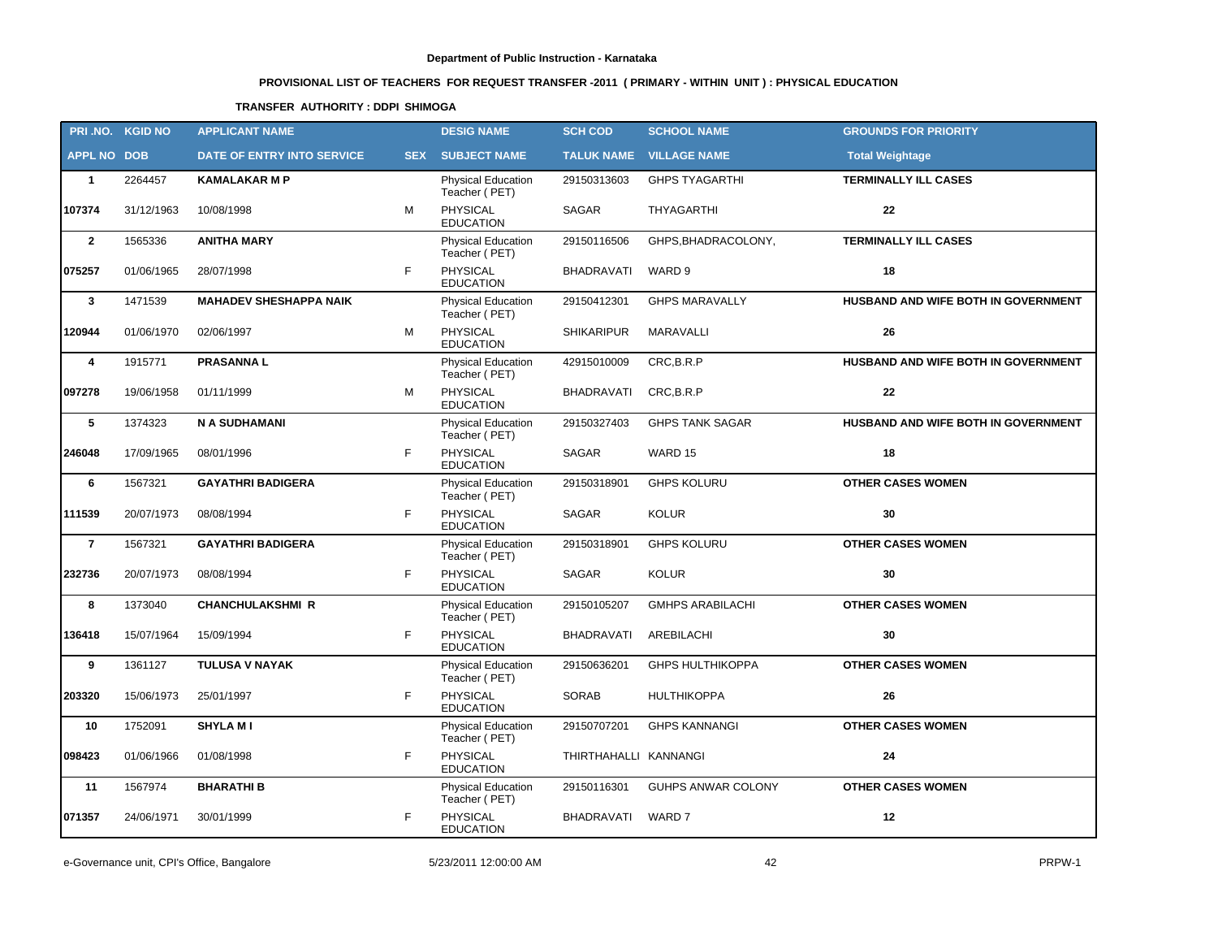**Department of Public Instruction - Karnataka**

**PROVISIONAL LIST OF TEACHERS FOR REQUEST TRANSFER -2011 ( PRIMARY - WITHIN UNIT ) : PHYSICAL EDUCATION**

**TRANSFER AUTHORITY : DDPI SHIMOGA**

| PRI .NO. | KGID NO | APPLICANT NAME | | DESIG NAME | SCH COD | SCHOOL NAME | GROUNDS FOR PRIORITY |
|---|---|---|---|---|---|---|---|
| **APPL NO** | **DOB** | **DATE OF ENTRY INTO SERVICE** | **SEX** | **SUBJECT NAME** | **TALUK NAME** | **VILLAGE NAME** | **Total Weightage** |
| **1** | 2264457 | **KAMALAKAR M P** | | Physical Education Teacher ( PET) | 29150313603 | GHPS TYAGARTHI | **TERMINALLY ILL CASES** |
| **107374** | 31/12/1963 | 10/08/1998 | M | PHYSICAL EDUCATION | SAGAR | THYAGARTHI | **22** |
| **2** | 1565336 | **ANITHA MARY** | | Physical Education Teacher ( PET) | 29150116506 | GHPS,BHADRACOLONY, | **TERMINALLY ILL CASES** |
| **075257** | 01/06/1965 | 28/07/1998 | F | PHYSICAL EDUCATION | BHADRAVATI | WARD 9 | **18** |
| **3** | 1471539 | **MAHADEV SHESHAPPA NAIK** | | Physical Education Teacher ( PET) | 29150412301 | GHPS MARAVALLY | **HUSBAND AND WIFE BOTH IN GOVERNMENT** |
| **120944** | 01/06/1970 | 02/06/1997 | M | PHYSICAL EDUCATION | SHIKARIPUR | MARAVALLI | **26** |
| **4** | 1915771 | **PRASANNA L** | | Physical Education Teacher ( PET) | 42915010009 | CRC,B.R.P | **HUSBAND AND WIFE BOTH IN GOVERNMENT** |
| **097278** | 19/06/1958 | 01/11/1999 | M | PHYSICAL EDUCATION | BHADRAVATI | CRC,B.R.P | **22** |
| **5** | 1374323 | **N A SUDHAMANI** | | Physical Education Teacher ( PET) | 29150327403 | GHPS TANK SAGAR | **HUSBAND AND WIFE BOTH IN GOVERNMENT** |
| **246048** | 17/09/1965 | 08/01/1996 | F | PHYSICAL EDUCATION | SAGAR | WARD 15 | **18** |
| **6** | 1567321 | **GAYATHRI BADIGERA** | | Physical Education Teacher ( PET) | 29150318901 | GHPS KOLURU | **OTHER CASES WOMEN** |
| **111539** | 20/07/1973 | 08/08/1994 | F | PHYSICAL EDUCATION | SAGAR | KOLUR | **30** |
| **7** | 1567321 | **GAYATHRI BADIGERA** | | Physical Education Teacher ( PET) | 29150318901 | GHPS KOLURU | **OTHER CASES WOMEN** |
| **232736** | 20/07/1973 | 08/08/1994 | F | PHYSICAL EDUCATION | SAGAR | KOLUR | **30** |
| **8** | 1373040 | **CHANCHULAKSHMI R** | | Physical Education Teacher ( PET) | 29150105207 | GMHPS ARABILACHI | **OTHER CASES WOMEN** |
| **136418** | 15/07/1964 | 15/09/1994 | F | PHYSICAL EDUCATION | BHADRAVATI | AREBILACHI | **30** |
| **9** | 1361127 | **TULUSA V NAYAK** | | Physical Education Teacher ( PET) | 29150636201 | GHPS HULTHIKOPPA | **OTHER CASES WOMEN** |
| **203320** | 15/06/1973 | 25/01/1997 | F | PHYSICAL EDUCATION | SORAB | HULTHIKOPPA | **26** |
| **10** | 1752091 | **SHYLA M I** | | Physical Education Teacher ( PET) | 29150707201 | GHPS KANNANGI | **OTHER CASES WOMEN** |
| **098423** | 01/06/1966 | 01/08/1998 | F | PHYSICAL EDUCATION | THIRTHAHALLI | KANNANGI | **24** |
| **11** | 1567974 | **BHARATHI B** | | Physical Education Teacher ( PET) | 29150116301 | GUHPS ANWAR COLONY | **OTHER CASES WOMEN** |
| **071357** | 24/06/1971 | 30/01/1999 | F | PHYSICAL EDUCATION | BHADRAVATI | WARD 7 | **12** |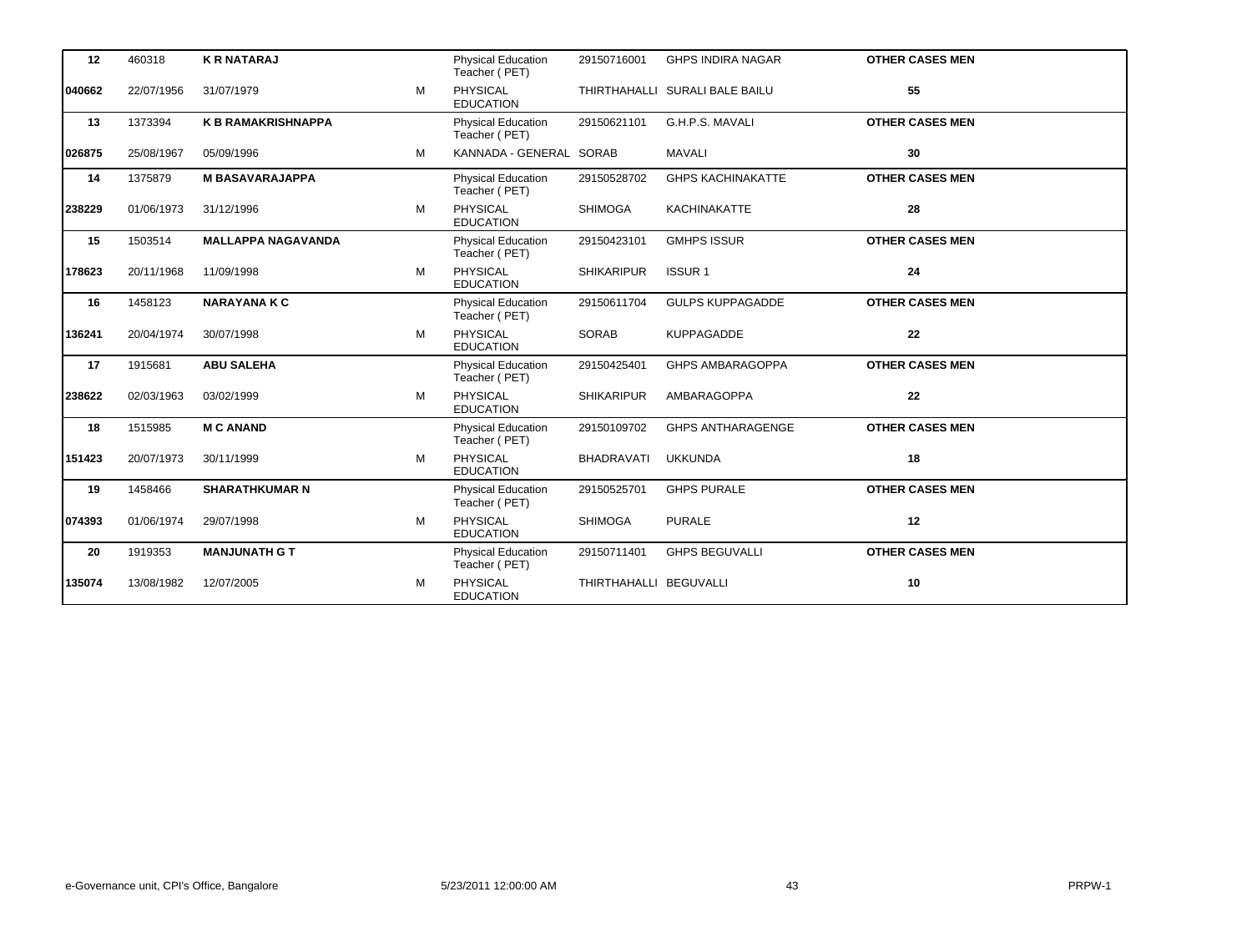| | | | | | | | |
|---|---|---|---|---|---|---|---|
| **12** | 460318 | **K R NATARAJ** | | Physical Education Teacher ( PET) | 29150716001 | GHPS INDIRA NAGAR | **OTHER CASES MEN** |
| **040662** | 22/07/1956 | 31/07/1979 | M | PHYSICAL EDUCATION | THIRTHAHALLI | SURALI BALE BAILU | **55** |
| **13** | 1373394 | **K B RAMAKRISHNAPPA** | | Physical Education Teacher ( PET) | 29150621101 | G.H.P.S. MAVALI | **OTHER CASES MEN** |
| **026875** | 25/08/1967 | 05/09/1996 | M | KANNADA - GENERAL | SORAB | MAVALI | **30** |
| **14** | 1375879 | **M BASAVARAJAPPA** | | Physical Education Teacher ( PET) | 29150528702 | GHPS KACHINAKATTE | **OTHER CASES MEN** |
| **238229** | 01/06/1973 | 31/12/1996 | M | PHYSICAL EDUCATION | SHIMOGA | KACHINAKATTE | **28** |
| **15** | 1503514 | **MALLAPPA NAGAVANDA** | | Physical Education Teacher ( PET) | 29150423101 | GMHPS ISSUR | **OTHER CASES MEN** |
| **178623** | 20/11/1968 | 11/09/1998 | M | PHYSICAL EDUCATION | SHIKARIPUR | ISSUR 1 | **24** |
| **16** | 1458123 | **NARAYANA K C** | | Physical Education Teacher ( PET) | 29150611704 | GULPS KUPPAGADDE | **OTHER CASES MEN** |
| **136241** | 20/04/1974 | 30/07/1998 | M | PHYSICAL EDUCATION | SORAB | KUPPAGADDE | **22** |
| **17** | 1915681 | **ABU SALEHA** | | Physical Education Teacher ( PET) | 29150425401 | GHPS AMBARAGOPPA | **OTHER CASES MEN** |
| **238622** | 02/03/1963 | 03/02/1999 | M | PHYSICAL EDUCATION | SHIKARIPUR | AMBARAGOPPA | **22** |
| **18** | 1515985 | **M C ANAND** | | Physical Education Teacher ( PET) | 29150109702 | GHPS ANTHARAGENGE | **OTHER CASES MEN** |
| **151423** | 20/07/1973 | 30/11/1999 | M | PHYSICAL EDUCATION | BHADRAVATI | UKKUNDA | **18** |
| **19** | 1458466 | **SHARATHKUMAR N** | | Physical Education Teacher ( PET) | 29150525701 | GHPS PURALE | **OTHER CASES MEN** |
| **074393** | 01/06/1974 | 29/07/1998 | M | PHYSICAL EDUCATION | SHIMOGA | PURALE | **12** |
| **20** | 1919353 | **MANJUNATH G T** | | Physical Education Teacher ( PET) | 29150711401 | GHPS BEGUVALLI | **OTHER CASES MEN** |
| **135074** | 13/08/1982 | 12/07/2005 | M | PHYSICAL EDUCATION | THIRTHAHALLI | BEGUVALLI | **10** |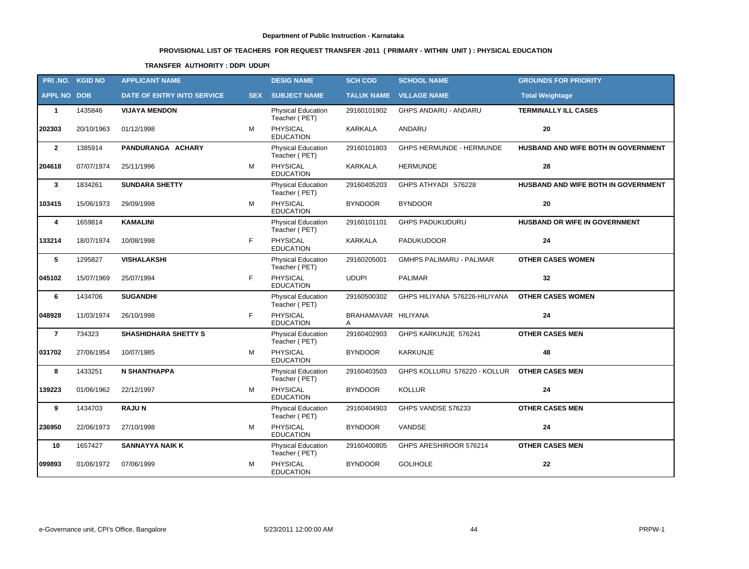**Department of Public Instruction - Karnataka**

**PROVISIONAL LIST OF TEACHERS FOR REQUEST TRANSFER -2011 ( PRIMARY - WITHIN UNIT ) : PHYSICAL EDUCATION**

**TRANSFER AUTHORITY : DDPI UDUPI**

| PRI .NO. | KGID NO | APPLICANT NAME | | DESIG NAME | SCH COD | SCHOOL NAME | GROUNDS FOR PRIORITY |
|---|---|---|---|---|---|---|---|
| APPL NO | DOB | DATE OF ENTRY INTO SERVICE | SEX | SUBJECT NAME | TALUK NAME | VILLAGE NAME | Total Weightage |
| **1** | 1435846 | **VIJAYA MENDON** | | Physical Education Teacher ( PET) | 29160101902 | GHPS ANDARU - ANDARU | **TERMINALLY ILL CASES** |
| **202303** | 20/10/1963 | 01/12/1998 | M | PHYSICAL EDUCATION | KARKALA | ANDARU | **20** |
| **2** | 1385914 | **PANDURANGA ACHARY** | | Physical Education Teacher ( PET) | 29160101803 | GHPS HERMUNDE - HERMUNDE | **HUSBAND AND WIFE BOTH IN GOVERNMENT** |
| **204618** | 07/07/1974 | 25/11/1996 | M | PHYSICAL EDUCATION | KARKALA | HERMUNDE | **28** |
| **3** | 1834261 | **SUNDARA SHETTY** | | Physical Education Teacher ( PET) | 29160405203 | GHPS ATHYADI 576228 | **HUSBAND AND WIFE BOTH IN GOVERNMENT** |
| **103415** | 15/06/1973 | 29/09/1998 | M | PHYSICAL EDUCATION | BYNDOOR | BYNDOOR | **20** |
| **4** | 1659814 | **KAMALINI** | | Physical Education Teacher ( PET) | 29160101101 | GHPS PADUKUDURU | **HUSBAND OR WIFE IN GOVERNMENT** |
| **133214** | 18/07/1974 | 10/08/1998 | F | PHYSICAL EDUCATION | KARKALA | PADUKUDOOR | **24** |
| **5** | 1295827 | **VISHALAKSHI** | | Physical Education Teacher ( PET) | 29160205001 | GMHPS PALIMARU - PALIMAR | **OTHER CASES WOMEN** |
| **045102** | 15/07/1969 | 25/07/1994 | F | PHYSICAL EDUCATION | UDUPI | PALIMAR | **32** |
| **6** | 1434706 | **SUGANDHI** | | Physical Education Teacher ( PET) | 29160500302 | GHPS HILIYANA 576226-HILIYANA | **OTHER CASES WOMEN** |
| **048928** | 11/03/1974 | 26/10/1998 | F | PHYSICAL EDUCATION | BRAHAMAVARA | HILIYANA | **24** |
| **7** | 734323 | **SHASHIDHARA SHETTY S** | | Physical Education Teacher ( PET) | 29160402903 | GHPS KARKUNJE 576241 | **OTHER CASES MEN** |
| **031702** | 27/06/1954 | 10/07/1985 | M | PHYSICAL EDUCATION | BYNDOOR | KARKUNJE | **48** |
| **8** | 1433251 | **N SHANTHAPPA** | | Physical Education Teacher ( PET) | 29160403503 | GHPS KOLLURU 576220 - KOLLUR | **OTHER CASES MEN** |
| **139223** | 01/06/1962 | 22/12/1997 | M | PHYSICAL EDUCATION | BYNDOOR | KOLLUR | **24** |
| **9** | 1434703 | **RAJU N** | | Physical Education Teacher ( PET) | 29160404903 | GHPS VANDSE 576233 | **OTHER CASES MEN** |
| **236950** | 22/06/1973 | 27/10/1998 | M | PHYSICAL EDUCATION | BYNDOOR | VANDSE | **24** |
| **10** | 1657427 | **SANNAYYA NAIK K** | | Physical Education Teacher ( PET) | 29160400805 | GHPS ARESHIROOR 576214 | **OTHER CASES MEN** |
| **099893** | 01/06/1972 | 07/06/1999 | M | PHYSICAL EDUCATION | BYNDOOR | GOLIHOLE | **22** |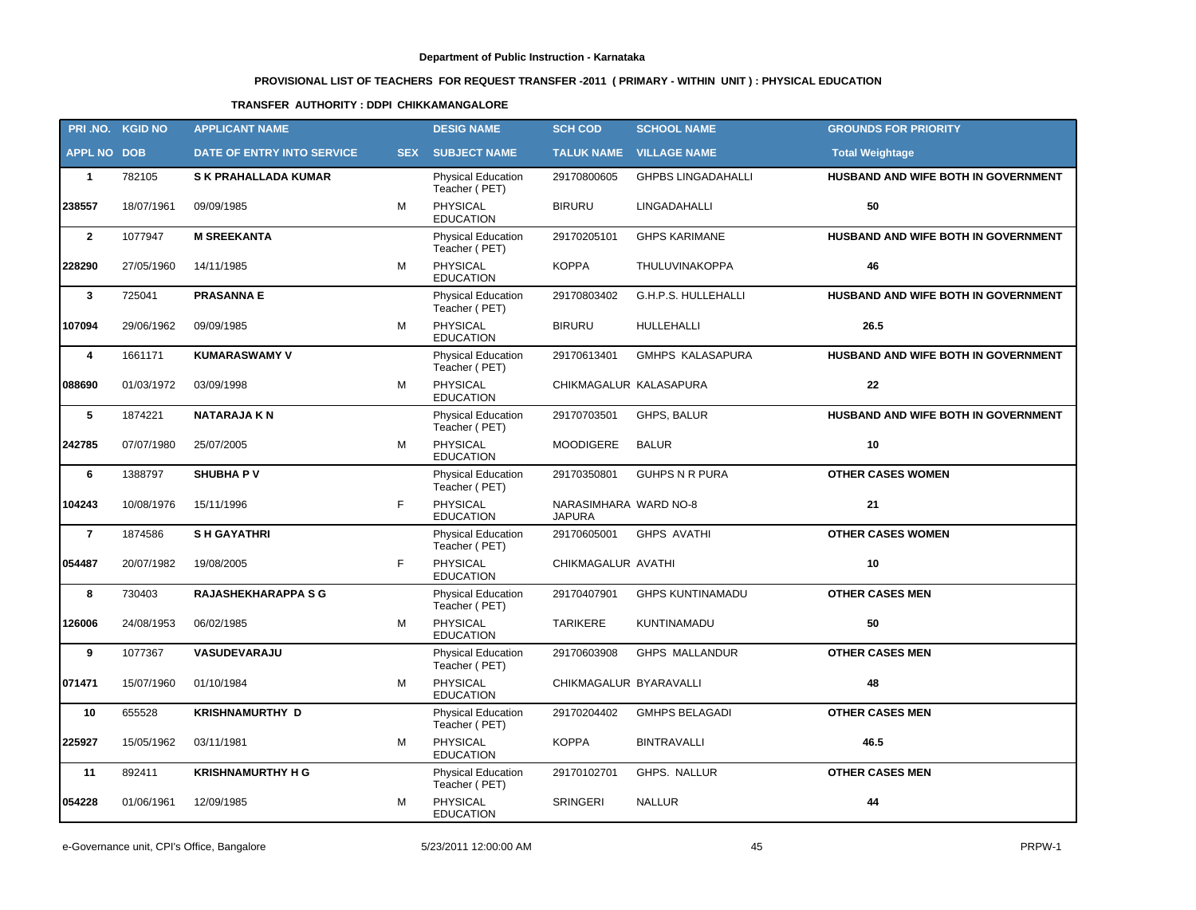**Department of Public Instruction - Karnataka**

**PROVISIONAL LIST OF TEACHERS FOR REQUEST TRANSFER -2011 ( PRIMARY - WITHIN UNIT ) : PHYSICAL EDUCATION**

**TRANSFER AUTHORITY : DDPI CHIKKAMANGALORE**

| PRI .NO. | KGID NO | APPLICANT NAME | | DESIG NAME | SCH COD | SCHOOL NAME | GROUNDS FOR PRIORITY |
|---|---|---|---|---|---|---|---|
| APPL NO | DOB | DATE OF ENTRY INTO SERVICE | SEX | SUBJECT NAME | TALUK NAME | VILLAGE NAME | Total Weightage |
| 1 | 782105 | S K PRAHALLADA KUMAR | | Physical Education Teacher ( PET) | 29170800605 | GHPBS LINGADAHALLI | HUSBAND AND WIFE BOTH IN GOVERNMENT |
| 238557 | 18/07/1961 | 09/09/1985 | M | PHYSICAL EDUCATION | BIRURU | LINGADAHALLI | 50 |
| 2 | 1077947 | M SREEKANTA | | Physical Education Teacher ( PET) | 29170205101 | GHPS KARIMANE | HUSBAND AND WIFE BOTH IN GOVERNMENT |
| 228290 | 27/05/1960 | 14/11/1985 | M | PHYSICAL EDUCATION | KOPPA | THULUVINAKOPPA | 46 |
| 3 | 725041 | PRASANNA E | | Physical Education Teacher ( PET) | 29170803402 | G.H.P.S. HULLEHALLI | HUSBAND AND WIFE BOTH IN GOVERNMENT |
| 107094 | 29/06/1962 | 09/09/1985 | M | PHYSICAL EDUCATION | BIRURU | HULLEHALLI | 26.5 |
| 4 | 1661171 | KUMARASWAMY V | | Physical Education Teacher ( PET) | 29170613401 | GMHPS KALASAPURA | HUSBAND AND WIFE BOTH IN GOVERNMENT |
| 088690 | 01/03/1972 | 03/09/1998 | M | PHYSICAL EDUCATION | CHIKMAGALUR | KALASAPURA | 22 |
| 5 | 1874221 | NATARAJA K N | | Physical Education Teacher ( PET) | 29170703501 | GHPS, BALUR | HUSBAND AND WIFE BOTH IN GOVERNMENT |
| 242785 | 07/07/1980 | 25/07/2005 | M | PHYSICAL EDUCATION | MOODIGERE | BALUR | 10 |
| 6 | 1388797 | SHUBHA P V | | Physical Education Teacher ( PET) | 29170350801 | GUHPS N R PURA | OTHER CASES WOMEN |
| 104243 | 10/08/1976 | 15/11/1996 | F | PHYSICAL EDUCATION | NARASIMHARA JAPURA | WARD NO-8 | 21 |
| 7 | 1874586 | S H GAYATHRI | | Physical Education Teacher ( PET) | 29170605001 | GHPS AVATHI | OTHER CASES WOMEN |
| 054487 | 20/07/1982 | 19/08/2005 | F | PHYSICAL EDUCATION | CHIKMAGALUR | AVATHI | 10 |
| 8 | 730403 | RAJASHEKHARAPPA S G | | Physical Education Teacher ( PET) | 29170407901 | GHPS KUNTINAMADU | OTHER CASES MEN |
| 126006 | 24/08/1953 | 06/02/1985 | M | PHYSICAL EDUCATION | TARIKERE | KUNTINAMADU | 50 |
| 9 | 1077367 | VASUDEVARAJU | | Physical Education Teacher ( PET) | 29170603908 | GHPS MALLANDUR | OTHER CASES MEN |
| 071471 | 15/07/1960 | 01/10/1984 | M | PHYSICAL EDUCATION | CHIKMAGALUR | BYARAVALLI | 48 |
| 10 | 655528 | KRISHNAMURTHY D | | Physical Education Teacher ( PET) | 29170204402 | GMHPS BELAGADI | OTHER CASES MEN |
| 225927 | 15/05/1962 | 03/11/1981 | M | PHYSICAL EDUCATION | KOPPA | BINTRAVALLI | 46.5 |
| 11 | 892411 | KRISHNAMURTHY H G | | Physical Education Teacher ( PET) | 29170102701 | GHPS. NALLUR | OTHER CASES MEN |
| 054228 | 01/06/1961 | 12/09/1985 | M | PHYSICAL EDUCATION | SRINGERI | NALLUR | 44 |

e-Governance unit, CPI's Office, Bangalore 5/23/2011 12:00:00 AM PRPW-1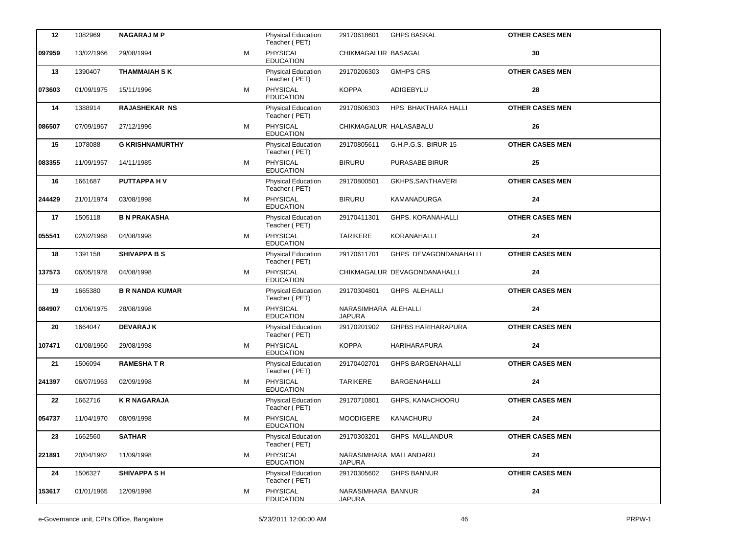| | | | | | | | |
|---|---|---|---|---|---|---|---|
| **12** | 1082969 | **NAGARAJ M P** | | Physical Education Teacher ( PET) | 29170618601 | GHPS BASKAL | **OTHER CASES MEN** |
| **097959** | 13/02/1966 | 29/08/1994 | M | PHYSICAL EDUCATION | CHIKMAGALUR | BASAGAL | **30** |
| **13** | 1390407 | **THAMMAIAH S K** | | Physical Education Teacher ( PET) | 29170206303 | GMHPS CRS | **OTHER CASES MEN** |
| **073603** | 01/09/1975 | 15/11/1996 | M | PHYSICAL EDUCATION | KOPPA | ADIGEBYLU | **28** |
| **14** | 1388914 | **RAJASHEKAR NS** | | Physical Education Teacher ( PET) | 29170606303 | HPS BHAKTHARA HALLI | **OTHER CASES MEN** |
| **086507** | 07/09/1967 | 27/12/1996 | M | PHYSICAL EDUCATION | CHIKMAGALUR | HALASABALU | **26** |
| **15** | 1078088 | **G KRISHNAMURTHY** | | Physical Education Teacher ( PET) | 29170805611 | G.H.P.G.S. BIRUR-15 | **OTHER CASES MEN** |
| **083355** | 11/09/1957 | 14/11/1985 | M | PHYSICAL EDUCATION | BIRURU | PURASABE BIRUR | **25** |
| **16** | 1661687 | **PUTTAPPA H V** | | Physical Education Teacher ( PET) | 29170800501 | GKHPS,SANTHAVERI | **OTHER CASES MEN** |
| **244429** | 21/01/1974 | 03/08/1998 | M | PHYSICAL EDUCATION | BIRURU | KAMANADURGA | **24** |
| **17** | 1505118 | **B N PRAKASHA** | | Physical Education Teacher ( PET) | 29170411301 | GHPS. KORANAHALLI | **OTHER CASES MEN** |
| **055541** | 02/02/1968 | 04/08/1998 | M | PHYSICAL EDUCATION | TARIKERE | KORANAHALLI | **24** |
| **18** | 1391158 | **SHIVAPPA B S** | | Physical Education Teacher ( PET) | 29170611701 | GHPS DEVAGONDANAHALLI | **OTHER CASES MEN** |
| **137573** | 06/05/1978 | 04/08/1998 | M | PHYSICAL EDUCATION | CHIKMAGALUR | DEVAGONDANAHALLI | **24** |
| **19** | 1665380 | **B R NANDA KUMAR** | | Physical Education Teacher ( PET) | 29170304801 | GHPS ALEHALLI | **OTHER CASES MEN** |
| **084907** | 01/06/1975 | 28/08/1998 | M | PHYSICAL EDUCATION | NARASIMHARA JAPURA | ALEHALLI | **24** |
| **20** | 1664047 | **DEVARAJ K** | | Physical Education Teacher ( PET) | 29170201902 | GHPBS HARIHARAPURA | **OTHER CASES MEN** |
| **107471** | 01/08/1960 | 29/08/1998 | M | PHYSICAL EDUCATION | KOPPA | HARIHARAPURA | **24** |
| **21** | 1506094 | **RAMESHA T R** | | Physical Education Teacher ( PET) | 29170402701 | GHPS BARGENAHALLI | **OTHER CASES MEN** |
| **241397** | 06/07/1963 | 02/09/1998 | M | PHYSICAL EDUCATION | TARIKERE | BARGENAHALLI | **24** |
| **22** | 1662716 | **K R NAGARAJA** | | Physical Education Teacher ( PET) | 29170710801 | GHPS, KANACHOORU | **OTHER CASES MEN** |
| **054737** | 11/04/1970 | 08/09/1998 | M | PHYSICAL EDUCATION | MOODIGERE | KANACHURU | **24** |
| **23** | 1662560 | **SATHAR** | | Physical Education Teacher ( PET) | 29170303201 | GHPS MALLANDUR | **OTHER CASES MEN** |
| **221891** | 20/04/1962 | 11/09/1998 | M | PHYSICAL EDUCATION | NARASIMHARA JAPURA | MALLANDARU | **24** |
| **24** | 1506327 | **SHIVAPPA S H** | | Physical Education Teacher ( PET) | 29170305602 | GHPS BANNUR | **OTHER CASES MEN** |
| **153617** | 01/01/1965 | 12/09/1998 | M | PHYSICAL EDUCATION | NARASIMHARA JAPURA | BANNUR | **24** |

e-Governance unit, CPI's Office, Bangalore 5/23/2011 12:00:00 AM PRPW-1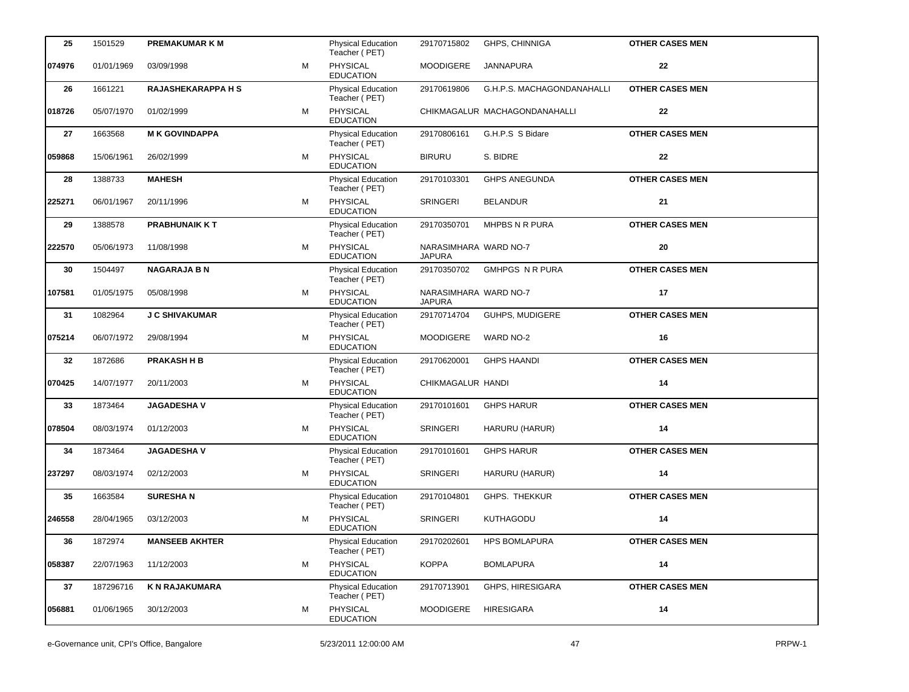| | | | | | | | |
|---|---|---|---|---|---|---|---|
| **25** | 1501529 | **PREMAKUMAR K M** | | Physical Education Teacher ( PET) | 29170715802 | GHPS, CHINNIGA | **OTHER CASES MEN** |
| **074976** | 01/01/1969 | 03/09/1998 | M | PHYSICAL EDUCATION | MOODIGERE | JANNAPURA | **22** |
| **26** | 1661221 | **RAJASHEKARAPPA H S** | | Physical Education Teacher ( PET) | 29170619806 | G.H.P.S. MACHAGONDANAHALLI | **OTHER CASES MEN** |
| **018726** | 05/07/1970 | 01/02/1999 | M | PHYSICAL EDUCATION | CHIKMAGALUR | MACHAGONDANAHALLI | **22** |
| **27** | 1663568 | **M K GOVINDAPPA** | | Physical Education Teacher ( PET) | 29170806161 | G.H.P.S S Bidare | **OTHER CASES MEN** |
| **059868** | 15/06/1961 | 26/02/1999 | M | PHYSICAL EDUCATION | BIRURU | S. BIDRE | **22** |
| **28** | 1388733 | **MAHESH** | | Physical Education Teacher ( PET) | 29170103301 | GHPS ANEGUNDA | **OTHER CASES MEN** |
| **225271** | 06/01/1967 | 20/11/1996 | M | PHYSICAL EDUCATION | SRINGERI | BELANDUR | **21** |
| **29** | 1388578 | **PRABHUNAIK K T** | | Physical Education Teacher ( PET) | 29170350701 | MHPBS N R PURA | **OTHER CASES MEN** |
| **222570** | 05/06/1973 | 11/08/1998 | M | PHYSICAL EDUCATION | NARASIMHARAJAPURA | WARD NO-7 | **20** |
| **30** | 1504497 | **NAGARAJA B N** | | Physical Education Teacher ( PET) | 29170350702 | GMHPGS N R PURA | **OTHER CASES MEN** |
| **107581** | 01/05/1975 | 05/08/1998 | M | PHYSICAL EDUCATION | NARASIMHARAJAPURA | WARD NO-7 | **17** |
| **31** | 1082964 | **J C SHIVAKUMAR** | | Physical Education Teacher ( PET) | 29170714704 | GUHPS, MUDIGERE | **OTHER CASES MEN** |
| **075214** | 06/07/1972 | 29/08/1994 | M | PHYSICAL EDUCATION | MOODIGERE | WARD NO-2 | **16** |
| **32** | 1872686 | **PRAKASH H B** | | Physical Education Teacher ( PET) | 29170620001 | GHPS HAANDI | **OTHER CASES MEN** |
| **070425** | 14/07/1977 | 20/11/2003 | M | PHYSICAL EDUCATION | CHIKMAGALUR | HANDI | **14** |
| **33** | 1873464 | **JAGADESHA V** | | Physical Education Teacher ( PET) | 29170101601 | GHPS HARUR | **OTHER CASES MEN** |
| **078504** | 08/03/1974 | 01/12/2003 | M | PHYSICAL EDUCATION | SRINGERI | HARURU (HARUR) | **14** |
| **34** | 1873464 | **JAGADESHA V** | | Physical Education Teacher ( PET) | 29170101601 | GHPS HARUR | **OTHER CASES MEN** |
| **237297** | 08/03/1974 | 02/12/2003 | M | PHYSICAL EDUCATION | SRINGERI | HARURU (HARUR) | **14** |
| **35** | 1663584 | **SURESHA N** | | Physical Education Teacher ( PET) | 29170104801 | GHPS. THEKKUR | **OTHER CASES MEN** |
| **246558** | 28/04/1965 | 03/12/2003 | M | PHYSICAL EDUCATION | SRINGERI | KUTHAGODU | **14** |
| **36** | 1872974 | **MANSEEB AKHTER** | | Physical Education Teacher ( PET) | 29170202601 | HPS BOMLAPURA | **OTHER CASES MEN** |
| **058387** | 22/07/1963 | 11/12/2003 | M | PHYSICAL EDUCATION | KOPPA | BOMLAPURA | **14** |
| **37** | 187296716 | **K N RAJAKUMARA** | | Physical Education Teacher ( PET) | 29170713901 | GHPS, HIRESIGARA | **OTHER CASES MEN** |
| **056881** | 01/06/1965 | 30/12/2003 | M | PHYSICAL EDUCATION | MOODIGERE | HIRESIGARA | **14** |

e-Governance unit, CPI's Office, Bangalore 5/23/2011 12:00:00 AM PRPW-1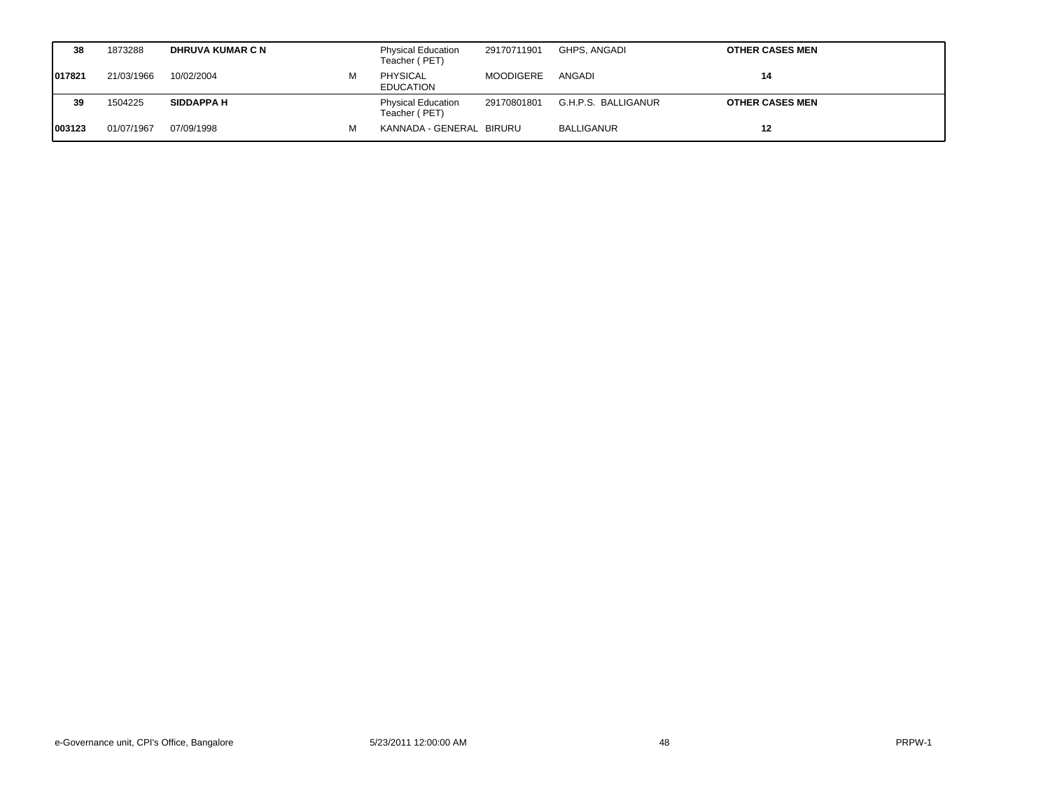| | | | | | | | |
|---|---|---|---|---|---|---|---|
| **38** | 1873288 | **DHRUVA KUMAR C N** | | Physical Education Teacher ( PET) | 29170711901 | GHPS, ANGADI | **OTHER CASES MEN** |
| **017821** | 21/03/1966 | 10/02/2004 | M | PHYSICAL EDUCATION | MOODIGERE | ANGADI | **14** |
| **39** | 1504225 | **SIDDAPPA H** | | Physical Education Teacher ( PET) | 29170801801 | G.H.P.S. BALLIGANUR | **OTHER CASES MEN** |
| **003123** | 01/07/1967 | 07/09/1998 | M | KANNADA - GENERAL | BIRURU | BALLIGANUR | **12** |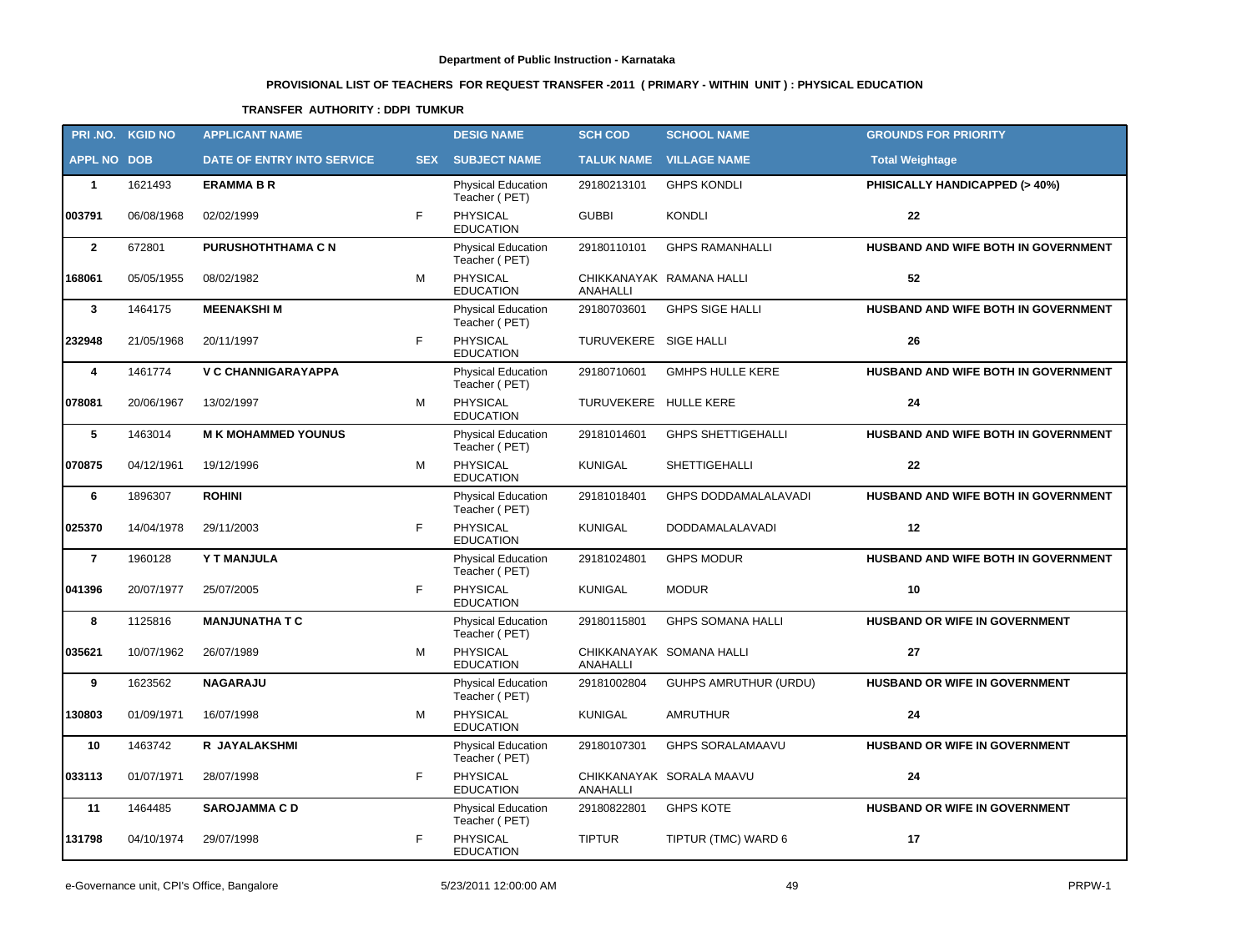**Department of Public Instruction - Karnataka**

**PROVISIONAL LIST OF TEACHERS FOR REQUEST TRANSFER -2011 ( PRIMARY - WITHIN UNIT ) : PHYSICAL EDUCATION**

**TRANSFER AUTHORITY : DDPI TUMKUR**

| PRI .NO. | KGID NO | APPLICANT NAME | | DESIG NAME | SCH COD | SCHOOL NAME | GROUNDS FOR PRIORITY |
|---|---|---|---|---|---|---|---|
| APPL NO | DOB | DATE OF ENTRY INTO SERVICE | SEX | SUBJECT NAME | TALUK NAME | VILLAGE NAME | Total Weightage |
| 1 | 1621493 | **ERAMMA B R** | | Physical Education Teacher ( PET) | 29180213101 | GHPS KONDLI | **PHISICALLY HANDICAPPED (> 40%)** |
| 003791 | 06/08/1968 | 02/02/1999 | F | PHYSICAL EDUCATION | GUBBI | KONDLI | 22 |
| 2 | 672801 | **PURUSHOTHTHAMA C N** | | Physical Education Teacher ( PET) | 29180110101 | GHPS RAMANHALLI | **HUSBAND AND WIFE BOTH IN GOVERNMENT** |
| 168061 | 05/05/1955 | 08/02/1982 | M | PHYSICAL EDUCATION | CHIKKANAYAK ANAHALLI | RAMANA HALLI | 52 |
| 3 | 1464175 | **MEENAKSHI M** | | Physical Education Teacher ( PET) | 29180703601 | GHPS SIGE HALLI | **HUSBAND AND WIFE BOTH IN GOVERNMENT** |
| 232948 | 21/05/1968 | 20/11/1997 | F | PHYSICAL EDUCATION | TURUVEKERE | SIGE HALLI | 26 |
| 4 | 1461774 | **V C CHANNIGARAYAPPA** | | Physical Education Teacher ( PET) | 29180710601 | GMHPS HULLE KERE | **HUSBAND AND WIFE BOTH IN GOVERNMENT** |
| 078081 | 20/06/1967 | 13/02/1997 | M | PHYSICAL EDUCATION | TURUVEKERE | HULLE KERE | 24 |
| 5 | 1463014 | **M K MOHAMMED YOUNUS** | | Physical Education Teacher ( PET) | 29181014601 | GHPS SHETTIGEHALLI | **HUSBAND AND WIFE BOTH IN GOVERNMENT** |
| 070875 | 04/12/1961 | 19/12/1996 | M | PHYSICAL EDUCATION | KUNIGAL | SHETTIGEHALLI | 22 |
| 6 | 1896307 | **ROHINI** | | Physical Education Teacher ( PET) | 29181018401 | GHPS DODDAMALALAVADI | **HUSBAND AND WIFE BOTH IN GOVERNMENT** |
| 025370 | 14/04/1978 | 29/11/2003 | F | PHYSICAL EDUCATION | KUNIGAL | DODDAMALALAVADI | 12 |
| 7 | 1960128 | **Y T MANJULA** | | Physical Education Teacher ( PET) | 29181024801 | GHPS MODUR | **HUSBAND AND WIFE BOTH IN GOVERNMENT** |
| 041396 | 20/07/1977 | 25/07/2005 | F | PHYSICAL EDUCATION | KUNIGAL | MODUR | 10 |
| 8 | 1125816 | **MANJUNATHA T C** | | Physical Education Teacher ( PET) | 29180115801 | GHPS SOMANA HALLI | **HUSBAND OR WIFE IN GOVERNMENT** |
| 035621 | 10/07/1962 | 26/07/1989 | M | PHYSICAL EDUCATION | CHIKKANAYAK ANAHALLI | SOMANA HALLI | 27 |
| 9 | 1623562 | **NAGARAJU** | | Physical Education Teacher ( PET) | 29181002804 | GUHPS AMRUTHUR (URDU) | **HUSBAND OR WIFE IN GOVERNMENT** |
| 130803 | 01/09/1971 | 16/07/1998 | M | PHYSICAL EDUCATION | KUNIGAL | AMRUTHUR | 24 |
| 10 | 1463742 | **R JAYALAKSHMI** | | Physical Education Teacher ( PET) | 29180107301 | GHPS SORALAMAAVU | **HUSBAND OR WIFE IN GOVERNMENT** |
| 033113 | 01/07/1971 | 28/07/1998 | F | PHYSICAL EDUCATION | CHIKKANAYAK ANAHALLI | SORALA MAAVU | 24 |
| 11 | 1464485 | **SAROJAMMA C D** | | Physical Education Teacher ( PET) | 29180822801 | GHPS KOTE | **HUSBAND OR WIFE IN GOVERNMENT** |
| 131798 | 04/10/1974 | 29/07/1998 | F | PHYSICAL EDUCATION | TIPTUR | TIPTUR (TMC) WARD 6 | 17 |

e-Governance unit, CPI's Office, Bangalore    5/23/2011 12:00:00 AM    PRPW-1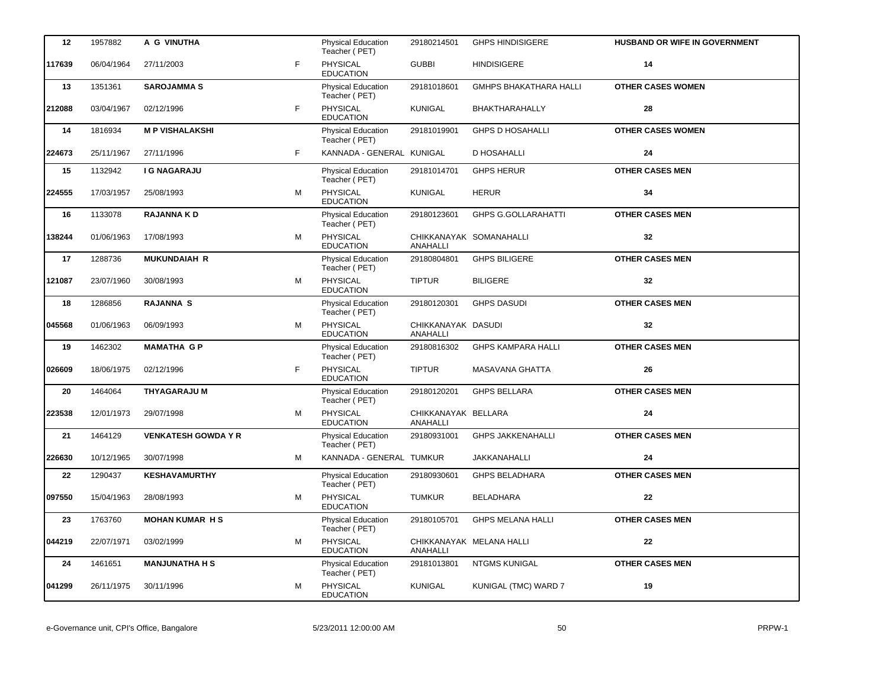| | | | | | | | |
|---|---|---|---|---|---|---|---|
| **12** | 1957882 | **A G VINUTHA** | | Physical Education Teacher ( PET) | 29180214501 | GHPS HINDISIGERE | **HUSBAND OR WIFE IN GOVERNMENT** |
| **117639** | 06/04/1964 | 27/11/2003 | F | PHYSICAL EDUCATION | GUBBI | HINDISIGERE | **14** |
| **13** | 1351361 | **SAROJAMMA S** | | Physical Education Teacher ( PET) | 29181018601 | GMHPS BHAKATHARA HALLI | **OTHER CASES WOMEN** |
| **212088** | 03/04/1967 | 02/12/1996 | F | PHYSICAL EDUCATION | KUNIGAL | BHAKTHARAHALLY | **28** |
| **14** | 1816934 | **M P VISHALAKSHI** | | Physical Education Teacher ( PET) | 29181019901 | GHPS D HOSAHALLI | **OTHER CASES WOMEN** |
| **224673** | 25/11/1967 | 27/11/1996 | F | KANNADA - GENERAL | KUNIGAL | D HOSAHALLI | **24** |
| **15** | 1132942 | **I G NAGARAJU** | | Physical Education Teacher ( PET) | 29181014701 | GHPS HERUR | **OTHER CASES MEN** |
| **224555** | 17/03/1957 | 25/08/1993 | M | PHYSICAL EDUCATION | KUNIGAL | HERUR | **34** |
| **16** | 1133078 | **RAJANNA K D** | | Physical Education Teacher ( PET) | 29180123601 | GHPS G.GOLLARAHATTI | **OTHER CASES MEN** |
| **138244** | 01/06/1963 | 17/08/1993 | M | PHYSICAL EDUCATION | CHIKKANAYAK ANAHALLI | SOMANAHALLI | **32** |
| **17** | 1288736 | **MUKUNDAIAH R** | | Physical Education Teacher ( PET) | 29180804801 | GHPS BILIGERE | **OTHER CASES MEN** |
| **121087** | 23/07/1960 | 30/08/1993 | M | PHYSICAL EDUCATION | TIPTUR | BILIGERE | **32** |
| **18** | 1286856 | **RAJANNA S** | | Physical Education Teacher ( PET) | 29180120301 | GHPS DASUDI | **OTHER CASES MEN** |
| **045568** | 01/06/1963 | 06/09/1993 | M | PHYSICAL EDUCATION | CHIKKANAYAK ANAHALLI | DASUDI | **32** |
| **19** | 1462302 | **MAMATHA G P** | | Physical Education Teacher ( PET) | 29180816302 | GHPS KAMPARA HALLI | **OTHER CASES MEN** |
| **026609** | 18/06/1975 | 02/12/1996 | F | PHYSICAL EDUCATION | TIPTUR | MASAVANA GHATTA | **26** |
| **20** | 1464064 | **THYAGARAJU M** | | Physical Education Teacher ( PET) | 29180120201 | GHPS BELLARA | **OTHER CASES MEN** |
| **223538** | 12/01/1973 | 29/07/1998 | M | PHYSICAL EDUCATION | CHIKKANAYAK ANAHALLI | BELLARA | **24** |
| **21** | 1464129 | **VENKATESH GOWDA Y R** | | Physical Education Teacher ( PET) | 29180931001 | GHPS JAKKENAHALLI | **OTHER CASES MEN** |
| **226630** | 10/12/1965 | 30/07/1998 | M | KANNADA - GENERAL | TUMKUR | JAKKANAHALLI | **24** |
| **22** | 1290437 | **KESHAVAMURTHY** | | Physical Education Teacher ( PET) | 29180930601 | GHPS BELADHARA | **OTHER CASES MEN** |
| **097550** | 15/04/1963 | 28/08/1993 | M | PHYSICAL EDUCATION | TUMKUR | BELADHARA | **22** |
| **23** | 1763760 | **MOHAN KUMAR H S** | | Physical Education Teacher ( PET) | 29180105701 | GHPS MELANA HALLI | **OTHER CASES MEN** |
| **044219** | 22/07/1971 | 03/02/1999 | M | PHYSICAL EDUCATION | CHIKKANAYAK ANAHALLI | MELANA HALLI | **22** |
| **24** | 1461651 | **MANJUNATHA H S** | | Physical Education Teacher ( PET) | 29181013801 | NTGMS KUNIGAL | **OTHER CASES MEN** |
| **041299** | 26/11/1975 | 30/11/1996 | M | PHYSICAL EDUCATION | KUNIGAL | KUNIGAL (TMC) WARD 7 | **19** |

e-Governance unit, CPI's Office, Bangalore 5/23/2011 12:00:00 AM PRPW-1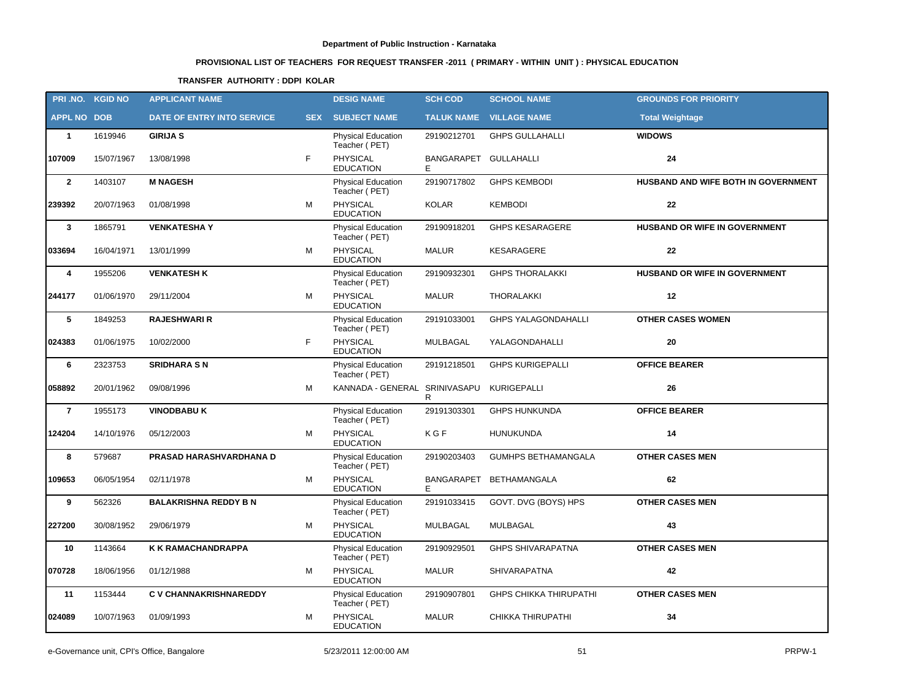**Department of Public Instruction - Karnataka**

**PROVISIONAL LIST OF TEACHERS FOR REQUEST TRANSFER -2011 ( PRIMARY - WITHIN UNIT ) : PHYSICAL EDUCATION**

**TRANSFER AUTHORITY : DDPI KOLAR**

| PRI .NO. | KGID NO | APPLICANT NAME | | DESIG NAME | SCH COD | SCHOOL NAME | GROUNDS FOR PRIORITY |
|---|---|---|---|---|---|---|---|
| APPL NO | DOB | DATE OF ENTRY INTO SERVICE | SEX | SUBJECT NAME | TALUK NAME | VILLAGE NAME | Total Weightage |
| 1 | 1619946 | **GIRIJA S** | | Physical Education Teacher ( PET) | 29190212701 | GHPS GULLAHALLI | **WIDOWS** |
| 107009 | 15/07/1967 | 13/08/1998 | F | PHYSICAL EDUCATION | BANGARAPETE | GULLAHALLI | 24 |
| 2 | 1403107 | **M NAGESH** | | Physical Education Teacher ( PET) | 29190717802 | GHPS KEMBODI | **HUSBAND AND WIFE BOTH IN GOVERNMENT** |
| 239392 | 20/07/1963 | 01/08/1998 | M | PHYSICAL EDUCATION | KOLAR | KEMBODI | 22 |
| 3 | 1865791 | **VENKATESHA Y** | | Physical Education Teacher ( PET) | 29190918201 | GHPS KESARAGERE | **HUSBAND OR WIFE IN GOVERNMENT** |
| 033694 | 16/04/1971 | 13/01/1999 | M | PHYSICAL EDUCATION | MALUR | KESARAGERE | 22 |
| 4 | 1955206 | **VENKATESH K** | | Physical Education Teacher ( PET) | 29190932301 | GHPS THORALAKKI | **HUSBAND OR WIFE IN GOVERNMENT** |
| 244177 | 01/06/1970 | 29/11/2004 | M | PHYSICAL EDUCATION | MALUR | THORALAKKI | 12 |
| 5 | 1849253 | **RAJESHWARI R** | | Physical Education Teacher ( PET) | 29191033001 | GHPS YALAGONDAHALLI | **OTHER CASES WOMEN** |
| 024383 | 01/06/1975 | 10/02/2000 | F | PHYSICAL EDUCATION | MULBAGAL | YALAGONDAHALLI | 20 |
| 6 | 2323753 | **SRIDHARA S N** | | Physical Education Teacher ( PET) | 29191218501 | GHPS KURIGEPALLI | **OFFICE BEARER** |
| 058892 | 20/01/1962 | 09/08/1996 | M | KANNADA - GENERAL | SRINIVASAPUR | KURIGEPALLI | 26 |
| 7 | 1955173 | **VINODBABU K** | | Physical Education Teacher ( PET) | 29191303301 | GHPS HUNKUNDA | **OFFICE BEARER** |
| 124204 | 14/10/1976 | 05/12/2003 | M | PHYSICAL EDUCATION | K G F | HUNUKUNDA | 14 |
| 8 | 579687 | **PRASAD HARASHVARDHANA D** | | Physical Education Teacher ( PET) | 29190203403 | GUMHPS BETHAMANGALA | **OTHER CASES MEN** |
| 109653 | 06/05/1954 | 02/11/1978 | M | PHYSICAL EDUCATION | BANGARAPETE | BETHAMANGALA | 62 |
| 9 | 562326 | **BALAKRISHNA REDDY B N** | | Physical Education Teacher ( PET) | 29191033415 | GOVT. DVG (BOYS) HPS | **OTHER CASES MEN** |
| 227200 | 30/08/1952 | 29/06/1979 | M | PHYSICAL EDUCATION | MULBAGAL | MULBAGAL | 43 |
| 10 | 1143664 | **K K RAMACHANDRAPPA** | | Physical Education Teacher ( PET) | 29190929501 | GHPS SHIVARAPATNA | **OTHER CASES MEN** |
| 070728 | 18/06/1956 | 01/12/1988 | M | PHYSICAL EDUCATION | MALUR | SHIVARAPATNA | 42 |
| 11 | 1153444 | **C V CHANNAKRISHNAREDDY** | | Physical Education Teacher ( PET) | 29190907801 | GHPS CHIKKA THIRUPATHI | **OTHER CASES MEN** |
| 024089 | 10/07/1963 | 01/09/1993 | M | PHYSICAL EDUCATION | MALUR | CHIKKA THIRUPATHI | 34 |

e-Governance unit, CPI's Office, Bangalore | 5/23/2011 12:00:00 AM | PRPW-1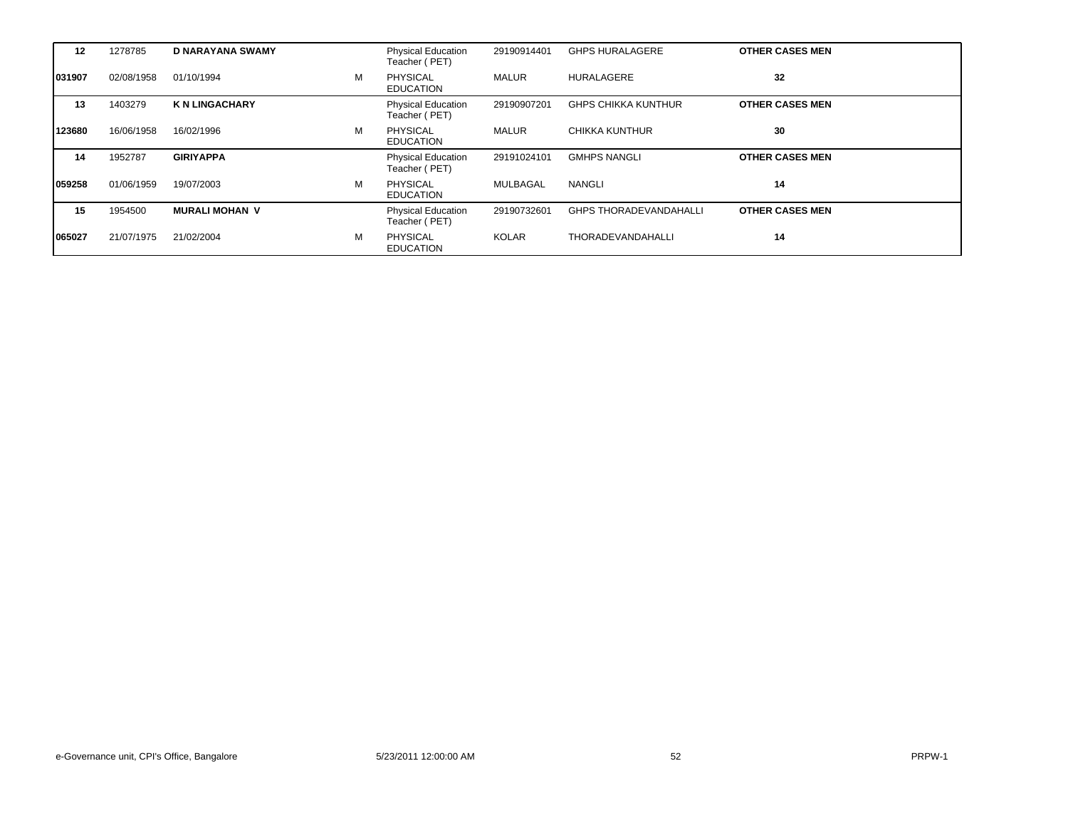| | | | | | | | |
|---|---|---|---|---|---|---|---|
| **12** | 1278785 | **D NARAYANA SWAMY** | | Physical Education Teacher ( PET) | 29190914401 | GHPS HURALAGERE | **OTHER CASES MEN** |
| **031907** | 02/08/1958 | 01/10/1994 | M | PHYSICAL EDUCATION | MALUR | HURALAGERE | **32** |
| **13** | 1403279 | **K N LINGACHARY** | | Physical Education Teacher ( PET) | 29190907201 | GHPS CHIKKA KUNTHUR | **OTHER CASES MEN** |
| **123680** | 16/06/1958 | 16/02/1996 | M | PHYSICAL EDUCATION | MALUR | CHIKKA KUNTHUR | **30** |
| **14** | 1952787 | **GIRIYAPPA** | | Physical Education Teacher ( PET) | 29191024101 | GMHPS NANGLI | **OTHER CASES MEN** |
| **059258** | 01/06/1959 | 19/07/2003 | M | PHYSICAL EDUCATION | MULBAGAL | NANGLI | **14** |
| **15** | 1954500 | **MURALI MOHAN V** | | Physical Education Teacher ( PET) | 29190732601 | GHPS THORADEVANDAHALLI | **OTHER CASES MEN** |
| **065027** | 21/07/1975 | 21/02/2004 | M | PHYSICAL EDUCATION | KOLAR | THORADEVANDAHALLI | **14** |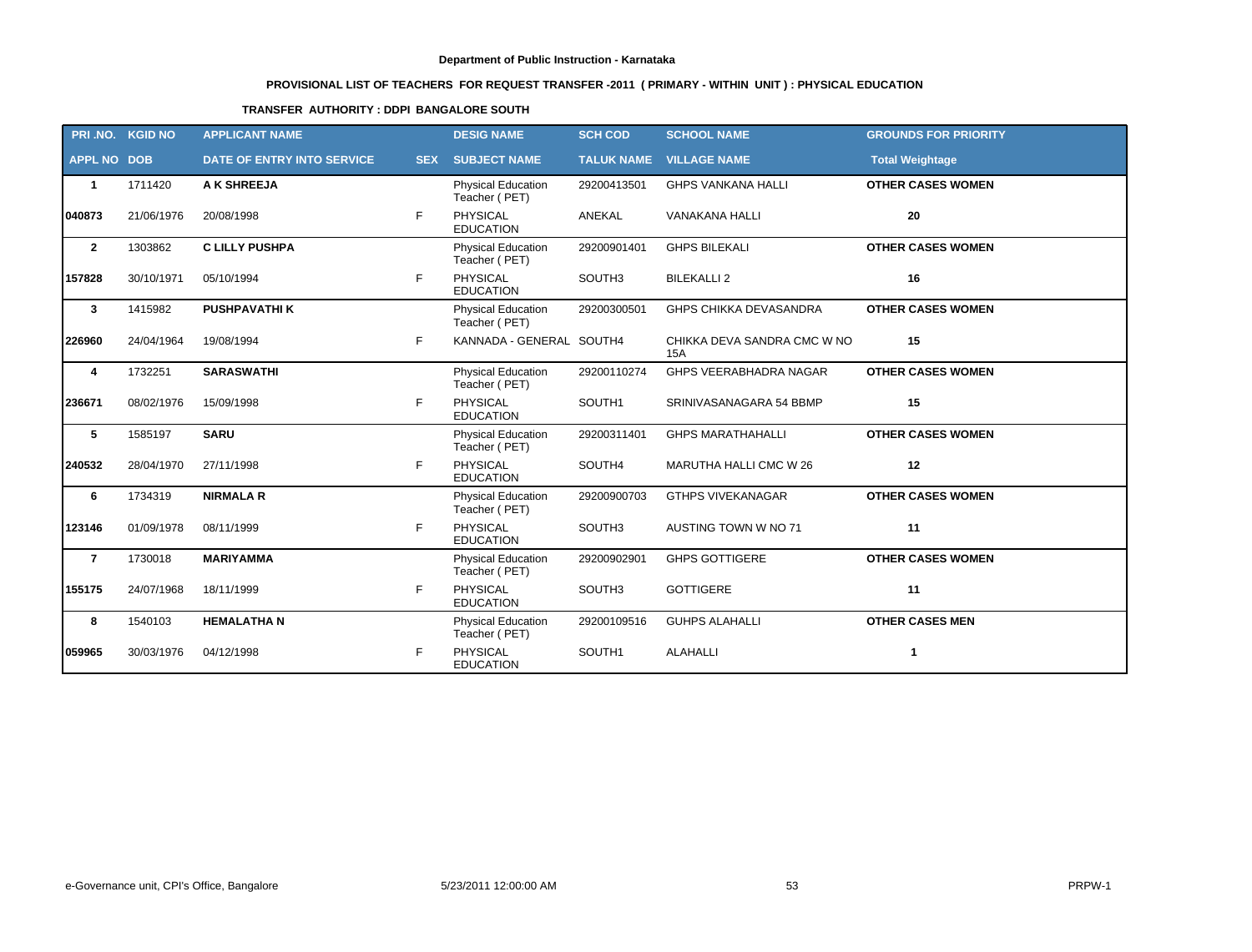**Department of Public Instruction - Karnataka**

**PROVISIONAL LIST OF TEACHERS FOR REQUEST TRANSFER -2011 ( PRIMARY - WITHIN UNIT ) : PHYSICAL EDUCATION**

**TRANSFER AUTHORITY : DDPI BANGALORE SOUTH**

| PRI .NO. | KGID NO | APPLICANT NAME | | DESIG NAME | SCH COD | SCHOOL NAME | GROUNDS FOR PRIORITY |
|---|---|---|---|---|---|---|---|
| APPL NO | DOB | DATE OF ENTRY INTO SERVICE | SEX | SUBJECT NAME | TALUK NAME | VILLAGE NAME | Total Weightage |
| 1 | 1711420 | A K SHREEJA | | Physical Education Teacher ( PET) | 29200413501 | GHPS VANKANA HALLI | OTHER CASES WOMEN |
| 040873 | 21/06/1976 | 20/08/1998 | F | PHYSICAL EDUCATION | ANEKAL | VANAKANA HALLI | 20 |
| 2 | 1303862 | C LILLY PUSHPA | | Physical Education Teacher ( PET) | 29200901401 | GHPS BILEKALI | OTHER CASES WOMEN |
| 157828 | 30/10/1971 | 05/10/1994 | F | PHYSICAL EDUCATION | SOUTH3 | BILEKALLI 2 | 16 |
| 3 | 1415982 | PUSHPAVATHI K | | Physical Education Teacher ( PET) | 29200300501 | GHPS CHIKKA DEVASANDRA | OTHER CASES WOMEN |
| 226960 | 24/04/1964 | 19/08/1994 | F | KANNADA - GENERAL | SOUTH4 | CHIKKA DEVA SANDRA CMC W NO 15A | 15 |
| 4 | 1732251 | SARASWATHI | | Physical Education Teacher ( PET) | 29200110274 | GHPS VEERABHADRA NAGAR | OTHER CASES WOMEN |
| 236671 | 08/02/1976 | 15/09/1998 | F | PHYSICAL EDUCATION | SOUTH1 | SRINIVASANAGARA 54 BBMP | 15 |
| 5 | 1585197 | SARU | | Physical Education Teacher ( PET) | 29200311401 | GHPS MARATHAHALLI | OTHER CASES WOMEN |
| 240532 | 28/04/1970 | 27/11/1998 | F | PHYSICAL EDUCATION | SOUTH4 | MARUTHA HALLI CMC W 26 | 12 |
| 6 | 1734319 | NIRMALA R | | Physical Education Teacher ( PET) | 29200900703 | GTHPS VIVEKANAGAR | OTHER CASES WOMEN |
| 123146 | 01/09/1978 | 08/11/1999 | F | PHYSICAL EDUCATION | SOUTH3 | AUSTING TOWN W NO 71 | 11 |
| 7 | 1730018 | MARIYAMMA | | Physical Education Teacher ( PET) | 29200902901 | GHPS GOTTIGERE | OTHER CASES WOMEN |
| 155175 | 24/07/1968 | 18/11/1999 | F | PHYSICAL EDUCATION | SOUTH3 | GOTTIGERE | 11 |
| 8 | 1540103 | HEMALATHA N | | Physical Education Teacher ( PET) | 29200109516 | GUHPS ALAHALLI | OTHER CASES MEN |
| 059965 | 30/03/1976 | 04/12/1998 | F | PHYSICAL EDUCATION | SOUTH1 | ALAHALLI | 1 |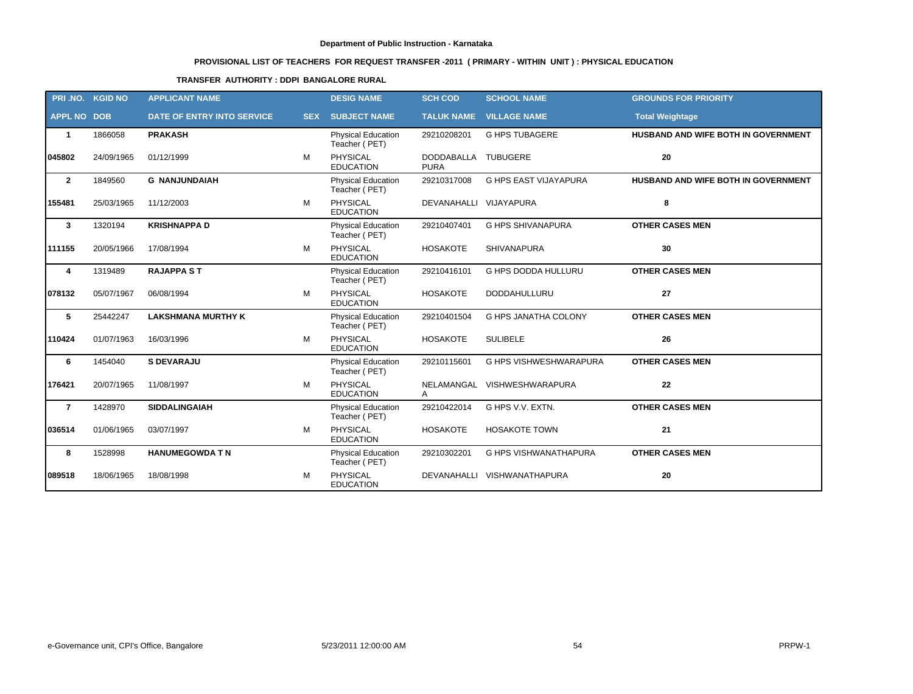**Department of Public Instruction - Karnataka**

**PROVISIONAL LIST OF TEACHERS FOR REQUEST TRANSFER -2011 ( PRIMARY - WITHIN UNIT ) : PHYSICAL EDUCATION**

**TRANSFER AUTHORITY : DDPI BANGALORE RURAL**

| PRI .NO. | KGID NO | APPLICANT NAME | | DESIG NAME | SCH COD | SCHOOL NAME | GROUNDS FOR PRIORITY |
|---|---|---|---|---|---|---|---|
| **APPL NO** | **DOB** | **DATE OF ENTRY INTO SERVICE** | **SEX** | **SUBJECT NAME** | **TALUK NAME** | **VILLAGE NAME** | **Total Weightage** |
| **1** | 1866058 | **PRAKASH** | | Physical Education Teacher ( PET) | 29210208201 | G HPS TUBAGERE | **HUSBAND AND WIFE BOTH IN GOVERNMENT** |
| **045802** | 24/09/1965 | 01/12/1999 | M | PHYSICAL EDUCATION | DODDABALLAPURA | TUBUGERE | **20** |
| **2** | 1849560 | **G NANJUNDAIAH** | | Physical Education Teacher ( PET) | 29210317008 | G HPS EAST VIJAYAPURA | **HUSBAND AND WIFE BOTH IN GOVERNMENT** |
| **155481** | 25/03/1965 | 11/12/2003 | M | PHYSICAL EDUCATION | DEVANAHALLI | VIJAYAPURA | **8** |
| **3** | 1320194 | **KRISHNAPPA D** | | Physical Education Teacher ( PET) | 29210407401 | G HPS SHIVANAPURA | **OTHER CASES MEN** |
| **111155** | 20/05/1966 | 17/08/1994 | M | PHYSICAL EDUCATION | HOSAKOTE | SHIVANAPURA | **30** |
| **4** | 1319489 | **RAJAPPA S T** | | Physical Education Teacher ( PET) | 29210416101 | G HPS DODDA HULLURU | **OTHER CASES MEN** |
| **078132** | 05/07/1967 | 06/08/1994 | M | PHYSICAL EDUCATION | HOSAKOTE | DODDAHULLURU | **27** |
| **5** | 25442247 | **LAKSHMANA MURTHY K** | | Physical Education Teacher ( PET) | 29210401504 | G HPS JANATHA COLONY | **OTHER CASES MEN** |
| **110424** | 01/07/1963 | 16/03/1996 | M | PHYSICAL EDUCATION | HOSAKOTE | SULIBELE | **26** |
| **6** | 1454040 | **S DEVARAJU** | | Physical Education Teacher ( PET) | 29210115601 | G HPS VISHWESHWARAPURA | **OTHER CASES MEN** |
| **176421** | 20/07/1965 | 11/08/1997 | M | PHYSICAL EDUCATION | NELAMANGALA | VISHWESHWARAPURA | **22** |
| **7** | 1428970 | **SIDDALINGAIAH** | | Physical Education Teacher ( PET) | 29210422014 | G HPS V.V. EXTN. | **OTHER CASES MEN** |
| **036514** | 01/06/1965 | 03/07/1997 | M | PHYSICAL EDUCATION | HOSAKOTE | HOSAKOTE TOWN | **21** |
| **8** | 1528998 | **HANUMEGOWDA T N** | | Physical Education Teacher ( PET) | 29210302201 | G HPS VISHWANATHAPURA | **OTHER CASES MEN** |
| **089518** | 18/06/1965 | 18/08/1998 | M | PHYSICAL EDUCATION | DEVANAHALLI | VISHWANATHAPURA | **20** |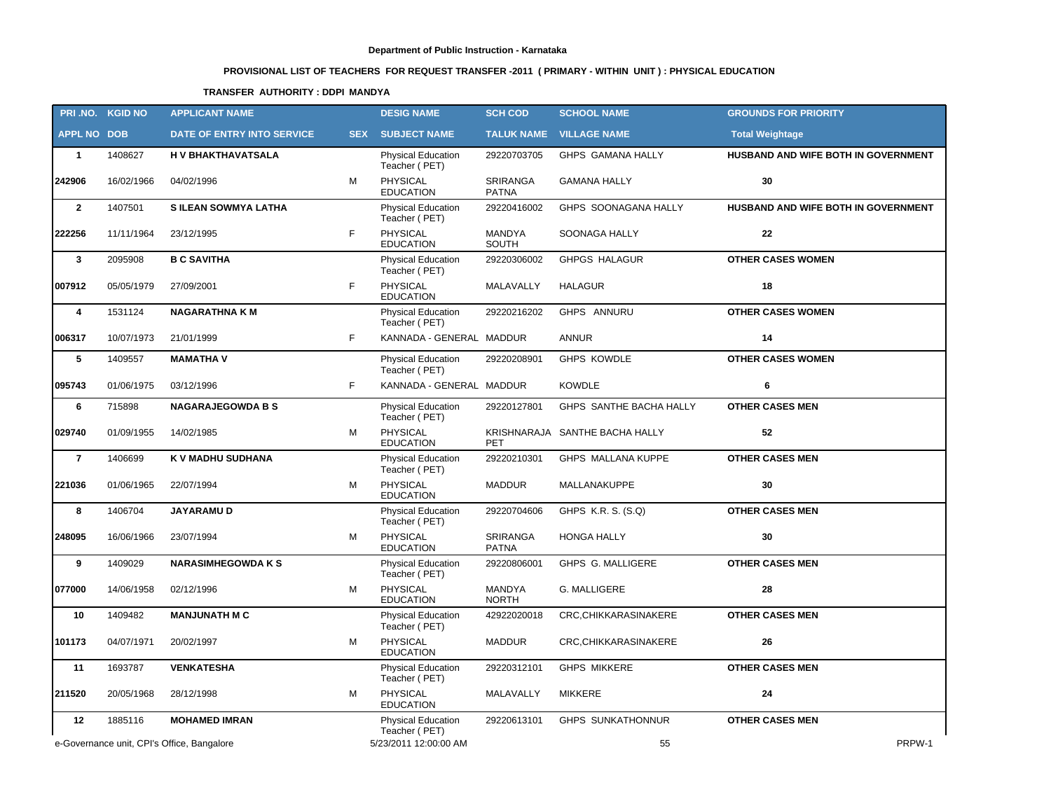**Department of Public Instruction - Karnataka**

**PROVISIONAL LIST OF TEACHERS FOR REQUEST TRANSFER -2011 ( PRIMARY - WITHIN UNIT ) : PHYSICAL EDUCATION**

**TRANSFER AUTHORITY : DDPI MANDYA**

| PRI .NO. | KGID NO | APPLICANT NAME | | DESIG NAME | SCH COD | SCHOOL NAME | GROUNDS FOR PRIORITY |
|---|---|---|---|---|---|---|---|
| APPL NO | DOB | DATE OF ENTRY INTO SERVICE | SEX | SUBJECT NAME | TALUK NAME | VILLAGE NAME | Total Weightage |
| **1** | 1408627 | **H V BHAKTHAVATSALA** | | Physical Education Teacher ( PET) | 29220703705 | GHPS GAMANA HALLY | **HUSBAND AND WIFE BOTH IN GOVERNMENT** |
| **242906** | 16/02/1966 | 04/02/1996 | M | PHYSICAL EDUCATION | SRIRANGA PATNA | GAMANA HALLY | **30** |
| **2** | 1407501 | **S ILEAN SOWMYA LATHA** | | Physical Education Teacher ( PET) | 29220416002 | GHPS SOONAGANA HALLY | **HUSBAND AND WIFE BOTH IN GOVERNMENT** |
| **222256** | 11/11/1964 | 23/12/1995 | F | PHYSICAL EDUCATION | MANDYA SOUTH | SOONAGA HALLY | **22** |
| **3** | 2095908 | **B C SAVITHA** | | Physical Education Teacher ( PET) | 29220306002 | GHPGS HALAGUR | **OTHER CASES WOMEN** |
| **007912** | 05/05/1979 | 27/09/2001 | F | PHYSICAL EDUCATION | MALAVALLY | HALAGUR | **18** |
| **4** | 1531124 | **NAGARATHNA K M** | | Physical Education Teacher ( PET) | 29220216202 | GHPS ANNURU | **OTHER CASES WOMEN** |
| **006317** | 10/07/1973 | 21/01/1999 | F | KANNADA - GENERAL | MADDUR | ANNUR | **14** |
| **5** | 1409557 | **MAMATHA V** | | Physical Education Teacher ( PET) | 29220208901 | GHPS KOWDLE | **OTHER CASES WOMEN** |
| **095743** | 01/06/1975 | 03/12/1996 | F | KANNADA - GENERAL | MADDUR | KOWDLE | **6** |
| **6** | 715898 | **NAGARAJEGOWDA B S** | | Physical Education Teacher ( PET) | 29220127801 | GHPS SANTHE BACHA HALLY | **OTHER CASES MEN** |
| **029740** | 01/09/1955 | 14/02/1985 | M | PHYSICAL EDUCATION | KRISHNARAJA PET | SANTHE BACHA HALLY | **52** |
| **7** | 1406699 | **K V MADHU SUDHANA** | | Physical Education Teacher ( PET) | 29220210301 | GHPS MALLANA KUPPE | **OTHER CASES MEN** |
| **221036** | 01/06/1965 | 22/07/1994 | M | PHYSICAL EDUCATION | MADDUR | MALLANAKUPPE | **30** |
| **8** | 1406704 | **JAYARAMU D** | | Physical Education Teacher ( PET) | 29220704606 | GHPS K.R. S. (S.Q) | **OTHER CASES MEN** |
| **248095** | 16/06/1966 | 23/07/1994 | M | PHYSICAL EDUCATION | SRIRANGA PATNA | HONGA HALLY | **30** |
| **9** | 1409029 | **NARASIMHEGOWDA K S** | | Physical Education Teacher ( PET) | 29220806001 | GHPS G. MALLIGERE | **OTHER CASES MEN** |
| **077000** | 14/06/1958 | 02/12/1996 | M | PHYSICAL EDUCATION | MANDYA NORTH | G. MALLIGERE | **28** |
| **10** | 1409482 | **MANJUNATH M C** | | Physical Education Teacher ( PET) | 42922020018 | CRC,CHIKKARASINAKERE | **OTHER CASES MEN** |
| **101173** | 04/07/1971 | 20/02/1997 | M | PHYSICAL EDUCATION | MADDUR | CRC,CHIKKARASINAKERE | **26** |
| **11** | 1693787 | **VENKATESHA** | | Physical Education Teacher ( PET) | 29220312101 | GHPS MIKKERE | **OTHER CASES MEN** |
| **211520** | 20/05/1968 | 28/12/1998 | M | PHYSICAL EDUCATION | MALAVALLY | MIKKERE | **24** |
| **12** | 1885116 | **MOHAMED IMRAN** | | Physical Education Teacher ( PET) | 29220613101 | GHPS SUNKATHONNUR | **OTHER CASES MEN** |

e-Governance unit, CPI's Office, Bangalore 5/23/2011 12:00:00 AM PRPW-1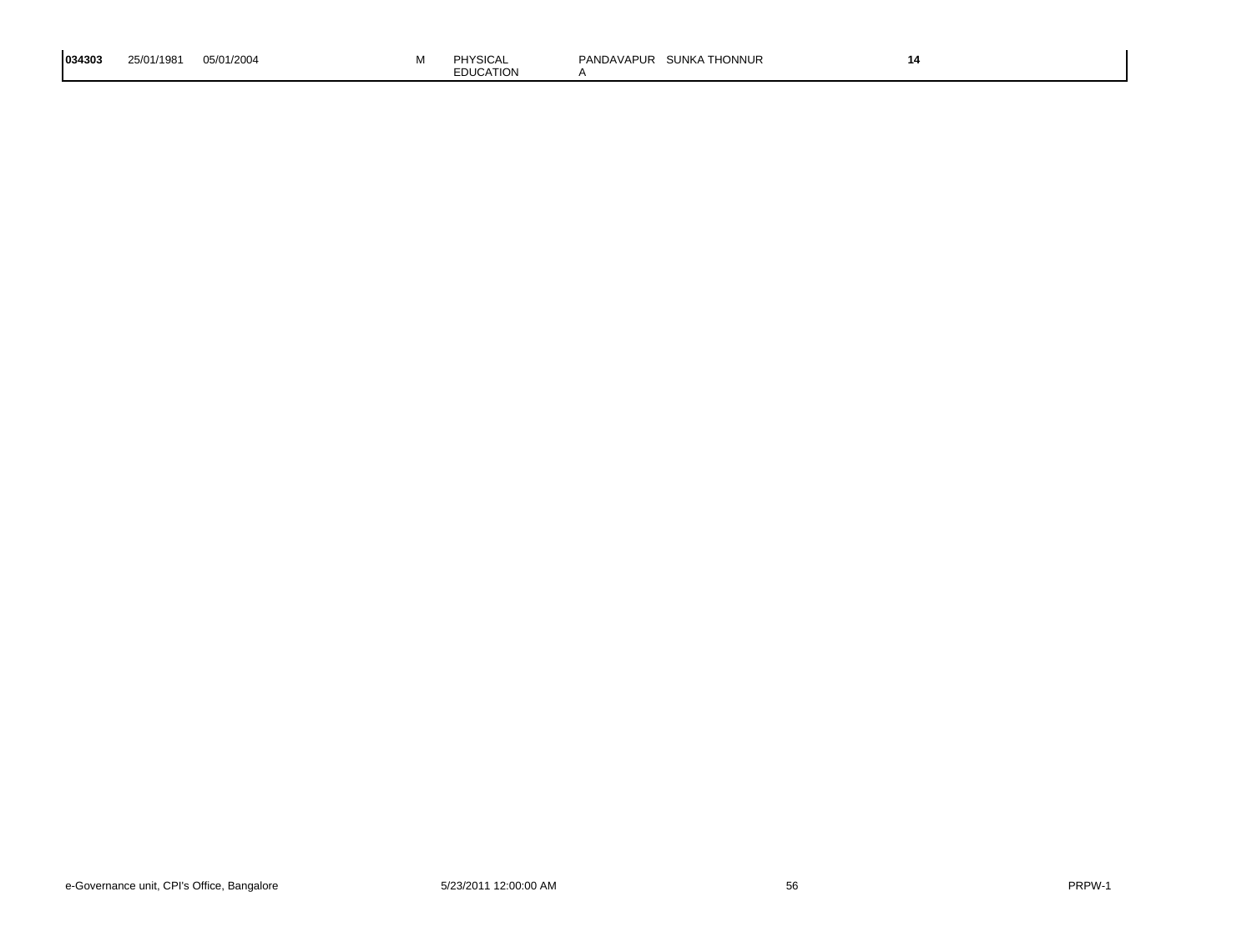| 034303 | 25/01/1981 | 05/01/2004 | M | PHYSICAL EDUCATION | PANDAVAPUR A | SUNKA THONNUR | 14 |
|---|---|---|---|---|---|---|---|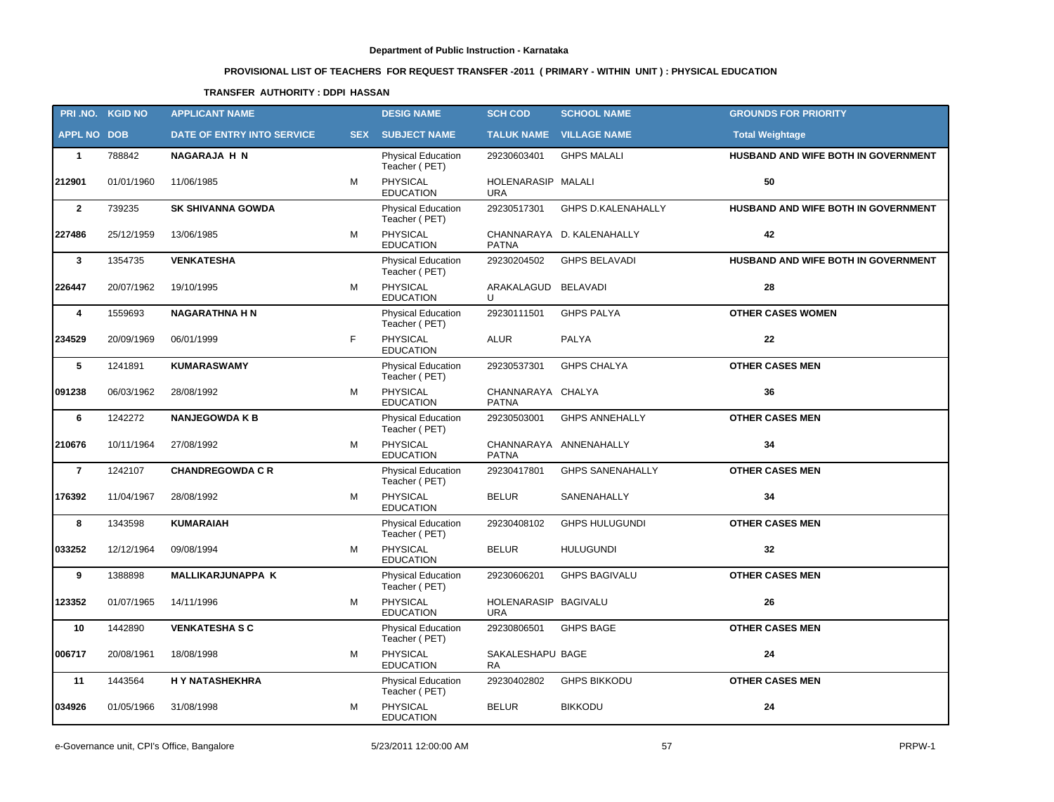**Department of Public Instruction - Karnataka**

**PROVISIONAL LIST OF TEACHERS FOR REQUEST TRANSFER -2011 ( PRIMARY - WITHIN UNIT ) : PHYSICAL EDUCATION**

**TRANSFER AUTHORITY : DDPI HASSAN**

| PRI .NO. | KGID NO | APPLICANT NAME | | DESIG NAME | SCH COD | SCHOOL NAME | GROUNDS FOR PRIORITY |
|---|---|---|---|---|---|---|---|
| APPL NO | DOB | DATE OF ENTRY INTO SERVICE | SEX | SUBJECT NAME | TALUK NAME | VILLAGE NAME | Total Weightage |
| 1 | 788842 | NAGARAJA H N | | Physical Education Teacher ( PET) | 29230603401 | GHPS MALALI | HUSBAND AND WIFE BOTH IN GOVERNMENT |
| 212901 | 01/01/1960 | 11/06/1985 | M | PHYSICAL EDUCATION | HOLENARASIPURA | MALALI | 50 |
| 2 | 739235 | SK SHIVANNA GOWDA | | Physical Education Teacher ( PET) | 29230517301 | GHPS D.KALENAHALLY | HUSBAND AND WIFE BOTH IN GOVERNMENT |
| 227486 | 25/12/1959 | 13/06/1985 | M | PHYSICAL EDUCATION | CHANNARAYAPATNA | D. KALENAHALLY | 42 |
| 3 | 1354735 | VENKATESHA | | Physical Education Teacher ( PET) | 29230204502 | GHPS BELAVADI | HUSBAND AND WIFE BOTH IN GOVERNMENT |
| 226447 | 20/07/1962 | 19/10/1995 | M | PHYSICAL EDUCATION | ARAKALAGUDU | BELAVADI | 28 |
| 4 | 1559693 | NAGARATHNA H N | | Physical Education Teacher ( PET) | 29230111501 | GHPS PALYA | OTHER CASES WOMEN |
| 234529 | 20/09/1969 | 06/01/1999 | F | PHYSICAL EDUCATION | ALUR | PALYA | 22 |
| 5 | 1241891 | KUMARASWAMY | | Physical Education Teacher ( PET) | 29230537301 | GHPS CHALYA | OTHER CASES MEN |
| 091238 | 06/03/1962 | 28/08/1992 | M | PHYSICAL EDUCATION | CHANNARAYAPATNA | CHALYA | 36 |
| 6 | 1242272 | NANJEGOWDA K B | | Physical Education Teacher ( PET) | 29230503001 | GHPS ANNEHALLY | OTHER CASES MEN |
| 210676 | 10/11/1964 | 27/08/1992 | M | PHYSICAL EDUCATION | CHANNARAYAPATNA | ANNENAHALLY | 34 |
| 7 | 1242107 | CHANDREGOWDA C R | | Physical Education Teacher ( PET) | 29230417801 | GHPS SANENAHALLY | OTHER CASES MEN |
| 176392 | 11/04/1967 | 28/08/1992 | M | PHYSICAL EDUCATION | BELUR | SANENAHALLY | 34 |
| 8 | 1343598 | KUMARAIAH | | Physical Education Teacher ( PET) | 29230408102 | GHPS HULUGUNDI | OTHER CASES MEN |
| 033252 | 12/12/1964 | 09/08/1994 | M | PHYSICAL EDUCATION | BELUR | HULUGUNDI | 32 |
| 9 | 1388898 | MALLIKARJUNAPPA K | | Physical Education Teacher ( PET) | 29230606201 | GHPS BAGIVALU | OTHER CASES MEN |
| 123352 | 01/07/1965 | 14/11/1996 | M | PHYSICAL EDUCATION | HOLENARASIPURA | BAGIVALU | 26 |
| 10 | 1442890 | VENKATESHA S C | | Physical Education Teacher ( PET) | 29230806501 | GHPS BAGE | OTHER CASES MEN |
| 006717 | 20/08/1961 | 18/08/1998 | M | PHYSICAL EDUCATION | SAKALESHAPURA | BAGE | 24 |
| 11 | 1443564 | H Y NATASHEKHRA | | Physical Education Teacher ( PET) | 29230402802 | GHPS BIKKODU | OTHER CASES MEN |
| 034926 | 01/05/1966 | 31/08/1998 | M | PHYSICAL EDUCATION | BELUR | BIKKODU | 24 |

e-Governance unit, CPI's Office, Bangalore    5/23/2011 12:00:00 AM    PRPW-1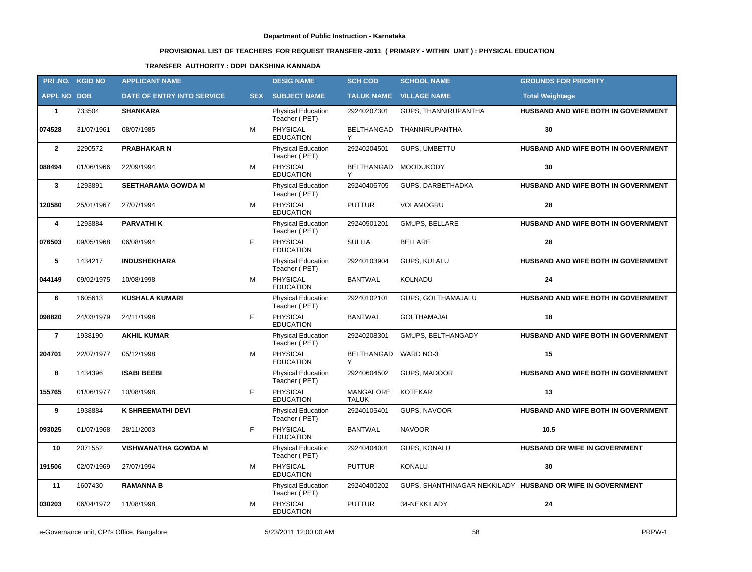**Department of Public Instruction - Karnataka**

**PROVISIONAL LIST OF TEACHERS FOR REQUEST TRANSFER -2011 ( PRIMARY - WITHIN UNIT ) : PHYSICAL EDUCATION**

**TRANSFER AUTHORITY : DDPI DAKSHINA KANNADA**

| PRI .NO. | KGID NO | APPLICANT NAME | | DESIG NAME | SCH COD | SCHOOL NAME | GROUNDS FOR PRIORITY |
|---|---|---|---|---|---|---|---|
| APPL NO | DOB | DATE OF ENTRY INTO SERVICE | SEX | SUBJECT NAME | TALUK NAME | VILLAGE NAME | Total Weightage |
| **1** | 733504 | **SHANKARA** | | Physical Education Teacher ( PET) | 29240207301 | GUPS, THANNIRUPANTHA | **HUSBAND AND WIFE BOTH IN GOVERNMENT** |
| **074528** | 31/07/1961 | 08/07/1985 | M | PHYSICAL EDUCATION | BELTHANGADY | THANNIRUPANTHA | **30** |
| **2** | 2290572 | **PRABHAKAR N** | | Physical Education Teacher ( PET) | 29240204501 | GUPS, UMBETTU | **HUSBAND AND WIFE BOTH IN GOVERNMENT** |
| **088494** | 01/06/1966 | 22/09/1994 | M | PHYSICAL EDUCATION | BELTHANGADY | MOODUKODY | **30** |
| **3** | 1293891 | **SEETHARAMA GOWDA M** | | Physical Education Teacher ( PET) | 29240406705 | GUPS, DARBETHADKA | **HUSBAND AND WIFE BOTH IN GOVERNMENT** |
| **120580** | 25/01/1967 | 27/07/1994 | M | PHYSICAL EDUCATION | PUTTUR | VOLAMOGRU | **28** |
| **4** | 1293884 | **PARVATHI K** | | Physical Education Teacher ( PET) | 29240501201 | GMUPS, BELLARE | **HUSBAND AND WIFE BOTH IN GOVERNMENT** |
| **076503** | 09/05/1968 | 06/08/1994 | F | PHYSICAL EDUCATION | SULLIA | BELLARE | **28** |
| **5** | 1434217 | **INDUSHEKHARA** | | Physical Education Teacher ( PET) | 29240103904 | GUPS, KULALU | **HUSBAND AND WIFE BOTH IN GOVERNMENT** |
| **044149** | 09/02/1975 | 10/08/1998 | M | PHYSICAL EDUCATION | BANTWAL | KOLNADU | **24** |
| **6** | 1605613 | **KUSHALA KUMARI** | | Physical Education Teacher ( PET) | 29240102101 | GUPS, GOLTHAMAJALU | **HUSBAND AND WIFE BOTH IN GOVERNMENT** |
| **098820** | 24/03/1979 | 24/11/1998 | F | PHYSICAL EDUCATION | BANTWAL | GOLTHAMAJAL | **18** |
| **7** | 1938190 | **AKHIL KUMAR** | | Physical Education Teacher ( PET) | 29240208301 | GMUPS, BELTHANGADY | **HUSBAND AND WIFE BOTH IN GOVERNMENT** |
| **204701** | 22/07/1977 | 05/12/1998 | M | PHYSICAL EDUCATION | BELTHANGADY | WARD NO-3 | **15** |
| **8** | 1434396 | **ISABI BEEBI** | | Physical Education Teacher ( PET) | 29240604502 | GUPS, MADOOR | **HUSBAND AND WIFE BOTH IN GOVERNMENT** |
| **155765** | 01/06/1977 | 10/08/1998 | F | PHYSICAL EDUCATION | MANGALORE TALUK | KOTEKAR | **13** |
| **9** | 1938884 | **K SHREEMATHI DEVI** | | Physical Education Teacher ( PET) | 29240105401 | GUPS, NAVOOR | **HUSBAND AND WIFE BOTH IN GOVERNMENT** |
| **093025** | 01/07/1968 | 28/11/2003 | F | PHYSICAL EDUCATION | BANTWAL | NAVOOR | **10.5** |
| **10** | 2071552 | **VISHWANATHA GOWDA M** | | Physical Education Teacher ( PET) | 29240404001 | GUPS, KONALU | **HUSBAND OR WIFE IN GOVERNMENT** |
| **191506** | 02/07/1969 | 27/07/1994 | M | PHYSICAL EDUCATION | PUTTUR | KONALU | **30** |
| **11** | 1607430 | **RAMANNA B** | | Physical Education Teacher ( PET) | 29240400202 | GUPS, SHANTHINAGAR NEKKILADY | **HUSBAND OR WIFE IN GOVERNMENT** |
| **030203** | 06/04/1972 | 11/08/1998 | M | PHYSICAL EDUCATION | PUTTUR | 34-NEKKILADY | **24** |

e-Governance unit, CPI's Office, Bangalore 5/23/2011 12:00:00 AM PRPW-1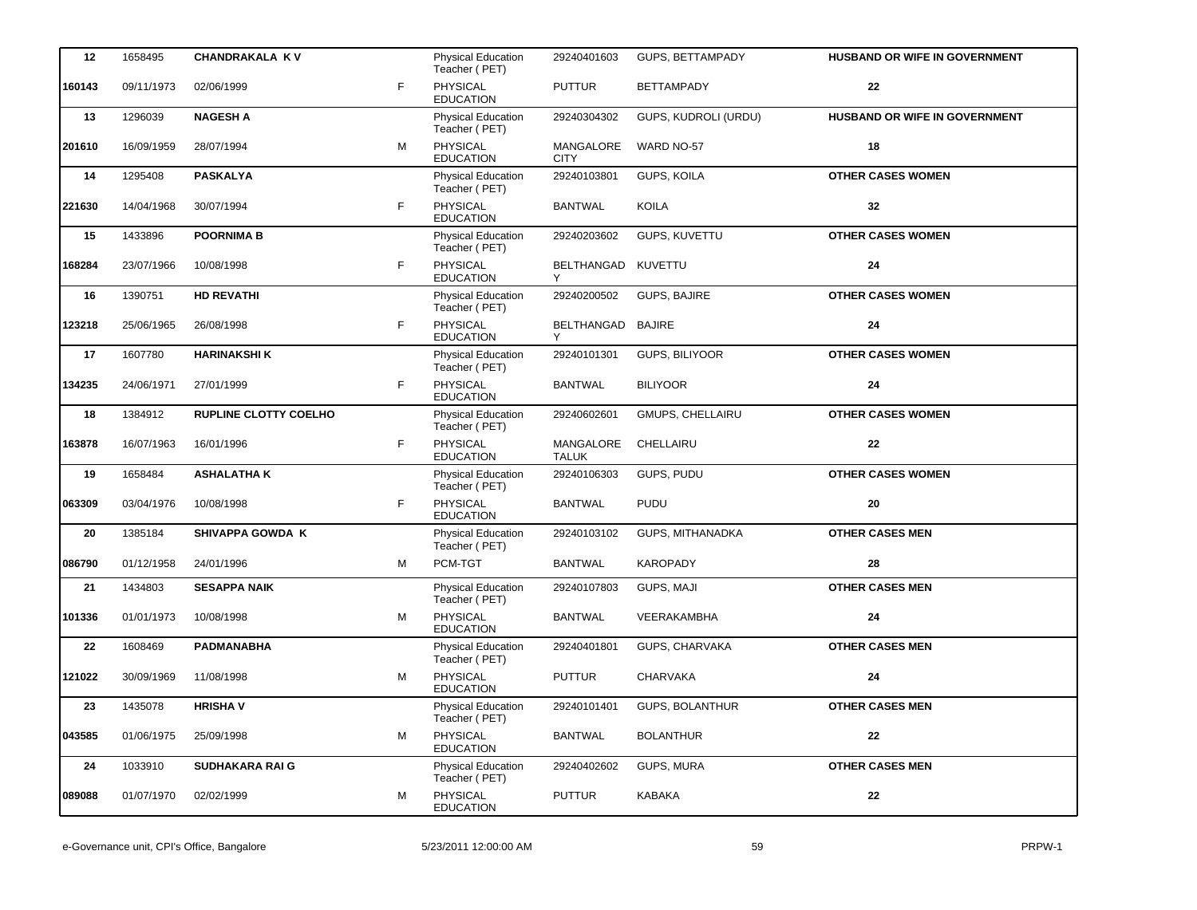| | | | | | | | |
|---|---|---|---|---|---|---|---|
| **12** | 1658495 | **CHANDRAKALA K V** | | Physical Education Teacher ( PET) | 29240401603 | GUPS, BETTAMPADY | **HUSBAND OR WIFE IN GOVERNMENT** |
| **160143** | 09/11/1973 | 02/06/1999 | F | PHYSICAL EDUCATION | PUTTUR | BETTAMPADY | **22** |
| **13** | 1296039 | **NAGESH A** | | Physical Education Teacher ( PET) | 29240304302 | GUPS, KUDROLI (URDU) | **HUSBAND OR WIFE IN GOVERNMENT** |
| **201610** | 16/09/1959 | 28/07/1994 | M | PHYSICAL EDUCATION | MANGALORE CITY | WARD NO-57 | **18** |
| **14** | 1295408 | **PASKALYA** | | Physical Education Teacher ( PET) | 29240103801 | GUPS, KOILA | **OTHER CASES WOMEN** |
| **221630** | 14/04/1968 | 30/07/1994 | F | PHYSICAL EDUCATION | BANTWAL | KOILA | **32** |
| **15** | 1433896 | **POORNIMA B** | | Physical Education Teacher ( PET) | 29240203602 | GUPS, KUVETTU | **OTHER CASES WOMEN** |
| **168284** | 23/07/1966 | 10/08/1998 | F | PHYSICAL EDUCATION | BELTHANGADY | KUVETTU | **24** |
| **16** | 1390751 | **HD REVATHI** | | Physical Education Teacher ( PET) | 29240200502 | GUPS, BAJIRE | **OTHER CASES WOMEN** |
| **123218** | 25/06/1965 | 26/08/1998 | F | PHYSICAL EDUCATION | BELTHANGADY | BAJIRE | **24** |
| **17** | 1607780 | **HARINAKSHI K** | | Physical Education Teacher ( PET) | 29240101301 | GUPS, BILIYOOR | **OTHER CASES WOMEN** |
| **134235** | 24/06/1971 | 27/01/1999 | F | PHYSICAL EDUCATION | BANTWAL | BILIYOOR | **24** |
| **18** | 1384912 | **RUPLINE CLOTTY COELHO** | | Physical Education Teacher ( PET) | 29240602601 | GMUPS, CHELLAIRU | **OTHER CASES WOMEN** |
| **163878** | 16/07/1963 | 16/01/1996 | F | PHYSICAL EDUCATION | MANGALORE TALUK | CHELLAIRU | **22** |
| **19** | 1658484 | **ASHALATHA K** | | Physical Education Teacher ( PET) | 29240106303 | GUPS, PUDU | **OTHER CASES WOMEN** |
| **063309** | 03/04/1976 | 10/08/1998 | F | PHYSICAL EDUCATION | BANTWAL | PUDU | **20** |
| **20** | 1385184 | **SHIVAPPA GOWDA K** | | Physical Education Teacher ( PET) | 29240103102 | GUPS, MITHANADKA | **OTHER CASES MEN** |
| **086790** | 01/12/1958 | 24/01/1996 | M | PCM-TGT | BANTWAL | KAROPADY | **28** |
| **21** | 1434803 | **SESAPPA NAIK** | | Physical Education Teacher ( PET) | 29240107803 | GUPS, MAJI | **OTHER CASES MEN** |
| **101336** | 01/01/1973 | 10/08/1998 | M | PHYSICAL EDUCATION | BANTWAL | VEERAKAMBHA | **24** |
| **22** | 1608469 | **PADMANABHA** | | Physical Education Teacher ( PET) | 29240401801 | GUPS, CHARVAKA | **OTHER CASES MEN** |
| **121022** | 30/09/1969 | 11/08/1998 | M | PHYSICAL EDUCATION | PUTTUR | CHARVAKA | **24** |
| **23** | 1435078 | **HRISHA V** | | Physical Education Teacher ( PET) | 29240101401 | GUPS, BOLANTHUR | **OTHER CASES MEN** |
| **043585** | 01/06/1975 | 25/09/1998 | M | PHYSICAL EDUCATION | BANTWAL | BOLANTHUR | **22** |
| **24** | 1033910 | **SUDHAKARA RAI G** | | Physical Education Teacher ( PET) | 29240402602 | GUPS, MURA | **OTHER CASES MEN** |
| **089088** | 01/07/1970 | 02/02/1999 | M | PHYSICAL EDUCATION | PUTTUR | KABAKA | **22** |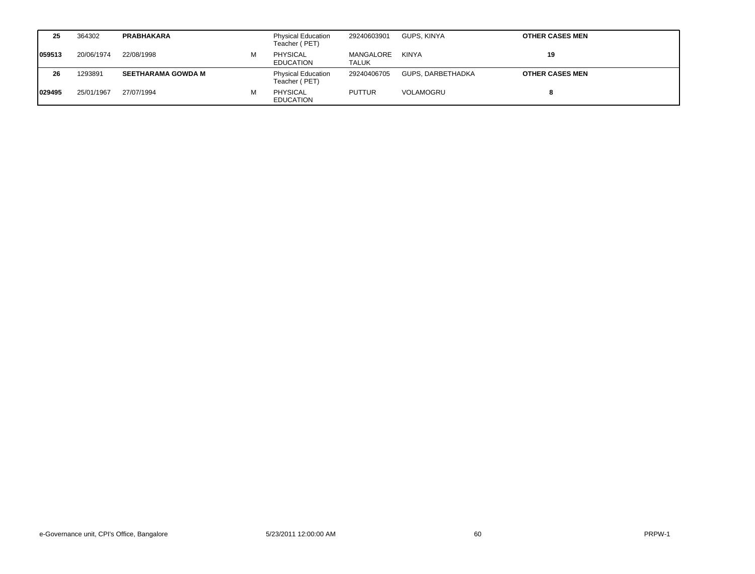| | | | | | | | |
|---|---|---|---|---|---|---|---|
| **25** | 364302 | **PRABHAKARA** | | Physical Education Teacher ( PET) | 29240603901 | GUPS, KINYA | **OTHER CASES MEN** |
| **059513** | 20/06/1974 | 22/08/1998 | M | PHYSICAL EDUCATION | MANGALORE TALUK | KINYA | **19** |
| **26** | 1293891 | **SEETHARAMA GOWDA M** | | Physical Education Teacher ( PET) | 29240406705 | GUPS, DARBETHADKA | **OTHER CASES MEN** |
| **029495** | 25/01/1967 | 27/07/1994 | M | PHYSICAL EDUCATION | PUTTUR | VOLAMOGRU | **8** |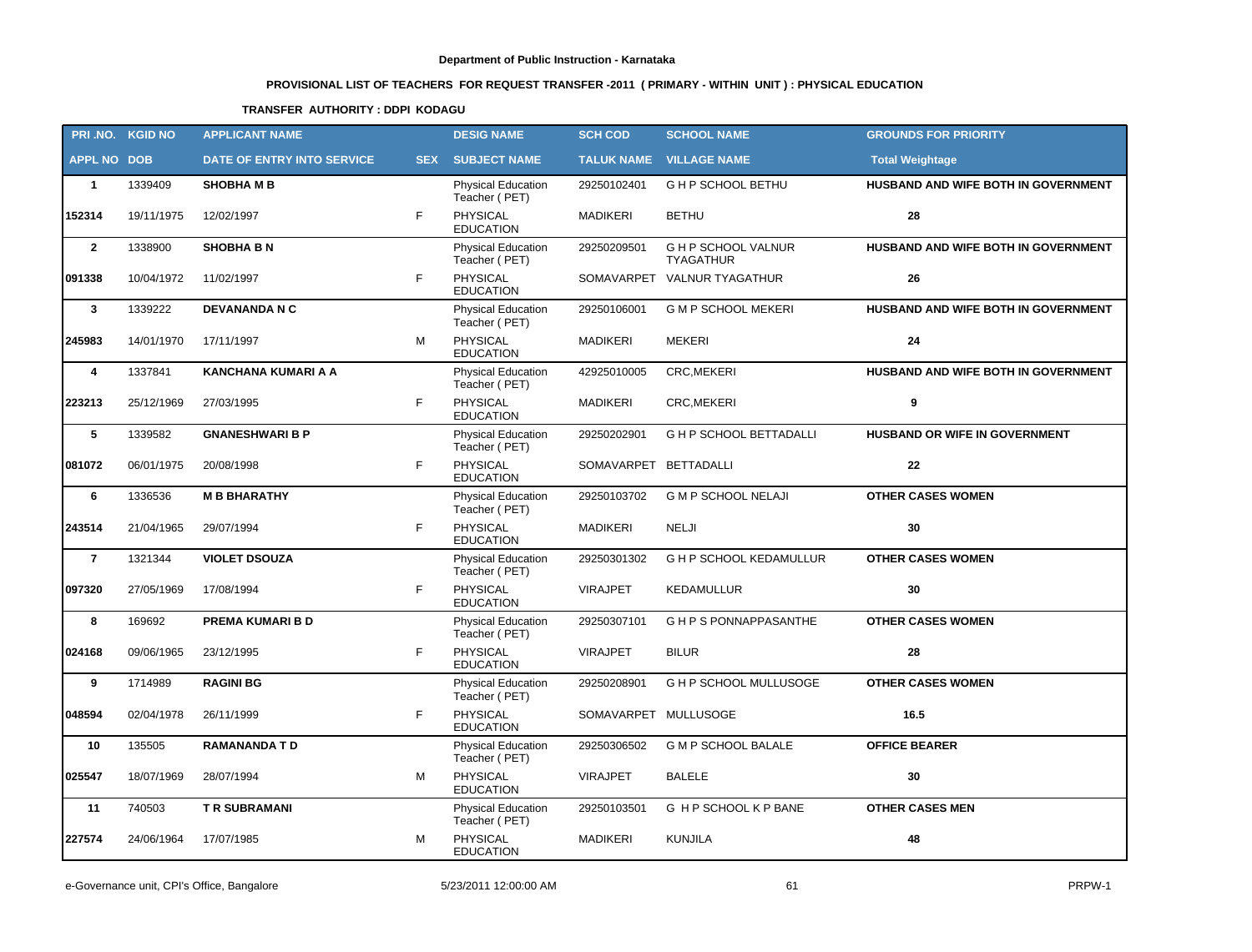Department of Public Instruction - Karnataka

**PROVISIONAL LIST OF TEACHERS FOR REQUEST TRANSFER -2011 ( PRIMARY - WITHIN UNIT ) : PHYSICAL EDUCATION**

**TRANSFER AUTHORITY : DDPI KODAGU**

| PRI .NO. | KGID NO | APPLICANT NAME | | DESIG NAME | SCH COD | SCHOOL NAME | GROUNDS FOR PRIORITY |
|---|---|---|---|---|---|---|---|
| APPL NO | DOB | DATE OF ENTRY INTO SERVICE | SEX | SUBJECT NAME | TALUK NAME | VILLAGE NAME | Total Weightage |
| 1 | 1339409 | SHOBHA M B | | Physical Education Teacher ( PET) | 29250102401 | G H P SCHOOL BETHU | HUSBAND AND WIFE BOTH IN GOVERNMENT |
| 152314 | 19/11/1975 | 12/02/1997 | F | PHYSICAL EDUCATION | MADIKERI | BETHU | 28 |
| 2 | 1338900 | SHOBHA B N | | Physical Education Teacher ( PET) | 29250209501 | G H P SCHOOL VALNUR TYAGATHUR | HUSBAND AND WIFE BOTH IN GOVERNMENT |
| 091338 | 10/04/1972 | 11/02/1997 | F | PHYSICAL EDUCATION | SOMAVARPET | VALNUR TYAGATHUR | 26 |
| 3 | 1339222 | DEVANANDA N C | | Physical Education Teacher ( PET) | 29250106001 | G M P SCHOOL MEKERI | HUSBAND AND WIFE BOTH IN GOVERNMENT |
| 245983 | 14/01/1970 | 17/11/1997 | M | PHYSICAL EDUCATION | MADIKERI | MEKERI | 24 |
| 4 | 1337841 | KANCHANA KUMARI A A | | Physical Education Teacher ( PET) | 42925010005 | CRC,MEKERI | HUSBAND AND WIFE BOTH IN GOVERNMENT |
| 223213 | 25/12/1969 | 27/03/1995 | F | PHYSICAL EDUCATION | MADIKERI | CRC,MEKERI | 9 |
| 5 | 1339582 | GNANESHWARI B P | | Physical Education Teacher ( PET) | 29250202901 | G H P SCHOOL BETTADALLI | HUSBAND OR WIFE IN GOVERNMENT |
| 081072 | 06/01/1975 | 20/08/1998 | F | PHYSICAL EDUCATION | SOMAVARPET | BETTADALLI | 22 |
| 6 | 1336536 | M B BHARATHY | | Physical Education Teacher ( PET) | 29250103702 | G M P SCHOOL NELAJI | OTHER CASES WOMEN |
| 243514 | 21/04/1965 | 29/07/1994 | F | PHYSICAL EDUCATION | MADIKERI | NELJI | 30 |
| 7 | 1321344 | VIOLET DSOUZA | | Physical Education Teacher ( PET) | 29250301302 | G H P SCHOOL KEDAMULLUR | OTHER CASES WOMEN |
| 097320 | 27/05/1969 | 17/08/1994 | F | PHYSICAL EDUCATION | VIRAJPET | KEDAMULLUR | 30 |
| 8 | 169692 | PREMA KUMARI B D | | Physical Education Teacher ( PET) | 29250307101 | G H P S PONNAPPASANTHE | OTHER CASES WOMEN |
| 024168 | 09/06/1965 | 23/12/1995 | F | PHYSICAL EDUCATION | VIRAJPET | BILUR | 28 |
| 9 | 1714989 | RAGINI BG | | Physical Education Teacher ( PET) | 29250208901 | G H P SCHOOL MULLUSOGE | OTHER CASES WOMEN |
| 048594 | 02/04/1978 | 26/11/1999 | F | PHYSICAL EDUCATION | SOMAVARPET | MULLUSOGE | 16.5 |
| 10 | 135505 | RAMANANDA T D | | Physical Education Teacher ( PET) | 29250306502 | G M P SCHOOL BALALE | OFFICE BEARER |
| 025547 | 18/07/1969 | 28/07/1994 | M | PHYSICAL EDUCATION | VIRAJPET | BALELE | 30 |
| 11 | 740503 | T R SUBRAMANI | | Physical Education Teacher ( PET) | 29250103501 | G H P SCHOOL K P BANE | OTHER CASES MEN |
| 227574 | 24/06/1964 | 17/07/1985 | M | PHYSICAL EDUCATION | MADIKERI | KUNJILA | 48 |

e-Governance unit, CPI's Office, Bangalore | 5/23/2011 12:00:00 AM | PRPW-1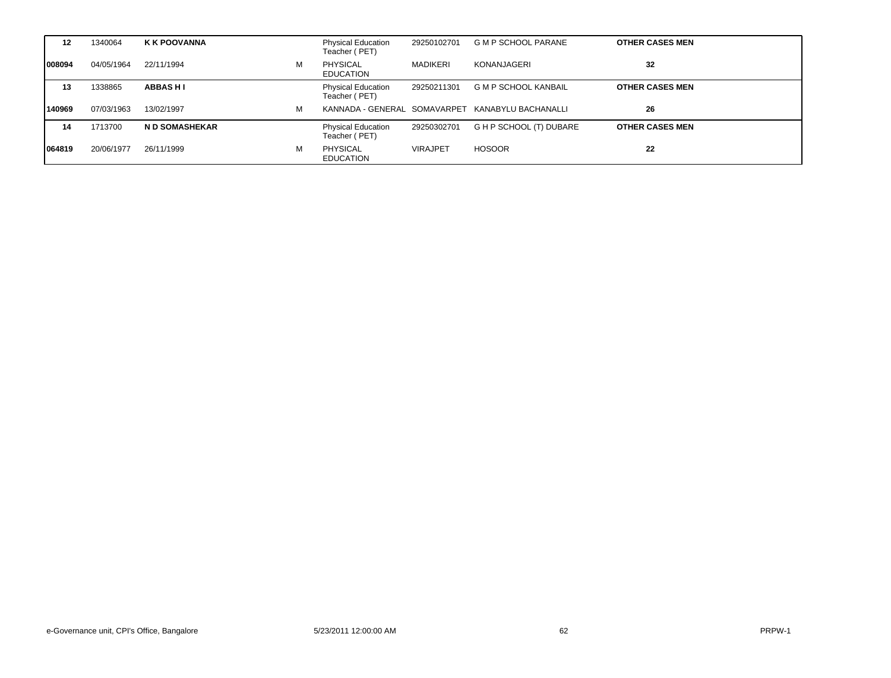| | | | | | | | |
|---|---|---|---|---|---|---|---|
| **12** | 1340064 | **K K POOVANNA** | | Physical Education Teacher ( PET) | 29250102701 | G M P SCHOOL PARANE | **OTHER CASES MEN** |
| **008094** | 04/05/1964 | 22/11/1994 | M | PHYSICAL EDUCATION | MADIKERI | KONANJAGERI | **32** |
| **13** | 1338865 | **ABBAS H I** | | Physical Education Teacher ( PET) | 29250211301 | G M P SCHOOL KANBAIL | **OTHER CASES MEN** |
| **140969** | 07/03/1963 | 13/02/1997 | M | KANNADA - GENERAL | SOMAVARPET | KANABYLU BACHANALLI | **26** |
| **14** | 1713700 | **N D SOMASHEKAR** | | Physical Education Teacher ( PET) | 29250302701 | G H P SCHOOL (T) DUBARE | **OTHER CASES MEN** |
| **064819** | 20/06/1977 | 26/11/1999 | M | PHYSICAL EDUCATION | VIRAJPET | HOSOOR | **22** |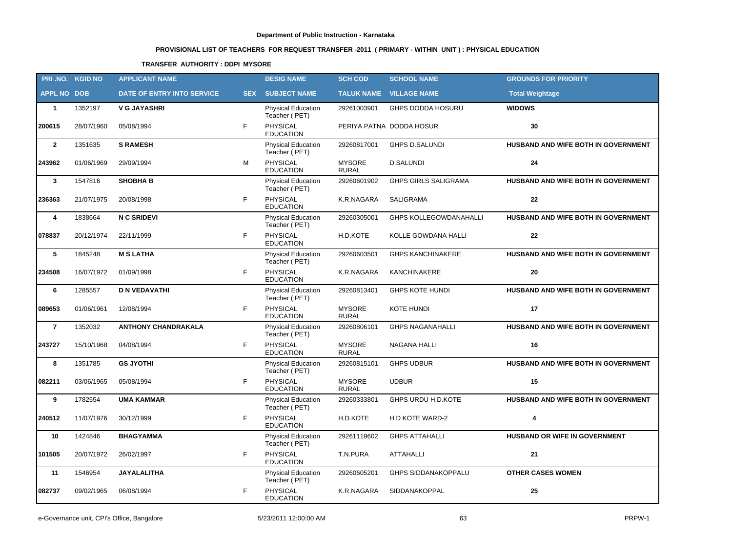**Department of Public Instruction - Karnataka**

**PROVISIONAL LIST OF TEACHERS FOR REQUEST TRANSFER -2011 ( PRIMARY - WITHIN UNIT ) : PHYSICAL EDUCATION**

**TRANSFER AUTHORITY : DDPI MYSORE**

| PRI .NO. | KGID NO | APPLICANT NAME | | DESIG NAME | SCH COD | SCHOOL NAME | GROUNDS FOR PRIORITY |
|---|---|---|---|---|---|---|---|
| APPL NO | DOB | DATE OF ENTRY INTO SERVICE | SEX | SUBJECT NAME | TALUK NAME | VILLAGE NAME | Total Weightage |
| 1 | 1352197 | V G JAYASHRI | | Physical Education Teacher ( PET) | 29261003901 | GHPS DODDA HOSURU | WIDOWS |
| 200615 | 28/07/1960 | 05/08/1994 | F | PHYSICAL EDUCATION | PERIYA PATNA | DODDA HOSUR | 30 |
| 2 | 1351635 | S RAMESH | | Physical Education Teacher ( PET) | 29260817001 | GHPS D.SALUNDI | HUSBAND AND WIFE BOTH IN GOVERNMENT |
| 243962 | 01/06/1969 | 29/09/1994 | M | PHYSICAL EDUCATION | MYSORE RURAL | D.SALUNDI | 24 |
| 3 | 1547816 | SHOBHA B | | Physical Education Teacher ( PET) | 29260601902 | GHPS GIRLS SALIGRAMA | HUSBAND AND WIFE BOTH IN GOVERNMENT |
| 236363 | 21/07/1975 | 20/08/1998 | F | PHYSICAL EDUCATION | K.R.NAGARA | SALIGRAMA | 22 |
| 4 | 1838664 | N C SRIDEVI | | Physical Education Teacher ( PET) | 29260305001 | GHPS KOLLEGOWDANAHALLI | HUSBAND AND WIFE BOTH IN GOVERNMENT |
| 078837 | 20/12/1974 | 22/11/1999 | F | PHYSICAL EDUCATION | H.D.KOTE | KOLLE GOWDANA HALLI | 22 |
| 5 | 1845248 | M S LATHA | | Physical Education Teacher ( PET) | 29260603501 | GHPS KANCHINAKERE | HUSBAND AND WIFE BOTH IN GOVERNMENT |
| 234508 | 16/07/1972 | 01/09/1998 | F | PHYSICAL EDUCATION | K.R.NAGARA | KANCHINAKERE | 20 |
| 6 | 1285557 | D N VEDAVATHI | | Physical Education Teacher ( PET) | 29260813401 | GHPS KOTE HUNDI | HUSBAND AND WIFE BOTH IN GOVERNMENT |
| 089653 | 01/06/1961 | 12/08/1994 | F | PHYSICAL EDUCATION | MYSORE RURAL | KOTE HUNDI | 17 |
| 7 | 1352032 | ANTHONY CHANDRAKALA | | Physical Education Teacher ( PET) | 29260806101 | GHPS NAGANAHALLI | HUSBAND AND WIFE BOTH IN GOVERNMENT |
| 243727 | 15/10/1968 | 04/08/1994 | F | PHYSICAL EDUCATION | MYSORE RURAL | NAGANA HALLI | 16 |
| 8 | 1351785 | GS JYOTHI | | Physical Education Teacher ( PET) | 29260815101 | GHPS UDBUR | HUSBAND AND WIFE BOTH IN GOVERNMENT |
| 082211 | 03/06/1965 | 05/08/1994 | F | PHYSICAL EDUCATION | MYSORE RURAL | UDBUR | 15 |
| 9 | 1782554 | UMA KAMMAR | | Physical Education Teacher ( PET) | 29260333801 | GHPS URDU H.D.KOTE | HUSBAND AND WIFE BOTH IN GOVERNMENT |
| 240512 | 11/07/1976 | 30/12/1999 | F | PHYSICAL EDUCATION | H.D.KOTE | H D KOTE WARD-2 | 4 |
| 10 | 1424846 | BHAGYAMMA | | Physical Education Teacher ( PET) | 29261119602 | GHPS ATTAHALLI | HUSBAND OR WIFE IN GOVERNMENT |
| 101505 | 20/07/1972 | 26/02/1997 | F | PHYSICAL EDUCATION | T.N.PURA | ATTAHALLI | 21 |
| 11 | 1546954 | JAYALALITHA | | Physical Education Teacher ( PET) | 29260605201 | GHPS SIDDANAKOPPALU | OTHER CASES WOMEN |
| 082737 | 09/02/1965 | 06/08/1994 | F | PHYSICAL EDUCATION | K.R.NAGARA | SIDDANAKOPPAL | 25 |

e-Governance unit, CPI's Office, Bangalore 5/23/2011 12:00:00 AM PRPW-1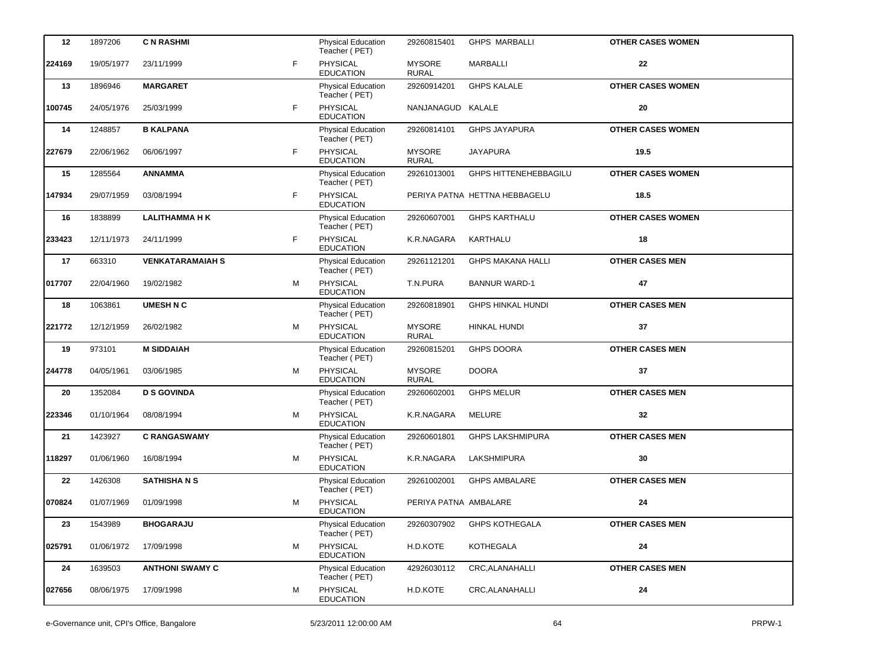| | | | | | | | |
|---|---|---|---|---|---|---|---|
| **12** | 1897206 | **C N RASHMI** | | Physical Education Teacher ( PET) | 29260815401 | GHPS MARBALLI | **OTHER CASES WOMEN** |
| **224169** | 19/05/1977 | 23/11/1999 | F | PHYSICAL EDUCATION | MYSORE RURAL | MARBALLI | **22** |
| **13** | 1896946 | **MARGARET** | | Physical Education Teacher ( PET) | 29260914201 | GHPS KALALE | **OTHER CASES WOMEN** |
| **100745** | 24/05/1976 | 25/03/1999 | F | PHYSICAL EDUCATION | NANJANAGUD | KALALE | **20** |
| **14** | 1248857 | **B KALPANA** | | Physical Education Teacher ( PET) | 29260814101 | GHPS JAYAPURA | **OTHER CASES WOMEN** |
| **227679** | 22/06/1962 | 06/06/1997 | F | PHYSICAL EDUCATION | MYSORE RURAL | JAYAPURA | **19.5** |
| **15** | 1285564 | **ANNAMMA** | | Physical Education Teacher ( PET) | 29261013001 | GHPS HITTENEHEBBAGILU | **OTHER CASES WOMEN** |
| **147934** | 29/07/1959 | 03/08/1994 | F | PHYSICAL EDUCATION | PERIYA PATNA | HETTNA HEBBAGELU | **18.5** |
| **16** | 1838899 | **LALITHAMMA H K** | | Physical Education Teacher ( PET) | 29260607001 | GHPS KARTHALU | **OTHER CASES WOMEN** |
| **233423** | 12/11/1973 | 24/11/1999 | F | PHYSICAL EDUCATION | K.R.NAGARA | KARTHALU | **18** |
| **17** | 663310 | **VENKATARAMAIAH S** | | Physical Education Teacher ( PET) | 29261121201 | GHPS MAKANA HALLI | **OTHER CASES MEN** |
| **017707** | 22/04/1960 | 19/02/1982 | M | PHYSICAL EDUCATION | T.N.PURA | BANNUR WARD-1 | **47** |
| **18** | 1063861 | **UMESH N C** | | Physical Education Teacher ( PET) | 29260818901 | GHPS HINKAL HUNDI | **OTHER CASES MEN** |
| **221772** | 12/12/1959 | 26/02/1982 | M | PHYSICAL EDUCATION | MYSORE RURAL | HINKAL HUNDI | **37** |
| **19** | 973101 | **M SIDDAIAH** | | Physical Education Teacher ( PET) | 29260815201 | GHPS DOORA | **OTHER CASES MEN** |
| **244778** | 04/05/1961 | 03/06/1985 | M | PHYSICAL EDUCATION | MYSORE RURAL | DOORA | **37** |
| **20** | 1352084 | **D S GOVINDA** | | Physical Education Teacher ( PET) | 29260602001 | GHPS MELUR | **OTHER CASES MEN** |
| **223346** | 01/10/1964 | 08/08/1994 | M | PHYSICAL EDUCATION | K.R.NAGARA | MELURE | **32** |
| **21** | 1423927 | **C RANGASWAMY** | | Physical Education Teacher ( PET) | 29260601801 | GHPS LAKSHMIPURA | **OTHER CASES MEN** |
| **118297** | 01/06/1960 | 16/08/1994 | M | PHYSICAL EDUCATION | K.R.NAGARA | LAKSHMIPURA | **30** |
| **22** | 1426308 | **SATHISHA N S** | | Physical Education Teacher ( PET) | 29261002001 | GHPS AMBALARE | **OTHER CASES MEN** |
| **070824** | 01/07/1969 | 01/09/1998 | M | PHYSICAL EDUCATION | PERIYA PATNA | AMBALARE | **24** |
| **23** | 1543989 | **BHOGARAJU** | | Physical Education Teacher ( PET) | 29260307902 | GHPS KOTHEGALA | **OTHER CASES MEN** |
| **025791** | 01/06/1972 | 17/09/1998 | M | PHYSICAL EDUCATION | H.D.KOTE | KOTHEGALA | **24** |
| **24** | 1639503 | **ANTHONI SWAMY C** | | Physical Education Teacher ( PET) | 42926030112 | CRC,ALANAHALLI | **OTHER CASES MEN** |
| **027656** | 08/06/1975 | 17/09/1998 | M | PHYSICAL EDUCATION | H.D.KOTE | CRC,ALANAHALLI | **24** |

e-Governance unit, CPI's Office, Bangalore 5/23/2011 12:00:00 AM PRPW-1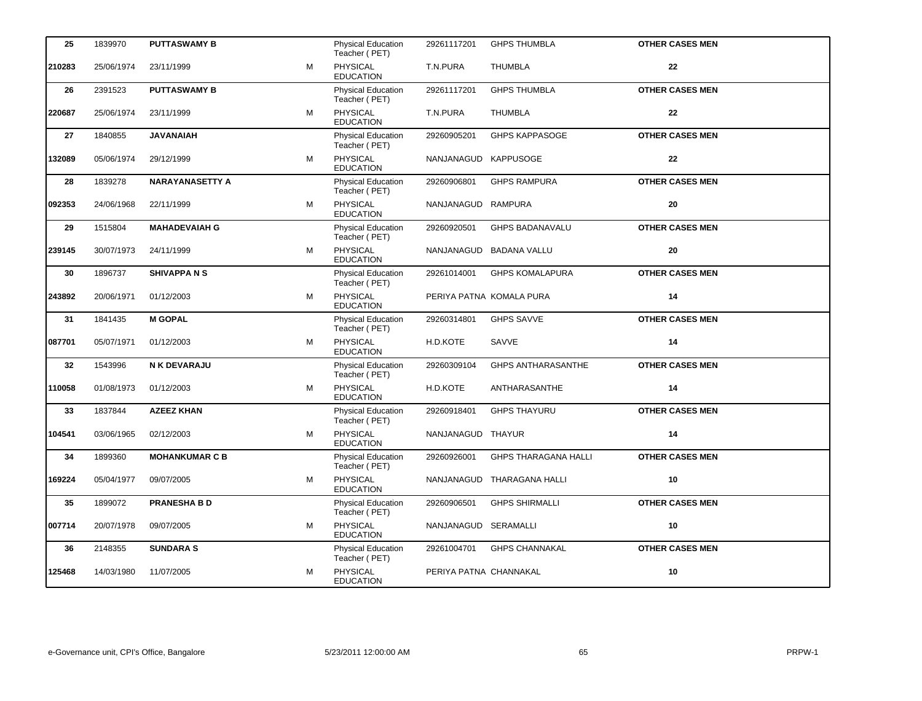| | | | | | | | |
|---|---|---|---|---|---|---|---|
| **25** | 1839970 | **PUTTASWAMY B** | | Physical Education Teacher ( PET) | 29261117201 | GHPS THUMBLA | **OTHER CASES MEN** |
| **210283** | 25/06/1974 | 23/11/1999 | M | PHYSICAL EDUCATION | T.N.PURA | THUMBLA | **22** |
| **26** | 2391523 | **PUTTASWAMY B** | | Physical Education Teacher ( PET) | 29261117201 | GHPS THUMBLA | **OTHER CASES MEN** |
| **220687** | 25/06/1974 | 23/11/1999 | M | PHYSICAL EDUCATION | T.N.PURA | THUMBLA | **22** |
| **27** | 1840855 | **JAVANAIAH** | | Physical Education Teacher ( PET) | 29260905201 | GHPS KAPPASOGE | **OTHER CASES MEN** |
| **132089** | 05/06/1974 | 29/12/1999 | M | PHYSICAL EDUCATION | NANJANAGUD | KAPPUSOGE | **22** |
| **28** | 1839278 | **NARAYANASETTY A** | | Physical Education Teacher ( PET) | 29260906801 | GHPS RAMPURA | **OTHER CASES MEN** |
| **092353** | 24/06/1968 | 22/11/1999 | M | PHYSICAL EDUCATION | NANJANAGUD | RAMPURA | **20** |
| **29** | 1515804 | **MAHADEVAIAH G** | | Physical Education Teacher ( PET) | 29260920501 | GHPS BADANAVALU | **OTHER CASES MEN** |
| **239145** | 30/07/1973 | 24/11/1999 | M | PHYSICAL EDUCATION | NANJANAGUD | BADANA VALLU | **20** |
| **30** | 1896737 | **SHIVAPPA N S** | | Physical Education Teacher ( PET) | 29261014001 | GHPS KOMALAPURA | **OTHER CASES MEN** |
| **243892** | 20/06/1971 | 01/12/2003 | M | PHYSICAL EDUCATION | PERIYA PATNA | KOMALA PURA | **14** |
| **31** | 1841435 | **M GOPAL** | | Physical Education Teacher ( PET) | 29260314801 | GHPS SAVVE | **OTHER CASES MEN** |
| **087701** | 05/07/1971 | 01/12/2003 | M | PHYSICAL EDUCATION | H.D.KOTE | SAVVE | **14** |
| **32** | 1543996 | **N K DEVARAJU** | | Physical Education Teacher ( PET) | 29260309104 | GHPS ANTHARASANTHE | **OTHER CASES MEN** |
| **110058** | 01/08/1973 | 01/12/2003 | M | PHYSICAL EDUCATION | H.D.KOTE | ANTHARASANTHE | **14** |
| **33** | 1837844 | **AZEEZ KHAN** | | Physical Education Teacher ( PET) | 29260918401 | GHPS THAYURU | **OTHER CASES MEN** |
| **104541** | 03/06/1965 | 02/12/2003 | M | PHYSICAL EDUCATION | NANJANAGUD | THAYUR | **14** |
| **34** | 1899360 | **MOHANKUMAR C B** | | Physical Education Teacher ( PET) | 29260926001 | GHPS THARAGANA HALLI | **OTHER CASES MEN** |
| **169224** | 05/04/1977 | 09/07/2005 | M | PHYSICAL EDUCATION | NANJANAGUD | THARAGANA HALLI | **10** |
| **35** | 1899072 | **PRANESHA B D** | | Physical Education Teacher ( PET) | 29260906501 | GHPS SHIRMALLI | **OTHER CASES MEN** |
| **007714** | 20/07/1978 | 09/07/2005 | M | PHYSICAL EDUCATION | NANJANAGUD | SERAMALLI | **10** |
| **36** | 2148355 | **SUNDARA S** | | Physical Education Teacher ( PET) | 29261004701 | GHPS CHANNAKAL | **OTHER CASES MEN** |
| **125468** | 14/03/1980 | 11/07/2005 | M | PHYSICAL EDUCATION | PERIYA PATNA | CHANNAKAL | **10** |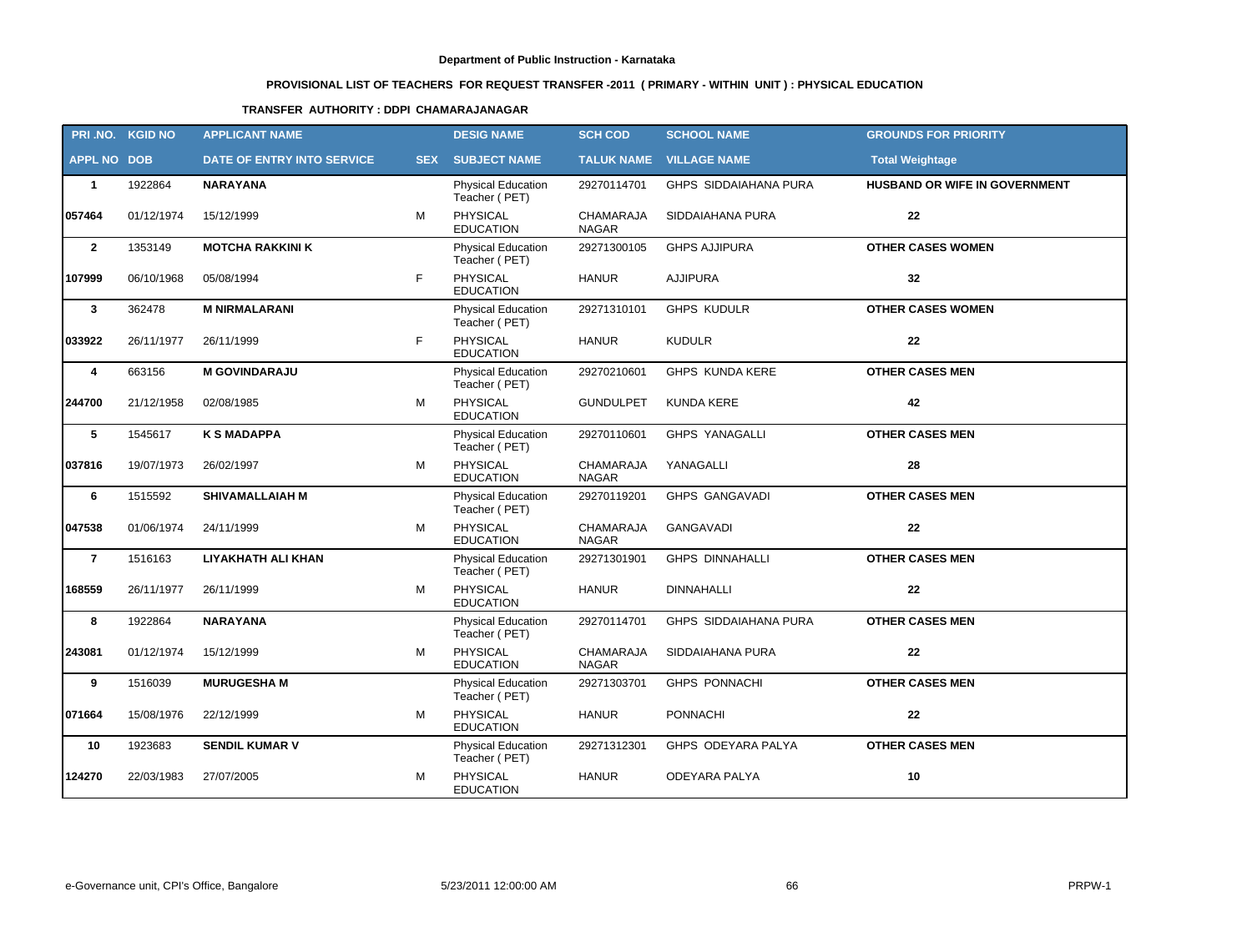**Department of Public Instruction - Karnataka**

**PROVISIONAL LIST OF TEACHERS FOR REQUEST TRANSFER -2011 ( PRIMARY - WITHIN UNIT ) : PHYSICAL EDUCATION**

**TRANSFER AUTHORITY : DDPI CHAMARAJANAGAR**

| PRI .NO. | KGID NO | APPLICANT NAME | | DESIG NAME | SCH COD | SCHOOL NAME | GROUNDS FOR PRIORITY |
|---|---|---|---|---|---|---|---|
| **APPL NO** | **DOB** | **DATE OF ENTRY INTO SERVICE** | **SEX** | **SUBJECT NAME** | **TALUK NAME** | **VILLAGE NAME** | **Total Weightage** |
| **1** | 1922864 | **NARAYANA** | | Physical Education Teacher ( PET) | 29270114701 | GHPS SIDDAIAHANA PURA | **HUSBAND OR WIFE IN GOVERNMENT** |
| **057464** | 01/12/1974 | 15/12/1999 | M | PHYSICAL EDUCATION | CHAMARAJA NAGAR | SIDDAIAHANA PURA | **22** |
| **2** | 1353149 | **MOTCHA RAKKINI K** | | Physical Education Teacher ( PET) | 29271300105 | GHPS AJJIPURA | **OTHER CASES WOMEN** |
| **107999** | 06/10/1968 | 05/08/1994 | F | PHYSICAL EDUCATION | HANUR | AJJIPURA | **32** |
| **3** | 362478 | **M NIRMALARANI** | | Physical Education Teacher ( PET) | 29271310101 | GHPS KUDULR | **OTHER CASES WOMEN** |
| **033922** | 26/11/1977 | 26/11/1999 | F | PHYSICAL EDUCATION | HANUR | KUDULR | **22** |
| **4** | 663156 | **M GOVINDARAJU** | | Physical Education Teacher ( PET) | 29270210601 | GHPS KUNDA KERE | **OTHER CASES MEN** |
| **244700** | 21/12/1958 | 02/08/1985 | M | PHYSICAL EDUCATION | GUNDULPET | KUNDA KERE | **42** |
| **5** | 1545617 | **K S MADAPPA** | | Physical Education Teacher ( PET) | 29270110601 | GHPS YANAGALLI | **OTHER CASES MEN** |
| **037816** | 19/07/1973 | 26/02/1997 | M | PHYSICAL EDUCATION | CHAMARAJA NAGAR | YANAGALLI | **28** |
| **6** | 1515592 | **SHIVAMALLAIAH M** | | Physical Education Teacher ( PET) | 29270119201 | GHPS GANGAVADI | **OTHER CASES MEN** |
| **047538** | 01/06/1974 | 24/11/1999 | M | PHYSICAL EDUCATION | CHAMARAJA NAGAR | GANGAVADI | **22** |
| **7** | 1516163 | **LIYAKHATH ALI KHAN** | | Physical Education Teacher ( PET) | 29271301901 | GHPS DINNAHALLI | **OTHER CASES MEN** |
| **168559** | 26/11/1977 | 26/11/1999 | M | PHYSICAL EDUCATION | HANUR | DINNAHALLI | **22** |
| **8** | 1922864 | **NARAYANA** | | Physical Education Teacher ( PET) | 29270114701 | GHPS SIDDAIAHANA PURA | **OTHER CASES MEN** |
| **243081** | 01/12/1974 | 15/12/1999 | M | PHYSICAL EDUCATION | CHAMARAJA NAGAR | SIDDAIAHANA PURA | **22** |
| **9** | 1516039 | **MURUGESHA M** | | Physical Education Teacher ( PET) | 29271303701 | GHPS PONNACHI | **OTHER CASES MEN** |
| **071664** | 15/08/1976 | 22/12/1999 | M | PHYSICAL EDUCATION | HANUR | PONNACHI | **22** |
| **10** | 1923683 | **SENDIL KUMAR V** | | Physical Education Teacher ( PET) | 29271312301 | GHPS ODEYARA PALYA | **OTHER CASES MEN** |
| **124270** | 22/03/1983 | 27/07/2005 | M | PHYSICAL EDUCATION | HANUR | ODEYARA PALYA | **10** |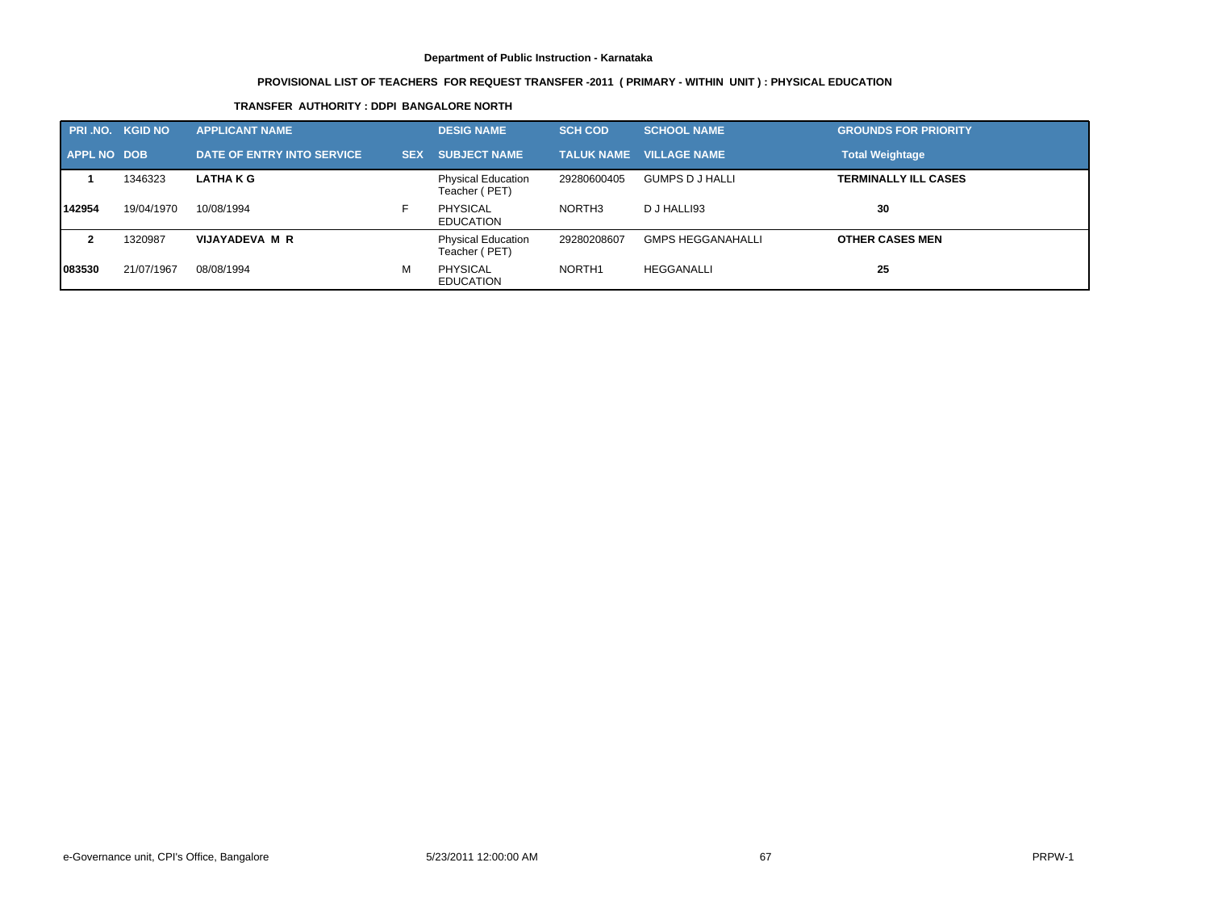**Department of Public Instruction - Karnataka**

**PROVISIONAL LIST OF TEACHERS FOR REQUEST TRANSFER -2011 ( PRIMARY - WITHIN UNIT ) : PHYSICAL EDUCATION**

**TRANSFER AUTHORITY : DDPI BANGALORE NORTH**

| PRI .NO. | KGID NO | APPLICANT NAME | | DESIG NAME | SCH COD | SCHOOL NAME | GROUNDS FOR PRIORITY |
|---|---|---|---|---|---|---|---|
| **APPL NO** | **DOB** | **DATE OF ENTRY INTO SERVICE** | **SEX** | **SUBJECT NAME** | **TALUK NAME** | **VILLAGE NAME** | **Total Weightage** |
| **1** | 1346323 | **LATHA K G** | | Physical Education Teacher ( PET) | 29280600405 | GUMPS D J HALLI | **TERMINALLY ILL CASES** |
| **142954** | 19/04/1970 | 10/08/1994 | F | PHYSICAL EDUCATION | NORTH3 | D J HALLI93 | **30** |
| **2** | 1320987 | **VIJAYADEVA M R** | | Physical Education Teacher ( PET) | 29280208607 | GMPS HEGGANAHALLI | **OTHER CASES MEN** |
| **083530** | 21/07/1967 | 08/08/1994 | M | PHYSICAL EDUCATION | NORTH1 | HEGGANALLI | **25** |

e-Governance unit, CPI's Office, Bangalore 5/23/2011 12:00:00 AM PRPW-1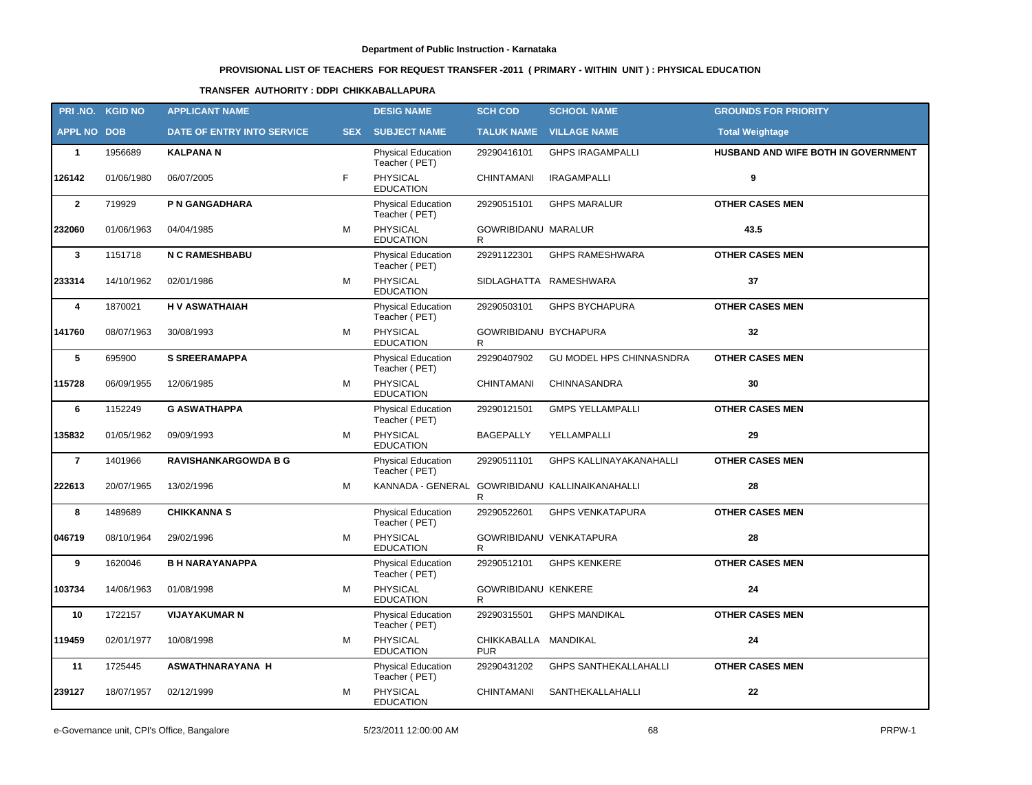**Department of Public Instruction - Karnataka**

**PROVISIONAL LIST OF TEACHERS FOR REQUEST TRANSFER -2011 ( PRIMARY - WITHIN UNIT ) : PHYSICAL EDUCATION**

**TRANSFER AUTHORITY : DDPI CHIKKABALLAPURA**

| PRI .NO. | KGID NO | APPLICANT NAME | | DESIG NAME | SCH COD | SCHOOL NAME | GROUNDS FOR PRIORITY |
|---|---|---|---|---|---|---|---|
| **APPL NO** | **DOB** | **DATE OF ENTRY INTO SERVICE** | **SEX** | **SUBJECT NAME** | **TALUK NAME** | **VILLAGE NAME** | **Total Weightage** |
| **1** | 1956689 | **KALPANA N** | | Physical Education Teacher ( PET) | 29290416101 | GHPS IRAGAMPALLI | **HUSBAND AND WIFE BOTH IN GOVERNMENT** |
| **126142** | 01/06/1980 | 06/07/2005 | F | PHYSICAL EDUCATION | CHINTAMANI | IRAGAMPALLI | **9** |
| **2** | 719929 | **P N GANGADHARA** | | Physical Education Teacher ( PET) | 29290515101 | GHPS MARALUR | **OTHER CASES MEN** |
| **232060** | 01/06/1963 | 04/04/1985 | M | PHYSICAL EDUCATION | GOWRIBIDANUR | MARALUR | **43.5** |
| **3** | 1151718 | **N C RAMESHBABU** | | Physical Education Teacher ( PET) | 29291122301 | GHPS RAMESHWARA | **OTHER CASES MEN** |
| **233314** | 14/10/1962 | 02/01/1986 | M | PHYSICAL EDUCATION | SIDLAGHATTA | RAMESHWARA | **37** |
| **4** | 1870021 | **H V ASWATHAIAH** | | Physical Education Teacher ( PET) | 29290503101 | GHPS BYCHAPURA | **OTHER CASES MEN** |
| **141760** | 08/07/1963 | 30/08/1993 | M | PHYSICAL EDUCATION | GOWRIBIDANUR | BYCHAPURA | **32** |
| **5** | 695900 | **S SREERAMAPPA** | | Physical Education Teacher ( PET) | 29290407902 | GU MODEL HPS CHINNASNDRA | **OTHER CASES MEN** |
| **115728** | 06/09/1955 | 12/06/1985 | M | PHYSICAL EDUCATION | CHINTAMANI | CHINNASANDRA | **30** |
| **6** | 1152249 | **G ASWATHAPPA** | | Physical Education Teacher ( PET) | 29290121501 | GMPS YELLAMPALLI | **OTHER CASES MEN** |
| **135832** | 01/05/1962 | 09/09/1993 | M | PHYSICAL EDUCATION | BAGEPALLY | YELLAMPALLI | **29** |
| **7** | 1401966 | **RAVISHANKARGOWDA B G** | | Physical Education Teacher ( PET) | 29290511101 | GHPS KALLINAYAKANAHALLI | **OTHER CASES MEN** |
| **222613** | 20/07/1965 | 13/02/1996 | M | KANNADA - GENERAL | GOWRIBIDANUR | KALLINAIKANAHALLI | **28** |
| **8** | 1489689 | **CHIKKANNA S** | | Physical Education Teacher ( PET) | 29290522601 | GHPS VENKATAPURA | **OTHER CASES MEN** |
| **046719** | 08/10/1964 | 29/02/1996 | M | PHYSICAL EDUCATION | GOWRIBIDANUR | VENKATAPURA | **28** |
| **9** | 1620046 | **B H NARAYANAPPA** | | Physical Education Teacher ( PET) | 29290512101 | GHPS KENKERE | **OTHER CASES MEN** |
| **103734** | 14/06/1963 | 01/08/1998 | M | PHYSICAL EDUCATION | GOWRIBIDANUR | KENKERE | **24** |
| **10** | 1722157 | **VIJAYAKUMAR N** | | Physical Education Teacher ( PET) | 29290315501 | GHPS MANDIKAL | **OTHER CASES MEN** |
| **119459** | 02/01/1977 | 10/08/1998 | M | PHYSICAL EDUCATION | CHIKKABALLAPUR | MANDIKAL | **24** |
| **11** | 1725445 | **ASWATHNARAYANA H** | | Physical Education Teacher ( PET) | 29290431202 | GHPS SANTHEKALLAHALLI | **OTHER CASES MEN** |
| **239127** | 18/07/1957 | 02/12/1999 | M | PHYSICAL EDUCATION | CHINTAMANI | SANTHEKALLAHALLI | **22** |

e-Governance unit, CPI's Office, Bangalore — 5/23/2011 12:00:00 AM — PRPW-1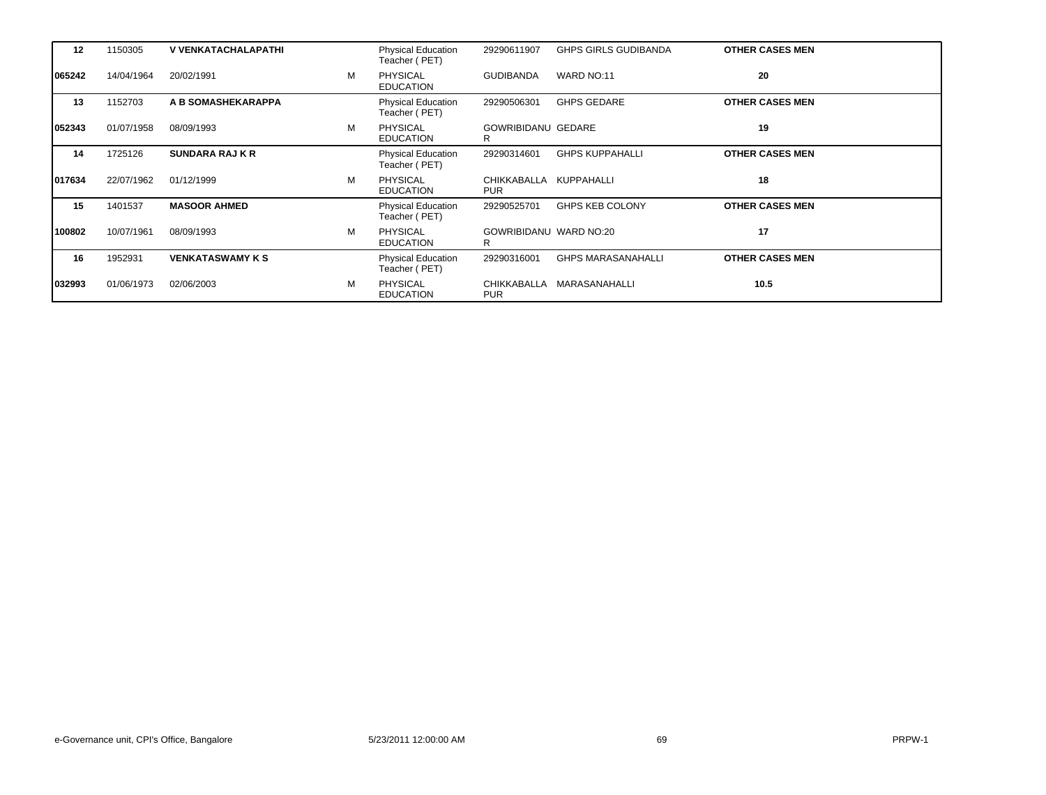| | | | | | | | |
|---|---|---|---|---|---|---|---|
| **12** | 1150305 | **V VENKATACHALAPATHI** | | Physical Education Teacher ( PET) | 29290611907 | GHPS GIRLS GUDIBANDA | **OTHER CASES MEN** |
| **065242** | 14/04/1964 | 20/02/1991 | M | PHYSICAL EDUCATION | GUDIBANDA | WARD NO:11 | **20** |
| **13** | 1152703 | **A B SOMASHEKARAPPA** | | Physical Education Teacher ( PET) | 29290506301 | GHPS GEDARE | **OTHER CASES MEN** |
| **052343** | 01/07/1958 | 08/09/1993 | M | PHYSICAL EDUCATION | GOWRIBIDANUR | GEDARE | **19** |
| **14** | 1725126 | **SUNDARA RAJ K R** | | Physical Education Teacher ( PET) | 29290314601 | GHPS KUPPAHALLI | **OTHER CASES MEN** |
| **017634** | 22/07/1962 | 01/12/1999 | M | PHYSICAL EDUCATION | CHIKKABALLAPUR | KUPPAHALLI | **18** |
| **15** | 1401537 | **MASOOR AHMED** | | Physical Education Teacher ( PET) | 29290525701 | GHPS KEB COLONY | **OTHER CASES MEN** |
| **100802** | 10/07/1961 | 08/09/1993 | M | PHYSICAL EDUCATION | GOWRIBIDANUR | WARD NO:20 | **17** |
| **16** | 1952931 | **VENKATASWAMY K S** | | Physical Education Teacher ( PET) | 29290316001 | GHPS MARASANAHALLI | **OTHER CASES MEN** |
| **032993** | 01/06/1973 | 02/06/2003 | M | PHYSICAL EDUCATION | CHIKKABALLAPUR | MARASANAHALLI | **10.5** |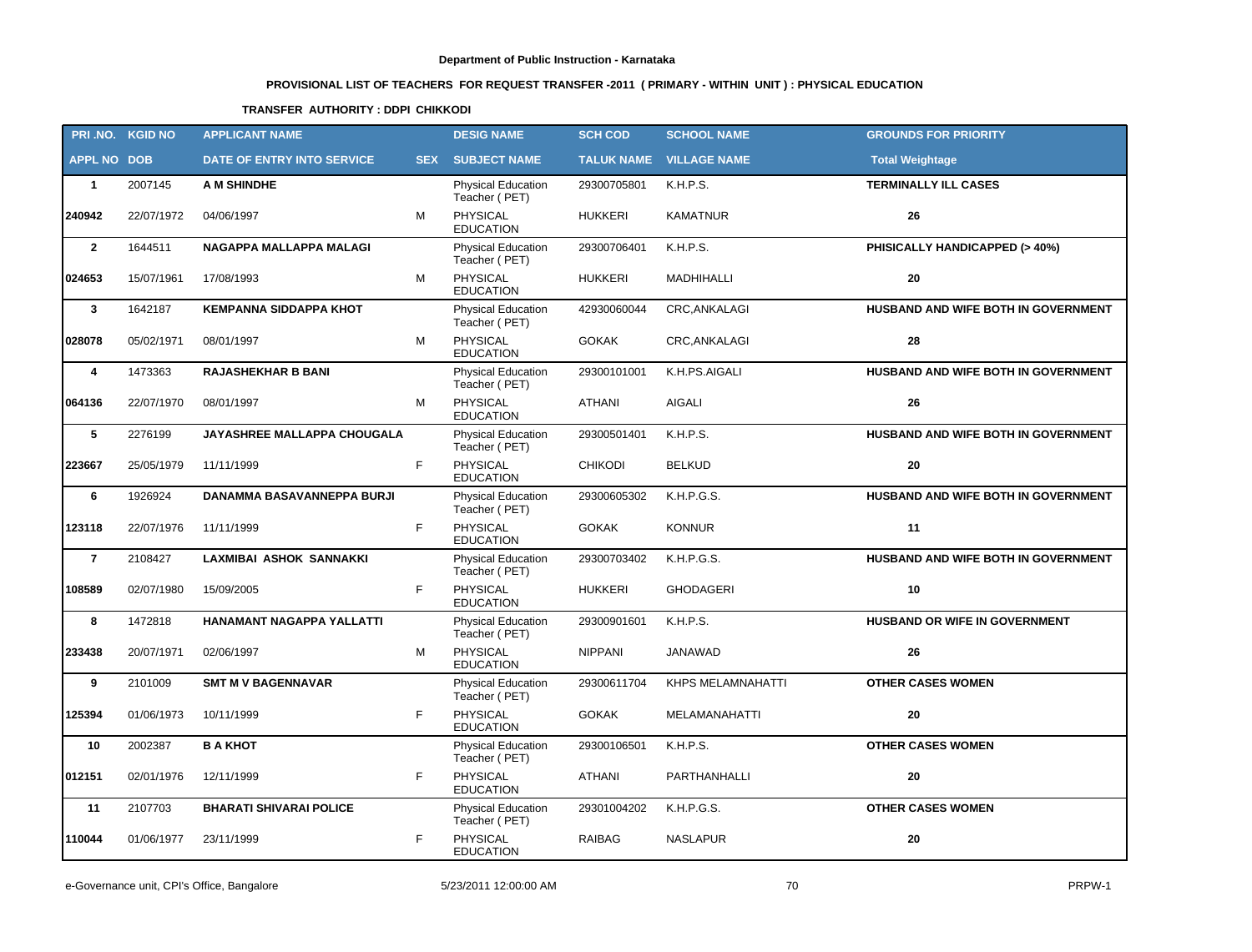**Department of Public Instruction - Karnataka**

**PROVISIONAL LIST OF TEACHERS FOR REQUEST TRANSFER -2011 ( PRIMARY - WITHIN UNIT ) : PHYSICAL EDUCATION**

**TRANSFER AUTHORITY : DDPI CHIKKODI**

| PRI .NO. | KGID NO | APPLICANT NAME | | DESIG NAME | SCH COD | SCHOOL NAME | GROUNDS FOR PRIORITY |
|---|---|---|---|---|---|---|---|
| APPL NO | DOB | DATE OF ENTRY INTO SERVICE | SEX | SUBJECT NAME | TALUK NAME | VILLAGE NAME | Total Weightage |
| 1 | 2007145 | A M SHINDHE | | Physical Education Teacher ( PET) | 29300705801 | K.H.P.S. | TERMINALLY ILL CASES |
| 240942 | 22/07/1972 | 04/06/1997 | M | PHYSICAL EDUCATION | HUKKERI | KAMATNUR | 26 |
| 2 | 1644511 | NAGAPPA MALLAPPA MALAGI | | Physical Education Teacher ( PET) | 29300706401 | K.H.P.S. | PHISICALLY HANDICAPPED (> 40%) |
| 024653 | 15/07/1961 | 17/08/1993 | M | PHYSICAL EDUCATION | HUKKERI | MADHIHALLI | 20 |
| 3 | 1642187 | KEMPANNA SIDDAPPA KHOT | | Physical Education Teacher ( PET) | 42930060044 | CRC,ANKALAGI | HUSBAND AND WIFE BOTH IN GOVERNMENT |
| 028078 | 05/02/1971 | 08/01/1997 | M | PHYSICAL EDUCATION | GOKAK | CRC,ANKALAGI | 28 |
| 4 | 1473363 | RAJASHEKHAR B BANI | | Physical Education Teacher ( PET) | 29300101001 | K.H.PS.AIGALI | HUSBAND AND WIFE BOTH IN GOVERNMENT |
| 064136 | 22/07/1970 | 08/01/1997 | M | PHYSICAL EDUCATION | ATHANI | AIGALI | 26 |
| 5 | 2276199 | JAYASHREE MALLAPPA CHOUGALA | | Physical Education Teacher ( PET) | 29300501401 | K.H.P.S. | HUSBAND AND WIFE BOTH IN GOVERNMENT |
| 223667 | 25/05/1979 | 11/11/1999 | F | PHYSICAL EDUCATION | CHIKODI | BELKUD | 20 |
| 6 | 1926924 | DANAMMA BASAVANNEPPA BURJI | | Physical Education Teacher ( PET) | 29300605302 | K.H.P.G.S. | HUSBAND AND WIFE BOTH IN GOVERNMENT |
| 123118 | 22/07/1976 | 11/11/1999 | F | PHYSICAL EDUCATION | GOKAK | KONNUR | 11 |
| 7 | 2108427 | LAXMIBAI ASHOK SANNAKKI | | Physical Education Teacher ( PET) | 29300703402 | K.H.P.G.S. | HUSBAND AND WIFE BOTH IN GOVERNMENT |
| 108589 | 02/07/1980 | 15/09/2005 | F | PHYSICAL EDUCATION | HUKKERI | GHODAGERI | 10 |
| 8 | 1472818 | HANAMANT NAGAPPA YALLATTI | | Physical Education Teacher ( PET) | 29300901601 | K.H.P.S. | HUSBAND OR WIFE IN GOVERNMENT |
| 233438 | 20/07/1971 | 02/06/1997 | M | PHYSICAL EDUCATION | NIPPANI | JANAWAD | 26 |
| 9 | 2101009 | SMT M V BAGENNAVAR | | Physical Education Teacher ( PET) | 29300611704 | KHPS MELAMNAHATTI | OTHER CASES WOMEN |
| 125394 | 01/06/1973 | 10/11/1999 | F | PHYSICAL EDUCATION | GOKAK | MELAMANAHATTI | 20 |
| 10 | 2002387 | B A KHOT | | Physical Education Teacher ( PET) | 29300106501 | K.H.P.S. | OTHER CASES WOMEN |
| 012151 | 02/01/1976 | 12/11/1999 | F | PHYSICAL EDUCATION | ATHANI | PARTHANHALLI | 20 |
| 11 | 2107703 | BHARATI SHIVARAI POLICE | | Physical Education Teacher ( PET) | 29301004202 | K.H.P.G.S. | OTHER CASES WOMEN |
| 110044 | 01/06/1977 | 23/11/1999 | F | PHYSICAL EDUCATION | RAIBAG | NASLAPUR | 20 |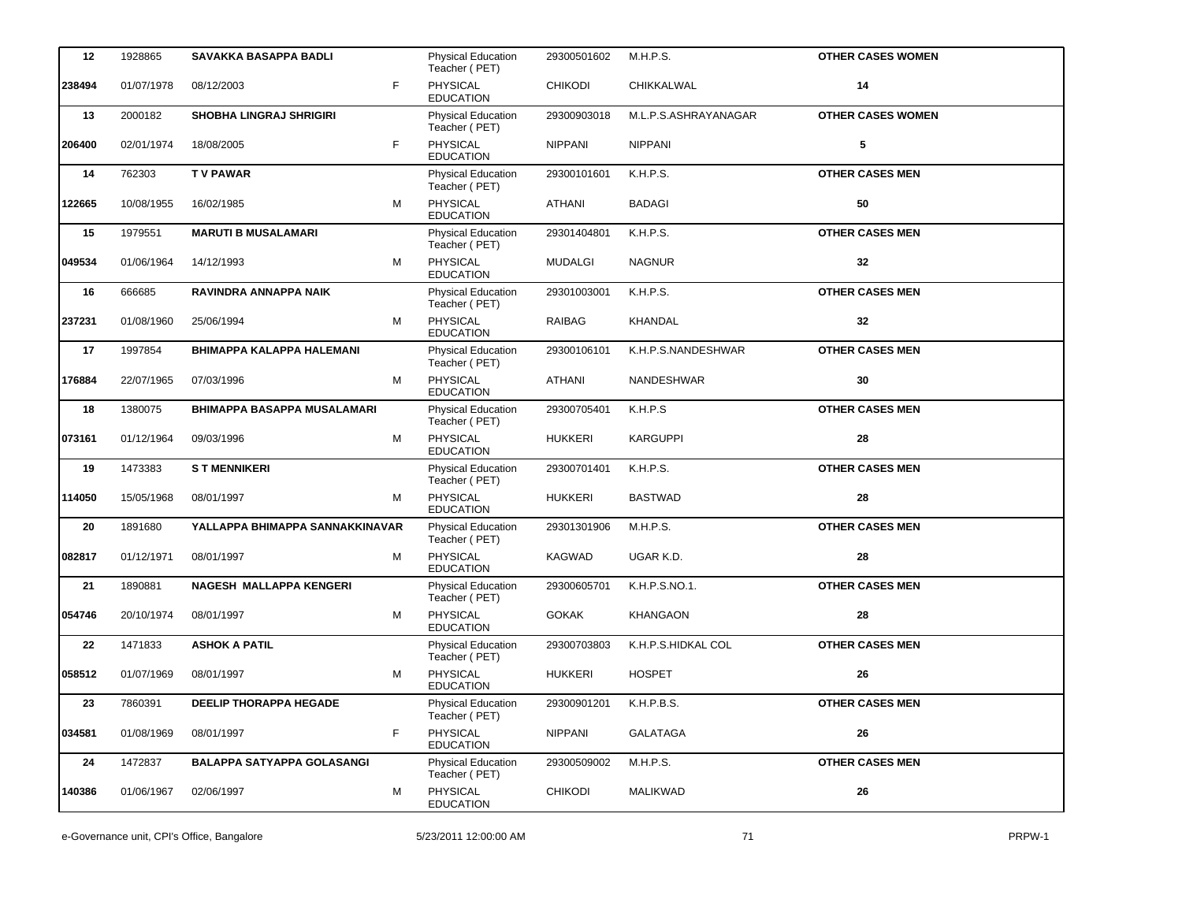| | | | | | | | |
|---|---|---|---|---|---|---|---|
| **12** | 1928865 | **SAVAKKA BASAPPA BADLI** | | Physical Education Teacher ( PET) | 29300501602 | M.H.P.S. | **OTHER CASES WOMEN** |
| **238494** | 01/07/1978 | 08/12/2003 | F | PHYSICAL EDUCATION | CHIKODI | CHIKKALWAL | **14** |
| **13** | 2000182 | **SHOBHA LINGRAJ SHRIGIRI** | | Physical Education Teacher ( PET) | 29300903018 | M.L.P.S.ASHRAYANAGAR | **OTHER CASES WOMEN** |
| **206400** | 02/01/1974 | 18/08/2005 | F | PHYSICAL EDUCATION | NIPPANI | NIPPANI | **5** |
| **14** | 762303 | **T V PAWAR** | | Physical Education Teacher ( PET) | 29300101601 | K.H.P.S. | **OTHER CASES MEN** |
| **122665** | 10/08/1955 | 16/02/1985 | M | PHYSICAL EDUCATION | ATHANI | BADAGI | **50** |
| **15** | 1979551 | **MARUTI B MUSALAMARI** | | Physical Education Teacher ( PET) | 29301404801 | K.H.P.S. | **OTHER CASES MEN** |
| **049534** | 01/06/1964 | 14/12/1993 | M | PHYSICAL EDUCATION | MUDALGI | NAGNUR | **32** |
| **16** | 666685 | **RAVINDRA ANNAPPA NAIK** | | Physical Education Teacher ( PET) | 29301003001 | K.H.P.S. | **OTHER CASES MEN** |
| **237231** | 01/08/1960 | 25/06/1994 | M | PHYSICAL EDUCATION | RAIBAG | KHANDAL | **32** |
| **17** | 1997854 | **BHIMAPPA KALAPPA HALEMANI** | | Physical Education Teacher ( PET) | 29300106101 | K.H.P.S.NANDESHWAR | **OTHER CASES MEN** |
| **176884** | 22/07/1965 | 07/03/1996 | M | PHYSICAL EDUCATION | ATHANI | NANDESHWAR | **30** |
| **18** | 1380075 | **BHIMAPPA BASAPPA MUSALAMARI** | | Physical Education Teacher ( PET) | 29300705401 | K.H.P.S | **OTHER CASES MEN** |
| **073161** | 01/12/1964 | 09/03/1996 | M | PHYSICAL EDUCATION | HUKKERI | KARGUPPI | **28** |
| **19** | 1473383 | **S T MENNIKERI** | | Physical Education Teacher ( PET) | 29300701401 | K.H.P.S. | **OTHER CASES MEN** |
| **114050** | 15/05/1968 | 08/01/1997 | M | PHYSICAL EDUCATION | HUKKERI | BASTWAD | **28** |
| **20** | 1891680 | **YALLAPPA BHIMAPPA SANNAKKINAVAR** | | Physical Education Teacher ( PET) | 29301301906 | M.H.P.S. | **OTHER CASES MEN** |
| **082817** | 01/12/1971 | 08/01/1997 | M | PHYSICAL EDUCATION | KAGWAD | UGAR K.D. | **28** |
| **21** | 1890881 | **NAGESH MALLAPPA KENGERI** | | Physical Education Teacher ( PET) | 29300605701 | K.H.P.S.NO.1. | **OTHER CASES MEN** |
| **054746** | 20/10/1974 | 08/01/1997 | M | PHYSICAL EDUCATION | GOKAK | KHANGAON | **28** |
| **22** | 1471833 | **ASHOK A PATIL** | | Physical Education Teacher ( PET) | 29300703803 | K.H.P.S.HIDKAL COL | **OTHER CASES MEN** |
| **058512** | 01/07/1969 | 08/01/1997 | M | PHYSICAL EDUCATION | HUKKERI | HOSPET | **26** |
| **23** | 7860391 | **DEELIP THORAPPA HEGADE** | | Physical Education Teacher ( PET) | 29300901201 | K.H.P.B.S. | **OTHER CASES MEN** |
| **034581** | 01/08/1969 | 08/01/1997 | F | PHYSICAL EDUCATION | NIPPANI | GALATAGA | **26** |
| **24** | 1472837 | **BALAPPA SATYAPPA GOLASANGI** | | Physical Education Teacher ( PET) | 29300509002 | M.H.P.S. | **OTHER CASES MEN** |
| **140386** | 01/06/1967 | 02/06/1997 | M | PHYSICAL EDUCATION | CHIKODI | MALIKWAD | **26** |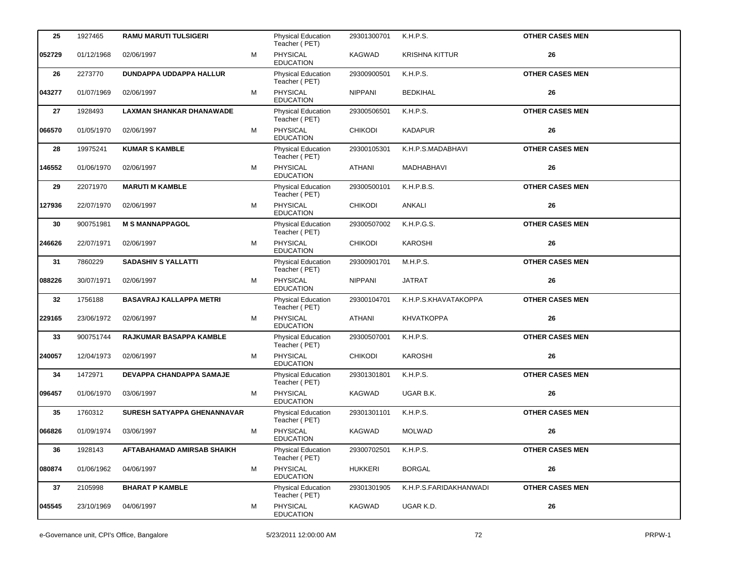| | | | | | | | |
|---|---|---|---|---|---|---|---|
| **25** | 1927465 | **RAMU MARUTI TULSIGERI** | | Physical Education Teacher ( PET) | 29301300701 | K.H.P.S. | **OTHER CASES MEN** |
| **052729** | 01/12/1968 | 02/06/1997 | M | PHYSICAL EDUCATION | KAGWAD | KRISHNA KITTUR | **26** |
| **26** | 2273770 | **DUNDAPPA UDDAPPA HALLUR** | | Physical Education Teacher ( PET) | 29300900501 | K.H.P.S. | **OTHER CASES MEN** |
| **043277** | 01/07/1969 | 02/06/1997 | M | PHYSICAL EDUCATION | NIPPANI | BEDKIHAL | **26** |
| **27** | 1928493 | **LAXMAN SHANKAR DHANAWADE** | | Physical Education Teacher ( PET) | 29300506501 | K.H.P.S. | **OTHER CASES MEN** |
| **066570** | 01/05/1970 | 02/06/1997 | M | PHYSICAL EDUCATION | CHIKODI | KADAPUR | **26** |
| **28** | 19975241 | **KUMAR S KAMBLE** | | Physical Education Teacher ( PET) | 29300105301 | K.H.P.S.MADABHAVI | **OTHER CASES MEN** |
| **146552** | 01/06/1970 | 02/06/1997 | M | PHYSICAL EDUCATION | ATHANI | MADHABHAVI | **26** |
| **29** | 22071970 | **MARUTI M KAMBLE** | | Physical Education Teacher ( PET) | 29300500101 | K.H.P.B.S. | **OTHER CASES MEN** |
| **127936** | 22/07/1970 | 02/06/1997 | M | PHYSICAL EDUCATION | CHIKODI | ANKALI | **26** |
| **30** | 900751981 | **M S MANNAPPAGOL** | | Physical Education Teacher ( PET) | 29300507002 | K.H.P.G.S. | **OTHER CASES MEN** |
| **246626** | 22/07/1971 | 02/06/1997 | M | PHYSICAL EDUCATION | CHIKODI | KAROSHI | **26** |
| **31** | 7860229 | **SADASHIV S YALLATTI** | | Physical Education Teacher ( PET) | 29300901701 | M.H.P.S. | **OTHER CASES MEN** |
| **088226** | 30/07/1971 | 02/06/1997 | M | PHYSICAL EDUCATION | NIPPANI | JATRAT | **26** |
| **32** | 1756188 | **BASAVRAJ KALLAPPA METRI** | | Physical Education Teacher ( PET) | 29300104701 | K.H.P.S.KHAVATAKOPPA | **OTHER CASES MEN** |
| **229165** | 23/06/1972 | 02/06/1997 | M | PHYSICAL EDUCATION | ATHANI | KHVATKOPPA | **26** |
| **33** | 900751744 | **RAJKUMAR BASAPPA KAMBLE** | | Physical Education Teacher ( PET) | 29300507001 | K.H.P.S. | **OTHER CASES MEN** |
| **240057** | 12/04/1973 | 02/06/1997 | M | PHYSICAL EDUCATION | CHIKODI | KAROSHI | **26** |
| **34** | 1472971 | **DEVAPPA CHANDAPPA SAMAJE** | | Physical Education Teacher ( PET) | 29301301801 | K.H.P.S. | **OTHER CASES MEN** |
| **096457** | 01/06/1970 | 03/06/1997 | M | PHYSICAL EDUCATION | KAGWAD | UGAR B.K. | **26** |
| **35** | 1760312 | **SURESH SATYAPPA GHENANNAVAR** | | Physical Education Teacher ( PET) | 29301301101 | K.H.P.S. | **OTHER CASES MEN** |
| **066826** | 01/09/1974 | 03/06/1997 | M | PHYSICAL EDUCATION | KAGWAD | MOLWAD | **26** |
| **36** | 1928143 | **AFTABAHAMAD AMIRSAB SHAIKH** | | Physical Education Teacher ( PET) | 29300702501 | K.H.P.S. | **OTHER CASES MEN** |
| **080874** | 01/06/1962 | 04/06/1997 | M | PHYSICAL EDUCATION | HUKKERI | BORGAL | **26** |
| **37** | 2105998 | **BHARAT P KAMBLE** | | Physical Education Teacher ( PET) | 29301301905 | K.H.P.S.FARIDAKHANWADI | **OTHER CASES MEN** |
| **045545** | 23/10/1969 | 04/06/1997 | M | PHYSICAL EDUCATION | KAGWAD | UGAR K.D. | **26** |

e-Governance unit, CPI's Office, Bangalore 5/23/2011 12:00:00 AM PRPW-1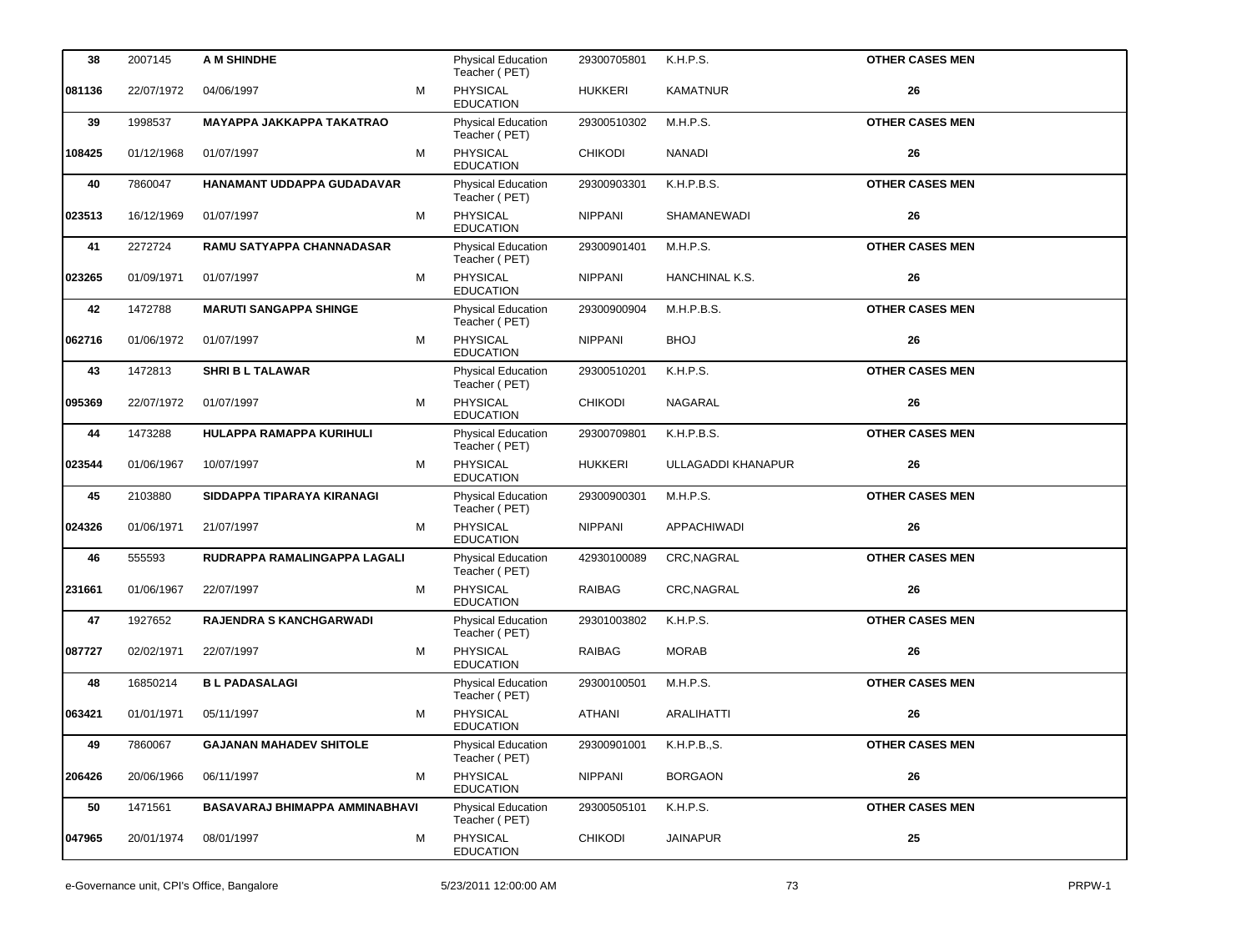| | | | | | | | |
|---|---|---|---|---|---|---|---|
| **38** | 2007145 | **A M SHINDHE** | | Physical Education Teacher ( PET) | 29300705801 | K.H.P.S. | **OTHER CASES MEN** |
| **081136** | 22/07/1972 | 04/06/1997 | M | PHYSICAL EDUCATION | HUKKERI | KAMATNUR | **26** |
| **39** | 1998537 | **MAYAPPA JAKKAPPA TAKATRAO** | | Physical Education Teacher ( PET) | 29300510302 | M.H.P.S. | **OTHER CASES MEN** |
| **108425** | 01/12/1968 | 01/07/1997 | M | PHYSICAL EDUCATION | CHIKODI | NANADI | **26** |
| **40** | 7860047 | **HANAMANT UDDAPPA GUDADAVAR** | | Physical Education Teacher ( PET) | 29300903301 | K.H.P.B.S. | **OTHER CASES MEN** |
| **023513** | 16/12/1969 | 01/07/1997 | M | PHYSICAL EDUCATION | NIPPANI | SHAMANEWADI | **26** |
| **41** | 2272724 | **RAMU SATYAPPA CHANNADASAR** | | Physical Education Teacher ( PET) | 29300901401 | M.H.P.S. | **OTHER CASES MEN** |
| **023265** | 01/09/1971 | 01/07/1997 | M | PHYSICAL EDUCATION | NIPPANI | HANCHINAL K.S. | **26** |
| **42** | 1472788 | **MARUTI SANGAPPA SHINGE** | | Physical Education Teacher ( PET) | 29300900904 | M.H.P.B.S. | **OTHER CASES MEN** |
| **062716** | 01/06/1972 | 01/07/1997 | M | PHYSICAL EDUCATION | NIPPANI | BHOJ | **26** |
| **43** | 1472813 | **SHRI B L TALAWAR** | | Physical Education Teacher ( PET) | 29300510201 | K.H.P.S. | **OTHER CASES MEN** |
| **095369** | 22/07/1972 | 01/07/1997 | M | PHYSICAL EDUCATION | CHIKODI | NAGARAL | **26** |
| **44** | 1473288 | **HULAPPA RAMAPPA KURIHULI** | | Physical Education Teacher ( PET) | 29300709801 | K.H.P.B.S. | **OTHER CASES MEN** |
| **023544** | 01/06/1967 | 10/07/1997 | M | PHYSICAL EDUCATION | HUKKERI | ULLAGADDI KHANAPUR | **26** |
| **45** | 2103880 | **SIDDAPPA TIPARAYA KIRANAGI** | | Physical Education Teacher ( PET) | 29300900301 | M.H.P.S. | **OTHER CASES MEN** |
| **024326** | 01/06/1971 | 21/07/1997 | M | PHYSICAL EDUCATION | NIPPANI | APPACHIWADI | **26** |
| **46** | 555593 | **RUDRAPPA RAMALINGAPPA LAGALI** | | Physical Education Teacher ( PET) | 42930100089 | CRC,NAGRAL | **OTHER CASES MEN** |
| **231661** | 01/06/1967 | 22/07/1997 | M | PHYSICAL EDUCATION | RAIBAG | CRC,NAGRAL | **26** |
| **47** | 1927652 | **RAJENDRA S KANCHGARWADI** | | Physical Education Teacher ( PET) | 29301003802 | K.H.P.S. | **OTHER CASES MEN** |
| **087727** | 02/02/1971 | 22/07/1997 | M | PHYSICAL EDUCATION | RAIBAG | MORAB | **26** |
| **48** | 16850214 | **B L PADASALAGI** | | Physical Education Teacher ( PET) | 29300100501 | M.H.P.S. | **OTHER CASES MEN** |
| **063421** | 01/01/1971 | 05/11/1997 | M | PHYSICAL EDUCATION | ATHANI | ARALIHATTI | **26** |
| **49** | 7860067 | **GAJANAN MAHADEV SHITOLE** | | Physical Education Teacher ( PET) | 29300901001 | K.H.P.B.,S. | **OTHER CASES MEN** |
| **206426** | 20/06/1966 | 06/11/1997 | M | PHYSICAL EDUCATION | NIPPANI | BORGAON | **26** |
| **50** | 1471561 | **BASAVARAJ BHIMAPPA AMMINABHAVI** | | Physical Education Teacher ( PET) | 29300505101 | K.H.P.S. | **OTHER CASES MEN** |
| **047965** | 20/01/1974 | 08/01/1997 | M | PHYSICAL EDUCATION | CHIKODI | JAINAPUR | **25** |

e-Governance unit, CPI's Office, Bangalore | 5/23/2011 12:00:00 AM | PRPW-1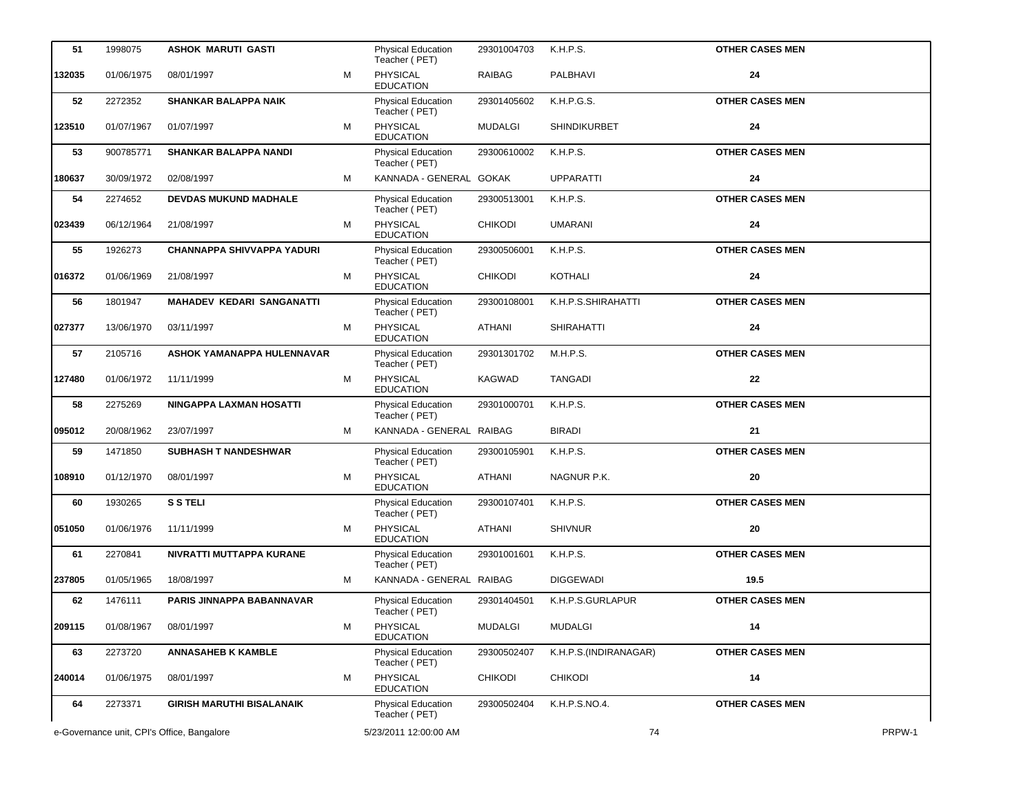| | | | | | | | |
|---|---|---|---|---|---|---|---|
| **51** | 1998075 | **ASHOK MARUTI GASTI** | | Physical Education Teacher ( PET) | 29301004703 | K.H.P.S. | **OTHER CASES MEN** |
| **132035** | 01/06/1975 | 08/01/1997 | M | PHYSICAL EDUCATION | RAIBAG | PALBHAVI | **24** |
| **52** | 2272352 | **SHANKAR BALAPPA NAIK** | | Physical Education Teacher ( PET) | 29301405602 | K.H.P.G.S. | **OTHER CASES MEN** |
| **123510** | 01/07/1967 | 01/07/1997 | M | PHYSICAL EDUCATION | MUDALGI | SHINDIKURBET | **24** |
| **53** | 900785771 | **SHANKAR BALAPPA NANDI** | | Physical Education Teacher ( PET) | 29300610002 | K.H.P.S. | **OTHER CASES MEN** |
| **180637** | 30/09/1972 | 02/08/1997 | M | KANNADA - GENERAL | GOKAK | UPPARATTI | **24** |
| **54** | 2274652 | **DEVDAS MUKUND MADHALE** | | Physical Education Teacher ( PET) | 29300513001 | K.H.P.S. | **OTHER CASES MEN** |
| **023439** | 06/12/1964 | 21/08/1997 | M | PHYSICAL EDUCATION | CHIKODI | UMARANI | **24** |
| **55** | 1926273 | **CHANNAPPA SHIVVAPPA YADURI** | | Physical Education Teacher ( PET) | 29300506001 | K.H.P.S. | **OTHER CASES MEN** |
| **016372** | 01/06/1969 | 21/08/1997 | M | PHYSICAL EDUCATION | CHIKODI | KOTHALI | **24** |
| **56** | 1801947 | **MAHADEV KEDARI SANGANATTI** | | Physical Education Teacher ( PET) | 29300108001 | K.H.P.S.SHIRAHATTI | **OTHER CASES MEN** |
| **027377** | 13/06/1970 | 03/11/1997 | M | PHYSICAL EDUCATION | ATHANI | SHIRAHATTI | **24** |
| **57** | 2105716 | **ASHOK YAMANAPPA HULENNAVAR** | | Physical Education Teacher ( PET) | 29301301702 | M.H.P.S. | **OTHER CASES MEN** |
| **127480** | 01/06/1972 | 11/11/1999 | M | PHYSICAL EDUCATION | KAGWAD | TANGADI | **22** |
| **58** | 2275269 | **NINGAPPA LAXMAN HOSATTI** | | Physical Education Teacher ( PET) | 29301000701 | K.H.P.S. | **OTHER CASES MEN** |
| **095012** | 20/08/1962 | 23/07/1997 | M | KANNADA - GENERAL | RAIBAG | BIRADI | **21** |
| **59** | 1471850 | **SUBHASH T NANDESHWAR** | | Physical Education Teacher ( PET) | 29300105901 | K.H.P.S. | **OTHER CASES MEN** |
| **108910** | 01/12/1970 | 08/01/1997 | M | PHYSICAL EDUCATION | ATHANI | NAGNUR P.K. | **20** |
| **60** | 1930265 | **S S TELI** | | Physical Education Teacher ( PET) | 29300107401 | K.H.P.S. | **OTHER CASES MEN** |
| **051050** | 01/06/1976 | 11/11/1999 | M | PHYSICAL EDUCATION | ATHANI | SHIVNUR | **20** |
| **61** | 2270841 | **NIVRATTI MUTTAPPA KURANE** | | Physical Education Teacher ( PET) | 29301001601 | K.H.P.S. | **OTHER CASES MEN** |
| **237805** | 01/05/1965 | 18/08/1997 | M | KANNADA - GENERAL | RAIBAG | DIGGEWADI | **19.5** |
| **62** | 1476111 | **PARIS JINNAPPA BABANNAVAR** | | Physical Education Teacher ( PET) | 29301404501 | K.H.P.S.GURLAPUR | **OTHER CASES MEN** |
| **209115** | 01/08/1967 | 08/01/1997 | M | PHYSICAL EDUCATION | MUDALGI | MUDALGI | **14** |
| **63** | 2273720 | **ANNASAHEB K KAMBLE** | | Physical Education Teacher ( PET) | 29300502407 | K.H.P.S.(INDIRANAGAR) | **OTHER CASES MEN** |
| **240014** | 01/06/1975 | 08/01/1997 | M | PHYSICAL EDUCATION | CHIKODI | CHIKODI | **14** |
| **64** | 2273371 | **GIRISH MARUTHI BISALANAIK** | | Physical Education Teacher ( PET) | 29300502404 | K.H.P.S.NO.4. | **OTHER CASES MEN** |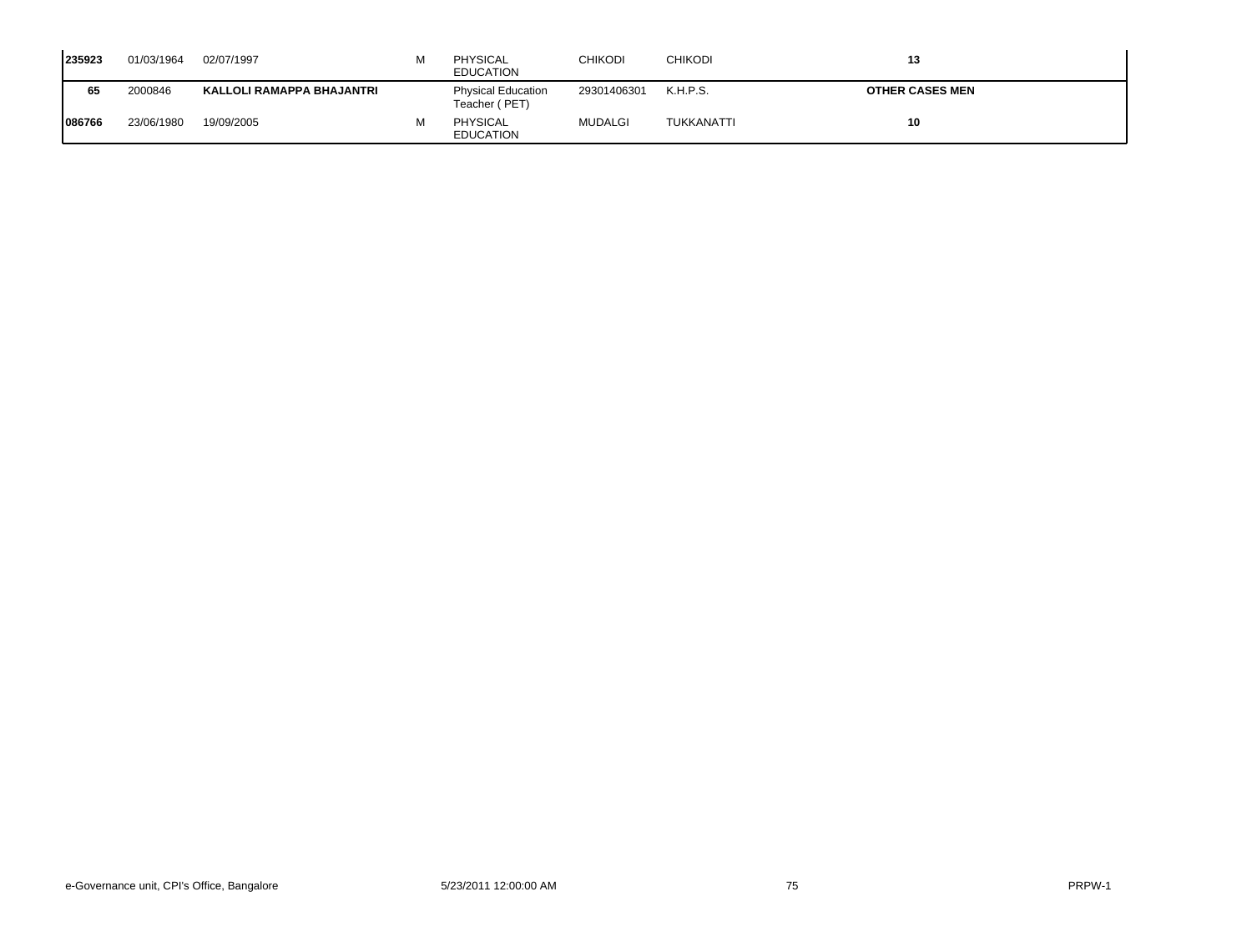| | | | | | | | |
|---|---|---|---|---|---|---|---|
| **235923** | 01/03/1964 | 02/07/1997 | M | PHYSICAL EDUCATION | CHIKODI | CHIKODI | **13** |
| **65** | 2000846 | **KALLOLI RAMAPPA BHAJANTRI** | | Physical Education Teacher ( PET) | 29301406301 | K.H.P.S. | **OTHER CASES MEN** |
| **086766** | 23/06/1980 | 19/09/2005 | M | PHYSICAL EDUCATION | MUDALGI | TUKKANATTI | **10** |

e-Governance unit, CPI's Office, Bangalore 5/23/2011 12:00:00 AM PRPW-1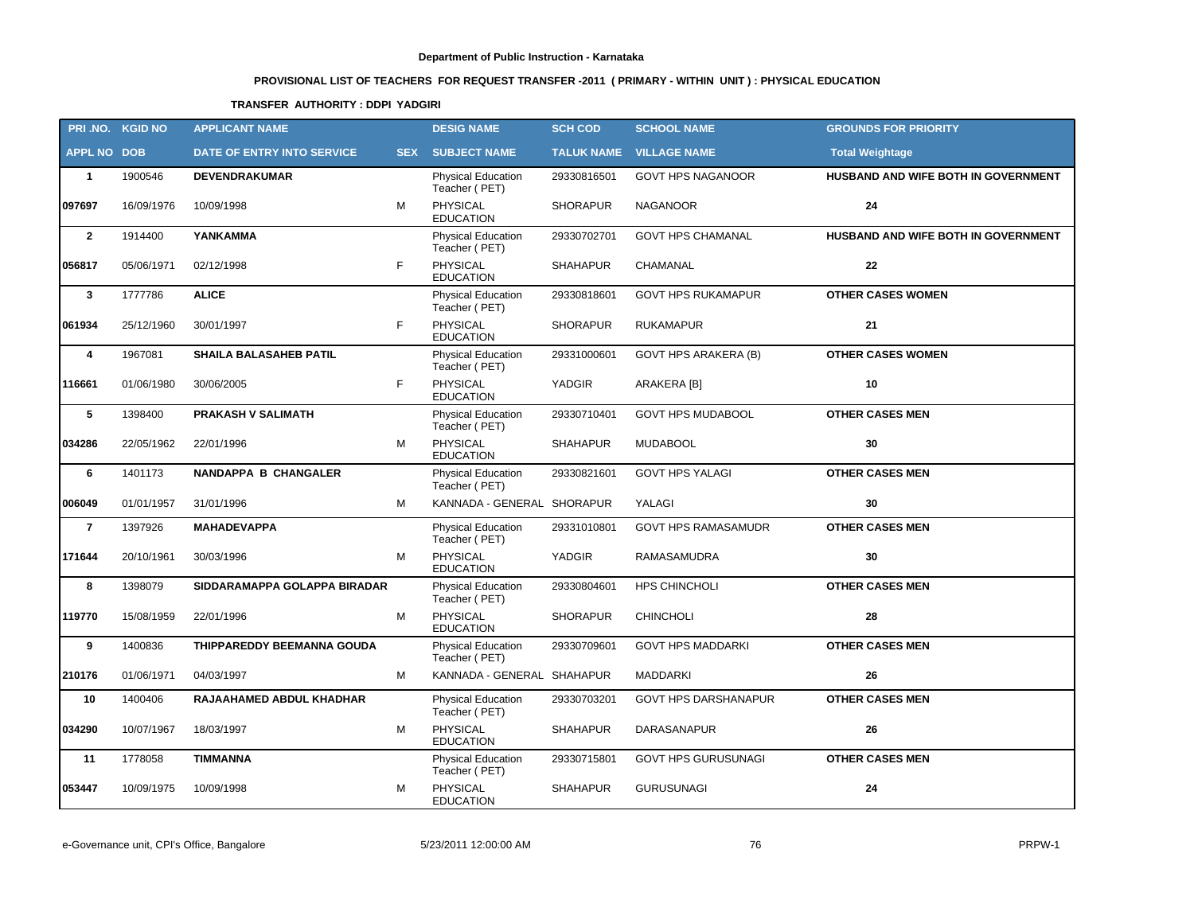Department of Public Instruction - Karnataka

## PROVISIONAL LIST OF TEACHERS FOR REQUEST TRANSFER -2011 ( PRIMARY - WITHIN UNIT ) : PHYSICAL EDUCATION

### TRANSFER AUTHORITY : DDPI YADGIRI

| PRI .NO. | KGID NO | APPLICANT NAME | | DESIG NAME | SCH COD | SCHOOL NAME | GROUNDS FOR PRIORITY |
|---|---|---|---|---|---|---|---|
| APPL NO | DOB | DATE OF ENTRY INTO SERVICE | SEX | SUBJECT NAME | TALUK NAME | VILLAGE NAME | Total Weightage |
| **1** | 1900546 | **DEVENDRAKUMAR** | | Physical Education Teacher ( PET) | 29330816501 | GOVT HPS NAGANOOR | **HUSBAND AND WIFE BOTH IN GOVERNMENT** |
| **097697** | 16/09/1976 | 10/09/1998 | M | PHYSICAL EDUCATION | SHORAPUR | NAGANOOR | **24** |
| **2** | 1914400 | **YANKAMMA** | | Physical Education Teacher ( PET) | 29330702701 | GOVT HPS CHAMANAL | **HUSBAND AND WIFE BOTH IN GOVERNMENT** |
| **056817** | 05/06/1971 | 02/12/1998 | F | PHYSICAL EDUCATION | SHAHAPUR | CHAMANAL | **22** |
| **3** | 1777786 | **ALICE** | | Physical Education Teacher ( PET) | 29330818601 | GOVT HPS RUKAMAPUR | **OTHER CASES WOMEN** |
| **061934** | 25/12/1960 | 30/01/1997 | F | PHYSICAL EDUCATION | SHORAPUR | RUKAMAPUR | **21** |
| **4** | 1967081 | **SHAILA BALASAHEB PATIL** | | Physical Education Teacher ( PET) | 29331000601 | GOVT HPS ARAKERA (B) | **OTHER CASES WOMEN** |
| **116661** | 01/06/1980 | 30/06/2005 | F | PHYSICAL EDUCATION | YADGIR | ARAKERA [B] | **10** |
| **5** | 1398400 | **PRAKASH V SALIMATH** | | Physical Education Teacher ( PET) | 29330710401 | GOVT HPS MUDABOOL | **OTHER CASES MEN** |
| **034286** | 22/05/1962 | 22/01/1996 | M | PHYSICAL EDUCATION | SHAHAPUR | MUDABOOL | **30** |
| **6** | 1401173 | **NANDAPPA B CHANGALER** | | Physical Education Teacher ( PET) | 29330821601 | GOVT HPS YALAGI | **OTHER CASES MEN** |
| **006049** | 01/01/1957 | 31/01/1996 | M | KANNADA - GENERAL | SHORAPUR | YALAGI | **30** |
| **7** | 1397926 | **MAHADEVAPPA** | | Physical Education Teacher ( PET) | 29331010801 | GOVT HPS RAMASAMUDR | **OTHER CASES MEN** |
| **171644** | 20/10/1961 | 30/03/1996 | M | PHYSICAL EDUCATION | YADGIR | RAMASAMUDRA | **30** |
| **8** | 1398079 | **SIDDARAMAPPA GOLAPPA BIRADAR** | | Physical Education Teacher ( PET) | 29330804601 | HPS CHINCHOLI | **OTHER CASES MEN** |
| **119770** | 15/08/1959 | 22/01/1996 | M | PHYSICAL EDUCATION | SHORAPUR | CHINCHOLI | **28** |
| **9** | 1400836 | **THIPPAREDDY BEEMANNA GOUDA** | | Physical Education Teacher ( PET) | 29330709601 | GOVT HPS MADDARKI | **OTHER CASES MEN** |
| **210176** | 01/06/1971 | 04/03/1997 | M | KANNADA - GENERAL | SHAHAPUR | MADDARKI | **26** |
| **10** | 1400406 | **RAJAAHAMED ABDUL KHADHAR** | | Physical Education Teacher ( PET) | 29330703201 | GOVT HPS DARSHANAPUR | **OTHER CASES MEN** |
| **034290** | 10/07/1967 | 18/03/1997 | M | PHYSICAL EDUCATION | SHAHAPUR | DARASANAPUR | **26** |
| **11** | 1778058 | **TIMMANNA** | | Physical Education Teacher ( PET) | 29330715801 | GOVT HPS GURUSUNAGI | **OTHER CASES MEN** |
| **053447** | 10/09/1975 | 10/09/1998 | M | PHYSICAL EDUCATION | SHAHAPUR | GURUSUNAGI | **24** |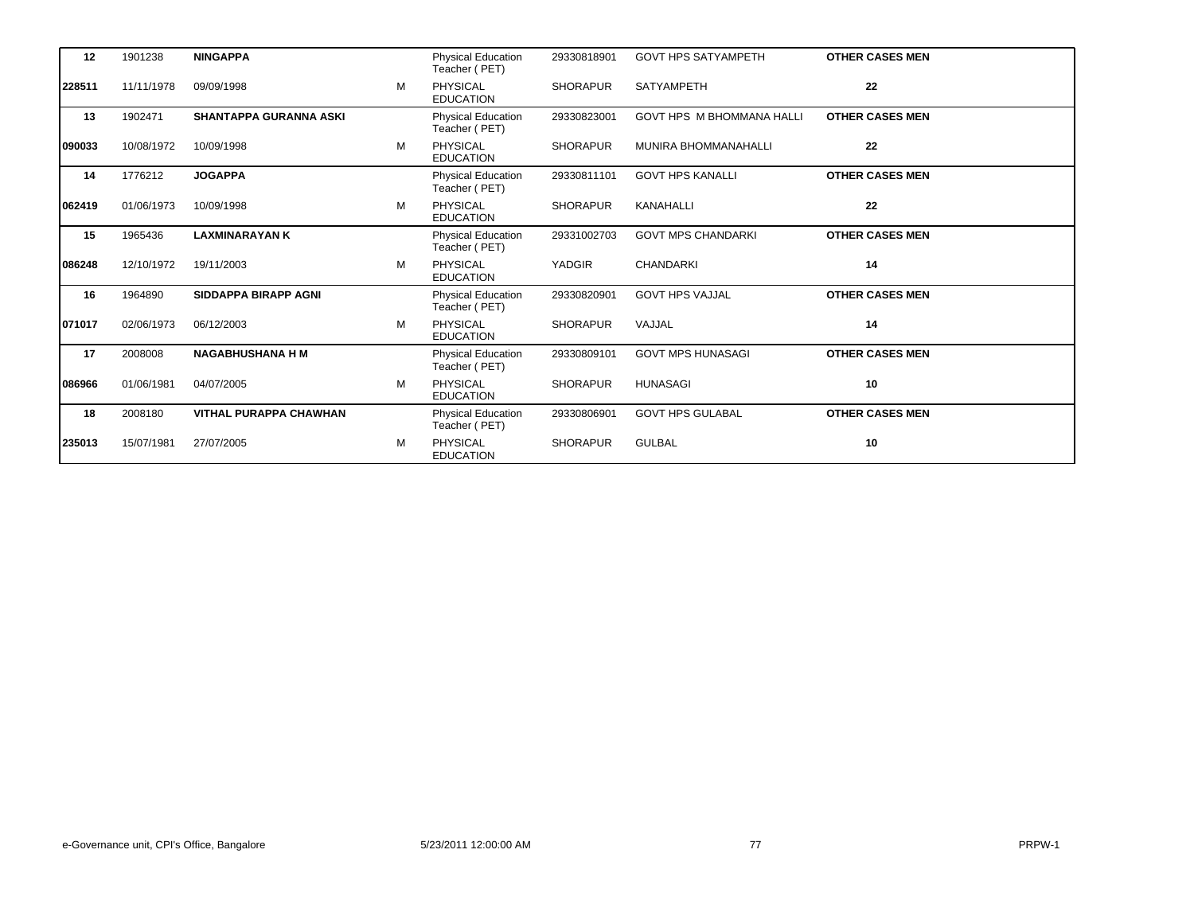| | | | | | | | |
|---|---|---|---|---|---|---|---|
| **12** | 1901238 | **NINGAPPA** | | Physical Education Teacher ( PET) | 29330818901 | GOVT HPS SATYAMPETH | **OTHER CASES MEN** |
| **228511** | 11/11/1978 | 09/09/1998 | M | PHYSICAL EDUCATION | SHORAPUR | SATYAMPETH | **22** |
| **13** | 1902471 | **SHANTAPPA GURANNA ASKI** | | Physical Education Teacher ( PET) | 29330823001 | GOVT HPS M BHOMMANA HALLI | **OTHER CASES MEN** |
| **090033** | 10/08/1972 | 10/09/1998 | M | PHYSICAL EDUCATION | SHORAPUR | MUNIRA BHOMMANAHALLI | **22** |
| **14** | 1776212 | **JOGAPPA** | | Physical Education Teacher ( PET) | 29330811101 | GOVT HPS KANALLI | **OTHER CASES MEN** |
| **062419** | 01/06/1973 | 10/09/1998 | M | PHYSICAL EDUCATION | SHORAPUR | KANAHALLI | **22** |
| **15** | 1965436 | **LAXMINARAYAN K** | | Physical Education Teacher ( PET) | 29331002703 | GOVT MPS CHANDARKI | **OTHER CASES MEN** |
| **086248** | 12/10/1972 | 19/11/2003 | M | PHYSICAL EDUCATION | YADGIR | CHANDARKI | **14** |
| **16** | 1964890 | **SIDDAPPA BIRAPP AGNI** | | Physical Education Teacher ( PET) | 29330820901 | GOVT HPS VAJJAL | **OTHER CASES MEN** |
| **071017** | 02/06/1973 | 06/12/2003 | M | PHYSICAL EDUCATION | SHORAPUR | VAJJAL | **14** |
| **17** | 2008008 | **NAGABHUSHANA H M** | | Physical Education Teacher ( PET) | 29330809101 | GOVT MPS HUNASAGI | **OTHER CASES MEN** |
| **086966** | 01/06/1981 | 04/07/2005 | M | PHYSICAL EDUCATION | SHORAPUR | HUNASAGI | **10** |
| **18** | 2008180 | **VITHAL PURAPPA CHAWHAN** | | Physical Education Teacher ( PET) | 29330806901 | GOVT HPS GULABAL | **OTHER CASES MEN** |
| **235013** | 15/07/1981 | 27/07/2005 | M | PHYSICAL EDUCATION | SHORAPUR | GULBAL | **10** |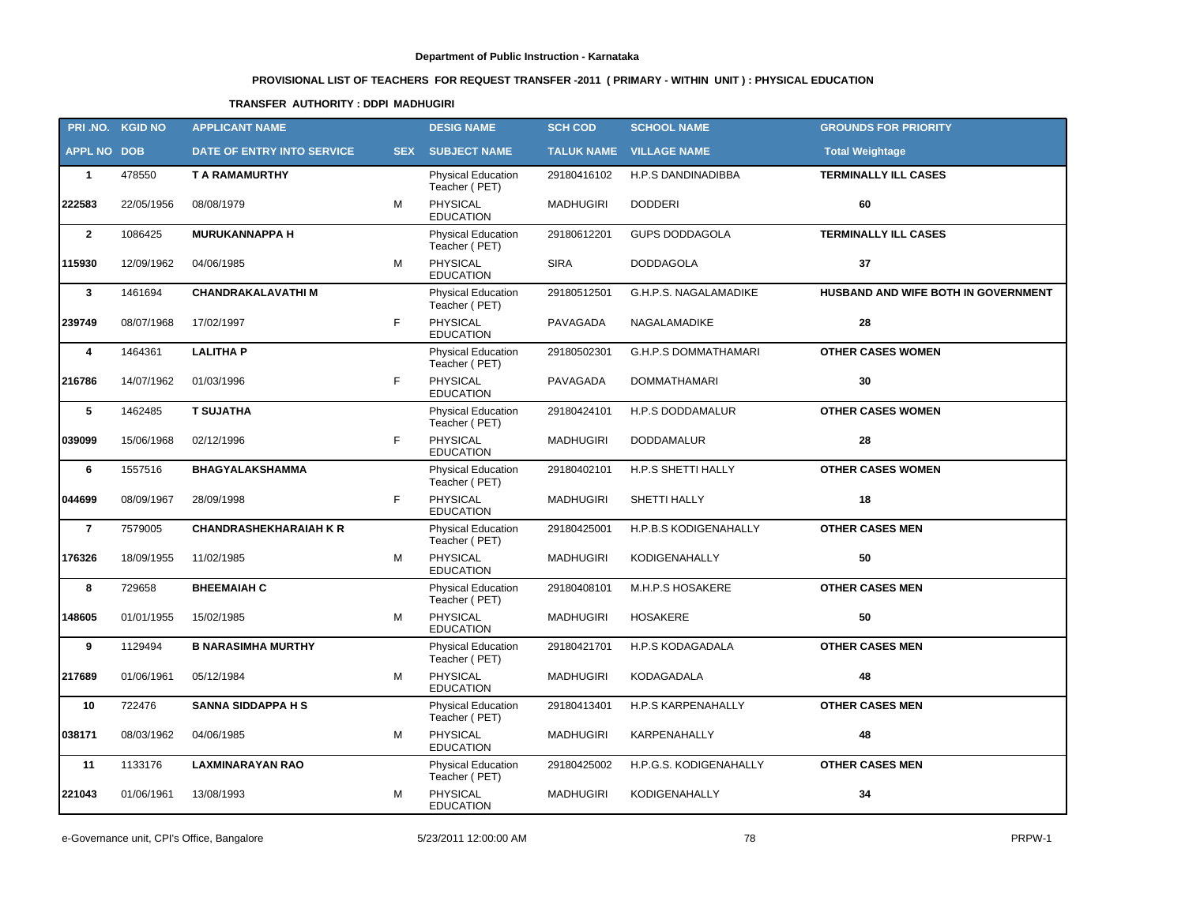**Department of Public Instruction - Karnataka**

**PROVISIONAL LIST OF TEACHERS FOR REQUEST TRANSFER -2011 ( PRIMARY - WITHIN UNIT ) : PHYSICAL EDUCATION**

**TRANSFER AUTHORITY : DDPI MADHUGIRI**

| PRI .NO. | KGID NO | APPLICANT NAME | | DESIG NAME | SCH COD | SCHOOL NAME | GROUNDS FOR PRIORITY |
|---|---|---|---|---|---|---|---|
| APPL NO | DOB | DATE OF ENTRY INTO SERVICE | SEX | SUBJECT NAME | TALUK NAME | VILLAGE NAME | Total Weightage |
| 1 | 478550 | T A RAMAMURTHY | | Physical Education Teacher ( PET) | 29180416102 | H.P.S DANDINADIBBA | TERMINALLY ILL CASES |
| 222583 | 22/05/1956 | 08/08/1979 | M | PHYSICAL EDUCATION | MADHUGIRI | DODDERI | 60 |
| 2 | 1086425 | MURUKANNAPPA H | | Physical Education Teacher ( PET) | 29180612201 | GUPS DODDAGOLA | TERMINALLY ILL CASES |
| 115930 | 12/09/1962 | 04/06/1985 | M | PHYSICAL EDUCATION | SIRA | DODDAGOLA | 37 |
| 3 | 1461694 | CHANDRAKALAVATHI M | | Physical Education Teacher ( PET) | 29180512501 | G.H.P.S. NAGALAMADIKE | HUSBAND AND WIFE BOTH IN GOVERNMENT |
| 239749 | 08/07/1968 | 17/02/1997 | F | PHYSICAL EDUCATION | PAVAGADA | NAGALAMADIKE | 28 |
| 4 | 1464361 | LALITHA P | | Physical Education Teacher ( PET) | 29180502301 | G.H.P.S DOMMATHAMARI | OTHER CASES WOMEN |
| 216786 | 14/07/1962 | 01/03/1996 | F | PHYSICAL EDUCATION | PAVAGADA | DOMMATHAMARI | 30 |
| 5 | 1462485 | T SUJATHA | | Physical Education Teacher ( PET) | 29180424101 | H.P.S DODDAMALUR | OTHER CASES WOMEN |
| 039099 | 15/06/1968 | 02/12/1996 | F | PHYSICAL EDUCATION | MADHUGIRI | DODDAMALUR | 28 |
| 6 | 1557516 | BHAGYALAKSHAMMA | | Physical Education Teacher ( PET) | 29180402101 | H.P.S SHETTI HALLY | OTHER CASES WOMEN |
| 044699 | 08/09/1967 | 28/09/1998 | F | PHYSICAL EDUCATION | MADHUGIRI | SHETTI HALLY | 18 |
| 7 | 7579005 | CHANDRASHEKHARAIAH K R | | Physical Education Teacher ( PET) | 29180425001 | H.P.B.S KODIGENAHALLY | OTHER CASES MEN |
| 176326 | 18/09/1955 | 11/02/1985 | M | PHYSICAL EDUCATION | MADHUGIRI | KODIGENAHALLY | 50 |
| 8 | 729658 | BHEEMAIAH C | | Physical Education Teacher ( PET) | 29180408101 | M.H.P.S HOSAKERE | OTHER CASES MEN |
| 148605 | 01/01/1955 | 15/02/1985 | M | PHYSICAL EDUCATION | MADHUGIRI | HOSAKERE | 50 |
| 9 | 1129494 | B NARASIMHA MURTHY | | Physical Education Teacher ( PET) | 29180421701 | H.P.S KODAGADALA | OTHER CASES MEN |
| 217689 | 01/06/1961 | 05/12/1984 | M | PHYSICAL EDUCATION | MADHUGIRI | KODAGADALA | 48 |
| 10 | 722476 | SANNA SIDDAPPA H S | | Physical Education Teacher ( PET) | 29180413401 | H.P.S KARPENAHALLY | OTHER CASES MEN |
| 038171 | 08/03/1962 | 04/06/1985 | M | PHYSICAL EDUCATION | MADHUGIRI | KARPENAHALLY | 48 |
| 11 | 1133176 | LAXMINARAYAN RAO | | Physical Education Teacher ( PET) | 29180425002 | H.P.G.S. KODIGENAHALLY | OTHER CASES MEN |
| 221043 | 01/06/1961 | 13/08/1993 | M | PHYSICAL EDUCATION | MADHUGIRI | KODIGENAHALLY | 34 |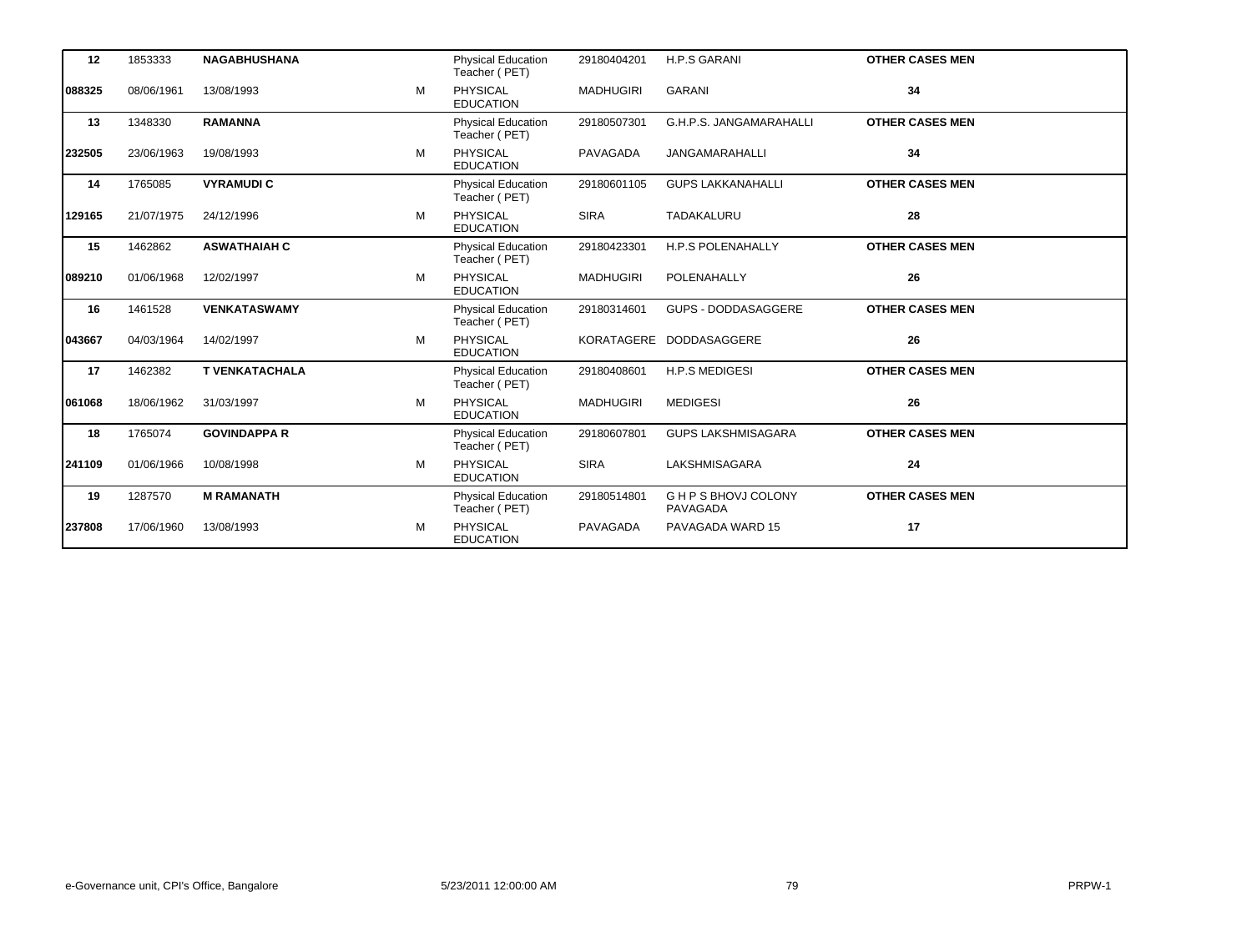| | | | | | | | |
|---|---|---|---|---|---|---|---|
| **12** | 1853333 | **NAGABHUSHANA** | | Physical Education Teacher ( PET) | 29180404201 | H.P.S GARANI | **OTHER CASES MEN** |
| **088325** | 08/06/1961 | 13/08/1993 | M | PHYSICAL EDUCATION | MADHUGIRI | GARANI | **34** |
| **13** | 1348330 | **RAMANNA** | | Physical Education Teacher ( PET) | 29180507301 | G.H.P.S. JANGAMARAHALLI | **OTHER CASES MEN** |
| **232505** | 23/06/1963 | 19/08/1993 | M | PHYSICAL EDUCATION | PAVAGADA | JANGAMARAHALLI | **34** |
| **14** | 1765085 | **VYRAMUDI C** | | Physical Education Teacher ( PET) | 29180601105 | GUPS LAKKANAHALLI | **OTHER CASES MEN** |
| **129165** | 21/07/1975 | 24/12/1996 | M | PHYSICAL EDUCATION | SIRA | TADAKALURU | **28** |
| **15** | 1462862 | **ASWATHAIAH C** | | Physical Education Teacher ( PET) | 29180423301 | H.P.S POLENAHALLY | **OTHER CASES MEN** |
| **089210** | 01/06/1968 | 12/02/1997 | M | PHYSICAL EDUCATION | MADHUGIRI | POLENAHALLY | **26** |
| **16** | 1461528 | **VENKATASWAMY** | | Physical Education Teacher ( PET) | 29180314601 | GUPS - DODDASAGGERE | **OTHER CASES MEN** |
| **043667** | 04/03/1964 | 14/02/1997 | M | PHYSICAL EDUCATION | KORATAGERE | DODDASAGGERE | **26** |
| **17** | 1462382 | **T VENKATACHALA** | | Physical Education Teacher ( PET) | 29180408601 | H.P.S MEDIGESI | **OTHER CASES MEN** |
| **061068** | 18/06/1962 | 31/03/1997 | M | PHYSICAL EDUCATION | MADHUGIRI | MEDIGESI | **26** |
| **18** | 1765074 | **GOVINDAPPA R** | | Physical Education Teacher ( PET) | 29180607801 | GUPS LAKSHMISAGARA | **OTHER CASES MEN** |
| **241109** | 01/06/1966 | 10/08/1998 | M | PHYSICAL EDUCATION | SIRA | LAKSHMISAGARA | **24** |
| **19** | 1287570 | **M RAMANATH** | | Physical Education Teacher ( PET) | 29180514801 | G H P S BHOVJ COLONY PAVAGADA | **OTHER CASES MEN** |
| **237808** | 17/06/1960 | 13/08/1993 | M | PHYSICAL EDUCATION | PAVAGADA | PAVAGADA WARD 15 | **17** |

e-Governance unit, CPI's Office, Bangalore 5/23/2011 12:00:00 AM PRPW-1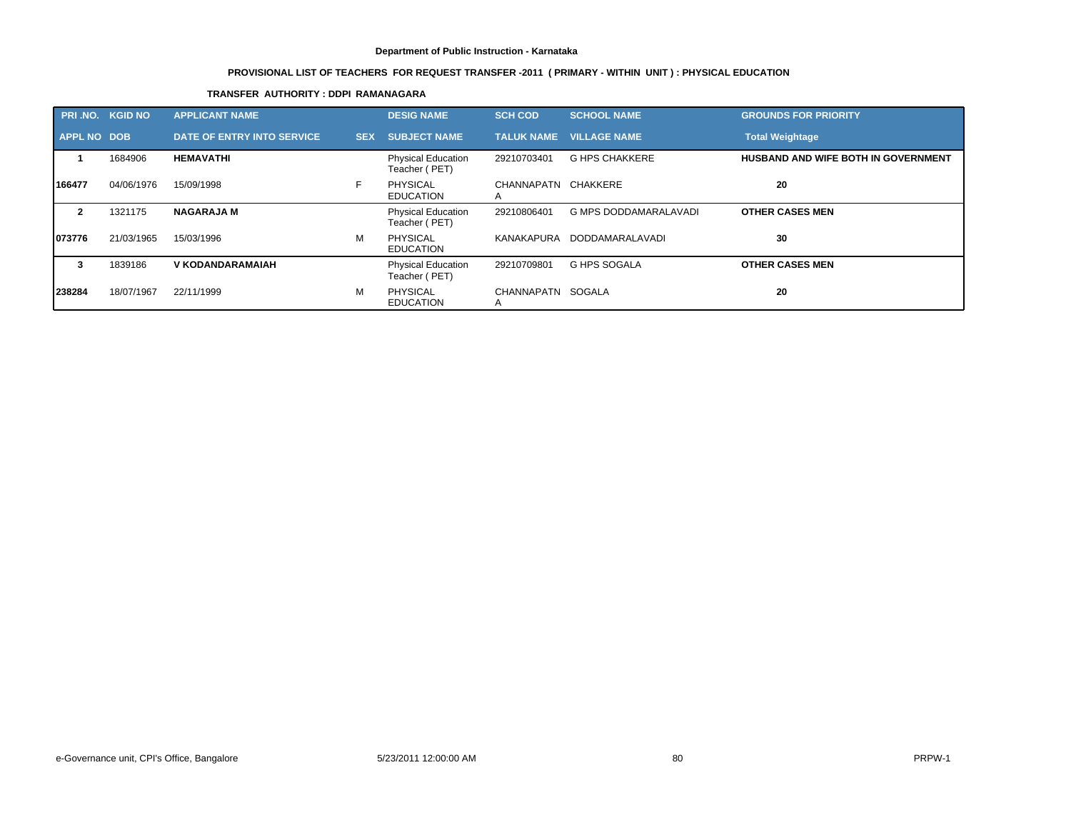**Department of Public Instruction - Karnataka**

**PROVISIONAL LIST OF TEACHERS FOR REQUEST TRANSFER -2011 ( PRIMARY - WITHIN UNIT ) : PHYSICAL EDUCATION**

**TRANSFER AUTHORITY : DDPI RAMANAGARA**

| PRI .NO. | KGID NO | APPLICANT NAME | | DESIG NAME | SCH COD | SCHOOL NAME | GROUNDS FOR PRIORITY |
|---|---|---|---|---|---|---|---|
| APPL NO | DOB | DATE OF ENTRY INTO SERVICE | SEX | SUBJECT NAME | TALUK NAME | VILLAGE NAME | Total Weightage |
| **1** | 1684906 | **HEMAVATHI** | | Physical Education Teacher ( PET) | 29210703401 | G HPS CHAKKERE | **HUSBAND AND WIFE BOTH IN GOVERNMENT** |
| **166477** | 04/06/1976 | 15/09/1998 | F | PHYSICAL EDUCATION | CHANNAPATNA | CHAKKERE | **20** |
| **2** | 1321175 | **NAGARAJA M** | | Physical Education Teacher ( PET) | 29210806401 | G MPS DODDAMARALAVADI | **OTHER CASES MEN** |
| **073776** | 21/03/1965 | 15/03/1996 | M | PHYSICAL EDUCATION | KANAKAPURA | DODDAMARALAVADI | **30** |
| **3** | 1839186 | **V KODANDARAMAIAH** | | Physical Education Teacher ( PET) | 29210709801 | G HPS SOGALA | **OTHER CASES MEN** |
| **238284** | 18/07/1967 | 22/11/1999 | M | PHYSICAL EDUCATION | CHANNAPATNA | SOGALA | **20** |

e-Governance unit, CPI's Office, Bangalore 5/23/2011 12:00:00 AM PRPW-1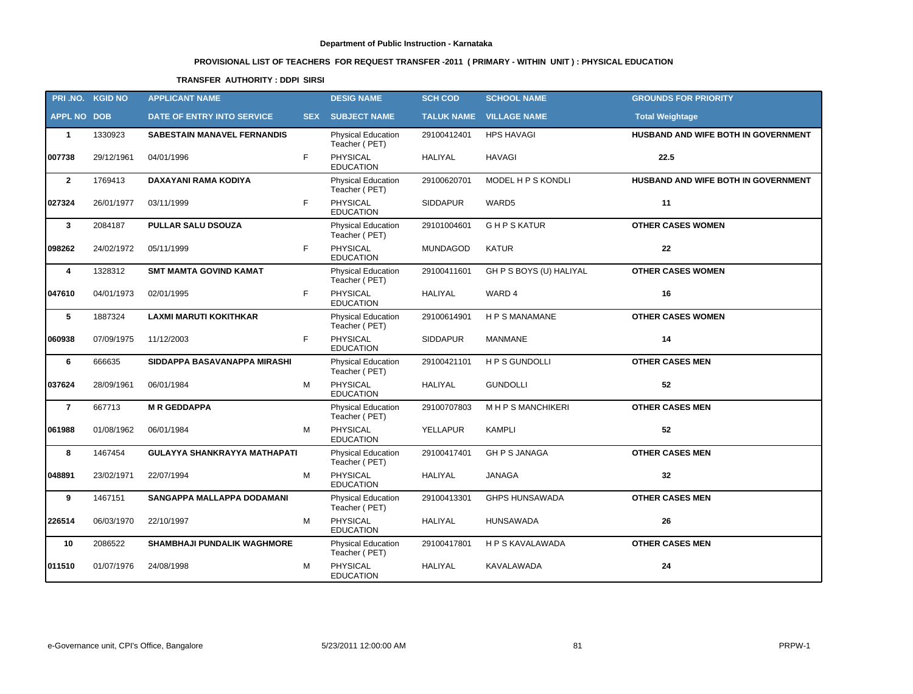**Department of Public Instruction - Karnataka**

**PROVISIONAL LIST OF TEACHERS FOR REQUEST TRANSFER -2011 ( PRIMARY - WITHIN UNIT ) : PHYSICAL EDUCATION**

**TRANSFER AUTHORITY : DDPI SIRSI**

| PRI .NO. | KGID NO | APPLICANT NAME | | DESIG NAME | SCH COD | SCHOOL NAME | GROUNDS FOR PRIORITY |
|---|---|---|---|---|---|---|---|
| APPL NO | DOB | DATE OF ENTRY INTO SERVICE | SEX | SUBJECT NAME | TALUK NAME | VILLAGE NAME | Total Weightage |
| 1 | 1330923 | SABESTAIN MANAVEL FERNANDIS | | Physical Education Teacher ( PET) | 29100412401 | HPS HAVAGI | HUSBAND AND WIFE BOTH IN GOVERNMENT |
| 007738 | 29/12/1961 | 04/01/1996 | F | PHYSICAL EDUCATION | HALIYAL | HAVAGI | 22.5 |
| 2 | 1769413 | DAXAYANI RAMA KODIYA | | Physical Education Teacher ( PET) | 29100620701 | MODEL H P S KONDLI | HUSBAND AND WIFE BOTH IN GOVERNMENT |
| 027324 | 26/01/1977 | 03/11/1999 | F | PHYSICAL EDUCATION | SIDDAPUR | WARD5 | 11 |
| 3 | 2084187 | PULLAR SALU DSOUZA | | Physical Education Teacher ( PET) | 29101004601 | G H P S KATUR | OTHER CASES WOMEN |
| 098262 | 24/02/1972 | 05/11/1999 | F | PHYSICAL EDUCATION | MUNDAGOD | KATUR | 22 |
| 4 | 1328312 | SMT MAMTA GOVIND KAMAT | | Physical Education Teacher ( PET) | 29100411601 | GH P S BOYS (U) HALIYAL | OTHER CASES WOMEN |
| 047610 | 04/01/1973 | 02/01/1995 | F | PHYSICAL EDUCATION | HALIYAL | WARD 4 | 16 |
| 5 | 1887324 | LAXMI MARUTI KOKITHKAR | | Physical Education Teacher ( PET) | 29100614901 | H P S MANAMANE | OTHER CASES WOMEN |
| 060938 | 07/09/1975 | 11/12/2003 | F | PHYSICAL EDUCATION | SIDDAPUR | MANMANE | 14 |
| 6 | 666635 | SIDDAPPA BASAVANAPPA MIRASHI | | Physical Education Teacher ( PET) | 29100421101 | H P S GUNDOLLI | OTHER CASES MEN |
| 037624 | 28/09/1961 | 06/01/1984 | M | PHYSICAL EDUCATION | HALIYAL | GUNDOLLI | 52 |
| 7 | 667713 | M R GEDDAPPA | | Physical Education Teacher ( PET) | 29100707803 | M H P S MANCHIKERI | OTHER CASES MEN |
| 061988 | 01/08/1962 | 06/01/1984 | M | PHYSICAL EDUCATION | YELLAPUR | KAMPLI | 52 |
| 8 | 1467454 | GULAYYA SHANKRAYYA MATHAPATI | | Physical Education Teacher ( PET) | 29100417401 | GH P S JANAGA | OTHER CASES MEN |
| 048891 | 23/02/1971 | 22/07/1994 | M | PHYSICAL EDUCATION | HALIYAL | JANAGA | 32 |
| 9 | 1467151 | SANGAPPA MALLAPPA DODAMANI | | Physical Education Teacher ( PET) | 29100413301 | GHPS HUNSAWADA | OTHER CASES MEN |
| 226514 | 06/03/1970 | 22/10/1997 | M | PHYSICAL EDUCATION | HALIYAL | HUNSAWADA | 26 |
| 10 | 2086522 | SHAMBHAJI PUNDALIK WAGHMORE | | Physical Education Teacher ( PET) | 29100417801 | H P S KAVALAWADA | OTHER CASES MEN |
| 011510 | 01/07/1976 | 24/08/1998 | M | PHYSICAL EDUCATION | HALIYAL | KAVALAWADA | 24 |

e-Governance unit, CPI's Office, Bangalore 5/23/2011 12:00:00 AM PRPW-1